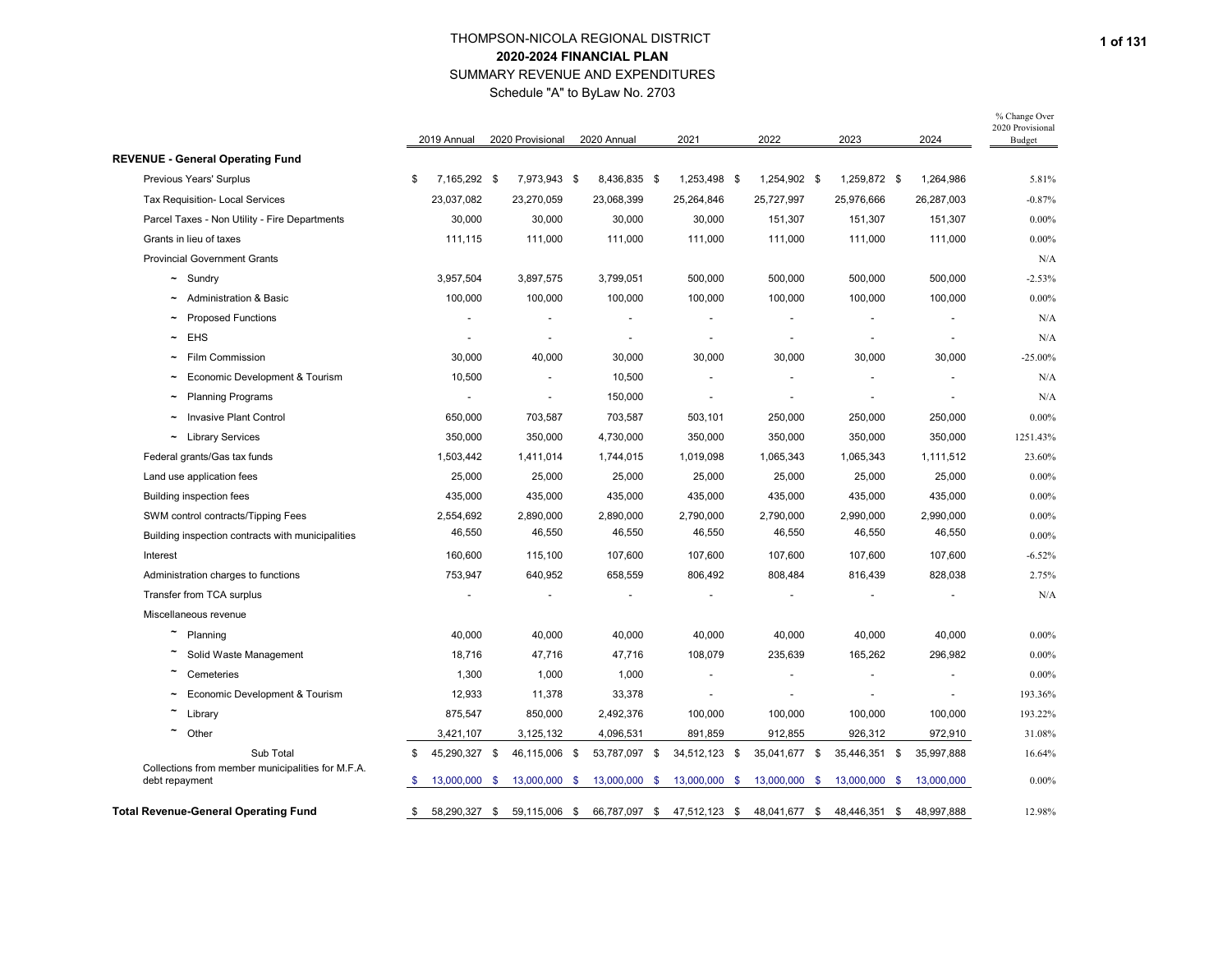# THOMPSON-NICOLA REGIONAL DISTRICT
## 2020-2024 FINANCIAL PLAN
### SUMMARY REVENUE AND EXPENDITURES
### Schedule "A" to ByLaw No. 2703

| | 2019 Annual | 2020 Provisional | 2020 Annual | 2021 | 2022 | 2023 | 2024 | % Change Over 2020 Provisional Budget |
|---|---|---|---|---|---|---|---|---|
| **REVENUE - General Operating Fund** | | | | | | | | |
| Previous Years' Surplus | $ 7,165,292 | $ 7,973,943 | $ 8,436,835 | $ 1,253,498 | $ 1,254,902 | $ 1,259,872 | $ 1,264,986 | 5.81% |
| Tax Requisition- Local Services | 23,037,082 | 23,270,059 | 23,068,399 | 25,264,846 | 25,727,997 | 25,976,666 | 26,287,003 | -0.87% |
| Parcel Taxes - Non Utility - Fire Departments | 30,000 | 30,000 | 30,000 | 30,000 | 151,307 | 151,307 | 151,307 | 0.00% |
| Grants in lieu of taxes | 111,115 | 111,000 | 111,000 | 111,000 | 111,000 | 111,000 | 111,000 | 0.00% |
| Provincial Government Grants | | | | | | | | N/A |
| ~ Sundry | 3,957,504 | 3,897,575 | 3,799,051 | 500,000 | 500,000 | 500,000 | 500,000 | -2.53% |
| ~ Administration & Basic | 100,000 | 100,000 | 100,000 | 100,000 | 100,000 | 100,000 | 100,000 | 0.00% |
| ~ Proposed Functions | - | - | - | - | - | - | - | N/A |
| ~ EHS | - | - | - | - | - | - | - | N/A |
| ~ Film Commission | 30,000 | 40,000 | 30,000 | 30,000 | 30,000 | 30,000 | 30,000 | -25.00% |
| ~ Economic Development & Tourism | 10,500 | - | 10,500 | - | - | - | - | N/A |
| ~ Planning Programs | - | - | 150,000 | - | - | - | - | N/A |
| ~ Invasive Plant Control | 650,000 | 703,587 | 703,587 | 503,101 | 250,000 | 250,000 | 250,000 | 0.00% |
| ~ Library Services | 350,000 | 350,000 | 4,730,000 | 350,000 | 350,000 | 350,000 | 350,000 | 1251.43% |
| Federal grants/Gas tax funds | 1,503,442 | 1,411,014 | 1,744,015 | 1,019,098 | 1,065,343 | 1,065,343 | 1,111,512 | 23.60% |
| Land use application fees | 25,000 | 25,000 | 25,000 | 25,000 | 25,000 | 25,000 | 25,000 | 0.00% |
| Building inspection fees | 435,000 | 435,000 | 435,000 | 435,000 | 435,000 | 435,000 | 435,000 | 0.00% |
| SWM control contracts/Tipping Fees | 2,554,692 | 2,890,000 | 2,890,000 | 2,790,000 | 2,790,000 | 2,990,000 | 2,990,000 | 0.00% |
| Building inspection contracts with municipalities | 46,550 | 46,550 | 46,550 | 46,550 | 46,550 | 46,550 | 46,550 | 0.00% |
| Interest | 160,600 | 115,100 | 107,600 | 107,600 | 107,600 | 107,600 | 107,600 | -6.52% |
| Administration charges to functions | 753,947 | 640,952 | 658,559 | 806,492 | 808,484 | 816,439 | 828,038 | 2.75% |
| Transfer from TCA surplus | - | - | - | - | - | - | - | N/A |
| Miscellaneous revenue | | | | | | | | |
| ~ Planning | 40,000 | 40,000 | 40,000 | 40,000 | 40,000 | 40,000 | 40,000 | 0.00% |
| ~ Solid Waste Management | 18,716 | 47,716 | 47,716 | 108,079 | 235,639 | 165,262 | 296,982 | 0.00% |
| ~ Cemeteries | 1,300 | 1,000 | 1,000 | - | - | - | - | 0.00% |
| ~ Economic Development & Tourism | 12,933 | 11,378 | 33,378 | - | - | - | - | 193.36% |
| ~ Library | 875,547 | 850,000 | 2,492,376 | 100,000 | 100,000 | 100,000 | 100,000 | 193.22% |
| ~ Other | 3,421,107 | 3,125,132 | 4,096,531 | 891,859 | 912,855 | 926,312 | 972,910 | 31.08% |
| Sub Total | $ 45,290,327 | $ 46,115,006 | $ 53,787,097 | $ 34,512,123 | $ 35,041,677 | $ 35,446,351 | $ 35,997,888 | 16.64% |
| Collections from member municipalities for M.F.A. debt repayment | $ 13,000,000 | $ 13,000,000 | $ 13,000,000 | $ 13,000,000 | $ 13,000,000 | $ 13,000,000 | $ 13,000,000 | 0.00% |
| **Total Revenue-General Operating Fund** | $ 58,290,327 | $ 59,115,006 | $ 66,787,097 | $ 47,512,123 | $ 48,041,677 | $ 48,446,351 | $ 48,997,888 | 12.98% |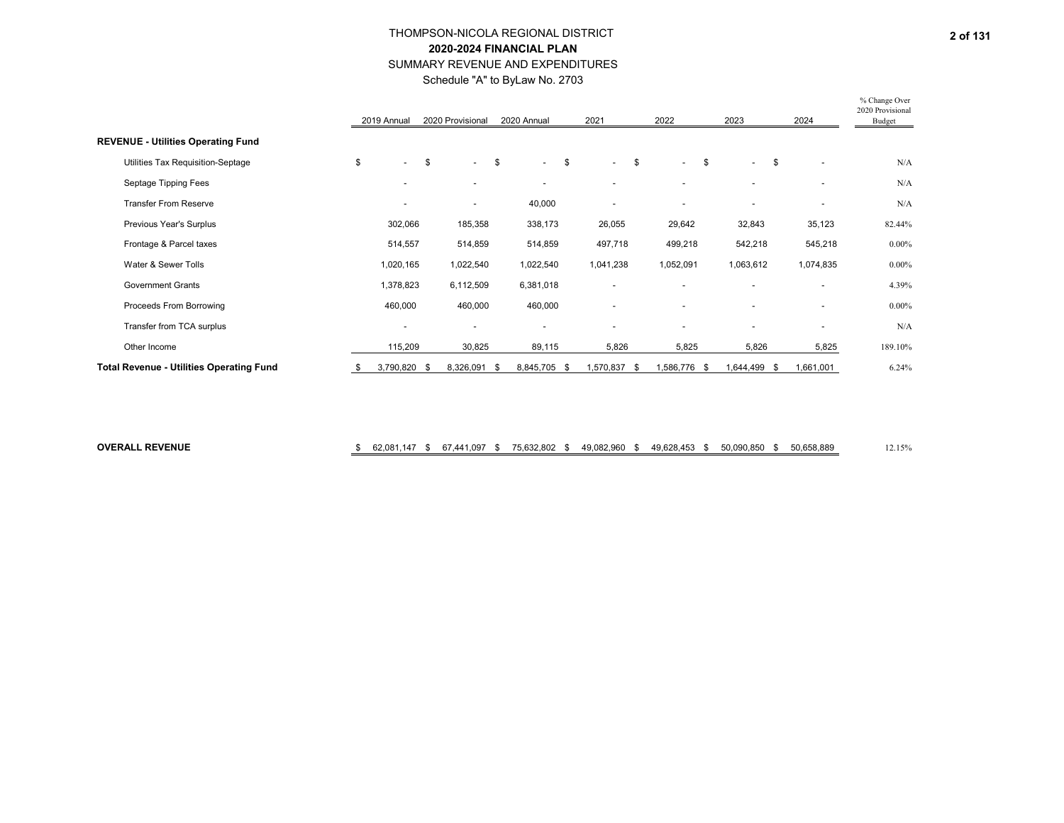THOMPSON-NICOLA REGIONAL DISTRICT

**2020-2024 FINANCIAL PLAN**

SUMMARY REVENUE AND EXPENDITURES

Schedule "A" to ByLaw No. 2703

| | 2019 Annual | 2020 Provisional | 2020 Annual | 2021 | 2022 | 2023 | 2024 | % Change Over 2020 Provisional Budget |
|---|---|---|---|---|---|---|---|---|
| **REVENUE - Utilities Operating Fund** | | | | | | | | |
| Utilities Tax Requisition-Septage | $ - | $ - | $ - | $ - | $ - | $ - | $ - | N/A |
| Septage Tipping Fees | - | - | - | - | - | - | - | N/A |
| Transfer From Reserve | - | - | 40,000 | - | - | - | - | N/A |
| Previous Year's Surplus | 302,066 | 185,358 | 338,173 | 26,055 | 29,642 | 32,843 | 35,123 | 82.44% |
| Frontage & Parcel taxes | 514,557 | 514,859 | 514,859 | 497,718 | 499,218 | 542,218 | 545,218 | 0.00% |
| Water & Sewer Tolls | 1,020,165 | 1,022,540 | 1,022,540 | 1,041,238 | 1,052,091 | 1,063,612 | 1,074,835 | 0.00% |
| Government Grants | 1,378,823 | 6,112,509 | 6,381,018 | - | - | - | - | 4.39% |
| Proceeds From Borrowing | 460,000 | 460,000 | 460,000 | - | - | - | - | 0.00% |
| Transfer from TCA surplus | - | - | - | - | - | - | - | N/A |
| Other Income | 115,209 | 30,825 | 89,115 | 5,826 | 5,825 | 5,826 | 5,825 | 189.10% |
| **Total Revenue - Utilities Operating Fund** | $ 3,790,820 | $ 8,326,091 | $ 8,845,705 | $ 1,570,837 | $ 1,586,776 | $ 1,644,499 | $ 1,661,001 | 6.24% |
| | | | | | | | | |
| **OVERALL REVENUE** | $ 62,081,147 | $ 67,441,097 | $ 75,632,802 | $ 49,082,960 | $ 49,628,453 | $ 50,090,850 | $ 50,658,889 | 12.15% |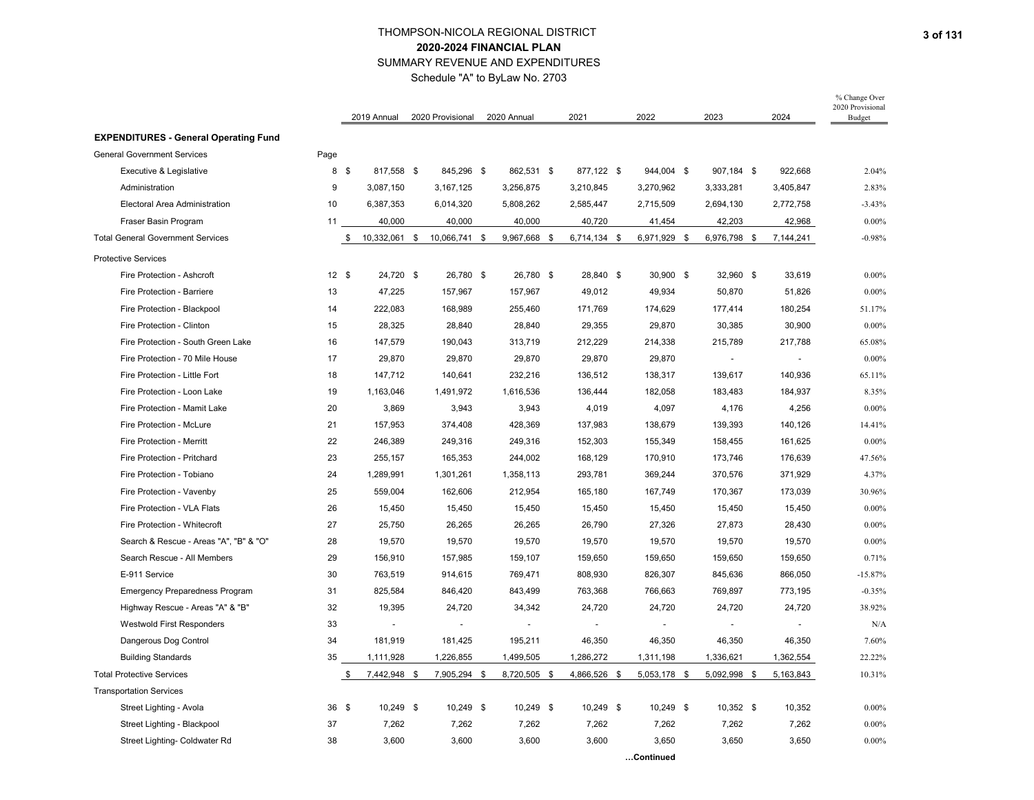# THOMPSON-NICOLA REGIONAL DISTRICT

## 2020-2024 FINANCIAL PLAN

SUMMARY REVENUE AND EXPENDITURES

Schedule "A" to ByLaw No. 2703

| | Page | 2019 Annual | 2020 Provisional | 2020 Annual | 2021 | 2022 | 2023 | 2024 | % Change Over 2020 Provisional Budget |
|---|---|---|---|---|---|---|---|---|---|
| **EXPENDITURES - General Operating Fund** | | | | | | | | | |
| General Government Services | Page | | | | | | | | |
| Executive & Legislative | 8 | $ 817,558 | $ 845,296 | $ 862,531 | $ 877,122 | $ 944,004 | $ 907,184 | $ 922,668 | 2.04% |
| Administration | 9 | 3,087,150 | 3,167,125 | 3,256,875 | 3,210,845 | 3,270,962 | 3,333,281 | 3,405,847 | 2.83% |
| Electoral Area Administration | 10 | 6,387,353 | 6,014,320 | 5,808,262 | 2,585,447 | 2,715,509 | 2,694,130 | 2,772,758 | -3.43% |
| Fraser Basin Program | 11 | 40,000 | 40,000 | 40,000 | 40,720 | 41,454 | 42,203 | 42,968 | 0.00% |
| Total General Government Services | | $ 10,332,061 | $ 10,066,741 | $ 9,967,668 | $ 6,714,134 | $ 6,971,929 | $ 6,976,798 | $ 7,144,241 | -0.98% |
| Protective Services | | | | | | | | | |
| Fire Protection - Ashcroft | 12 | $ 24,720 | $ 26,780 | $ 26,780 | $ 28,840 | $ 30,900 | $ 32,960 | $ 33,619 | 0.00% |
| Fire Protection - Barriere | 13 | 47,225 | 157,967 | 157,967 | 49,012 | 49,934 | 50,870 | 51,826 | 0.00% |
| Fire Protection - Blackpool | 14 | 222,083 | 168,989 | 255,460 | 171,769 | 174,629 | 177,414 | 180,254 | 51.17% |
| Fire Protection - Clinton | 15 | 28,325 | 28,840 | 28,840 | 29,355 | 29,870 | 30,385 | 30,900 | 0.00% |
| Fire Protection - South Green Lake | 16 | 147,579 | 190,043 | 313,719 | 212,229 | 214,338 | 215,789 | 217,788 | 65.08% |
| Fire Protection - 70 Mile House | 17 | 29,870 | 29,870 | 29,870 | 29,870 | 29,870 | - | - | 0.00% |
| Fire Protection - Little Fort | 18 | 147,712 | 140,641 | 232,216 | 136,512 | 138,317 | 139,617 | 140,936 | 65.11% |
| Fire Protection - Loon Lake | 19 | 1,163,046 | 1,491,972 | 1,616,536 | 136,444 | 182,058 | 183,483 | 184,937 | 8.35% |
| Fire Protection - Mamit Lake | 20 | 3,869 | 3,943 | 3,943 | 4,019 | 4,097 | 4,176 | 4,256 | 0.00% |
| Fire Protection - McLure | 21 | 157,953 | 374,408 | 428,369 | 137,983 | 138,679 | 139,393 | 140,126 | 14.41% |
| Fire Protection - Merritt | 22 | 246,389 | 249,316 | 249,316 | 152,303 | 155,349 | 158,455 | 161,625 | 0.00% |
| Fire Protection - Pritchard | 23 | 255,157 | 165,353 | 244,002 | 168,129 | 170,910 | 173,746 | 176,639 | 47.56% |
| Fire Protection - Tobiano | 24 | 1,289,991 | 1,301,261 | 1,358,113 | 293,781 | 369,244 | 370,576 | 371,929 | 4.37% |
| Fire Protection - Vavenby | 25 | 559,004 | 162,606 | 212,954 | 165,180 | 167,749 | 170,367 | 173,039 | 30.96% |
| Fire Protection - VLA Flats | 26 | 15,450 | 15,450 | 15,450 | 15,450 | 15,450 | 15,450 | 15,450 | 0.00% |
| Fire Protection - Whitecroft | 27 | 25,750 | 26,265 | 26,265 | 26,790 | 27,326 | 27,873 | 28,430 | 0.00% |
| Search & Rescue - Areas "A", "B" & "O" | 28 | 19,570 | 19,570 | 19,570 | 19,570 | 19,570 | 19,570 | 19,570 | 0.00% |
| Search Rescue - All Members | 29 | 156,910 | 157,985 | 159,107 | 159,650 | 159,650 | 159,650 | 159,650 | 0.71% |
| E-911 Service | 30 | 763,519 | 914,615 | 769,471 | 808,930 | 826,307 | 845,636 | 866,050 | -15.87% |
| Emergency Preparedness Program | 31 | 825,584 | 846,420 | 843,499 | 763,368 | 766,663 | 769,897 | 773,195 | -0.35% |
| Highway Rescue - Areas "A" & "B" | 32 | 19,395 | 24,720 | 34,342 | 24,720 | 24,720 | 24,720 | 24,720 | 38.92% |
| Westwold First Responders | 33 | - | - | - | - | - | - | - | N/A |
| Dangerous Dog Control | 34 | 181,919 | 181,425 | 195,211 | 46,350 | 46,350 | 46,350 | 46,350 | 7.60% |
| Building Standards | 35 | 1,111,928 | 1,226,855 | 1,499,505 | 1,286,272 | 1,311,198 | 1,336,621 | 1,362,554 | 22.22% |
| Total Protective Services | | $ 7,442,948 | $ 7,905,294 | $ 8,720,505 | $ 4,866,526 | $ 5,053,178 | $ 5,092,998 | $ 5,163,843 | 10.31% |
| Transportation Services | | | | | | | | | |
| Street Lighting - Avola | 36 | $ 10,249 | $ 10,249 | $ 10,249 | $ 10,249 | $ 10,249 | $ 10,352 | $ 10,352 | 0.00% |
| Street Lighting - Blackpool | 37 | 7,262 | 7,262 | 7,262 | 7,262 | 7,262 | 7,262 | 7,262 | 0.00% |
| Street Lighting- Coldwater Rd | 38 | 3,600 | 3,600 | 3,600 | 3,600 | 3,650 | 3,650 | 3,650 | 0.00% |

**…Continued**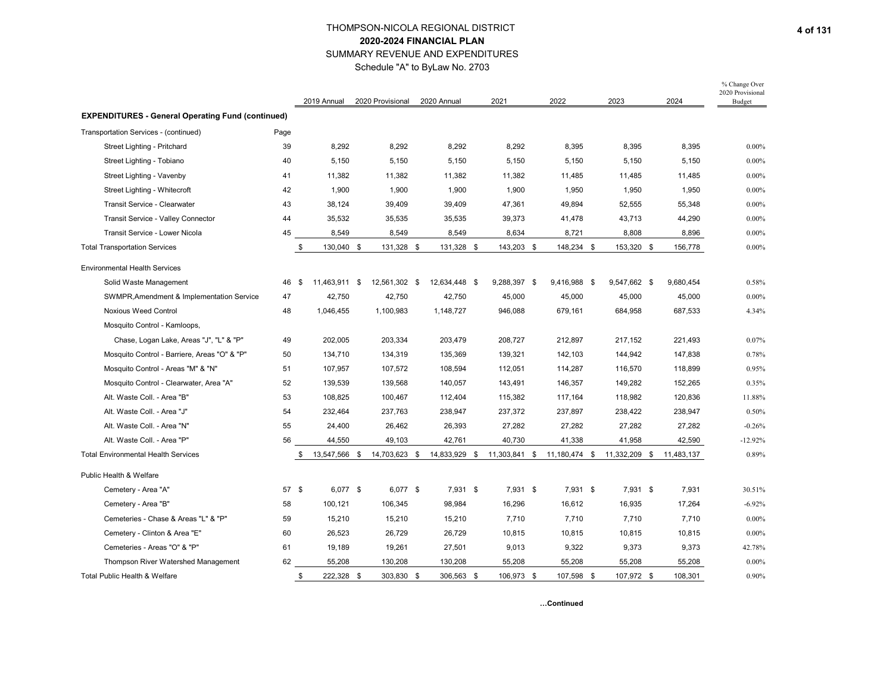# THOMPSON-NICOLA REGIONAL DISTRICT

## 2020-2024 FINANCIAL PLAN

SUMMARY REVENUE AND EXPENDITURES

Schedule "A" to ByLaw No. 2703

| | Page | 2019 Annual | 2020 Provisional | 2020 Annual | 2021 | 2022 | 2023 | 2024 | % Change Over 2020 Provisional Budget |
|---|---|---|---|---|---|---|---|---|---|
| **EXPENDITURES - General Operating Fund (continued)** | | | | | | | | | |
| Transportation Services - (continued) | Page | | | | | | | | |
| Street Lighting - Pritchard | 39 | 8,292 | 8,292 | 8,292 | 8,292 | 8,395 | 8,395 | 8,395 | 0.00% |
| Street Lighting - Tobiano | 40 | 5,150 | 5,150 | 5,150 | 5,150 | 5,150 | 5,150 | 5,150 | 0.00% |
| Street Lighting - Vavenby | 41 | 11,382 | 11,382 | 11,382 | 11,382 | 11,485 | 11,485 | 11,485 | 0.00% |
| Street Lighting - Whitecroft | 42 | 1,900 | 1,900 | 1,900 | 1,900 | 1,950 | 1,950 | 1,950 | 0.00% |
| Transit Service - Clearwater | 43 | 38,124 | 39,409 | 39,409 | 47,361 | 49,894 | 52,555 | 55,348 | 0.00% |
| Transit Service - Valley Connector | 44 | 35,532 | 35,535 | 35,535 | 39,373 | 41,478 | 43,713 | 44,290 | 0.00% |
| Transit Service - Lower Nicola | 45 | 8,549 | 8,549 | 8,549 | 8,634 | 8,721 | 8,808 | 8,896 | 0.00% |
| Total Transportation Services | | $ 130,040 | $ 131,328 | $ 131,328 | $ 143,203 | $ 148,234 | $ 153,320 | $ 156,778 | 0.00% |
| Environmental Health Services | | | | | | | | | |
| Solid Waste Management | 46 | $ 11,463,911 | $ 12,561,302 | $ 12,634,448 | $ 9,288,397 | $ 9,416,988 | $ 9,547,662 | $ 9,680,454 | 0.58% |
| SWMPR,Amendment & Implementation Service | 47 | 42,750 | 42,750 | 42,750 | 45,000 | 45,000 | 45,000 | 45,000 | 0.00% |
| Noxious Weed Control | 48 | 1,046,455 | 1,100,983 | 1,148,727 | 946,088 | 679,161 | 684,958 | 687,533 | 4.34% |
| Mosquito Control - Kamloops, Chase, Logan Lake, Areas "J", "L" & "P" | 49 | 202,005 | 203,334 | 203,479 | 208,727 | 212,897 | 217,152 | 221,493 | 0.07% |
| Mosquito Control - Barriere, Areas "O" & "P" | 50 | 134,710 | 134,319 | 135,369 | 139,321 | 142,103 | 144,942 | 147,838 | 0.78% |
| Mosquito Control - Areas "M" & "N" | 51 | 107,957 | 107,572 | 108,594 | 112,051 | 114,287 | 116,570 | 118,899 | 0.95% |
| Mosquito Control - Clearwater, Area "A" | 52 | 139,539 | 139,568 | 140,057 | 143,491 | 146,357 | 149,282 | 152,265 | 0.35% |
| Alt. Waste Coll. - Area "B" | 53 | 108,825 | 100,467 | 112,404 | 115,382 | 117,164 | 118,982 | 120,836 | 11.88% |
| Alt. Waste Coll. - Area "J" | 54 | 232,464 | 237,763 | 238,947 | 237,372 | 237,897 | 238,422 | 238,947 | 0.50% |
| Alt. Waste Coll. - Area "N" | 55 | 24,400 | 26,462 | 26,393 | 27,282 | 27,282 | 27,282 | 27,282 | -0.26% |
| Alt. Waste Coll. - Area "P" | 56 | 44,550 | 49,103 | 42,761 | 40,730 | 41,338 | 41,958 | 42,590 | -12.92% |
| Total Environmental Health Services | | $ 13,547,566 | $ 14,703,623 | $ 14,833,929 | $ 11,303,841 | $ 11,180,474 | $ 11,332,209 | $ 11,483,137 | 0.89% |
| Public Health & Welfare | | | | | | | | | |
| Cemetery - Area "A" | 57 | $ 6,077 | $ 6,077 | $ 7,931 | $ 7,931 | $ 7,931 | $ 7,931 | $ 7,931 | 30.51% |
| Cemetery - Area "B" | 58 | 100,121 | 106,345 | 98,984 | 16,296 | 16,612 | 16,935 | 17,264 | -6.92% |
| Cemeteries - Chase & Areas "L" & "P" | 59 | 15,210 | 15,210 | 15,210 | 7,710 | 7,710 | 7,710 | 7,710 | 0.00% |
| Cemetery - Clinton & Area "E" | 60 | 26,523 | 26,729 | 26,729 | 10,815 | 10,815 | 10,815 | 10,815 | 0.00% |
| Cemeteries - Areas "O" & "P" | 61 | 19,189 | 19,261 | 27,501 | 9,013 | 9,322 | 9,373 | 9,373 | 42.78% |
| Thompson River Watershed Management | 62 | 55,208 | 130,208 | 130,208 | 55,208 | 55,208 | 55,208 | 55,208 | 0.00% |
| Total Public Health & Welfare | | $ 222,328 | $ 303,830 | $ 306,563 | $ 106,973 | $ 107,598 | $ 107,972 | $ 108,301 | 0.90% |

**…Continued**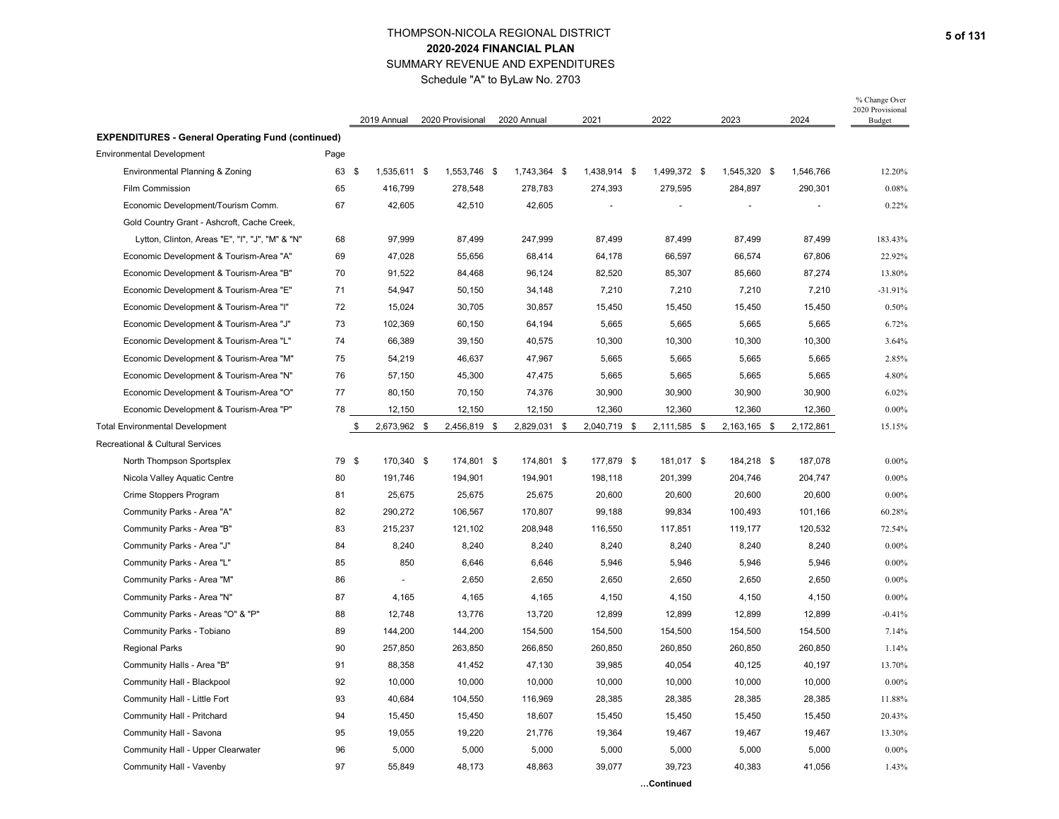# THOMPSON-NICOLA REGIONAL DISTRICT
## 2020-2024 FINANCIAL PLAN
### SUMMARY REVENUE AND EXPENDITURES
Schedule "A" to ByLaw No. 2703

| | | 2019 Annual | 2020 Provisional | 2020 Annual | 2021 | 2022 | 2023 | 2024 | % Change Over 2020 Provisional Budget |
|---|---|---|---|---|---|---|---|---|---|
| **EXPENDITURES - General Operating Fund (continued)** | | | | | | | | | |
| Environmental Development | Page | | | | | | | | |
| Environmental Planning & Zoning | 63 | $ 1,535,611 | $ 1,553,746 | $ 1,743,364 | $ 1,438,914 | $ 1,499,372 | $ 1,545,320 | $ 1,546,766 | 12.20% |
| Film Commission | 65 | 416,799 | 278,548 | 278,783 | 274,393 | 279,595 | 284,897 | 290,301 | 0.08% |
| Economic Development/Tourism Comm. | 67 | 42,605 | 42,510 | 42,605 | - | - | - | - | 0.22% |
| Gold Country Grant - Ashcroft, Cache Creek, | | | | | | | | | |
| Lytton, Clinton, Areas "E", "I", "J", "M" & "N" | 68 | 97,999 | 87,499 | 247,999 | 87,499 | 87,499 | 87,499 | 87,499 | 183.43% |
| Economic Development & Tourism-Area "A" | 69 | 47,028 | 55,656 | 68,414 | 64,178 | 66,597 | 66,574 | 67,806 | 22.92% |
| Economic Development & Tourism-Area "B" | 70 | 91,522 | 84,468 | 96,124 | 82,520 | 85,307 | 85,660 | 87,274 | 13.80% |
| Economic Development & Tourism-Area "E" | 71 | 54,947 | 50,150 | 34,148 | 7,210 | 7,210 | 7,210 | 7,210 | -31.91% |
| Economic Development & Tourism-Area "I" | 72 | 15,024 | 30,705 | 30,857 | 15,450 | 15,450 | 15,450 | 15,450 | 0.50% |
| Economic Development & Tourism-Area "J" | 73 | 102,369 | 60,150 | 64,194 | 5,665 | 5,665 | 5,665 | 5,665 | 6.72% |
| Economic Development & Tourism-Area "L" | 74 | 66,389 | 39,150 | 40,575 | 10,300 | 10,300 | 10,300 | 10,300 | 3.64% |
| Economic Development & Tourism-Area "M" | 75 | 54,219 | 46,637 | 47,967 | 5,665 | 5,665 | 5,665 | 5,665 | 2.85% |
| Economic Development & Tourism-Area "N" | 76 | 57,150 | 45,300 | 47,475 | 5,665 | 5,665 | 5,665 | 5,665 | 4.80% |
| Economic Development & Tourism-Area "O" | 77 | 80,150 | 70,150 | 74,376 | 30,900 | 30,900 | 30,900 | 30,900 | 6.02% |
| Economic Development & Tourism-Area "P" | 78 | 12,150 | 12,150 | 12,150 | 12,360 | 12,360 | 12,360 | 12,360 | 0.00% |
| Total Environmental Development | | $ 2,673,962 | $ 2,456,819 | $ 2,829,031 | $ 2,040,719 | $ 2,111,585 | $ 2,163,165 | $ 2,172,861 | 15.15% |
| Recreational & Cultural Services | | | | | | | | | |
| North Thompson Sportsplex | 79 | $ 170,340 | $ 174,801 | $ 174,801 | $ 177,879 | $ 181,017 | $ 184,218 | $ 187,078 | 0.00% |
| Nicola Valley Aquatic Centre | 80 | 191,746 | 194,901 | 194,901 | 198,118 | 201,399 | 204,746 | 204,747 | 0.00% |
| Crime Stoppers Program | 81 | 25,675 | 25,675 | 25,675 | 20,600 | 20,600 | 20,600 | 20,600 | 0.00% |
| Community Parks - Area "A" | 82 | 290,272 | 106,567 | 170,807 | 99,188 | 99,834 | 100,493 | 101,166 | 60.28% |
| Community Parks - Area "B" | 83 | 215,237 | 121,102 | 208,948 | 116,550 | 117,851 | 119,177 | 120,532 | 72.54% |
| Community Parks - Area "J" | 84 | 8,240 | 8,240 | 8,240 | 8,240 | 8,240 | 8,240 | 8,240 | 0.00% |
| Community Parks - Area "L" | 85 | 850 | 6,646 | 6,646 | 5,946 | 5,946 | 5,946 | 5,946 | 0.00% |
| Community Parks - Area "M" | 86 | - | 2,650 | 2,650 | 2,650 | 2,650 | 2,650 | 2,650 | 0.00% |
| Community Parks - Area "N" | 87 | 4,165 | 4,165 | 4,165 | 4,150 | 4,150 | 4,150 | 4,150 | 0.00% |
| Community Parks - Areas "O" & "P" | 88 | 12,748 | 13,776 | 13,720 | 12,899 | 12,899 | 12,899 | 12,899 | -0.41% |
| Community Parks - Tobiano | 89 | 144,200 | 144,200 | 154,500 | 154,500 | 154,500 | 154,500 | 154,500 | 7.14% |
| Regional Parks | 90 | 257,850 | 263,850 | 266,850 | 260,850 | 260,850 | 260,850 | 260,850 | 1.14% |
| Community Halls - Area "B" | 91 | 88,358 | 41,452 | 47,130 | 39,985 | 40,054 | 40,125 | 40,197 | 13.70% |
| Community Hall - Blackpool | 92 | 10,000 | 10,000 | 10,000 | 10,000 | 10,000 | 10,000 | 10,000 | 0.00% |
| Community Hall - Little Fort | 93 | 40,684 | 104,550 | 116,969 | 28,385 | 28,385 | 28,385 | 28,385 | 11.88% |
| Community Hall - Pritchard | 94 | 15,450 | 15,450 | 18,607 | 15,450 | 15,450 | 15,450 | 15,450 | 20.43% |
| Community Hall - Savona | 95 | 19,055 | 19,220 | 21,776 | 19,364 | 19,467 | 19,467 | 19,467 | 13.30% |
| Community Hall - Upper Clearwater | 96 | 5,000 | 5,000 | 5,000 | 5,000 | 5,000 | 5,000 | 5,000 | 0.00% |
| Community Hall - Vavenby | 97 | 55,849 | 48,173 | 48,863 | 39,077 | 39,723 | 40,383 | 41,056 | 1.43% |

**…Continued**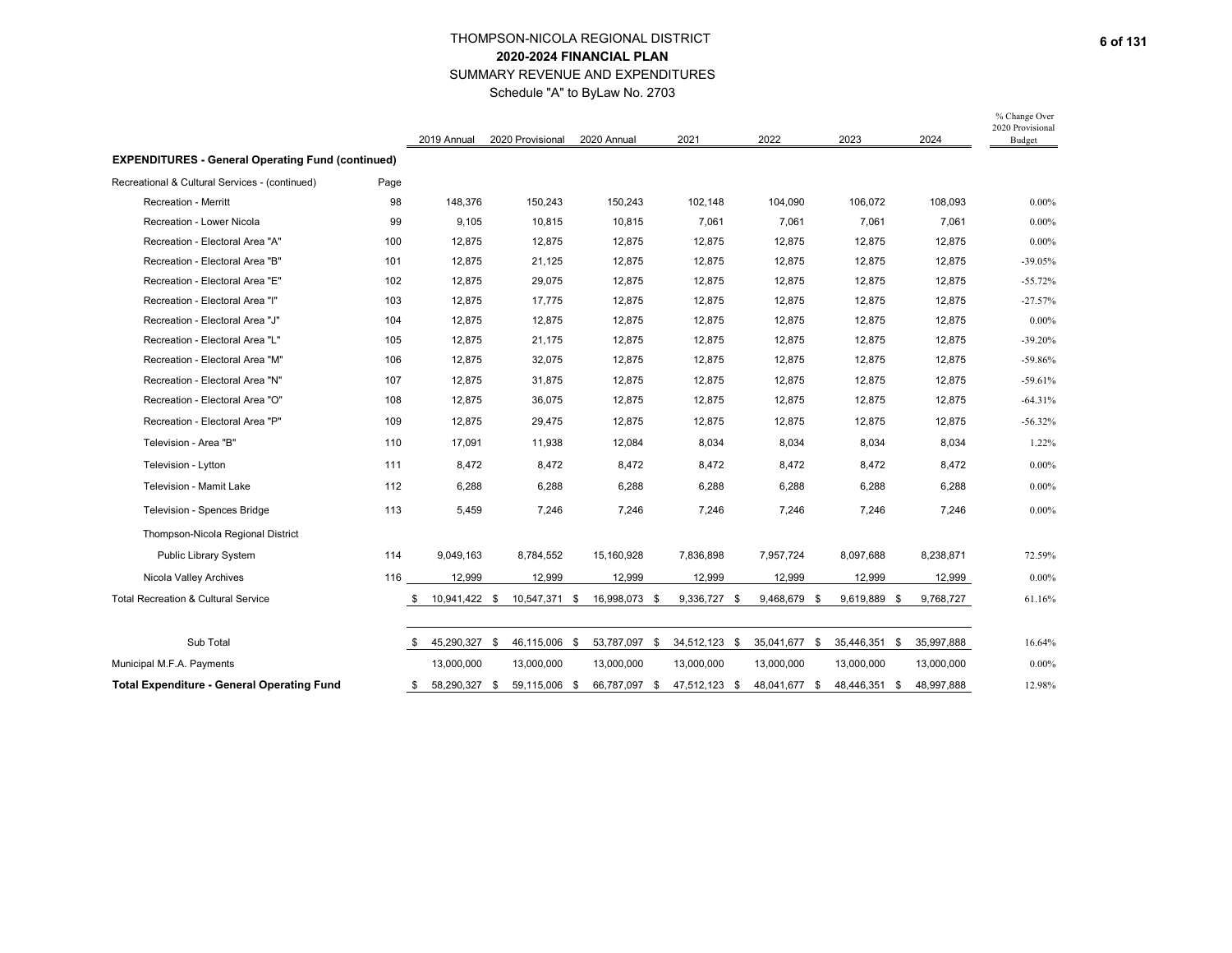THOMPSON-NICOLA REGIONAL DISTRICT

**2020-2024 FINANCIAL PLAN**

SUMMARY REVENUE AND EXPENDITURES

Schedule "A" to ByLaw No. 2703

| | Page | 2019 Annual | 2020 Provisional | 2020 Annual | 2021 | 2022 | 2023 | 2024 | % Change Over 2020 Provisional Budget |
|---|---|---|---|---|---|---|---|---|---|
| **EXPENDITURES - General Operating Fund (continued)** | | | | | | | | | |
| Recreational & Cultural Services - (continued) | Page | | | | | | | | |
| Recreation - Merritt | 98 | 148,376 | 150,243 | 150,243 | 102,148 | 104,090 | 106,072 | 108,093 | 0.00% |
| Recreation - Lower Nicola | 99 | 9,105 | 10,815 | 10,815 | 7,061 | 7,061 | 7,061 | 7,061 | 0.00% |
| Recreation - Electoral Area "A" | 100 | 12,875 | 12,875 | 12,875 | 12,875 | 12,875 | 12,875 | 12,875 | 0.00% |
| Recreation - Electoral Area "B" | 101 | 12,875 | 21,125 | 12,875 | 12,875 | 12,875 | 12,875 | 12,875 | -39.05% |
| Recreation - Electoral Area "E" | 102 | 12,875 | 29,075 | 12,875 | 12,875 | 12,875 | 12,875 | 12,875 | -55.72% |
| Recreation - Electoral Area "I" | 103 | 12,875 | 17,775 | 12,875 | 12,875 | 12,875 | 12,875 | 12,875 | -27.57% |
| Recreation - Electoral Area "J" | 104 | 12,875 | 12,875 | 12,875 | 12,875 | 12,875 | 12,875 | 12,875 | 0.00% |
| Recreation - Electoral Area "L" | 105 | 12,875 | 21,175 | 12,875 | 12,875 | 12,875 | 12,875 | 12,875 | -39.20% |
| Recreation - Electoral Area "M" | 106 | 12,875 | 32,075 | 12,875 | 12,875 | 12,875 | 12,875 | 12,875 | -59.86% |
| Recreation - Electoral Area "N" | 107 | 12,875 | 31,875 | 12,875 | 12,875 | 12,875 | 12,875 | 12,875 | -59.61% |
| Recreation - Electoral Area "O" | 108 | 12,875 | 36,075 | 12,875 | 12,875 | 12,875 | 12,875 | 12,875 | -64.31% |
| Recreation - Electoral Area "P" | 109 | 12,875 | 29,475 | 12,875 | 12,875 | 12,875 | 12,875 | 12,875 | -56.32% |
| Television - Area "B" | 110 | 17,091 | 11,938 | 12,084 | 8,034 | 8,034 | 8,034 | 8,034 | 1.22% |
| Television - Lytton | 111 | 8,472 | 8,472 | 8,472 | 8,472 | 8,472 | 8,472 | 8,472 | 0.00% |
| Television - Mamit Lake | 112 | 6,288 | 6,288 | 6,288 | 6,288 | 6,288 | 6,288 | 6,288 | 0.00% |
| Television - Spences Bridge | 113 | 5,459 | 7,246 | 7,246 | 7,246 | 7,246 | 7,246 | 7,246 | 0.00% |
| Thompson-Nicola Regional District | | | | | | | | | |
| Public Library System | 114 | 9,049,163 | 8,784,552 | 15,160,928 | 7,836,898 | 7,957,724 | 8,097,688 | 8,238,871 | 72.59% |
| Nicola Valley Archives | 116 | 12,999 | 12,999 | 12,999 | 12,999 | 12,999 | 12,999 | 12,999 | 0.00% |
| Total Recreation & Cultural Service | | $ 10,941,422 | $ 10,547,371 | $ 16,998,073 | $ 9,336,727 | $ 9,468,679 | $ 9,619,889 | $ 9,768,727 | 61.16% |
| Sub Total | | $ 45,290,327 | $ 46,115,006 | $ 53,787,097 | $ 34,512,123 | $ 35,041,677 | $ 35,446,351 | $ 35,997,888 | 16.64% |
| Municipal M.F.A. Payments | | 13,000,000 | 13,000,000 | 13,000,000 | 13,000,000 | 13,000,000 | 13,000,000 | 13,000,000 | 0.00% |
| **Total Expenditure - General Operating Fund** | | $ 58,290,327 | $ 59,115,006 | $ 66,787,097 | $ 47,512,123 | $ 48,041,677 | $ 48,446,351 | $ 48,997,888 | 12.98% |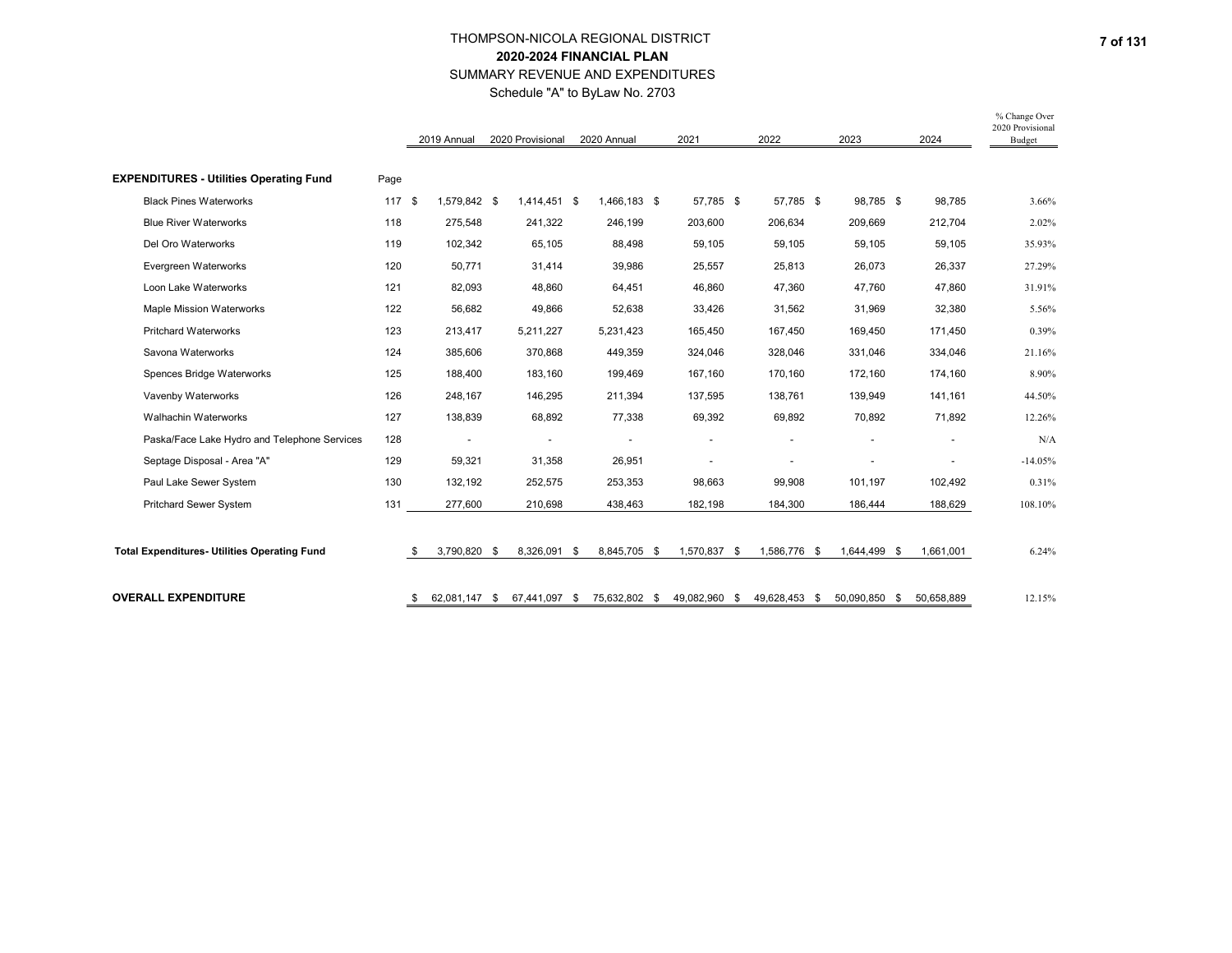# THOMPSON-NICOLA REGIONAL DISTRICT

## 2020-2024 FINANCIAL PLAN

SUMMARY REVENUE AND EXPENDITURES

Schedule "A" to ByLaw No. 2703

| | Page | 2019 Annual | 2020 Provisional | 2020 Annual | 2021 | 2022 | 2023 | 2024 | % Change Over 2020 Provisional Budget |
|---|---|---|---|---|---|---|---|---|---|
| **EXPENDITURES - Utilities Operating Fund** | | | | | | | | | |
| Black Pines Waterworks | 117 | $ 1,579,842 | $ 1,414,451 | $ 1,466,183 | $ 57,785 | $ 57,785 | $ 98,785 | $ 98,785 | 3.66% |
| Blue River Waterworks | 118 | 275,548 | 241,322 | 246,199 | 203,600 | 206,634 | 209,669 | 212,704 | 2.02% |
| Del Oro Waterworks | 119 | 102,342 | 65,105 | 88,498 | 59,105 | 59,105 | 59,105 | 59,105 | 35.93% |
| Evergreen Waterworks | 120 | 50,771 | 31,414 | 39,986 | 25,557 | 25,813 | 26,073 | 26,337 | 27.29% |
| Loon Lake Waterworks | 121 | 82,093 | 48,860 | 64,451 | 46,860 | 47,360 | 47,760 | 47,860 | 31.91% |
| Maple Mission Waterworks | 122 | 56,682 | 49,866 | 52,638 | 33,426 | 31,562 | 31,969 | 32,380 | 5.56% |
| Pritchard Waterworks | 123 | 213,417 | 5,211,227 | 5,231,423 | 165,450 | 167,450 | 169,450 | 171,450 | 0.39% |
| Savona Waterworks | 124 | 385,606 | 370,868 | 449,359 | 324,046 | 328,046 | 331,046 | 334,046 | 21.16% |
| Spences Bridge Waterworks | 125 | 188,400 | 183,160 | 199,469 | 167,160 | 170,160 | 172,160 | 174,160 | 8.90% |
| Vavenby Waterworks | 126 | 248,167 | 146,295 | 211,394 | 137,595 | 138,761 | 139,949 | 141,161 | 44.50% |
| Walhachin Waterworks | 127 | 138,839 | 68,892 | 77,338 | 69,392 | 69,892 | 70,892 | 71,892 | 12.26% |
| Paska/Face Lake Hydro and Telephone Services | 128 | - | - | - | - | - | - | - | N/A |
| Septage Disposal - Area "A" | 129 | 59,321 | 31,358 | 26,951 | - | - | - | - | -14.05% |
| Paul Lake Sewer System | 130 | 132,192 | 252,575 | 253,353 | 98,663 | 99,908 | 101,197 | 102,492 | 0.31% |
| Pritchard Sewer System | 131 | 277,600 | 210,698 | 438,463 | 182,198 | 184,300 | 186,444 | 188,629 | 108.10% |
| **Total Expenditures- Utilities Operating Fund** | | $ 3,790,820 | $ 8,326,091 | $ 8,845,705 | $ 1,570,837 | $ 1,586,776 | $ 1,644,499 | $ 1,661,001 | 6.24% |
| **OVERALL EXPENDITURE** | | $ 62,081,147 | $ 67,441,097 | $ 75,632,802 | $ 49,082,960 | $ 49,628,453 | $ 50,090,850 | $ 50,658,889 | 12.15% |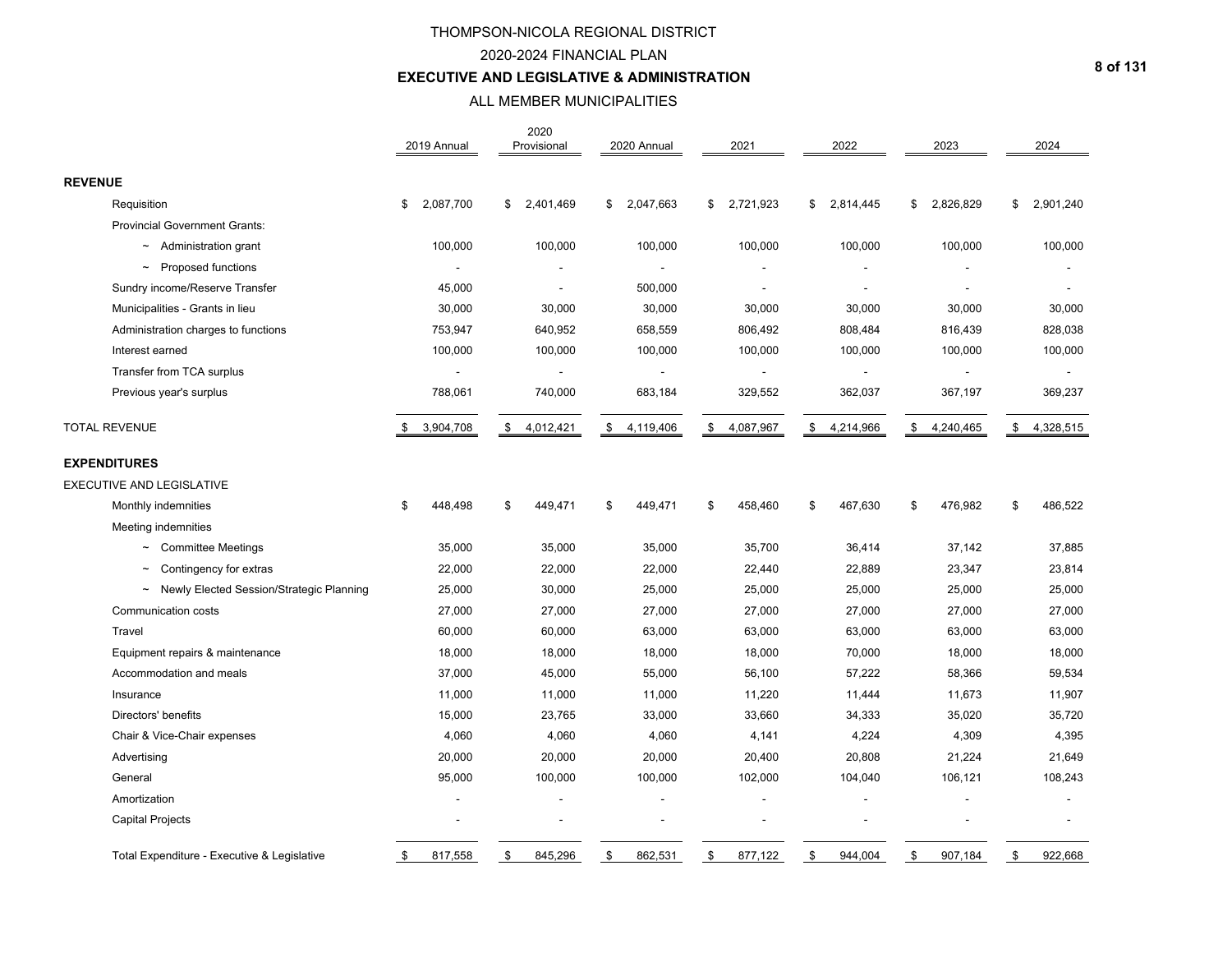# THOMPSON-NICOLA REGIONAL DISTRICT

## 2020-2024 FINANCIAL PLAN

## EXECUTIVE AND LEGISLATIVE & ADMINISTRATION

### ALL MEMBER MUNICIPALITIES

| | 2019 Annual | 2020 Provisional | 2020 Annual | 2021 | 2022 | 2023 | 2024 |
|---|---|---|---|---|---|---|---|
| **REVENUE** | | | | | | | |
| Requisition | $ 2,087,700 | $ 2,401,469 | $ 2,047,663 | $ 2,721,923 | $ 2,814,445 | $ 2,826,829 | $ 2,901,240 |
| Provincial Government Grants: | | | | | | | |
| ~ Administration grant | 100,000 | 100,000 | 100,000 | 100,000 | 100,000 | 100,000 | 100,000 |
| ~ Proposed functions | - | - | - | - | - | - | - |
| Sundry income/Reserve Transfer | 45,000 | - | 500,000 | - | - | - | - |
| Municipalities - Grants in lieu | 30,000 | 30,000 | 30,000 | 30,000 | 30,000 | 30,000 | 30,000 |
| Administration charges to functions | 753,947 | 640,952 | 658,559 | 806,492 | 808,484 | 816,439 | 828,038 |
| Interest earned | 100,000 | 100,000 | 100,000 | 100,000 | 100,000 | 100,000 | 100,000 |
| Transfer from TCA surplus | - | - | - | - | - | - | - |
| Previous year's surplus | 788,061 | 740,000 | 683,184 | 329,552 | 362,037 | 367,197 | 369,237 |
| TOTAL REVENUE | $ 3,904,708 | $ 4,012,421 | $ 4,119,406 | $ 4,087,967 | $ 4,214,966 | $ 4,240,465 | $ 4,328,515 |
| **EXPENDITURES** | | | | | | | |
| EXECUTIVE AND LEGISLATIVE | | | | | | | |
| Monthly indemnities | $ 448,498 | $ 449,471 | $ 449,471 | $ 458,460 | $ 467,630 | $ 476,982 | $ 486,522 |
| Meeting indemnities | | | | | | | |
| ~ Committee Meetings | 35,000 | 35,000 | 35,000 | 35,700 | 36,414 | 37,142 | 37,885 |
| ~ Contingency for extras | 22,000 | 22,000 | 22,000 | 22,440 | 22,889 | 23,347 | 23,814 |
| ~ Newly Elected Session/Strategic Planning | 25,000 | 30,000 | 25,000 | 25,000 | 25,000 | 25,000 | 25,000 |
| Communication costs | 27,000 | 27,000 | 27,000 | 27,000 | 27,000 | 27,000 | 27,000 |
| Travel | 60,000 | 60,000 | 63,000 | 63,000 | 63,000 | 63,000 | 63,000 |
| Equipment repairs & maintenance | 18,000 | 18,000 | 18,000 | 18,000 | 70,000 | 18,000 | 18,000 |
| Accommodation and meals | 37,000 | 45,000 | 55,000 | 56,100 | 57,222 | 58,366 | 59,534 |
| Insurance | 11,000 | 11,000 | 11,000 | 11,220 | 11,444 | 11,673 | 11,907 |
| Directors' benefits | 15,000 | 23,765 | 33,000 | 33,660 | 34,333 | 35,020 | 35,720 |
| Chair & Vice-Chair expenses | 4,060 | 4,060 | 4,060 | 4,141 | 4,224 | 4,309 | 4,395 |
| Advertising | 20,000 | 20,000 | 20,000 | 20,400 | 20,808 | 21,224 | 21,649 |
| General | 95,000 | 100,000 | 100,000 | 102,000 | 104,040 | 106,121 | 108,243 |
| Amortization | - | - | - | - | - | - | - |
| Capital Projects | - | - | - | - | - | - | - |
| Total Expenditure - Executive & Legislative | $ 817,558 | $ 845,296 | $ 862,531 | $ 877,122 | $ 944,004 | $ 907,184 | $ 922,668 |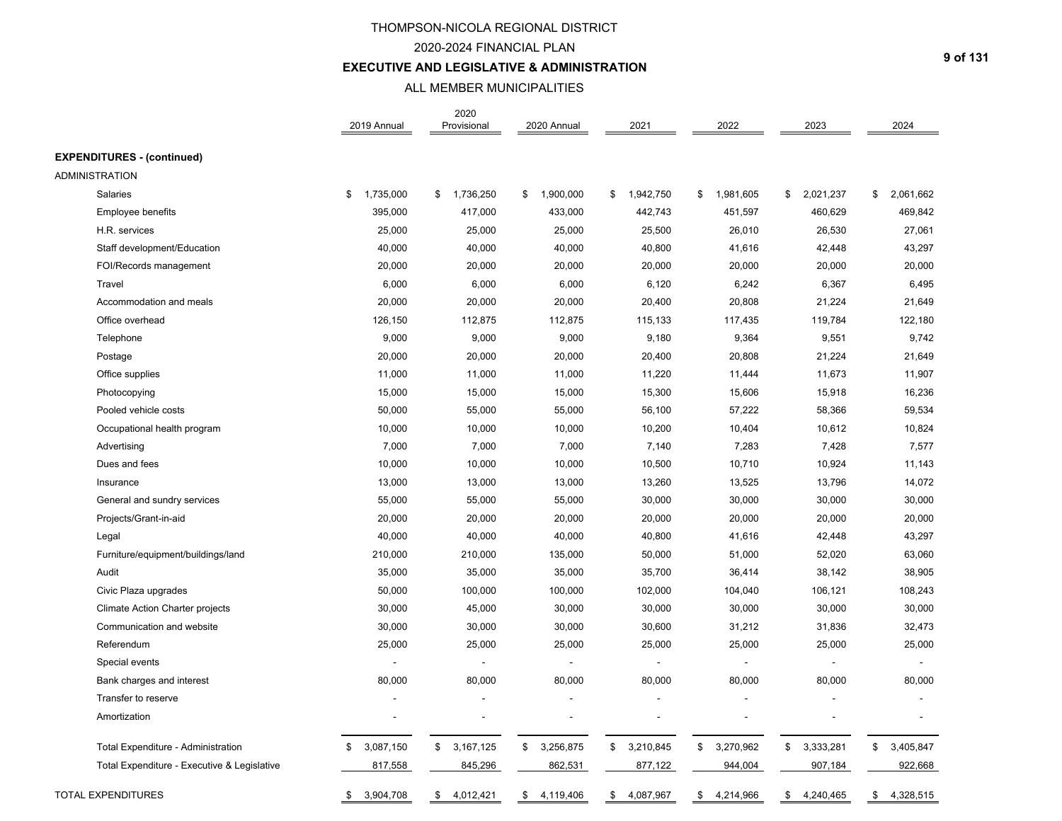# THOMPSON-NICOLA REGIONAL DISTRICT

## 2020-2024 FINANCIAL PLAN

## EXECUTIVE AND LEGISLATIVE & ADMINISTRATION

### ALL MEMBER MUNICIPALITIES

| | 2019 Annual | 2020 Provisional | 2020 Annual | 2021 | 2022 | 2023 | 2024 |
|---|---|---|---|---|---|---|---|
| **EXPENDITURES - (continued)** | | | | | | | |
| ADMINISTRATION | | | | | | | |
| Salaries | $ 1,735,000 | $ 1,736,250 | $ 1,900,000 | $ 1,942,750 | $ 1,981,605 | $ 2,021,237 | $ 2,061,662 |
| Employee benefits | 395,000 | 417,000 | 433,000 | 442,743 | 451,597 | 460,629 | 469,842 |
| H.R. services | 25,000 | 25,000 | 25,000 | 25,500 | 26,010 | 26,530 | 27,061 |
| Staff development/Education | 40,000 | 40,000 | 40,000 | 40,800 | 41,616 | 42,448 | 43,297 |
| FOI/Records management | 20,000 | 20,000 | 20,000 | 20,000 | 20,000 | 20,000 | 20,000 |
| Travel | 6,000 | 6,000 | 6,000 | 6,120 | 6,242 | 6,367 | 6,495 |
| Accommodation and meals | 20,000 | 20,000 | 20,000 | 20,400 | 20,808 | 21,224 | 21,649 |
| Office overhead | 126,150 | 112,875 | 112,875 | 115,133 | 117,435 | 119,784 | 122,180 |
| Telephone | 9,000 | 9,000 | 9,000 | 9,180 | 9,364 | 9,551 | 9,742 |
| Postage | 20,000 | 20,000 | 20,000 | 20,400 | 20,808 | 21,224 | 21,649 |
| Office supplies | 11,000 | 11,000 | 11,000 | 11,220 | 11,444 | 11,673 | 11,907 |
| Photocopying | 15,000 | 15,000 | 15,000 | 15,300 | 15,606 | 15,918 | 16,236 |
| Pooled vehicle costs | 50,000 | 55,000 | 55,000 | 56,100 | 57,222 | 58,366 | 59,534 |
| Occupational health program | 10,000 | 10,000 | 10,000 | 10,200 | 10,404 | 10,612 | 10,824 |
| Advertising | 7,000 | 7,000 | 7,000 | 7,140 | 7,283 | 7,428 | 7,577 |
| Dues and fees | 10,000 | 10,000 | 10,000 | 10,500 | 10,710 | 10,924 | 11,143 |
| Insurance | 13,000 | 13,000 | 13,000 | 13,260 | 13,525 | 13,796 | 14,072 |
| General and sundry services | 55,000 | 55,000 | 55,000 | 30,000 | 30,000 | 30,000 | 30,000 |
| Projects/Grant-in-aid | 20,000 | 20,000 | 20,000 | 20,000 | 20,000 | 20,000 | 20,000 |
| Legal | 40,000 | 40,000 | 40,000 | 40,800 | 41,616 | 42,448 | 43,297 |
| Furniture/equipment/buildings/land | 210,000 | 210,000 | 135,000 | 50,000 | 51,000 | 52,020 | 63,060 |
| Audit | 35,000 | 35,000 | 35,000 | 35,700 | 36,414 | 38,142 | 38,905 |
| Civic Plaza upgrades | 50,000 | 100,000 | 100,000 | 102,000 | 104,040 | 106,121 | 108,243 |
| Climate Action Charter projects | 30,000 | 45,000 | 30,000 | 30,000 | 30,000 | 30,000 | 30,000 |
| Communication and website | 30,000 | 30,000 | 30,000 | 30,600 | 31,212 | 31,836 | 32,473 |
| Referendum | 25,000 | 25,000 | 25,000 | 25,000 | 25,000 | 25,000 | 25,000 |
| Special events | - | - | - | - | - | - | - |
| Bank charges and interest | 80,000 | 80,000 | 80,000 | 80,000 | 80,000 | 80,000 | 80,000 |
| Transfer to reserve | - | - | - | - | - | - | - |
| Amortization | - | - | - | - | - | - | - |
| Total Expenditure - Administration | $ 3,087,150 | $ 3,167,125 | $ 3,256,875 | $ 3,210,845 | $ 3,270,962 | $ 3,333,281 | $ 3,405,847 |
| Total Expenditure - Executive & Legislative | 817,558 | 845,296 | 862,531 | 877,122 | 944,004 | 907,184 | 922,668 |
| TOTAL EXPENDITURES | $ 3,904,708 | $ 4,012,421 | $ 4,119,406 | $ 4,087,967 | $ 4,214,966 | $ 4,240,465 | $ 4,328,515 |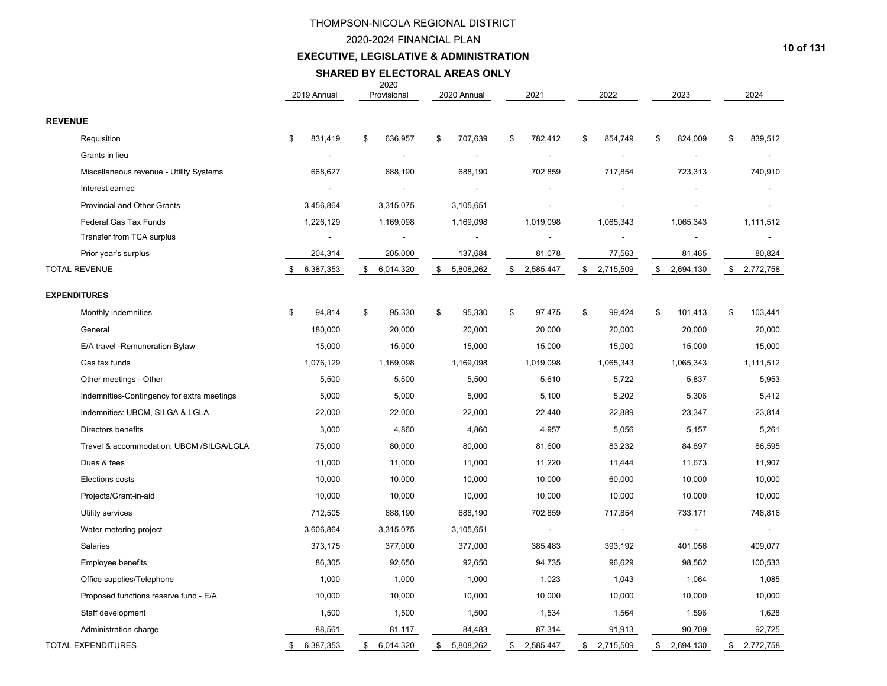# THOMPSON-NICOLA REGIONAL DISTRICT

## 2020-2024 FINANCIAL PLAN

## EXECUTIVE, LEGISLATIVE & ADMINISTRATION

### SHARED BY ELECTORAL AREAS ONLY

| | 2019 Annual | 2020 Provisional | 2020 Annual | 2021 | 2022 | 2023 | 2024 |
|---|---|---|---|---|---|---|---|
| **REVENUE** | | | | | | | |
| Requisition | $ 831,419 | $ 636,957 | $ 707,639 | $ 782,412 | $ 854,749 | $ 824,009 | $ 839,512 |
| Grants in lieu | - | - | - | - | - | - | - |
| Miscellaneous revenue - Utility Systems | 668,627 | 688,190 | 688,190 | 702,859 | 717,854 | 723,313 | 740,910 |
| Interest earned | - | - | - | - | - | - | - |
| Provincial and Other Grants | 3,456,864 | 3,315,075 | 3,105,651 | - | - | - | - |
| Federal Gas Tax Funds | 1,226,129 | 1,169,098 | 1,169,098 | 1,019,098 | 1,065,343 | 1,065,343 | 1,111,512 |
| Transfer from TCA surplus | - | - | - | - | - | - | - |
| Prior year's surplus | 204,314 | 205,000 | 137,684 | 81,078 | 77,563 | 81,465 | 80,824 |
| TOTAL REVENUE | $ 6,387,353 | $ 6,014,320 | $ 5,808,262 | $ 2,585,447 | $ 2,715,509 | $ 2,694,130 | $ 2,772,758 |
| **EXPENDITURES** | | | | | | | |
| Monthly indemnities | $ 94,814 | $ 95,330 | $ 95,330 | $ 97,475 | $ 99,424 | $ 101,413 | $ 103,441 |
| General | 180,000 | 20,000 | 20,000 | 20,000 | 20,000 | 20,000 | 20,000 |
| E/A travel -Remuneration Bylaw | 15,000 | 15,000 | 15,000 | 15,000 | 15,000 | 15,000 | 15,000 |
| Gas tax funds | 1,076,129 | 1,169,098 | 1,169,098 | 1,019,098 | 1,065,343 | 1,065,343 | 1,111,512 |
| Other meetings - Other | 5,500 | 5,500 | 5,500 | 5,610 | 5,722 | 5,837 | 5,953 |
| Indemnities-Contingency for extra meetings | 5,000 | 5,000 | 5,000 | 5,100 | 5,202 | 5,306 | 5,412 |
| Indemnities: UBCM, SILGA & LGLA | 22,000 | 22,000 | 22,000 | 22,440 | 22,889 | 23,347 | 23,814 |
| Directors benefits | 3,000 | 4,860 | 4,860 | 4,957 | 5,056 | 5,157 | 5,261 |
| Travel & accommodation: UBCM /SILGA/LGLA | 75,000 | 80,000 | 80,000 | 81,600 | 83,232 | 84,897 | 86,595 |
| Dues & fees | 11,000 | 11,000 | 11,000 | 11,220 | 11,444 | 11,673 | 11,907 |
| Elections costs | 10,000 | 10,000 | 10,000 | 10,000 | 60,000 | 10,000 | 10,000 |
| Projects/Grant-in-aid | 10,000 | 10,000 | 10,000 | 10,000 | 10,000 | 10,000 | 10,000 |
| Utility services | 712,505 | 688,190 | 688,190 | 702,859 | 717,854 | 733,171 | 748,816 |
| Water metering project | 3,606,864 | 3,315,075 | 3,105,651 | - | - | - | - |
| Salaries | 373,175 | 377,000 | 377,000 | 385,483 | 393,192 | 401,056 | 409,077 |
| Employee benefits | 86,305 | 92,650 | 92,650 | 94,735 | 96,629 | 98,562 | 100,533 |
| Office supplies/Telephone | 1,000 | 1,000 | 1,000 | 1,023 | 1,043 | 1,064 | 1,085 |
| Proposed functions reserve fund - E/A | 10,000 | 10,000 | 10,000 | 10,000 | 10,000 | 10,000 | 10,000 |
| Staff development | 1,500 | 1,500 | 1,500 | 1,534 | 1,564 | 1,596 | 1,628 |
| Administration charge | 88,561 | 81,117 | 84,483 | 87,314 | 91,913 | 90,709 | 92,725 |
| TOTAL EXPENDITURES | $ 6,387,353 | $ 6,014,320 | $ 5,808,262 | $ 2,585,447 | $ 2,715,509 | $ 2,694,130 | $ 2,772,758 |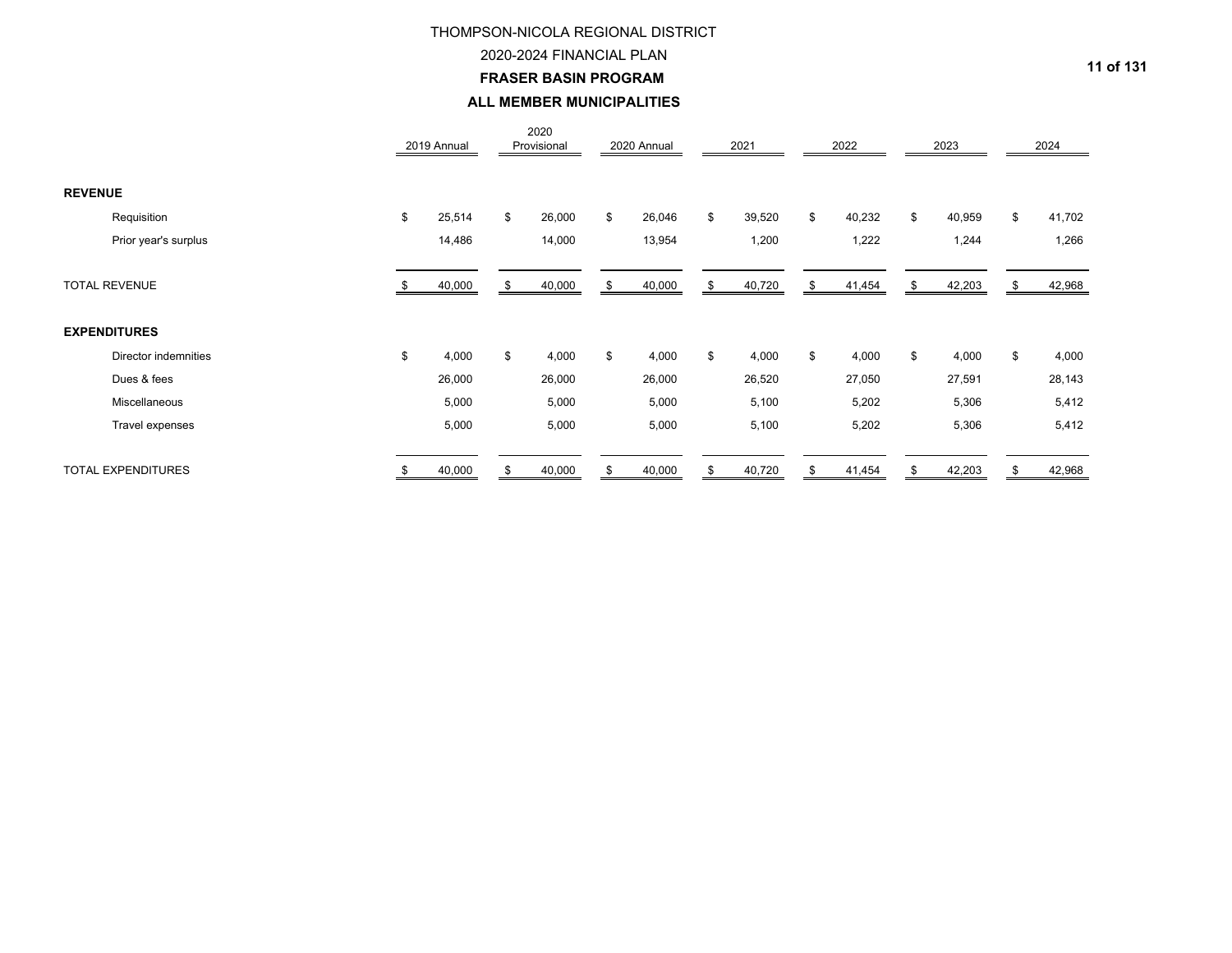# THOMPSON-NICOLA REGIONAL DISTRICT

## 2020-2024 FINANCIAL PLAN

### FRASER BASIN PROGRAM

### ALL MEMBER MUNICIPALITIES

| | 2019 Annual | 2020 Provisional | 2020 Annual | 2021 | 2022 | 2023 | 2024 |
|---|---|---|---|---|---|---|---|
| **REVENUE** | | | | | | | |
| Requisition | $ 25,514 | $ 26,000 | $ 26,046 | $ 39,520 | $ 40,232 | $ 40,959 | $ 41,702 |
| Prior year's surplus | 14,486 | 14,000 | 13,954 | 1,200 | 1,222 | 1,244 | 1,266 |
| TOTAL REVENUE | $ 40,000 | $ 40,000 | $ 40,000 | $ 40,720 | $ 41,454 | $ 42,203 | $ 42,968 |
| **EXPENDITURES** | | | | | | | |
| Director indemnities | $ 4,000 | $ 4,000 | $ 4,000 | $ 4,000 | $ 4,000 | $ 4,000 | $ 4,000 |
| Dues & fees | 26,000 | 26,000 | 26,000 | 26,520 | 27,050 | 27,591 | 28,143 |
| Miscellaneous | 5,000 | 5,000 | 5,000 | 5,100 | 5,202 | 5,306 | 5,412 |
| Travel expenses | 5,000 | 5,000 | 5,000 | 5,100 | 5,202 | 5,306 | 5,412 |
| TOTAL EXPENDITURES | $ 40,000 | $ 40,000 | $ 40,000 | $ 40,720 | $ 41,454 | $ 42,203 | $ 42,968 |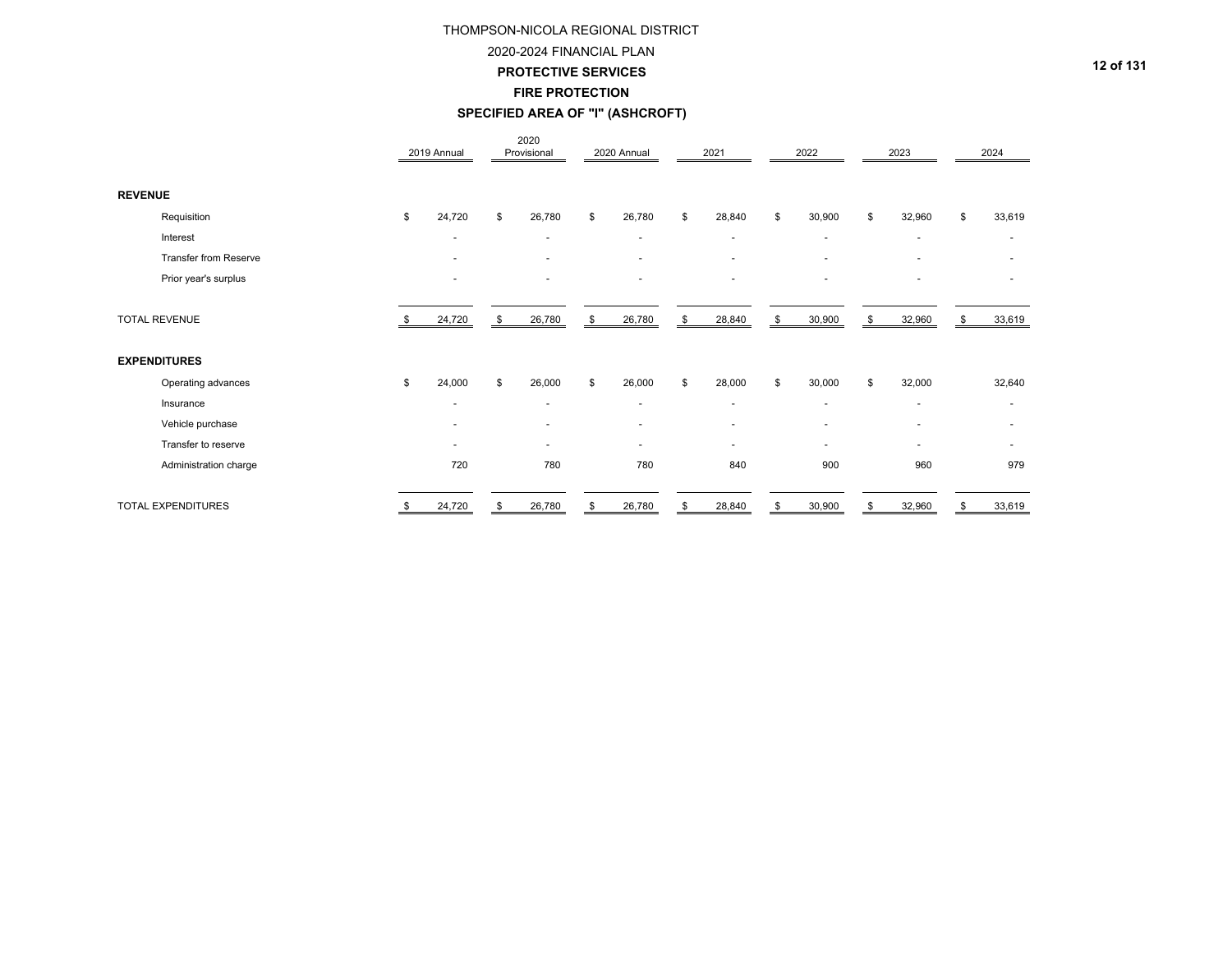# THOMPSON-NICOLA REGIONAL DISTRICT

## 2020-2024 FINANCIAL PLAN

### PROTECTIVE SERVICES

### FIRE PROTECTION

### SPECIFIED AREA OF "I" (ASHCROFT)

| | 2019 Annual | 2020 Provisional | 2020 Annual | 2021 | 2022 | 2023 | 2024 |
|---|---|---|---|---|---|---|---|
| **REVENUE** | | | | | | | |
| Requisition | $ 24,720 | $ 26,780 | $ 26,780 | $ 28,840 | $ 30,900 | $ 32,960 | $ 33,619 |
| Interest | - | - | - | - | - | - | - |
| Transfer from Reserve | - | - | - | - | - | - | - |
| Prior year's surplus | - | - | - | - | - | - | - |
| TOTAL REVENUE | $ 24,720 | $ 26,780 | $ 26,780 | $ 28,840 | $ 30,900 | $ 32,960 | $ 33,619 |
| **EXPENDITURES** | | | | | | | |
| Operating advances | $ 24,000 | $ 26,000 | $ 26,000 | $ 28,000 | $ 30,000 | $ 32,000 | 32,640 |
| Insurance | - | - | - | - | - | - | - |
| Vehicle purchase | - | - | - | - | - | - | - |
| Transfer to reserve | - | - | - | - | - | - | - |
| Administration charge | 720 | 780 | 780 | 840 | 900 | 960 | 979 |
| TOTAL EXPENDITURES | $ 24,720 | $ 26,780 | $ 26,780 | $ 28,840 | $ 30,900 | $ 32,960 | $ 33,619 |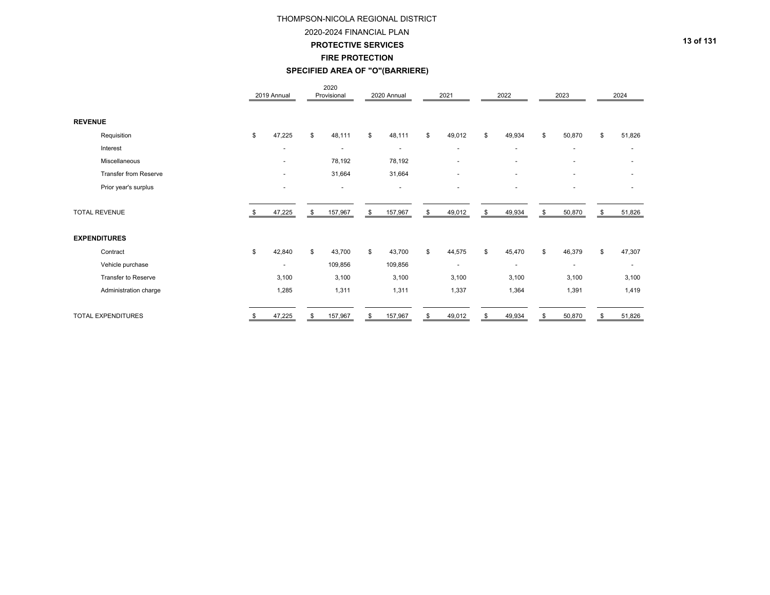# THOMPSON-NICOLA REGIONAL DISTRICT

## 2020-2024 FINANCIAL PLAN

## PROTECTIVE SERVICES

### FIRE PROTECTION

### SPECIFIED AREA OF "O"(BARRIERE)

| | 2019 Annual | 2020 Provisional | 2020 Annual | 2021 | 2022 | 2023 | 2024 |
|---|---|---|---|---|---|---|---|
| **REVENUE** | | | | | | | |
| Requisition | $ 47,225 | $ 48,111 | $ 48,111 | $ 49,012 | $ 49,934 | $ 50,870 | $ 51,826 |
| Interest | - | - | - | - | - | - | - |
| Miscellaneous | - | 78,192 | 78,192 | - | - | - | - |
| Transfer from Reserve | - | 31,664 | 31,664 | - | - | - | - |
| Prior year's surplus | - | - | - | - | - | - | - |
| TOTAL REVENUE | $ 47,225 | $ 157,967 | $ 157,967 | $ 49,012 | $ 49,934 | $ 50,870 | $ 51,826 |
| **EXPENDITURES** | | | | | | | |
| Contract | $ 42,840 | $ 43,700 | $ 43,700 | $ 44,575 | $ 45,470 | $ 46,379 | $ 47,307 |
| Vehicle purchase | - | 109,856 | 109,856 | - | - | - | - |
| Transfer to Reserve | 3,100 | 3,100 | 3,100 | 3,100 | 3,100 | 3,100 | 3,100 |
| Administration charge | 1,285 | 1,311 | 1,311 | 1,337 | 1,364 | 1,391 | 1,419 |
| TOTAL EXPENDITURES | $ 47,225 | $ 157,967 | $ 157,967 | $ 49,012 | $ 49,934 | $ 50,870 | $ 51,826 |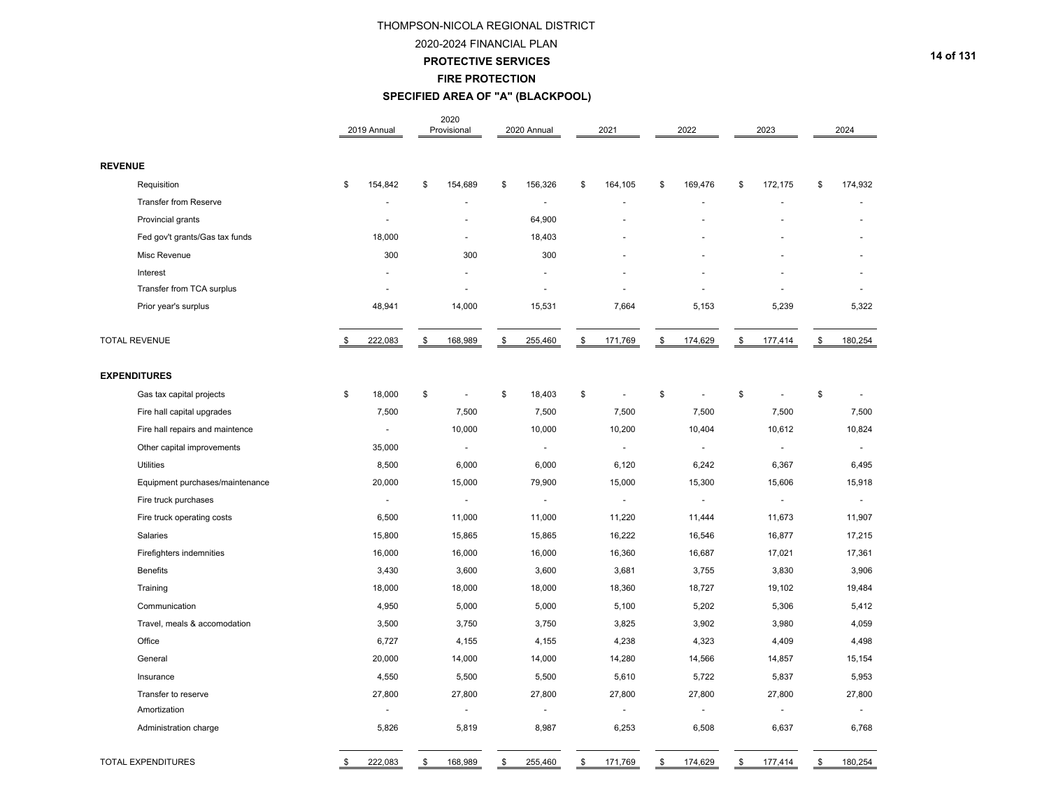# THOMPSON-NICOLA REGIONAL DISTRICT

## 2020-2024 FINANCIAL PLAN

### PROTECTIVE SERVICES

### FIRE PROTECTION

### SPECIFIED AREA OF "A" (BLACKPOOL)

| | 2019 Annual | 2020 Provisional | 2020 Annual | 2021 | 2022 | 2023 | 2024 |
|---|---|---|---|---|---|---|---|
| **REVENUE** | | | | | | | |
| Requisition | $ 154,842 | $ 154,689 | $ 156,326 | $ 164,105 | $ 169,476 | $ 172,175 | $ 174,932 |
| Transfer from Reserve | - | - | - | - | - | - | - |
| Provincial grants | - | - | 64,900 | - | - | - | - |
| Fed gov't grants/Gas tax funds | 18,000 | - | 18,403 | - | - | - | - |
| Misc Revenue | 300 | 300 | 300 | - | - | - | - |
| Interest | - | - | - | - | - | - | - |
| Transfer from TCA surplus | - | - | - | - | - | - | - |
| Prior year's surplus | 48,941 | 14,000 | 15,531 | 7,664 | 5,153 | 5,239 | 5,322 |
| TOTAL REVENUE | $ 222,083 | $ 168,989 | $ 255,460 | $ 171,769 | $ 174,629 | $ 177,414 | $ 180,254 |
| **EXPENDITURES** | | | | | | | |
| Gas tax capital projects | $ 18,000 | $ - | $ 18,403 | $ - | $ - | $ - | $ - |
| Fire hall capital upgrades | 7,500 | 7,500 | 7,500 | 7,500 | 7,500 | 7,500 | 7,500 |
| Fire hall repairs and maintence | - | 10,000 | 10,000 | 10,200 | 10,404 | 10,612 | 10,824 |
| Other capital improvements | 35,000 | - | - | - | - | - | - |
| Utilities | 8,500 | 6,000 | 6,000 | 6,120 | 6,242 | 6,367 | 6,495 |
| Equipment purchases/maintenance | 20,000 | 15,000 | 79,900 | 15,000 | 15,300 | 15,606 | 15,918 |
| Fire truck purchases | - | - | - | - | - | - | - |
| Fire truck operating costs | 6,500 | 11,000 | 11,000 | 11,220 | 11,444 | 11,673 | 11,907 |
| Salaries | 15,800 | 15,865 | 15,865 | 16,222 | 16,546 | 16,877 | 17,215 |
| Firefighters indemnities | 16,000 | 16,000 | 16,000 | 16,360 | 16,687 | 17,021 | 17,361 |
| Benefits | 3,430 | 3,600 | 3,600 | 3,681 | 3,755 | 3,830 | 3,906 |
| Training | 18,000 | 18,000 | 18,000 | 18,360 | 18,727 | 19,102 | 19,484 |
| Communication | 4,950 | 5,000 | 5,000 | 5,100 | 5,202 | 5,306 | 5,412 |
| Travel, meals & accomodation | 3,500 | 3,750 | 3,750 | 3,825 | 3,902 | 3,980 | 4,059 |
| Office | 6,727 | 4,155 | 4,155 | 4,238 | 4,323 | 4,409 | 4,498 |
| General | 20,000 | 14,000 | 14,000 | 14,280 | 14,566 | 14,857 | 15,154 |
| Insurance | 4,550 | 5,500 | 5,500 | 5,610 | 5,722 | 5,837 | 5,953 |
| Transfer to reserve | 27,800 | 27,800 | 27,800 | 27,800 | 27,800 | 27,800 | 27,800 |
| Amortization | - | - | - | - | - | - | - |
| Administration charge | 5,826 | 5,819 | 8,987 | 6,253 | 6,508 | 6,637 | 6,768 |
| TOTAL EXPENDITURES | $ 222,083 | $ 168,989 | $ 255,460 | $ 171,769 | $ 174,629 | $ 177,414 | $ 180,254 |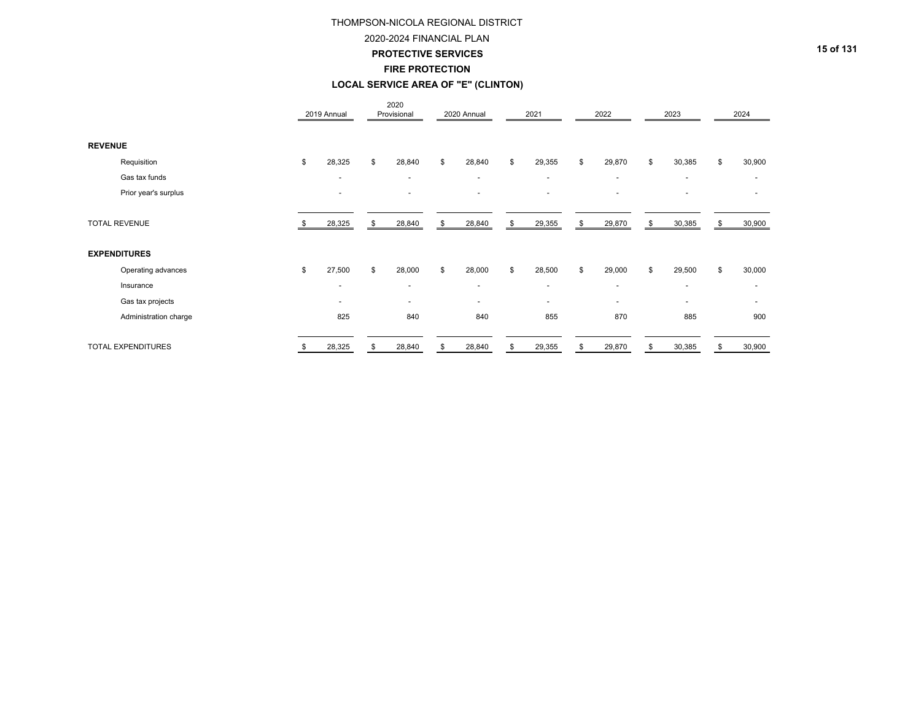# THOMPSON-NICOLA REGIONAL DISTRICT

## 2020-2024 FINANCIAL PLAN

### PROTECTIVE SERVICES

### FIRE PROTECTION

### LOCAL SERVICE AREA OF "E" (CLINTON)

| | 2019 Annual | 2020 Provisional | 2020 Annual | 2021 | 2022 | 2023 | 2024 |
|---|---|---|---|---|---|---|---|
| **REVENUE** | | | | | | | |
| Requisition | $ 28,325 | $ 28,840 | $ 28,840 | $ 29,355 | $ 29,870 | $ 30,385 | $ 30,900 |
| Gas tax funds | - | - | - | - | - | - | - |
| Prior year's surplus | - | - | - | - | - | - | - |
| TOTAL REVENUE | $ 28,325 | $ 28,840 | $ 28,840 | $ 29,355 | $ 29,870 | $ 30,385 | $ 30,900 |
| **EXPENDITURES** | | | | | | | |
| Operating advances | $ 27,500 | $ 28,000 | $ 28,000 | $ 28,500 | $ 29,000 | $ 29,500 | $ 30,000 |
| Insurance | - | - | - | - | - | - | - |
| Gas tax projects | - | - | - | - | - | - | - |
| Administration charge | 825 | 840 | 840 | 855 | 870 | 885 | 900 |
| TOTAL EXPENDITURES | $ 28,325 | $ 28,840 | $ 28,840 | $ 29,355 | $ 29,870 | $ 30,385 | $ 30,900 |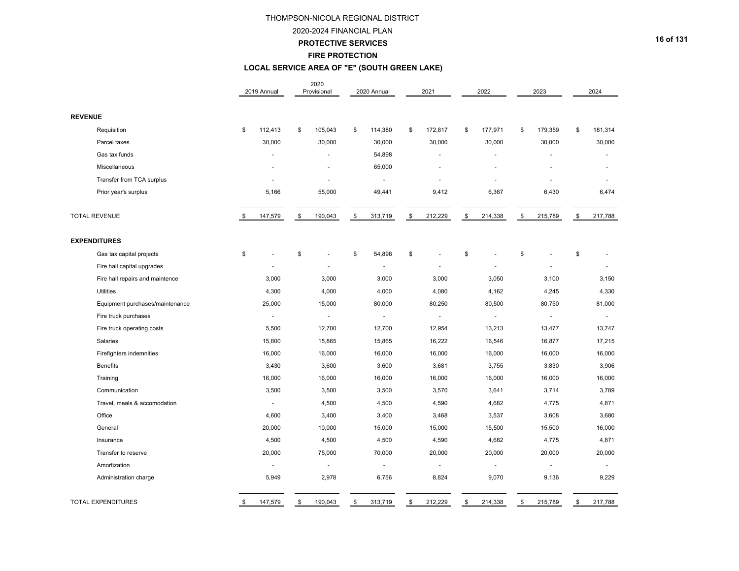# THOMPSON-NICOLA REGIONAL DISTRICT

## 2020-2024 FINANCIAL PLAN

### PROTECTIVE SERVICES

### FIRE PROTECTION

### LOCAL SERVICE AREA OF "E" (SOUTH GREEN LAKE)

| | 2019 Annual | 2020 Provisional | 2020 Annual | 2021 | 2022 | 2023 | 2024 |
|---|---|---|---|---|---|---|---|
| **REVENUE** | | | | | | | |
| Requisition | $ 112,413 | $ 105,043 | $ 114,380 | $ 172,817 | $ 177,971 | $ 179,359 | $ 181,314 |
| Parcel taxes | 30,000 | 30,000 | 30,000 | 30,000 | 30,000 | 30,000 | 30,000 |
| Gas tax funds | - | - | 54,898 | - | - | - | - |
| Miscellaneous | - | - | 65,000 | - | - | - | - |
| Transfer from TCA surplus | - | - | - | - | - | - | - |
| Prior year's surplus | 5,166 | 55,000 | 49,441 | 9,412 | 6,367 | 6,430 | 6,474 |
| TOTAL REVENUE | $ 147,579 | $ 190,043 | $ 313,719 | $ 212,229 | $ 214,338 | $ 215,789 | $ 217,788 |
| **EXPENDITURES** | | | | | | | |
| Gas tax capital projects | $ - | $ - | $ 54,898 | $ - | $ - | $ - | $ - |
| Fire hall capital upgrades | - | - | - | - | - | - | - |
| Fire hall repairs and maintence | 3,000 | 3,000 | 3,000 | 3,000 | 3,050 | 3,100 | 3,150 |
| Utilities | 4,300 | 4,000 | 4,000 | 4,080 | 4,162 | 4,245 | 4,330 |
| Equipment purchases/maintenance | 25,000 | 15,000 | 80,000 | 80,250 | 80,500 | 80,750 | 81,000 |
| Fire truck purchases | - | - | - | - | - | - | - |
| Fire truck operating costs | 5,500 | 12,700 | 12,700 | 12,954 | 13,213 | 13,477 | 13,747 |
| Salaries | 15,800 | 15,865 | 15,865 | 16,222 | 16,546 | 16,877 | 17,215 |
| Firefighters indemnities | 16,000 | 16,000 | 16,000 | 16,000 | 16,000 | 16,000 | 16,000 |
| Benefits | 3,430 | 3,600 | 3,600 | 3,681 | 3,755 | 3,830 | 3,906 |
| Training | 16,000 | 16,000 | 16,000 | 16,000 | 16,000 | 16,000 | 16,000 |
| Communication | 3,500 | 3,500 | 3,500 | 3,570 | 3,641 | 3,714 | 3,789 |
| Travel, meals & accomodation | - | 4,500 | 4,500 | 4,590 | 4,682 | 4,775 | 4,871 |
| Office | 4,600 | 3,400 | 3,400 | 3,468 | 3,537 | 3,608 | 3,680 |
| General | 20,000 | 10,000 | 15,000 | 15,000 | 15,500 | 15,500 | 16,000 |
| Insurance | 4,500 | 4,500 | 4,500 | 4,590 | 4,682 | 4,775 | 4,871 |
| Transfer to reserve | 20,000 | 75,000 | 70,000 | 20,000 | 20,000 | 20,000 | 20,000 |
| Amortization | - | - | - | - | - | - | - |
| Administration charge | 5,949 | 2,978 | 6,756 | 8,824 | 9,070 | 9,136 | 9,229 |
| TOTAL EXPENDITURES | $ 147,579 | $ 190,043 | $ 313,719 | $ 212,229 | $ 214,338 | $ 215,789 | $ 217,788 |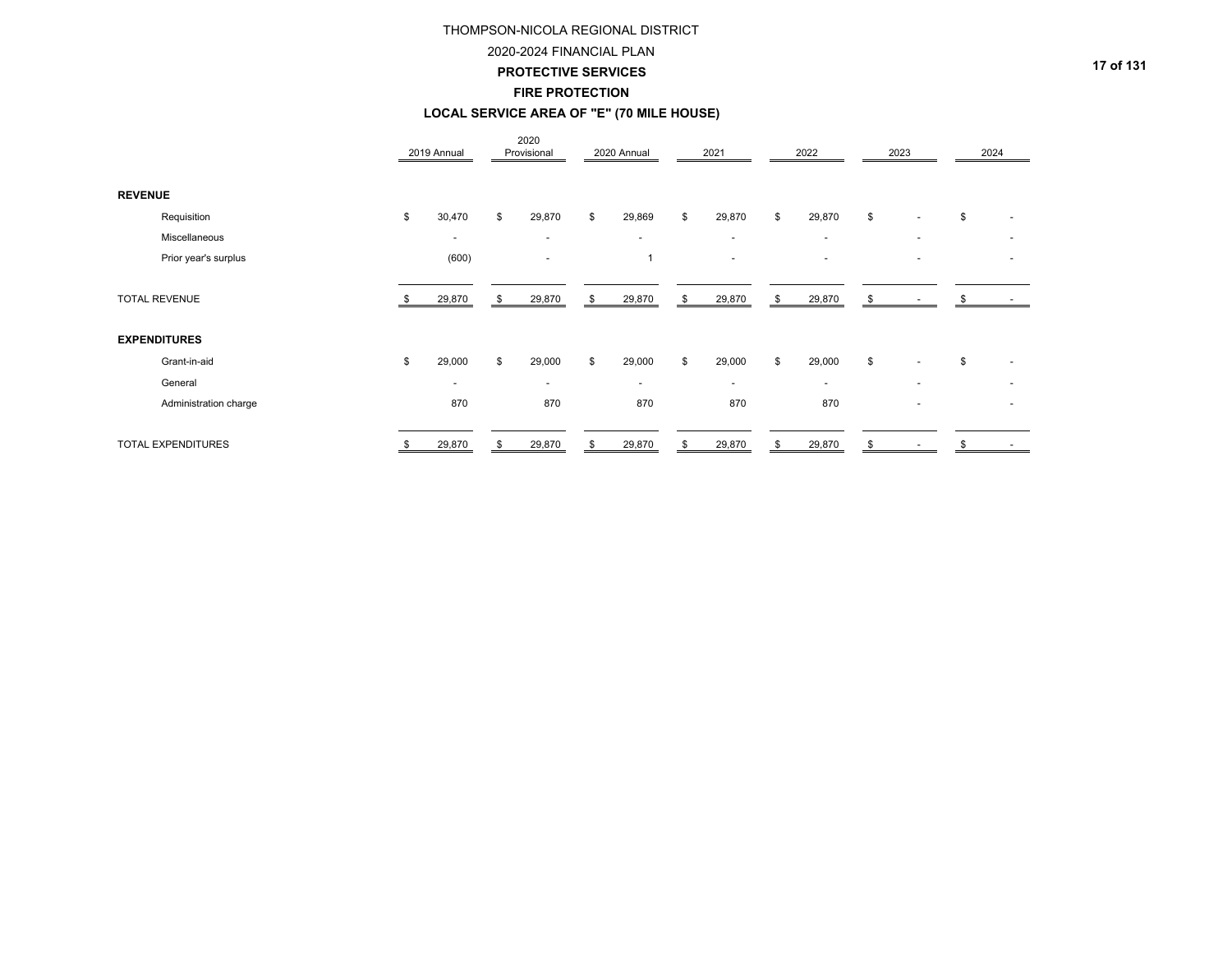# THOMPSON-NICOLA REGIONAL DISTRICT

## 2020-2024 FINANCIAL PLAN

### PROTECTIVE SERVICES

### FIRE PROTECTION

### LOCAL SERVICE AREA OF "E" (70 MILE HOUSE)

| | 2019 Annual | 2020 Provisional | 2020 Annual | 2021 | 2022 | 2023 | 2024 |
|---|---|---|---|---|---|---|---|
| **REVENUE** | | | | | | | |
| Requisition | $ 30,470 | $ 29,870 | $ 29,869 | $ 29,870 | $ 29,870 | $ - | $ - |
| Miscellaneous | - | - | - | - | - | - | - |
| Prior year's surplus | (600) | - | 1 | - | - | - | - |
| TOTAL REVENUE | $ 29,870 | $ 29,870 | $ 29,870 | $ 29,870 | $ 29,870 | $ - | $ - |
| **EXPENDITURES** | | | | | | | |
| Grant-in-aid | $ 29,000 | $ 29,000 | $ 29,000 | $ 29,000 | $ 29,000 | $ - | $ - |
| General | - | - | - | - | - | - | - |
| Administration charge | 870 | 870 | 870 | 870 | 870 | - | - |
| TOTAL EXPENDITURES | $ 29,870 | $ 29,870 | $ 29,870 | $ 29,870 | $ 29,870 | $ - | $ - |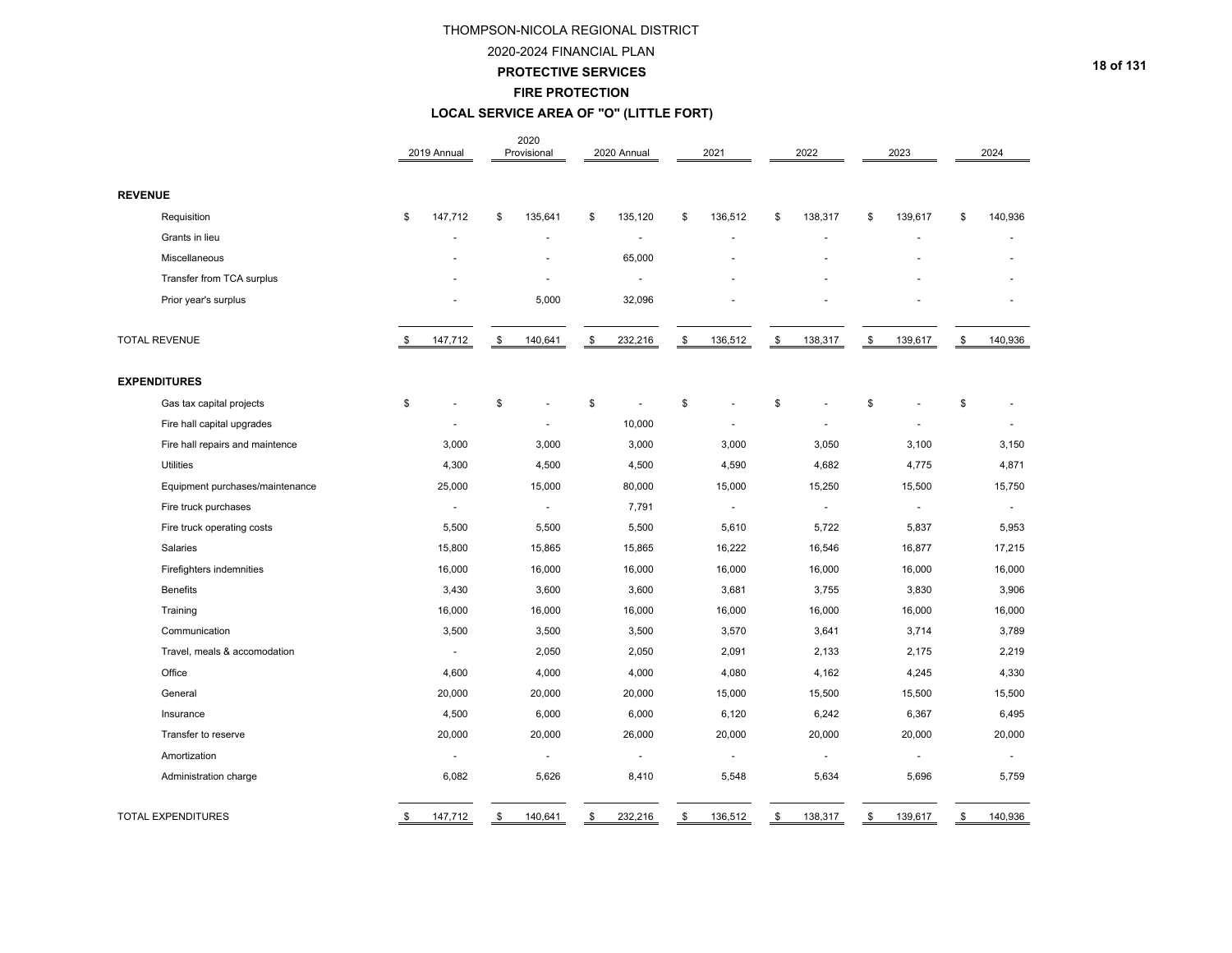# THOMPSON-NICOLA REGIONAL DISTRICT

## 2020-2024 FINANCIAL PLAN

### PROTECTIVE SERVICES

### FIRE PROTECTION

### LOCAL SERVICE AREA OF "O" (LITTLE FORT)

| | 2019 Annual | 2020 Provisional | 2020 Annual | 2021 | 2022 | 2023 | 2024 |
|---|---|---|---|---|---|---|---|
| **REVENUE** | | | | | | | |
| Requisition | $ 147,712 | $ 135,641 | $ 135,120 | $ 136,512 | $ 138,317 | $ 139,617 | $ 140,936 |
| Grants in lieu | - | - | - | - | - | - | - |
| Miscellaneous | - | - | 65,000 | - | - | - | - |
| Transfer from TCA surplus | - | - | - | - | - | - | - |
| Prior year's surplus | - | 5,000 | 32,096 | - | - | - | - |
| TOTAL REVENUE | $ 147,712 | $ 140,641 | $ 232,216 | $ 136,512 | $ 138,317 | $ 139,617 | $ 140,936 |
| **EXPENDITURES** | | | | | | | |
| Gas tax capital projects | $ - | $ - | $ - | $ - | $ - | $ - | $ - |
| Fire hall capital upgrades | - | - | 10,000 | - | - | - | - |
| Fire hall repairs and maintence | 3,000 | 3,000 | 3,000 | 3,000 | 3,050 | 3,100 | 3,150 |
| Utilities | 4,300 | 4,500 | 4,500 | 4,590 | 4,682 | 4,775 | 4,871 |
| Equipment purchases/maintenance | 25,000 | 15,000 | 80,000 | 15,000 | 15,250 | 15,500 | 15,750 |
| Fire truck purchases | - | - | 7,791 | - | - | - | - |
| Fire truck operating costs | 5,500 | 5,500 | 5,500 | 5,610 | 5,722 | 5,837 | 5,953 |
| Salaries | 15,800 | 15,865 | 15,865 | 16,222 | 16,546 | 16,877 | 17,215 |
| Firefighters indemnities | 16,000 | 16,000 | 16,000 | 16,000 | 16,000 | 16,000 | 16,000 |
| Benefits | 3,430 | 3,600 | 3,600 | 3,681 | 3,755 | 3,830 | 3,906 |
| Training | 16,000 | 16,000 | 16,000 | 16,000 | 16,000 | 16,000 | 16,000 |
| Communication | 3,500 | 3,500 | 3,500 | 3,570 | 3,641 | 3,714 | 3,789 |
| Travel, meals & accomodation | - | 2,050 | 2,050 | 2,091 | 2,133 | 2,175 | 2,219 |
| Office | 4,600 | 4,000 | 4,000 | 4,080 | 4,162 | 4,245 | 4,330 |
| General | 20,000 | 20,000 | 20,000 | 15,000 | 15,500 | 15,500 | 15,500 |
| Insurance | 4,500 | 6,000 | 6,000 | 6,120 | 6,242 | 6,367 | 6,495 |
| Transfer to reserve | 20,000 | 20,000 | 26,000 | 20,000 | 20,000 | 20,000 | 20,000 |
| Amortization | - | - | - | - | - | - | - |
| Administration charge | 6,082 | 5,626 | 8,410 | 5,548 | 5,634 | 5,696 | 5,759 |
| TOTAL EXPENDITURES | $ 147,712 | $ 140,641 | $ 232,216 | $ 136,512 | $ 138,317 | $ 139,617 | $ 140,936 |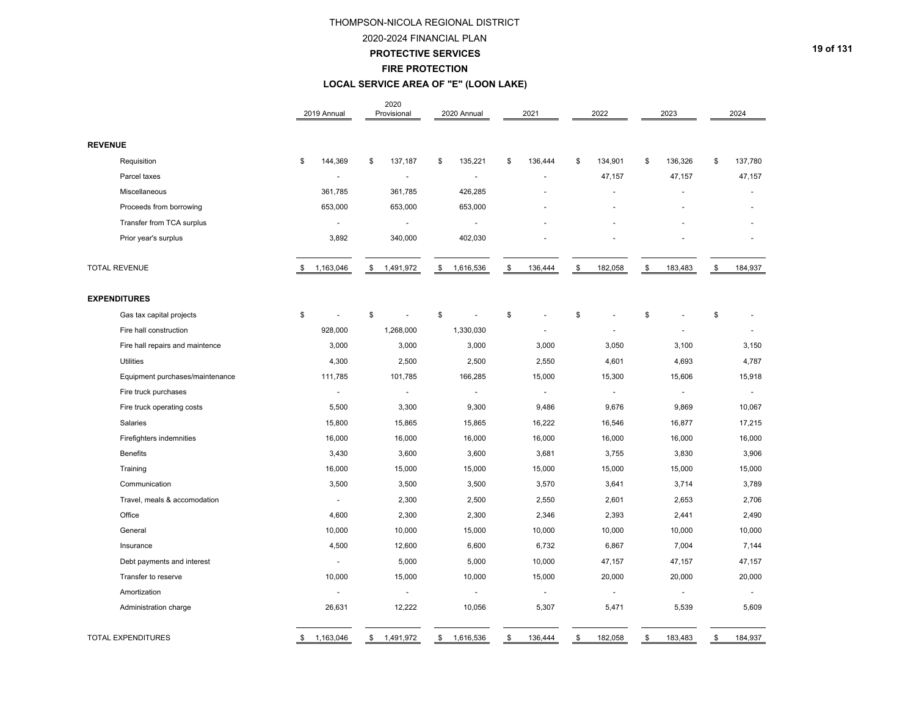THOMPSON-NICOLA REGIONAL DISTRICT

2020-2024 FINANCIAL PLAN

**PROTECTIVE SERVICES**

**FIRE PROTECTION**

**LOCAL SERVICE AREA OF "E" (LOON LAKE)**

| | 2019 Annual | 2020 Provisional | 2020 Annual | 2021 | 2022 | 2023 | 2024 |
|---|---|---|---|---|---|---|---|
| **REVENUE** | | | | | | | |
| Requisition | $ 144,369 | $ 137,187 | $ 135,221 | $ 136,444 | $ 134,901 | $ 136,326 | $ 137,780 |
| Parcel taxes | - | - | - | - | 47,157 | 47,157 | 47,157 |
| Miscellaneous | 361,785 | 361,785 | 426,285 | - | - | - | - |
| Proceeds from borrowing | 653,000 | 653,000 | 653,000 | - | - | - | - |
| Transfer from TCA surplus | - | - | - | - | - | - | - |
| Prior year's surplus | 3,892 | 340,000 | 402,030 | - | - | - | - |
| TOTAL REVENUE | $ 1,163,046 | $ 1,491,972 | $ 1,616,536 | $ 136,444 | $ 182,058 | $ 183,483 | $ 184,937 |
| **EXPENDITURES** | | | | | | | |
| Gas tax capital projects | $ - | $ - | $ - | $ - | $ - | $ - | $ - |
| Fire hall construction | 928,000 | 1,268,000 | 1,330,030 | - | - | - | - |
| Fire hall repairs and maintence | 3,000 | 3,000 | 3,000 | 3,000 | 3,050 | 3,100 | 3,150 |
| Utilities | 4,300 | 2,500 | 2,500 | 2,550 | 4,601 | 4,693 | 4,787 |
| Equipment purchases/maintenance | 111,785 | 101,785 | 166,285 | 15,000 | 15,300 | 15,606 | 15,918 |
| Fire truck purchases | - | - | - | - | - | - | - |
| Fire truck operating costs | 5,500 | 3,300 | 9,300 | 9,486 | 9,676 | 9,869 | 10,067 |
| Salaries | 15,800 | 15,865 | 15,865 | 16,222 | 16,546 | 16,877 | 17,215 |
| Firefighters indemnities | 16,000 | 16,000 | 16,000 | 16,000 | 16,000 | 16,000 | 16,000 |
| Benefits | 3,430 | 3,600 | 3,600 | 3,681 | 3,755 | 3,830 | 3,906 |
| Training | 16,000 | 15,000 | 15,000 | 15,000 | 15,000 | 15,000 | 15,000 |
| Communication | 3,500 | 3,500 | 3,500 | 3,570 | 3,641 | 3,714 | 3,789 |
| Travel, meals & accomodation | - | 2,300 | 2,500 | 2,550 | 2,601 | 2,653 | 2,706 |
| Office | 4,600 | 2,300 | 2,300 | 2,346 | 2,393 | 2,441 | 2,490 |
| General | 10,000 | 10,000 | 15,000 | 10,000 | 10,000 | 10,000 | 10,000 |
| Insurance | 4,500 | 12,600 | 6,600 | 6,732 | 6,867 | 7,004 | 7,144 |
| Debt payments and interest | - | 5,000 | 5,000 | 10,000 | 47,157 | 47,157 | 47,157 |
| Transfer to reserve | 10,000 | 15,000 | 10,000 | 15,000 | 20,000 | 20,000 | 20,000 |
| Amortization | - | - | - | - | - | - | - |
| Administration charge | 26,631 | 12,222 | 10,056 | 5,307 | 5,471 | 5,539 | 5,609 |
| TOTAL EXPENDITURES | $ 1,163,046 | $ 1,491,972 | $ 1,616,536 | $ 136,444 | $ 182,058 | $ 183,483 | $ 184,937 |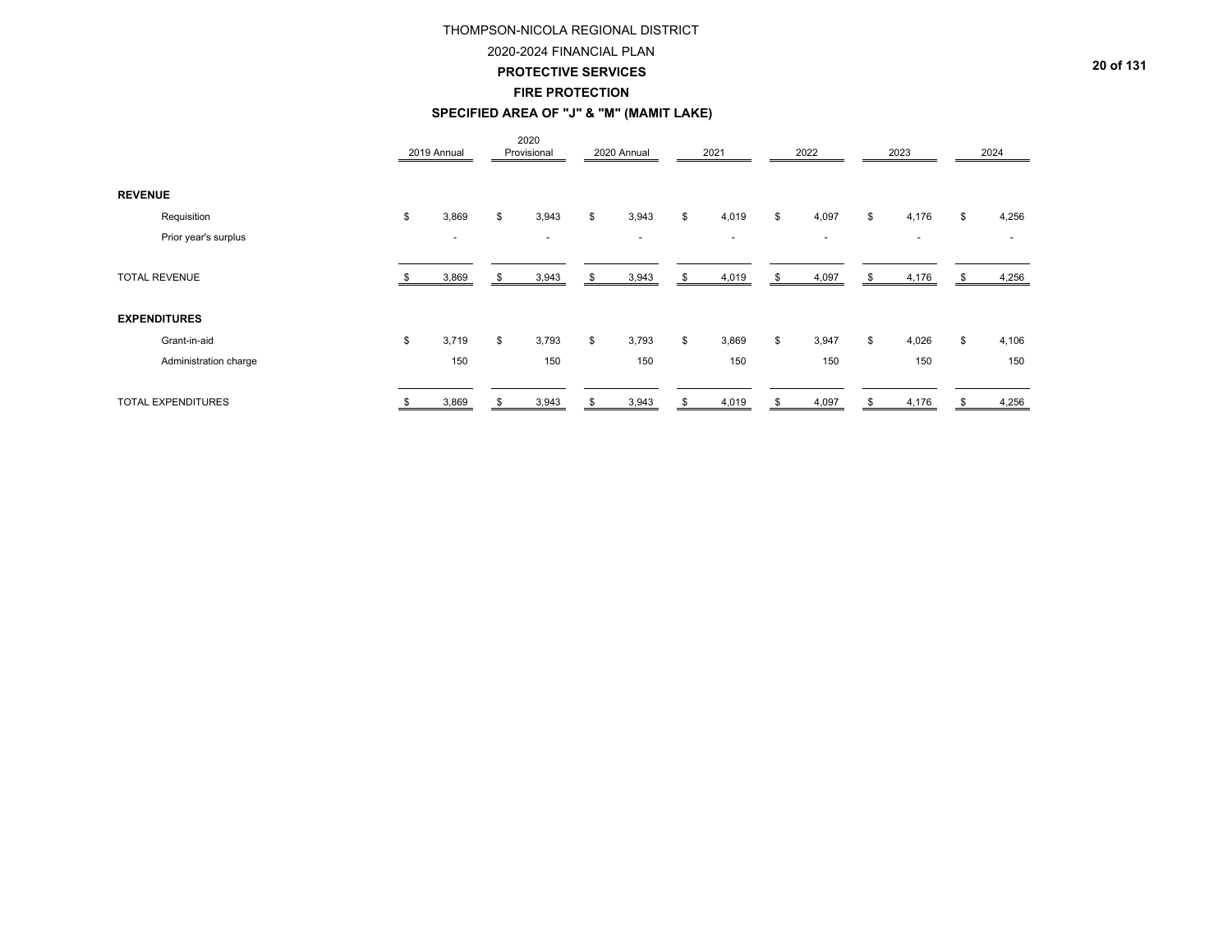THOMPSON-NICOLA REGIONAL DISTRICT

2020-2024 FINANCIAL PLAN

**PROTECTIVE SERVICES**

**FIRE PROTECTION**

**SPECIFIED AREA OF "J" & "M" (MAMIT LAKE)**

| | 2019 Annual | 2020 Provisional | 2020 Annual | 2021 | 2022 | 2023 | 2024 |
|---|---|---|---|---|---|---|---|
| **REVENUE** | | | | | | | |
| Requisition | $ 3,869 | $ 3,943 | $ 3,943 | $ 4,019 | $ 4,097 | $ 4,176 | $ 4,256 |
| Prior year's surplus | - | - | - | - | - | - | - |
| TOTAL REVENUE | $ 3,869 | $ 3,943 | $ 3,943 | $ 4,019 | $ 4,097 | $ 4,176 | $ 4,256 |
| **EXPENDITURES** | | | | | | | |
| Grant-in-aid | $ 3,719 | $ 3,793 | $ 3,793 | $ 3,869 | $ 3,947 | $ 4,026 | $ 4,106 |
| Administration charge | 150 | 150 | 150 | 150 | 150 | 150 | 150 |
| TOTAL EXPENDITURES | $ 3,869 | $ 3,943 | $ 3,943 | $ 4,019 | $ 4,097 | $ 4,176 | $ 4,256 |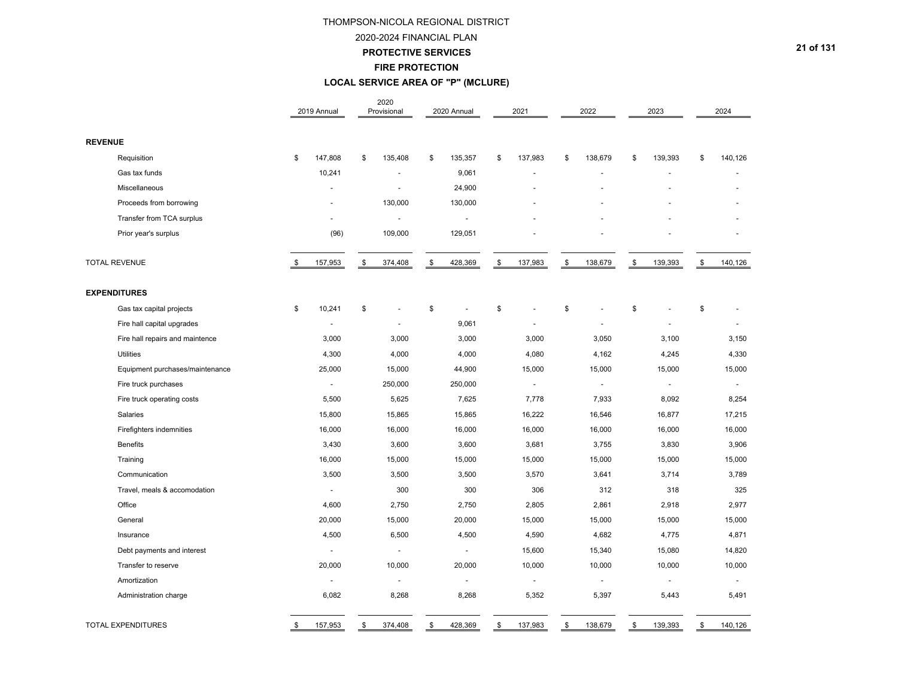# THOMPSON-NICOLA REGIONAL DISTRICT

## 2020-2024 FINANCIAL PLAN

### PROTECTIVE SERVICES

### FIRE PROTECTION

### LOCAL SERVICE AREA OF "P" (MCLURE)

| | 2019 Annual | 2020 Provisional | 2020 Annual | 2021 | 2022 | 2023 | 2024 |
|---|---|---|---|---|---|---|---|
| **REVENUE** | | | | | | | |
| Requisition | $ 147,808 | $ 135,408 | $ 135,357 | $ 137,983 | $ 138,679 | $ 139,393 | $ 140,126 |
| Gas tax funds | 10,241 | - | 9,061 | - | - | - | - |
| Miscellaneous | - | - | 24,900 | - | - | - | - |
| Proceeds from borrowing | - | 130,000 | 130,000 | - | - | - | - |
| Transfer from TCA surplus | - | - | - | - | - | - | - |
| Prior year's surplus | (96) | 109,000 | 129,051 | - | - | - | - |
| TOTAL REVENUE | $ 157,953 | $ 374,408 | $ 428,369 | $ 137,983 | $ 138,679 | $ 139,393 | $ 140,126 |
| **EXPENDITURES** | | | | | | | |
| Gas tax capital projects | $ 10,241 | $ - | $ - | $ - | $ - | $ - | $ - |
| Fire hall capital upgrades | - | - | 9,061 | - | - | - | - |
| Fire hall repairs and maintence | 3,000 | 3,000 | 3,000 | 3,000 | 3,050 | 3,100 | 3,150 |
| Utilities | 4,300 | 4,000 | 4,000 | 4,080 | 4,162 | 4,245 | 4,330 |
| Equipment purchases/maintenance | 25,000 | 15,000 | 44,900 | 15,000 | 15,000 | 15,000 | 15,000 |
| Fire truck purchases | - | 250,000 | 250,000 | - | - | - | - |
| Fire truck operating costs | 5,500 | 5,625 | 7,625 | 7,778 | 7,933 | 8,092 | 8,254 |
| Salaries | 15,800 | 15,865 | 15,865 | 16,222 | 16,546 | 16,877 | 17,215 |
| Firefighters indemnities | 16,000 | 16,000 | 16,000 | 16,000 | 16,000 | 16,000 | 16,000 |
| Benefits | 3,430 | 3,600 | 3,600 | 3,681 | 3,755 | 3,830 | 3,906 |
| Training | 16,000 | 15,000 | 15,000 | 15,000 | 15,000 | 15,000 | 15,000 |
| Communication | 3,500 | 3,500 | 3,500 | 3,570 | 3,641 | 3,714 | 3,789 |
| Travel, meals & accomodation | - | 300 | 300 | 306 | 312 | 318 | 325 |
| Office | 4,600 | 2,750 | 2,750 | 2,805 | 2,861 | 2,918 | 2,977 |
| General | 20,000 | 15,000 | 20,000 | 15,000 | 15,000 | 15,000 | 15,000 |
| Insurance | 4,500 | 6,500 | 4,500 | 4,590 | 4,682 | 4,775 | 4,871 |
| Debt payments and interest | - | - | - | 15,600 | 15,340 | 15,080 | 14,820 |
| Transfer to reserve | 20,000 | 10,000 | 20,000 | 10,000 | 10,000 | 10,000 | 10,000 |
| Amortization | - | - | - | - | - | - | - |
| Administration charge | 6,082 | 8,268 | 8,268 | 5,352 | 5,397 | 5,443 | 5,491 |
| TOTAL EXPENDITURES | $ 157,953 | $ 374,408 | $ 428,369 | $ 137,983 | $ 138,679 | $ 139,393 | $ 140,126 |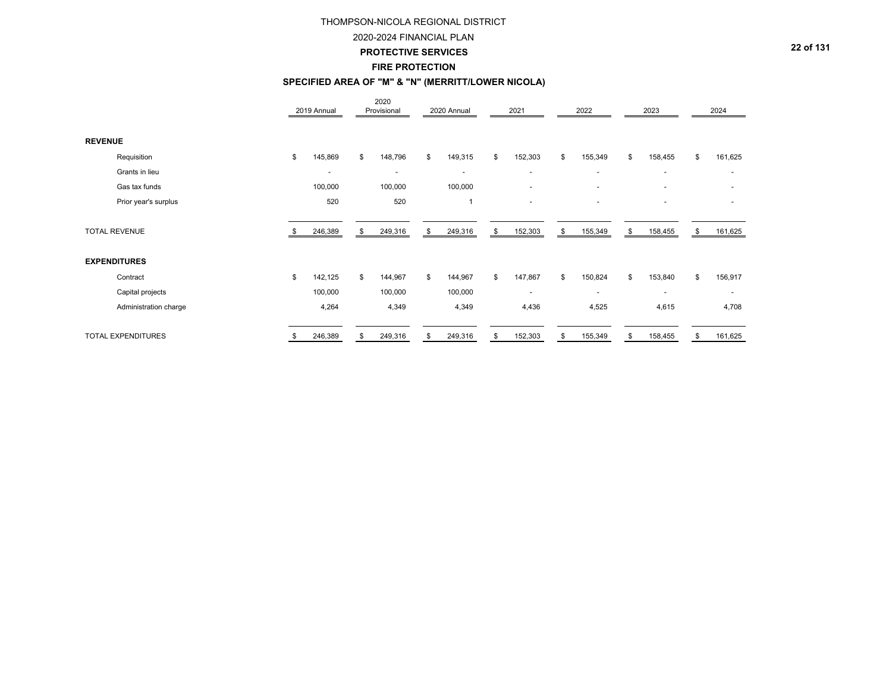THOMPSON-NICOLA REGIONAL DISTRICT

2020-2024 FINANCIAL PLAN

**PROTECTIVE SERVICES**

**FIRE PROTECTION**

**SPECIFIED AREA OF "M" & "N" (MERRITT/LOWER NICOLA)**

| | 2019 Annual | 2020 Provisional | 2020 Annual | 2021 | 2022 | 2023 | 2024 |
|---|---|---|---|---|---|---|---|
| **REVENUE** | | | | | | | |
| Requisition | $ 145,869 | $ 148,796 | $ 149,315 | $ 152,303 | $ 155,349 | $ 158,455 | $ 161,625 |
| Grants in lieu | - | - | - | - | - | - | - |
| Gas tax funds | 100,000 | 100,000 | 100,000 | - | - | - | - |
| Prior year's surplus | 520 | 520 | 1 | - | - | - | - |
| TOTAL REVENUE | $ 246,389 | $ 249,316 | $ 249,316 | $ 152,303 | $ 155,349 | $ 158,455 | $ 161,625 |
| **EXPENDITURES** | | | | | | | |
| Contract | $ 142,125 | $ 144,967 | $ 144,967 | $ 147,867 | $ 150,824 | $ 153,840 | $ 156,917 |
| Capital projects | 100,000 | 100,000 | 100,000 | - | - | - | - |
| Administration charge | 4,264 | 4,349 | 4,349 | 4,436 | 4,525 | 4,615 | 4,708 |
| TOTAL EXPENDITURES | $ 246,389 | $ 249,316 | $ 249,316 | $ 152,303 | $ 155,349 | $ 158,455 | $ 161,625 |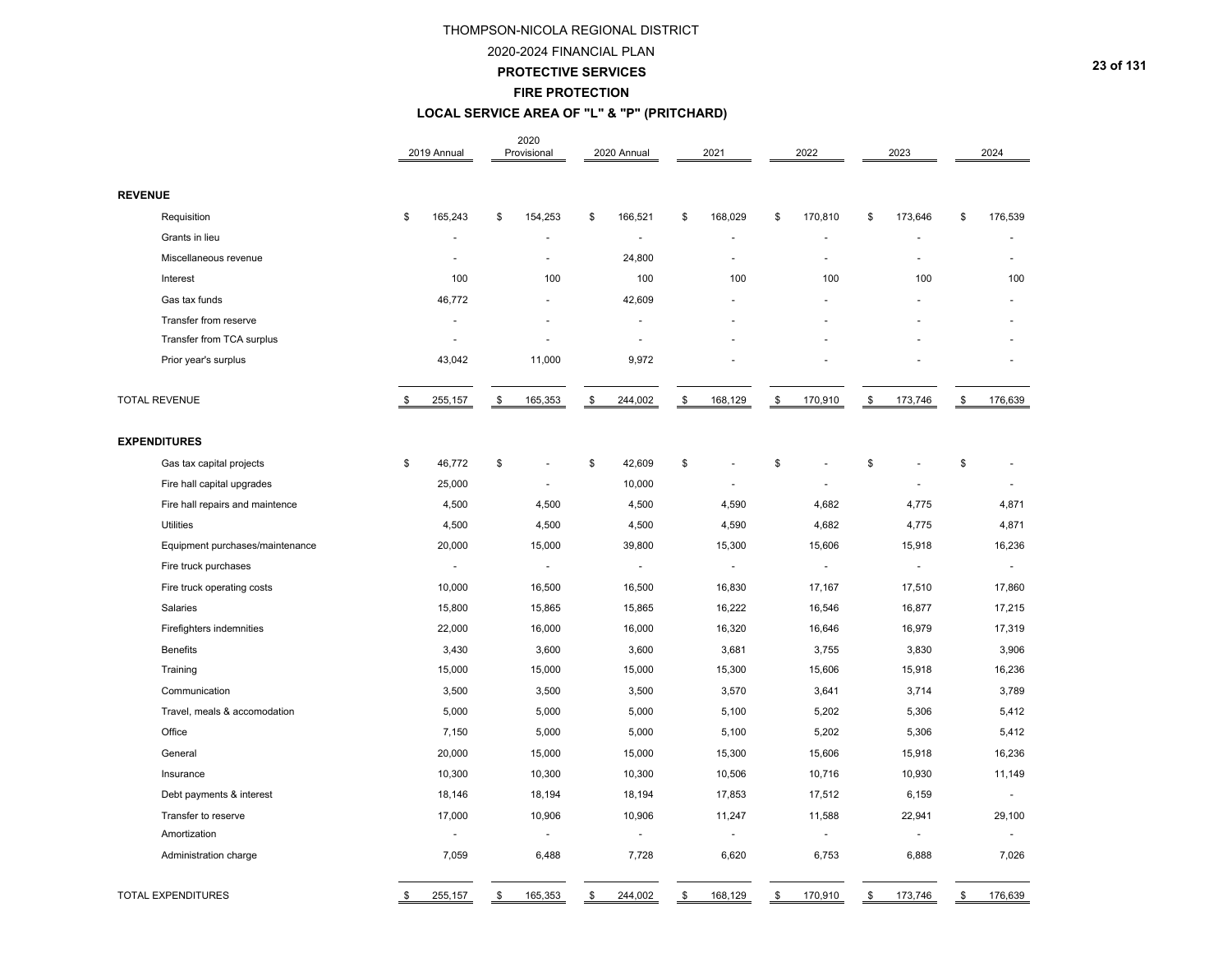THOMPSON-NICOLA REGIONAL DISTRICT

2020-2024 FINANCIAL PLAN

**PROTECTIVE SERVICES**

**FIRE PROTECTION**

**LOCAL SERVICE AREA OF "L" & "P" (PRITCHARD)**

| | 2019 Annual | 2020 Provisional | 2020 Annual | 2021 | 2022 | 2023 | 2024 |
|---|---|---|---|---|---|---|---|
| **REVENUE** | | | | | | | |
| Requisition | $ 165,243 | $ 154,253 | $ 166,521 | $ 168,029 | $ 170,810 | $ 173,646 | $ 176,539 |
| Grants in lieu | - | - | - | - | - | - | - |
| Miscellaneous revenue | - | - | 24,800 | - | - | - | - |
| Interest | 100 | 100 | 100 | 100 | 100 | 100 | 100 |
| Gas tax funds | 46,772 | - | 42,609 | - | - | - | - |
| Transfer from reserve | - | - | - | - | - | - | - |
| Transfer from TCA surplus | - | - | - | - | - | - | - |
| Prior year's surplus | 43,042 | 11,000 | 9,972 | - | - | - | - |
| TOTAL REVENUE | $ 255,157 | $ 165,353 | $ 244,002 | $ 168,129 | $ 170,910 | $ 173,746 | $ 176,639 |
| **EXPENDITURES** | | | | | | | |
| Gas tax capital projects | $ 46,772 | $ - | $ 42,609 | $ - | $ - | $ - | $ - |
| Fire hall capital upgrades | 25,000 | - | 10,000 | - | - | - | - |
| Fire hall repairs and maintence | 4,500 | 4,500 | 4,500 | 4,590 | 4,682 | 4,775 | 4,871 |
| Utilities | 4,500 | 4,500 | 4,500 | 4,590 | 4,682 | 4,775 | 4,871 |
| Equipment purchases/maintenance | 20,000 | 15,000 | 39,800 | 15,300 | 15,606 | 15,918 | 16,236 |
| Fire truck purchases | - | - | - | - | - | - | - |
| Fire truck operating costs | 10,000 | 16,500 | 16,500 | 16,830 | 17,167 | 17,510 | 17,860 |
| Salaries | 15,800 | 15,865 | 15,865 | 16,222 | 16,546 | 16,877 | 17,215 |
| Firefighters indemnities | 22,000 | 16,000 | 16,000 | 16,320 | 16,646 | 16,979 | 17,319 |
| Benefits | 3,430 | 3,600 | 3,600 | 3,681 | 3,755 | 3,830 | 3,906 |
| Training | 15,000 | 15,000 | 15,000 | 15,300 | 15,606 | 15,918 | 16,236 |
| Communication | 3,500 | 3,500 | 3,500 | 3,570 | 3,641 | 3,714 | 3,789 |
| Travel, meals & accomodation | 5,000 | 5,000 | 5,000 | 5,100 | 5,202 | 5,306 | 5,412 |
| Office | 7,150 | 5,000 | 5,000 | 5,100 | 5,202 | 5,306 | 5,412 |
| General | 20,000 | 15,000 | 15,000 | 15,300 | 15,606 | 15,918 | 16,236 |
| Insurance | 10,300 | 10,300 | 10,300 | 10,506 | 10,716 | 10,930 | 11,149 |
| Debt payments & interest | 18,146 | 18,194 | 18,194 | 17,853 | 17,512 | 6,159 | - |
| Transfer to reserve | 17,000 | 10,906 | 10,906 | 11,247 | 11,588 | 22,941 | 29,100 |
| Amortization | - | - | - | - | - | - | - |
| Administration charge | 7,059 | 6,488 | 7,728 | 6,620 | 6,753 | 6,888 | 7,026 |
| TOTAL EXPENDITURES | $ 255,157 | $ 165,353 | $ 244,002 | $ 168,129 | $ 170,910 | $ 173,746 | $ 176,639 |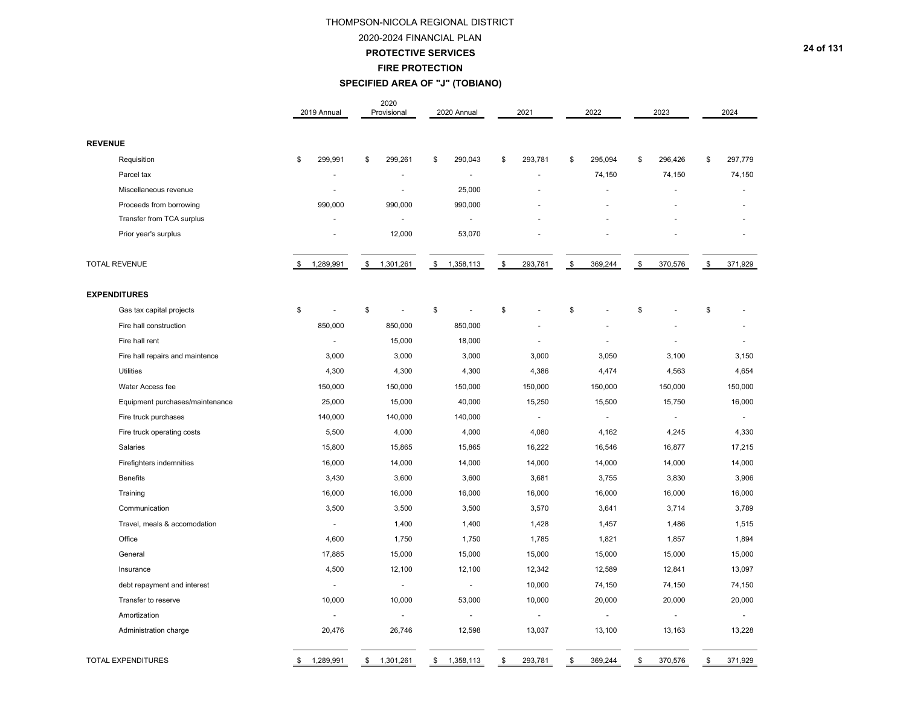# THOMPSON-NICOLA REGIONAL DISTRICT

## 2020-2024 FINANCIAL PLAN

### PROTECTIVE SERVICES

### FIRE PROTECTION

### SPECIFIED AREA OF "J" (TOBIANO)

| | 2019 Annual | 2020 Provisional | 2020 Annual | 2021 | 2022 | 2023 | 2024 |
|---|---|---|---|---|---|---|---|
| **REVENUE** | | | | | | | |
| Requisition | $ 299,991 | $ 299,261 | $ 290,043 | $ 293,781 | $ 295,094 | $ 296,426 | $ 297,779 |
| Parcel tax | - | - | - | - | 74,150 | 74,150 | 74,150 |
| Miscellaneous revenue | - | - | 25,000 | - | - | - | - |
| Proceeds from borrowing | 990,000 | 990,000 | 990,000 | - | - | - | - |
| Transfer from TCA surplus | - | - | - | - | - | - | - |
| Prior year's surplus | - | 12,000 | 53,070 | - | - | - | - |
| TOTAL REVENUE | $ 1,289,991 | $ 1,301,261 | $ 1,358,113 | $ 293,781 | $ 369,244 | $ 370,576 | $ 371,929 |
| **EXPENDITURES** | | | | | | | |
| Gas tax capital projects | $ - | $ - | $ - | $ - | $ - | $ - | $ - |
| Fire hall construction | 850,000 | 850,000 | 850,000 | - | - | - | - |
| Fire hall rent | - | 15,000 | 18,000 | - | - | - | - |
| Fire hall repairs and maintence | 3,000 | 3,000 | 3,000 | 3,000 | 3,050 | 3,100 | 3,150 |
| Utilities | 4,300 | 4,300 | 4,300 | 4,386 | 4,474 | 4,563 | 4,654 |
| Water Access fee | 150,000 | 150,000 | 150,000 | 150,000 | 150,000 | 150,000 | 150,000 |
| Equipment purchases/maintenance | 25,000 | 15,000 | 40,000 | 15,250 | 15,500 | 15,750 | 16,000 |
| Fire truck purchases | 140,000 | 140,000 | 140,000 | - | - | - | - |
| Fire truck operating costs | 5,500 | 4,000 | 4,000 | 4,080 | 4,162 | 4,245 | 4,330 |
| Salaries | 15,800 | 15,865 | 15,865 | 16,222 | 16,546 | 16,877 | 17,215 |
| Firefighters indemnities | 16,000 | 14,000 | 14,000 | 14,000 | 14,000 | 14,000 | 14,000 |
| Benefits | 3,430 | 3,600 | 3,600 | 3,681 | 3,755 | 3,830 | 3,906 |
| Training | 16,000 | 16,000 | 16,000 | 16,000 | 16,000 | 16,000 | 16,000 |
| Communication | 3,500 | 3,500 | 3,500 | 3,570 | 3,641 | 3,714 | 3,789 |
| Travel, meals & accomodation | - | 1,400 | 1,400 | 1,428 | 1,457 | 1,486 | 1,515 |
| Office | 4,600 | 1,750 | 1,750 | 1,785 | 1,821 | 1,857 | 1,894 |
| General | 17,885 | 15,000 | 15,000 | 15,000 | 15,000 | 15,000 | 15,000 |
| Insurance | 4,500 | 12,100 | 12,100 | 12,342 | 12,589 | 12,841 | 13,097 |
| debt repayment and interest | - | - | - | 10,000 | 74,150 | 74,150 | 74,150 |
| Transfer to reserve | 10,000 | 10,000 | 53,000 | 10,000 | 20,000 | 20,000 | 20,000 |
| Amortization | - | - | - | - | - | - | - |
| Administration charge | 20,476 | 26,746 | 12,598 | 13,037 | 13,100 | 13,163 | 13,228 |
| TOTAL EXPENDITURES | $ 1,289,991 | $ 1,301,261 | $ 1,358,113 | $ 293,781 | $ 369,244 | $ 370,576 | $ 371,929 |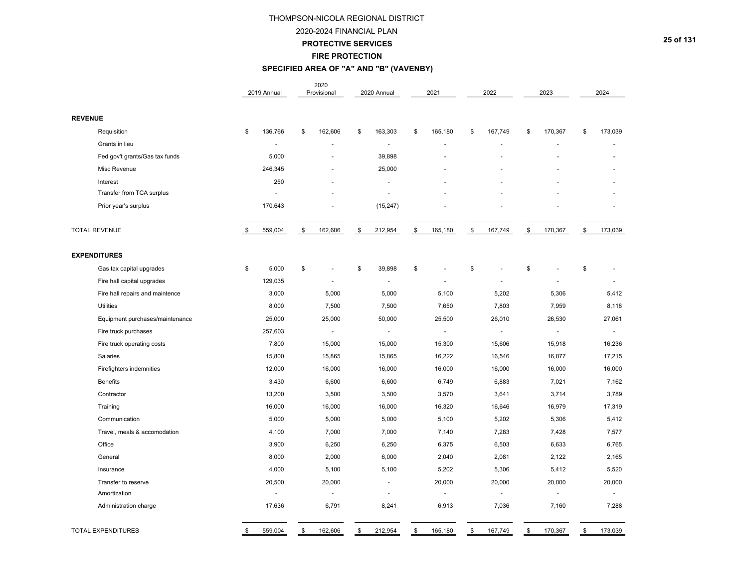# THOMPSON-NICOLA REGIONAL DISTRICT

## 2020-2024 FINANCIAL PLAN

### PROTECTIVE SERVICES

### FIRE PROTECTION

### SPECIFIED AREA OF "A" AND "B" (VAVENBY)

| | 2019 Annual | 2020 Provisional | 2020 Annual | 2021 | 2022 | 2023 | 2024 |
|---|---|---|---|---|---|---|---|
| **REVENUE** | | | | | | | |
| Requisition | $ 136,766 | $ 162,606 | $ 163,303 | $ 165,180 | $ 167,749 | $ 170,367 | $ 173,039 |
| Grants in lieu | - | - | - | - | - | - | - |
| Fed gov't grants/Gas tax funds | 5,000 | - | 39,898 | - | - | - | - |
| Misc Revenue | 246,345 | - | 25,000 | - | - | - | - |
| Interest | 250 | - | - | - | - | - | - |
| Transfer from TCA surplus | - | - | - | - | - | - | - |
| Prior year's surplus | 170,643 | - | (15,247) | - | - | - | - |
| TOTAL REVENUE | $ 559,004 | $ 162,606 | $ 212,954 | $ 165,180 | $ 167,749 | $ 170,367 | $ 173,039 |
| **EXPENDITURES** | | | | | | | |
| Gas tax capital upgrades | $ 5,000 | $ - | $ 39,898 | $ - | $ - | $ - | $ - |
| Fire hall capital upgrades | 129,035 | - | - | - | - | - | - |
| Fire hall repairs and maintence | 3,000 | 5,000 | 5,000 | 5,100 | 5,202 | 5,306 | 5,412 |
| Utilities | 8,000 | 7,500 | 7,500 | 7,650 | 7,803 | 7,959 | 8,118 |
| Equipment purchases/maintenance | 25,000 | 25,000 | 50,000 | 25,500 | 26,010 | 26,530 | 27,061 |
| Fire truck purchases | 257,603 | - | - | - | - | - | - |
| Fire truck operating costs | 7,800 | 15,000 | 15,000 | 15,300 | 15,606 | 15,918 | 16,236 |
| Salaries | 15,800 | 15,865 | 15,865 | 16,222 | 16,546 | 16,877 | 17,215 |
| Firefighters indemnities | 12,000 | 16,000 | 16,000 | 16,000 | 16,000 | 16,000 | 16,000 |
| Benefits | 3,430 | 6,600 | 6,600 | 6,749 | 6,883 | 7,021 | 7,162 |
| Contractor | 13,200 | 3,500 | 3,500 | 3,570 | 3,641 | 3,714 | 3,789 |
| Training | 16,000 | 16,000 | 16,000 | 16,320 | 16,646 | 16,979 | 17,319 |
| Communication | 5,000 | 5,000 | 5,000 | 5,100 | 5,202 | 5,306 | 5,412 |
| Travel, meals & accomodation | 4,100 | 7,000 | 7,000 | 7,140 | 7,283 | 7,428 | 7,577 |
| Office | 3,900 | 6,250 | 6,250 | 6,375 | 6,503 | 6,633 | 6,765 |
| General | 8,000 | 2,000 | 6,000 | 2,040 | 2,081 | 2,122 | 2,165 |
| Insurance | 4,000 | 5,100 | 5,100 | 5,202 | 5,306 | 5,412 | 5,520 |
| Transfer to reserve | 20,500 | 20,000 | - | 20,000 | 20,000 | 20,000 | 20,000 |
| Amortization | - | - | - | - | - | - | - |
| Administration charge | 17,636 | 6,791 | 8,241 | 6,913 | 7,036 | 7,160 | 7,288 |
| TOTAL EXPENDITURES | $ 559,004 | $ 162,606 | $ 212,954 | $ 165,180 | $ 167,749 | $ 170,367 | $ 173,039 |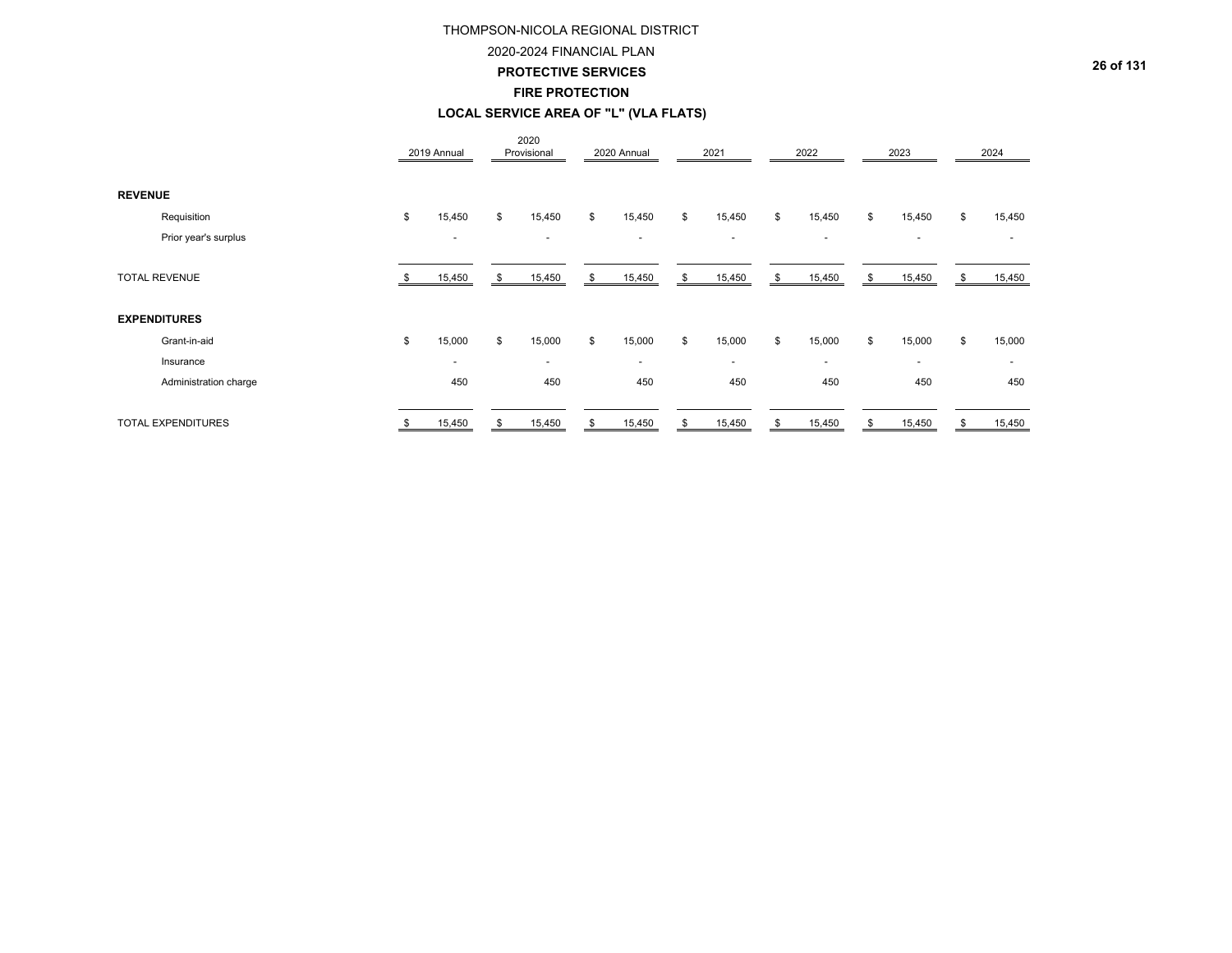THOMPSON-NICOLA REGIONAL DISTRICT

2020-2024 FINANCIAL PLAN

**PROTECTIVE SERVICES**

**FIRE PROTECTION**

**LOCAL SERVICE AREA OF "L" (VLA FLATS)**

| | 2019 Annual | 2020 Provisional | 2020 Annual | 2021 | 2022 | 2023 | 2024 |
|---|---|---|---|---|---|---|---|
| **REVENUE** | | | | | | | |
| Requisition | $ 15,450 | $ 15,450 | $ 15,450 | $ 15,450 | $ 15,450 | $ 15,450 | $ 15,450 |
| Prior year's surplus | - | - | - | - | - | - | - |
| TOTAL REVENUE | $ 15,450 | $ 15,450 | $ 15,450 | $ 15,450 | $ 15,450 | $ 15,450 | $ 15,450 |
| **EXPENDITURES** | | | | | | | |
| Grant-in-aid | $ 15,000 | $ 15,000 | $ 15,000 | $ 15,000 | $ 15,000 | $ 15,000 | $ 15,000 |
| Insurance | - | - | - | - | - | - | - |
| Administration charge | 450 | 450 | 450 | 450 | 450 | 450 | 450 |
| TOTAL EXPENDITURES | $ 15,450 | $ 15,450 | $ 15,450 | $ 15,450 | $ 15,450 | $ 15,450 | $ 15,450 |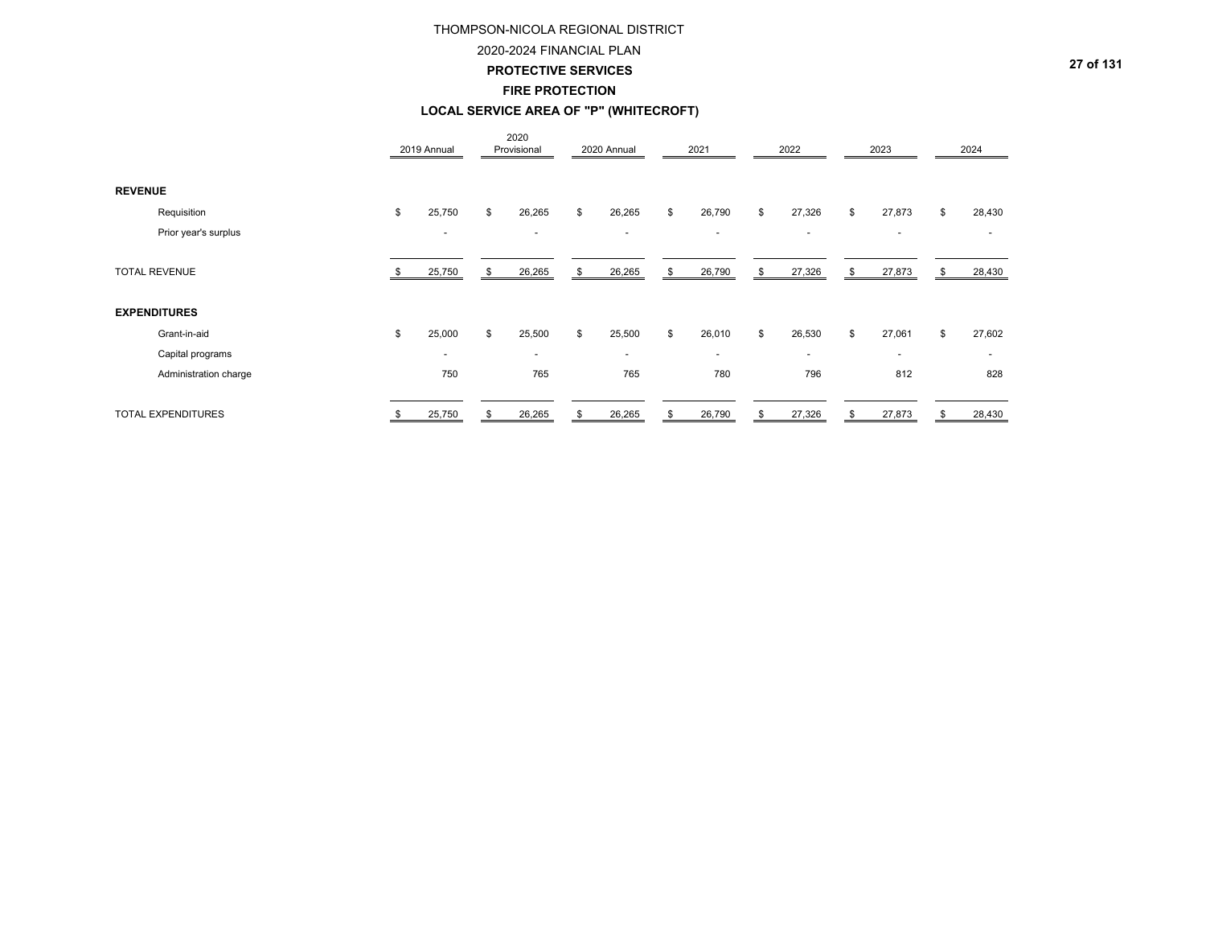# THOMPSON-NICOLA REGIONAL DISTRICT

## 2020-2024 FINANCIAL PLAN

### PROTECTIVE SERVICES

### FIRE PROTECTION

### LOCAL SERVICE AREA OF "P" (WHITECROFT)

| | 2019 Annual | 2020 Provisional | 2020 Annual | 2021 | 2022 | 2023 | 2024 |
|---|---|---|---|---|---|---|---|
| **REVENUE** | | | | | | | |
| Requisition | $ 25,750 | $ 26,265 | $ 26,265 | $ 26,790 | $ 27,326 | $ 27,873 | $ 28,430 |
| Prior year's surplus | - | - | - | - | - | - | - |
| TOTAL REVENUE | $ 25,750 | $ 26,265 | $ 26,265 | $ 26,790 | $ 27,326 | $ 27,873 | $ 28,430 |
| **EXPENDITURES** | | | | | | | |
| Grant-in-aid | $ 25,000 | $ 25,500 | $ 25,500 | $ 26,010 | $ 26,530 | $ 27,061 | $ 27,602 |
| Capital programs | - | - | - | - | - | - | - |
| Administration charge | 750 | 765 | 765 | 780 | 796 | 812 | 828 |
| TOTAL EXPENDITURES | $ 25,750 | $ 26,265 | $ 26,265 | $ 26,790 | $ 27,326 | $ 27,873 | $ 28,430 |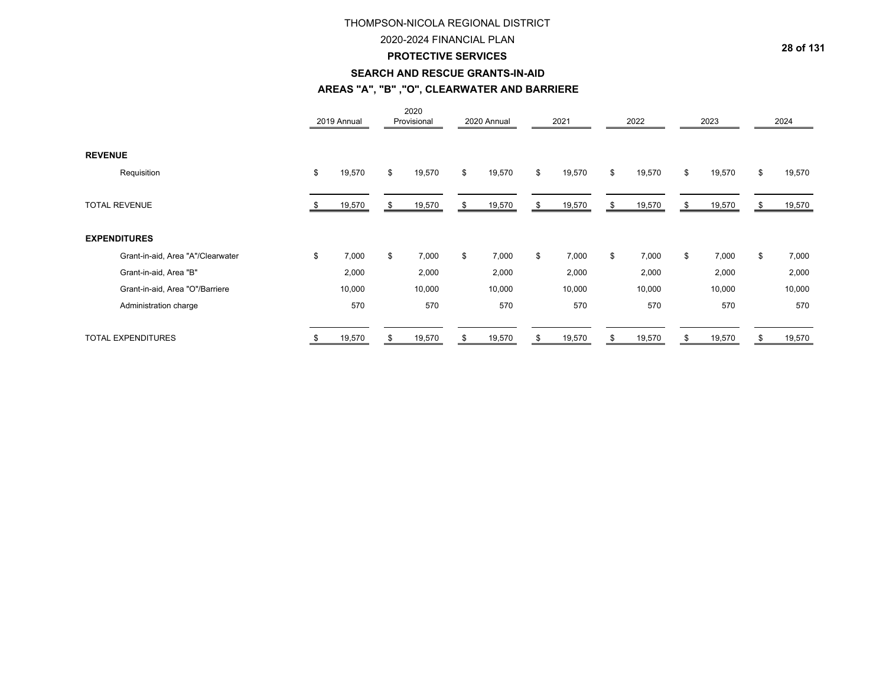# THOMPSON-NICOLA REGIONAL DISTRICT

## 2020-2024 FINANCIAL PLAN

### PROTECTIVE SERVICES

### SEARCH AND RESCUE GRANTS-IN-AID

### AREAS "A", "B" ,"O", CLEARWATER AND BARRIERE

| | 2019 Annual | 2020 Provisional | 2020 Annual | 2021 | 2022 | 2023 | 2024 |
|---|---|---|---|---|---|---|---|
| **REVENUE** | | | | | | | |
| Requisition | $ 19,570 | $ 19,570 | $ 19,570 | $ 19,570 | $ 19,570 | $ 19,570 | $ 19,570 |
| TOTAL REVENUE | $ 19,570 | $ 19,570 | $ 19,570 | $ 19,570 | $ 19,570 | $ 19,570 | $ 19,570 |
| **EXPENDITURES** | | | | | | | |
| Grant-in-aid, Area "A"/Clearwater | $ 7,000 | $ 7,000 | $ 7,000 | $ 7,000 | $ 7,000 | $ 7,000 | $ 7,000 |
| Grant-in-aid, Area "B" | 2,000 | 2,000 | 2,000 | 2,000 | 2,000 | 2,000 | 2,000 |
| Grant-in-aid, Area "O"/Barriere | 10,000 | 10,000 | 10,000 | 10,000 | 10,000 | 10,000 | 10,000 |
| Administration charge | 570 | 570 | 570 | 570 | 570 | 570 | 570 |
| TOTAL EXPENDITURES | $ 19,570 | $ 19,570 | $ 19,570 | $ 19,570 | $ 19,570 | $ 19,570 | $ 19,570 |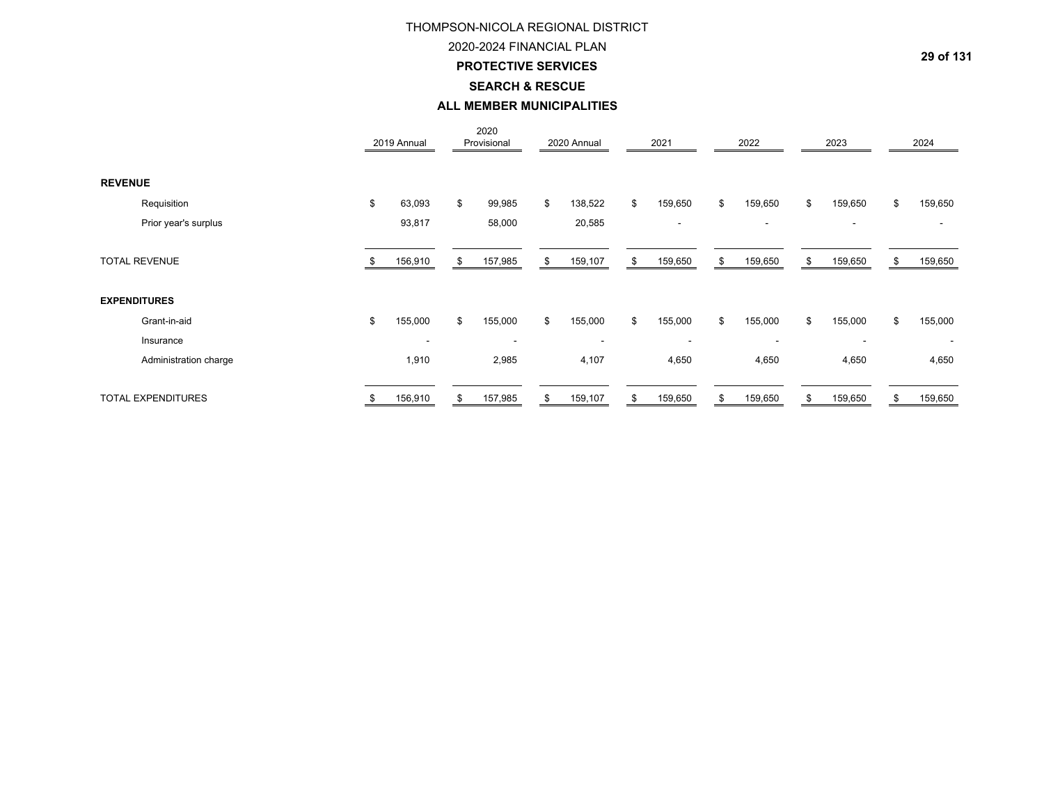# THOMPSON-NICOLA REGIONAL DISTRICT

## 2020-2024 FINANCIAL PLAN

## PROTECTIVE SERVICES

### SEARCH & RESCUE

### ALL MEMBER MUNICIPALITIES

| | 2019 Annual | 2020 Provisional | 2020 Annual | 2021 | 2022 | 2023 | 2024 |
|---|---|---|---|---|---|---|---|
| **REVENUE** | | | | | | | |
| Requisition | $ 63,093 | $ 99,985 | $ 138,522 | $ 159,650 | $ 159,650 | $ 159,650 | $ 159,650 |
| Prior year's surplus | 93,817 | 58,000 | 20,585 | - | - | - | - |
| TOTAL REVENUE | $ 156,910 | $ 157,985 | $ 159,107 | $ 159,650 | $ 159,650 | $ 159,650 | $ 159,650 |
| **EXPENDITURES** | | | | | | | |
| Grant-in-aid | $ 155,000 | $ 155,000 | $ 155,000 | $ 155,000 | $ 155,000 | $ 155,000 | $ 155,000 |
| Insurance | - | - | - | - | - | - | - |
| Administration charge | 1,910 | 2,985 | 4,107 | 4,650 | 4,650 | 4,650 | 4,650 |
| TOTAL EXPENDITURES | $ 156,910 | $ 157,985 | $ 159,107 | $ 159,650 | $ 159,650 | $ 159,650 | $ 159,650 |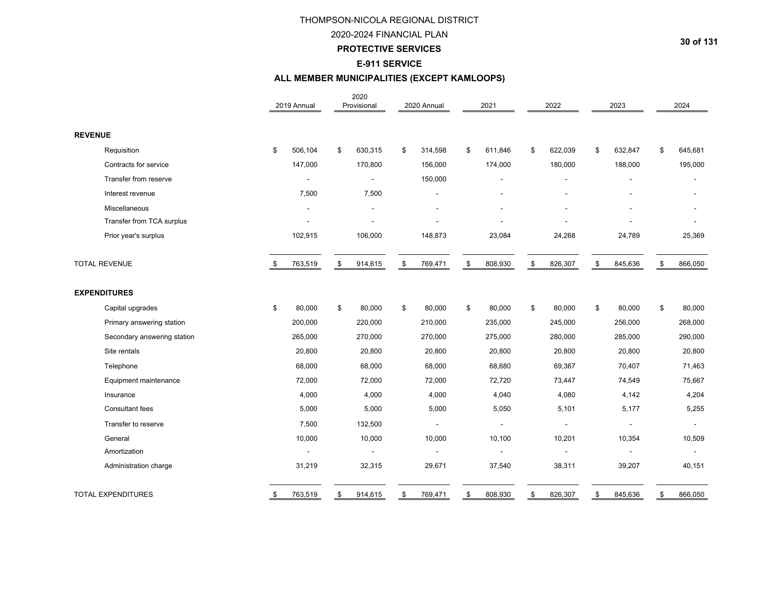THOMPSON-NICOLA REGIONAL DISTRICT

2020-2024 FINANCIAL PLAN

**PROTECTIVE SERVICES**

**E-911 SERVICE**

**ALL MEMBER MUNICIPALITIES (EXCEPT KAMLOOPS)**

| | 2019 Annual | 2020 Provisional | 2020 Annual | 2021 | 2022 | 2023 | 2024 |
|---|---|---|---|---|---|---|---|
| **REVENUE** | | | | | | | |
| Requisition | $ 506,104 | $ 630,315 | $ 314,598 | $ 611,846 | $ 622,039 | $ 632,847 | $ 645,681 |
| Contracts for service | 147,000 | 170,800 | 156,000 | 174,000 | 180,000 | 188,000 | 195,000 |
| Transfer from reserve | - | - | 150,000 | - | - | - | - |
| Interest revenue | 7,500 | 7,500 | - | - | - | - | - |
| Miscellaneous | - | - | - | - | - | - | - |
| Transfer from TCA surplus | - | - | - | - | - | - | - |
| Prior year's surplus | 102,915 | 106,000 | 148,873 | 23,084 | 24,268 | 24,789 | 25,369 |
| TOTAL REVENUE | $ 763,519 | $ 914,615 | $ 769,471 | $ 808,930 | $ 826,307 | $ 845,636 | $ 866,050 |
| **EXPENDITURES** | | | | | | | |
| Capital upgrades | $ 80,000 | $ 80,000 | $ 80,000 | $ 80,000 | $ 80,000 | $ 80,000 | $ 80,000 |
| Primary answering station | 200,000 | 220,000 | 210,000 | 235,000 | 245,000 | 256,000 | 268,000 |
| Secondary answering station | 265,000 | 270,000 | 270,000 | 275,000 | 280,000 | 285,000 | 290,000 |
| Site rentals | 20,800 | 20,800 | 20,800 | 20,800 | 20,800 | 20,800 | 20,800 |
| Telephone | 68,000 | 68,000 | 68,000 | 68,680 | 69,367 | 70,407 | 71,463 |
| Equipment maintenance | 72,000 | 72,000 | 72,000 | 72,720 | 73,447 | 74,549 | 75,667 |
| Insurance | 4,000 | 4,000 | 4,000 | 4,040 | 4,080 | 4,142 | 4,204 |
| Consultant fees | 5,000 | 5,000 | 5,000 | 5,050 | 5,101 | 5,177 | 5,255 |
| Transfer to reserve | 7,500 | 132,500 | - | - | - | - | - |
| General | 10,000 | 10,000 | 10,000 | 10,100 | 10,201 | 10,354 | 10,509 |
| Amortization | - | - | - | - | - | - | - |
| Administration charge | 31,219 | 32,315 | 29,671 | 37,540 | 38,311 | 39,207 | 40,151 |
| TOTAL EXPENDITURES | $ 763,519 | $ 914,615 | $ 769,471 | $ 808,930 | $ 826,307 | $ 845,636 | $ 866,050 |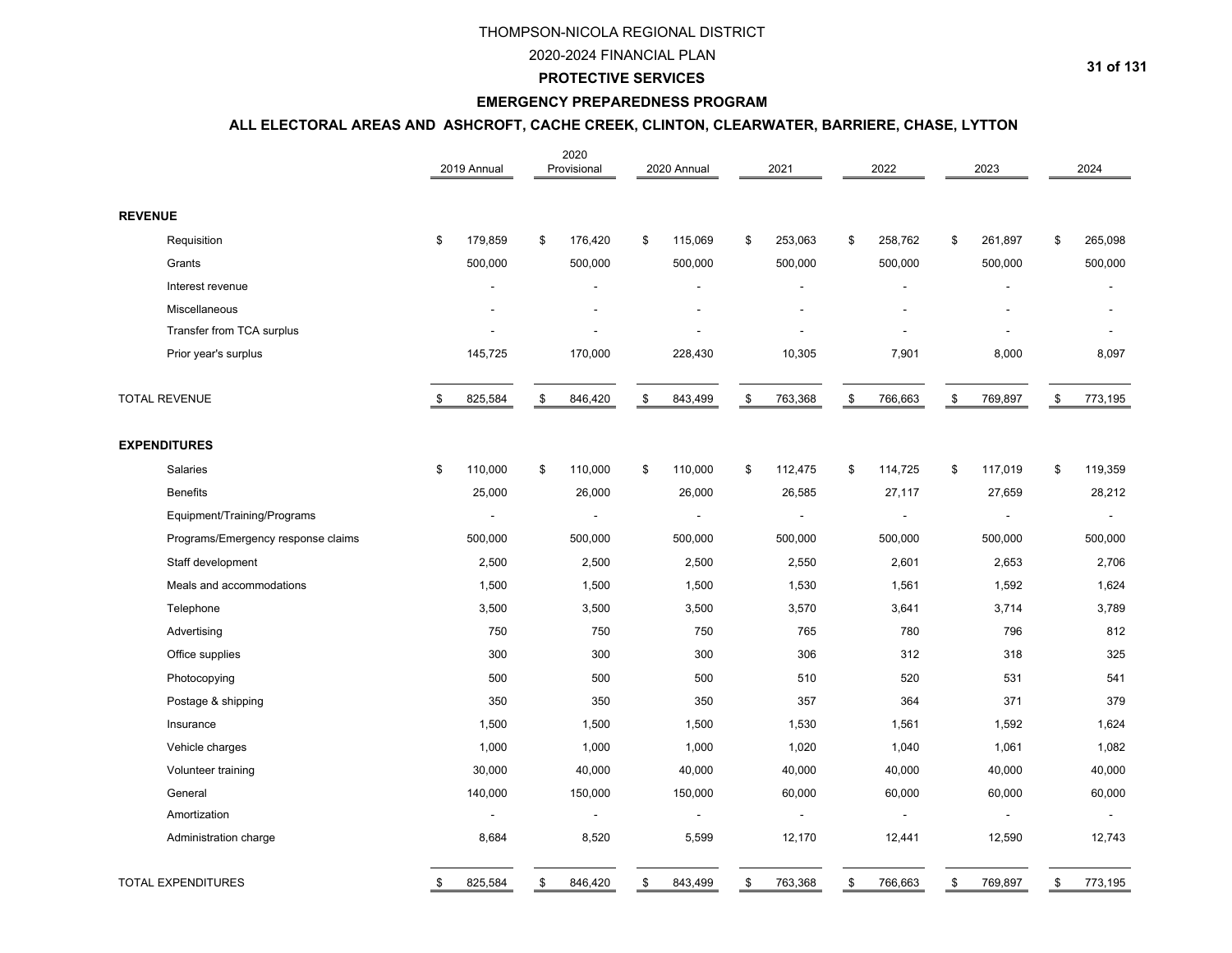# THOMPSON-NICOLA REGIONAL DISTRICT

## 2020-2024 FINANCIAL PLAN

## PROTECTIVE SERVICES

### EMERGENCY PREPAREDNESS PROGRAM

### ALL ELECTORAL AREAS AND ASHCROFT, CACHE CREEK, CLINTON, CLEARWATER, BARRIERE, CHASE, LYTTON

| | 2019 Annual | 2020 Provisional | 2020 Annual | 2021 | 2022 | 2023 | 2024 |
|---|---|---|---|---|---|---|---|
| **REVENUE** | | | | | | | |
| Requisition | $ 179,859 | $ 176,420 | $ 115,069 | $ 253,063 | $ 258,762 | $ 261,897 | $ 265,098 |
| Grants | 500,000 | 500,000 | 500,000 | 500,000 | 500,000 | 500,000 | 500,000 |
| Interest revenue | - | - | - | - | - | - | - |
| Miscellaneous | - | - | - | - | - | - | - |
| Transfer from TCA surplus | - | - | - | - | - | - | - |
| Prior year's surplus | 145,725 | 170,000 | 228,430 | 10,305 | 7,901 | 8,000 | 8,097 |
| TOTAL REVENUE | $ 825,584 | $ 846,420 | $ 843,499 | $ 763,368 | $ 766,663 | $ 769,897 | $ 773,195 |
| **EXPENDITURES** | | | | | | | |
| Salaries | $ 110,000 | $ 110,000 | $ 110,000 | $ 112,475 | $ 114,725 | $ 117,019 | $ 119,359 |
| Benefits | 25,000 | 26,000 | 26,000 | 26,585 | 27,117 | 27,659 | 28,212 |
| Equipment/Training/Programs | - | - | - | - | - | - | - |
| Programs/Emergency response claims | 500,000 | 500,000 | 500,000 | 500,000 | 500,000 | 500,000 | 500,000 |
| Staff development | 2,500 | 2,500 | 2,500 | 2,550 | 2,601 | 2,653 | 2,706 |
| Meals and accommodations | 1,500 | 1,500 | 1,500 | 1,530 | 1,561 | 1,592 | 1,624 |
| Telephone | 3,500 | 3,500 | 3,500 | 3,570 | 3,641 | 3,714 | 3,789 |
| Advertising | 750 | 750 | 750 | 765 | 780 | 796 | 812 |
| Office supplies | 300 | 300 | 300 | 306 | 312 | 318 | 325 |
| Photocopying | 500 | 500 | 500 | 510 | 520 | 531 | 541 |
| Postage & shipping | 350 | 350 | 350 | 357 | 364 | 371 | 379 |
| Insurance | 1,500 | 1,500 | 1,500 | 1,530 | 1,561 | 1,592 | 1,624 |
| Vehicle charges | 1,000 | 1,000 | 1,000 | 1,020 | 1,040 | 1,061 | 1,082 |
| Volunteer training | 30,000 | 40,000 | 40,000 | 40,000 | 40,000 | 40,000 | 40,000 |
| General | 140,000 | 150,000 | 150,000 | 60,000 | 60,000 | 60,000 | 60,000 |
| Amortization | - | - | - | - | - | - | - |
| Administration charge | 8,684 | 8,520 | 5,599 | 12,170 | 12,441 | 12,590 | 12,743 |
| TOTAL EXPENDITURES | $ 825,584 | $ 846,420 | $ 843,499 | $ 763,368 | $ 766,663 | $ 769,897 | $ 773,195 |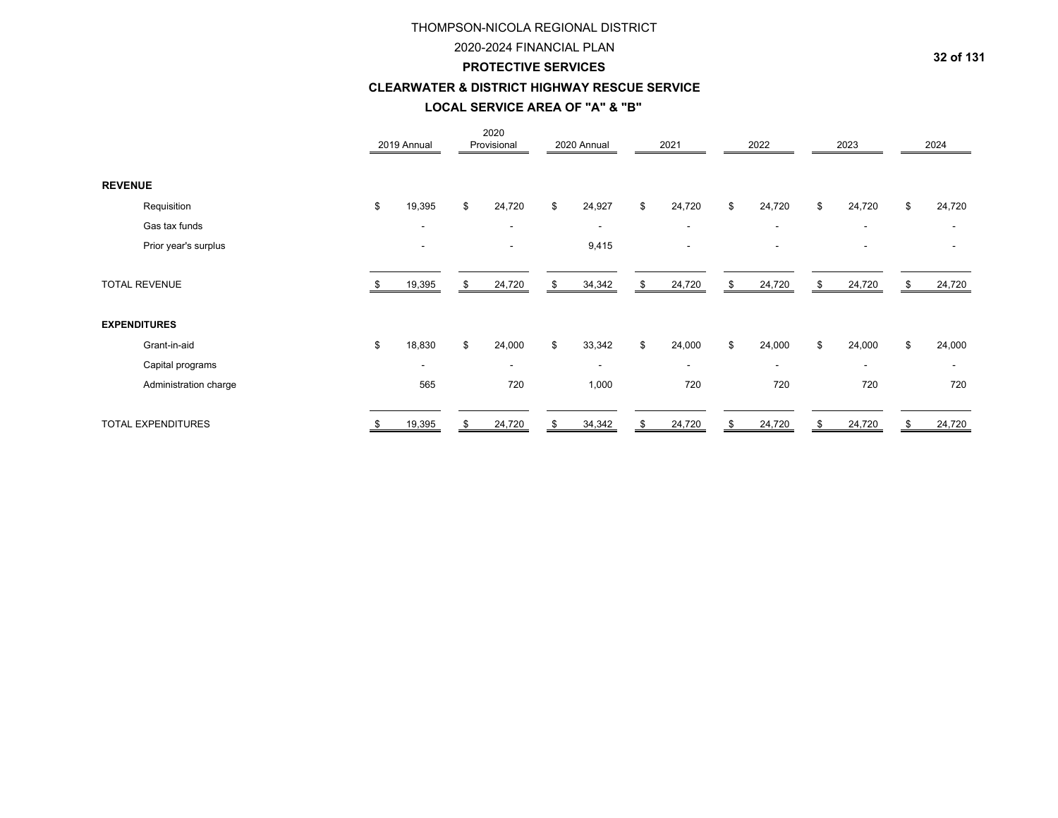THOMPSON-NICOLA REGIONAL DISTRICT

2020-2024 FINANCIAL PLAN

**PROTECTIVE SERVICES**

**CLEARWATER & DISTRICT HIGHWAY RESCUE SERVICE**

**LOCAL SERVICE AREA OF "A" & "B"**

| | 2019 Annual | 2020 Provisional | 2020 Annual | 2021 | 2022 | 2023 | 2024 |
|---|---|---|---|---|---|---|---|
| **REVENUE** | | | | | | | |
| Requisition | $ 19,395 | $ 24,720 | $ 24,927 | $ 24,720 | $ 24,720 | $ 24,720 | $ 24,720 |
| Gas tax funds | - | - | - | - | - | - | - |
| Prior year's surplus | - | - | 9,415 | - | - | - | - |
| TOTAL REVENUE | $ 19,395 | $ 24,720 | $ 34,342 | $ 24,720 | $ 24,720 | $ 24,720 | $ 24,720 |
| **EXPENDITURES** | | | | | | | |
| Grant-in-aid | $ 18,830 | $ 24,000 | $ 33,342 | $ 24,000 | $ 24,000 | $ 24,000 | $ 24,000 |
| Capital programs | - | - | - | - | - | - | - |
| Administration charge | 565 | 720 | 1,000 | 720 | 720 | 720 | 720 |
| TOTAL EXPENDITURES | $ 19,395 | $ 24,720 | $ 34,342 | $ 24,720 | $ 24,720 | $ 24,720 | $ 24,720 |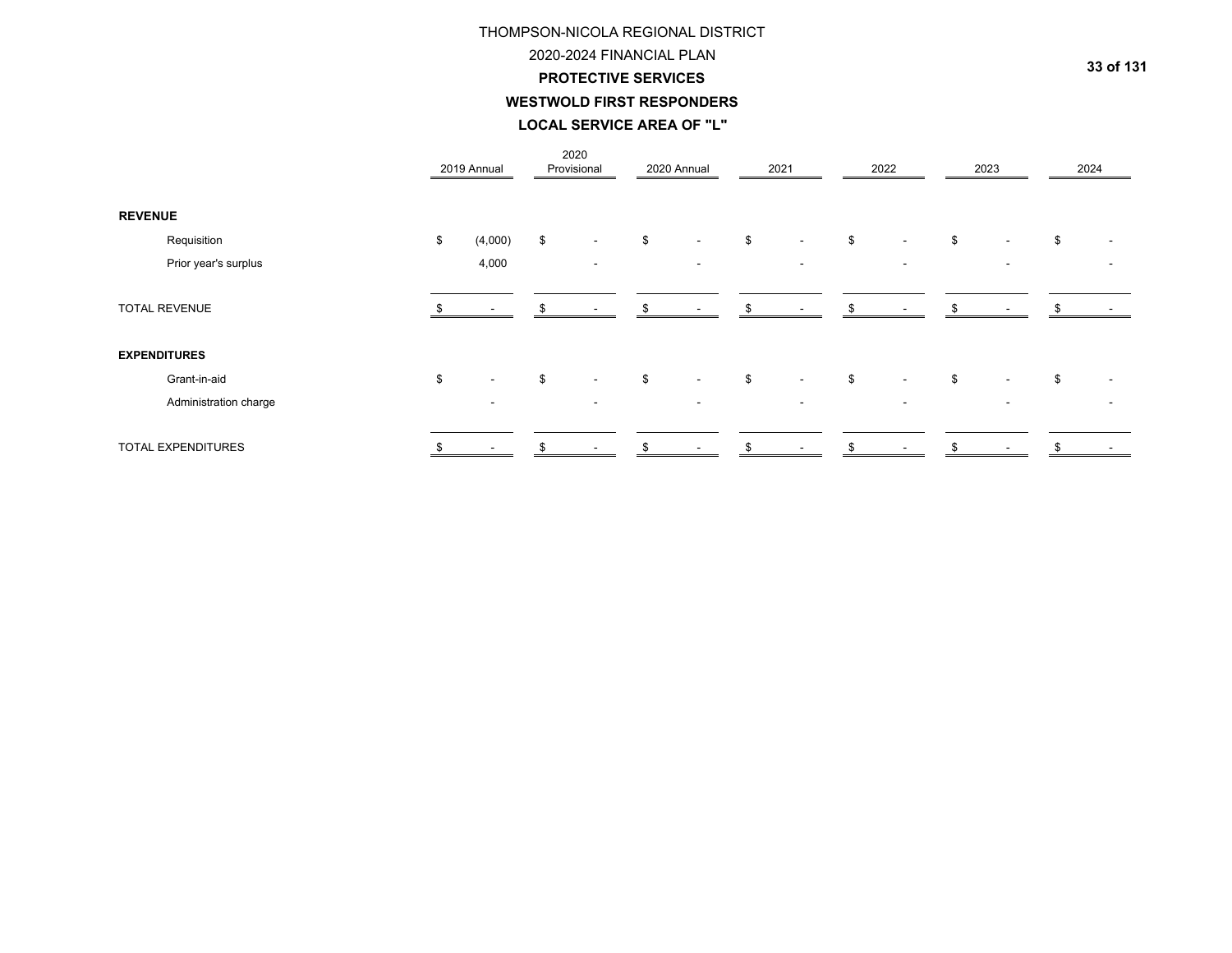# THOMPSON-NICOLA REGIONAL DISTRICT

## 2020-2024 FINANCIAL PLAN

### PROTECTIVE SERVICES

### WESTWOLD FIRST RESPONDERS

### LOCAL SERVICE AREA OF "L"

| | 2019 Annual | 2020 Provisional | 2020 Annual | 2021 | 2022 | 2023 | 2024 |
|---|---|---|---|---|---|---|---|
| **REVENUE** | | | | | | | |
| Requisition | $ (4,000) | $ - | $ - | $ - | $ - | $ - | $ - |
| Prior year's surplus | 4,000 | - | - | - | - | - | - |
| TOTAL REVENUE | $ - | $ - | $ - | $ - | $ - | $ - | $ - |
| **EXPENDITURES** | | | | | | | |
| Grant-in-aid | $ - | $ - | $ - | $ - | $ - | $ - | $ - |
| Administration charge | - | - | - | - | - | - | - |
| TOTAL EXPENDITURES | $ - | $ - | $ - | $ - | $ - | $ - | $ - |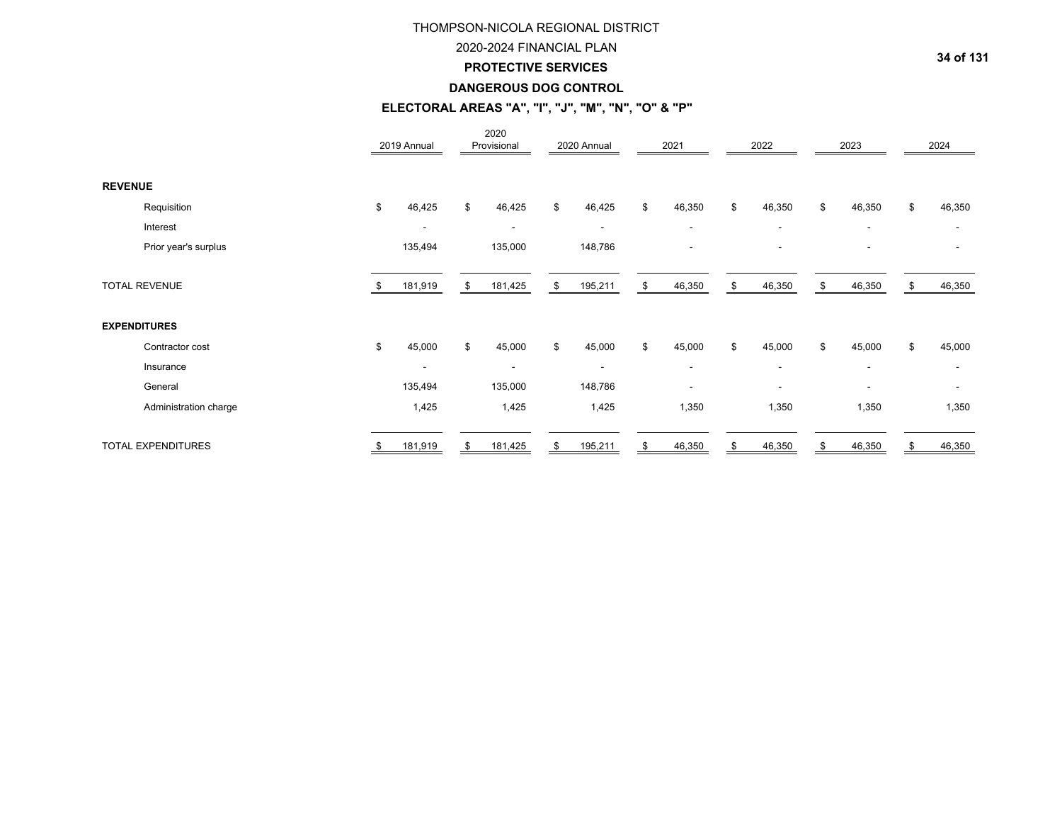# THOMPSON-NICOLA REGIONAL DISTRICT

## 2020-2024 FINANCIAL PLAN

### PROTECTIVE SERVICES

### DANGEROUS DOG CONTROL

### ELECTORAL AREAS "A", "I", "J", "M", "N", "O" & "P"

| | 2019 Annual | 2020 Provisional | 2020 Annual | 2021 | 2022 | 2023 | 2024 |
|---|---|---|---|---|---|---|---|
| **REVENUE** | | | | | | | |
| Requisition | $ 46,425 | $ 46,425 | $ 46,425 | $ 46,350 | $ 46,350 | $ 46,350 | $ 46,350 |
| Interest | - | - | - | - | - | - | - |
| Prior year's surplus | 135,494 | 135,000 | 148,786 | - | - | - | - |
| TOTAL REVENUE | $ 181,919 | $ 181,425 | $ 195,211 | $ 46,350 | $ 46,350 | $ 46,350 | $ 46,350 |
| **EXPENDITURES** | | | | | | | |
| Contractor cost | $ 45,000 | $ 45,000 | $ 45,000 | $ 45,000 | $ 45,000 | $ 45,000 | $ 45,000 |
| Insurance | - | - | - | - | - | - | - |
| General | 135,494 | 135,000 | 148,786 | - | - | - | - |
| Administration charge | 1,425 | 1,425 | 1,425 | 1,350 | 1,350 | 1,350 | 1,350 |
| TOTAL EXPENDITURES | $ 181,919 | $ 181,425 | $ 195,211 | $ 46,350 | $ 46,350 | $ 46,350 | $ 46,350 |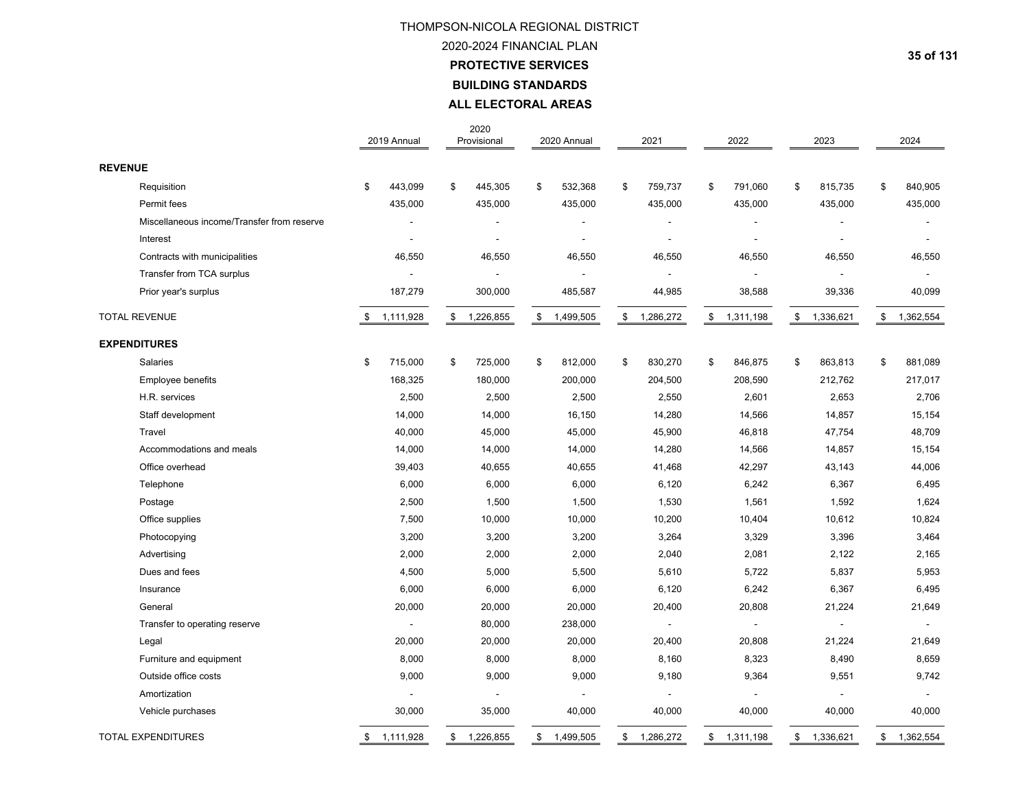THOMPSON-NICOLA REGIONAL DISTRICT

2020-2024 FINANCIAL PLAN

**PROTECTIVE SERVICES**

**BUILDING STANDARDS**

**ALL ELECTORAL AREAS**

| | 2019 Annual | 2020 Provisional | 2020 Annual | 2021 | 2022 | 2023 | 2024 |
|---|---|---|---|---|---|---|---|
| **REVENUE** | | | | | | | |
| Requisition | $ 443,099 | $ 445,305 | $ 532,368 | $ 759,737 | $ 791,060 | $ 815,735 | $ 840,905 |
| Permit fees | 435,000 | 435,000 | 435,000 | 435,000 | 435,000 | 435,000 | 435,000 |
| Miscellaneous income/Transfer from reserve | - | - | - | - | - | - | - |
| Interest | - | - | - | - | - | - | - |
| Contracts with municipalities | 46,550 | 46,550 | 46,550 | 46,550 | 46,550 | 46,550 | 46,550 |
| Transfer from TCA surplus | - | - | - | - | - | - | - |
| Prior year's surplus | 187,279 | 300,000 | 485,587 | 44,985 | 38,588 | 39,336 | 40,099 |
| TOTAL REVENUE | $ 1,111,928 | $ 1,226,855 | $ 1,499,505 | $ 1,286,272 | $ 1,311,198 | $ 1,336,621 | $ 1,362,554 |
| **EXPENDITURES** | | | | | | | |
| Salaries | $ 715,000 | $ 725,000 | $ 812,000 | $ 830,270 | $ 846,875 | $ 863,813 | $ 881,089 |
| Employee benefits | 168,325 | 180,000 | 200,000 | 204,500 | 208,590 | 212,762 | 217,017 |
| H.R. services | 2,500 | 2,500 | 2,500 | 2,550 | 2,601 | 2,653 | 2,706 |
| Staff development | 14,000 | 14,000 | 16,150 | 14,280 | 14,566 | 14,857 | 15,154 |
| Travel | 40,000 | 45,000 | 45,000 | 45,900 | 46,818 | 47,754 | 48,709 |
| Accommodations and meals | 14,000 | 14,000 | 14,000 | 14,280 | 14,566 | 14,857 | 15,154 |
| Office overhead | 39,403 | 40,655 | 40,655 | 41,468 | 42,297 | 43,143 | 44,006 |
| Telephone | 6,000 | 6,000 | 6,000 | 6,120 | 6,242 | 6,367 | 6,495 |
| Postage | 2,500 | 1,500 | 1,500 | 1,530 | 1,561 | 1,592 | 1,624 |
| Office supplies | 7,500 | 10,000 | 10,000 | 10,200 | 10,404 | 10,612 | 10,824 |
| Photocopying | 3,200 | 3,200 | 3,200 | 3,264 | 3,329 | 3,396 | 3,464 |
| Advertising | 2,000 | 2,000 | 2,000 | 2,040 | 2,081 | 2,122 | 2,165 |
| Dues and fees | 4,500 | 5,000 | 5,500 | 5,610 | 5,722 | 5,837 | 5,953 |
| Insurance | 6,000 | 6,000 | 6,000 | 6,120 | 6,242 | 6,367 | 6,495 |
| General | 20,000 | 20,000 | 20,000 | 20,400 | 20,808 | 21,224 | 21,649 |
| Transfer to operating reserve | - | 80,000 | 238,000 | - | - | - | - |
| Legal | 20,000 | 20,000 | 20,000 | 20,400 | 20,808 | 21,224 | 21,649 |
| Furniture and equipment | 8,000 | 8,000 | 8,000 | 8,160 | 8,323 | 8,490 | 8,659 |
| Outside office costs | 9,000 | 9,000 | 9,000 | 9,180 | 9,364 | 9,551 | 9,742 |
| Amortization | - | - | - | - | - | - | - |
| Vehicle purchases | 30,000 | 35,000 | 40,000 | 40,000 | 40,000 | 40,000 | 40,000 |
| TOTAL EXPENDITURES | $ 1,111,928 | $ 1,226,855 | $ 1,499,505 | $ 1,286,272 | $ 1,311,198 | $ 1,336,621 | $ 1,362,554 |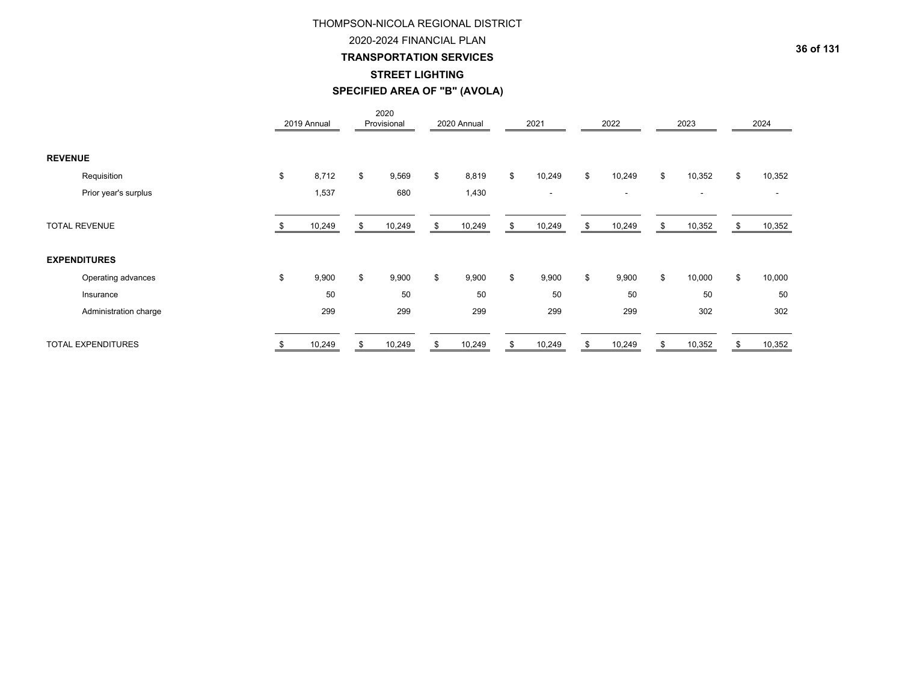THOMPSON-NICOLA REGIONAL DISTRICT

2020-2024 FINANCIAL PLAN

**TRANSPORTATION SERVICES**

**STREET LIGHTING**

**SPECIFIED AREA OF "B" (AVOLA)**

| | 2019 Annual | 2020 Provisional | 2020 Annual | 2021 | 2022 | 2023 | 2024 |
|---|---|---|---|---|---|---|---|
| **REVENUE** | | | | | | | |
| Requisition | $ 8,712 | $ 9,569 | $ 8,819 | $ 10,249 | $ 10,249 | $ 10,352 | $ 10,352 |
| Prior year's surplus | 1,537 | 680 | 1,430 | - | - | - | - |
| TOTAL REVENUE | $ 10,249 | $ 10,249 | $ 10,249 | $ 10,249 | $ 10,249 | $ 10,352 | $ 10,352 |
| **EXPENDITURES** | | | | | | | |
| Operating advances | $ 9,900 | $ 9,900 | $ 9,900 | $ 9,900 | $ 9,900 | $ 10,000 | $ 10,000 |
| Insurance | 50 | 50 | 50 | 50 | 50 | 50 | 50 |
| Administration charge | 299 | 299 | 299 | 299 | 299 | 302 | 302 |
| TOTAL EXPENDITURES | $ 10,249 | $ 10,249 | $ 10,249 | $ 10,249 | $ 10,249 | $ 10,352 | $ 10,352 |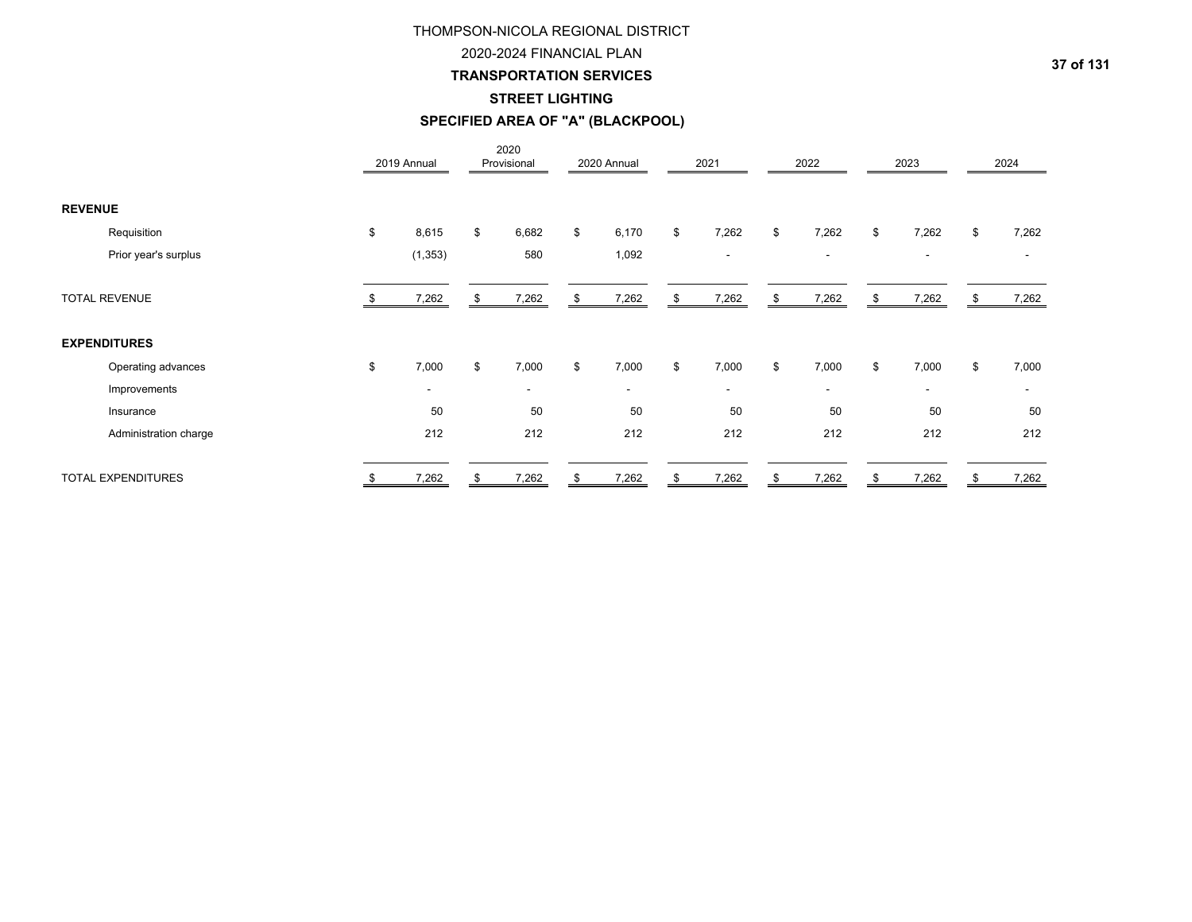# THOMPSON-NICOLA REGIONAL DISTRICT

## 2020-2024 FINANCIAL PLAN

## TRANSPORTATION SERVICES

### STREET LIGHTING

### SPECIFIED AREA OF "A" (BLACKPOOL)

| | 2019 Annual | 2020 Provisional | 2020 Annual | 2021 | 2022 | 2023 | 2024 |
|---|---|---|---|---|---|---|---|
| **REVENUE** | | | | | | | |
| Requisition | $ 8,615 | $ 6,682 | $ 6,170 | $ 7,262 | $ 7,262 | $ 7,262 | $ 7,262 |
| Prior year's surplus | (1,353) | 580 | 1,092 | - | - | - | - |
| TOTAL REVENUE | $ 7,262 | $ 7,262 | $ 7,262 | $ 7,262 | $ 7,262 | $ 7,262 | $ 7,262 |
| **EXPENDITURES** | | | | | | | |
| Operating advances | $ 7,000 | $ 7,000 | $ 7,000 | $ 7,000 | $ 7,000 | $ 7,000 | $ 7,000 |
| Improvements | - | - | - | - | - | - | - |
| Insurance | 50 | 50 | 50 | 50 | 50 | 50 | 50 |
| Administration charge | 212 | 212 | 212 | 212 | 212 | 212 | 212 |
| TOTAL EXPENDITURES | $ 7,262 | $ 7,262 | $ 7,262 | $ 7,262 | $ 7,262 | $ 7,262 | $ 7,262 |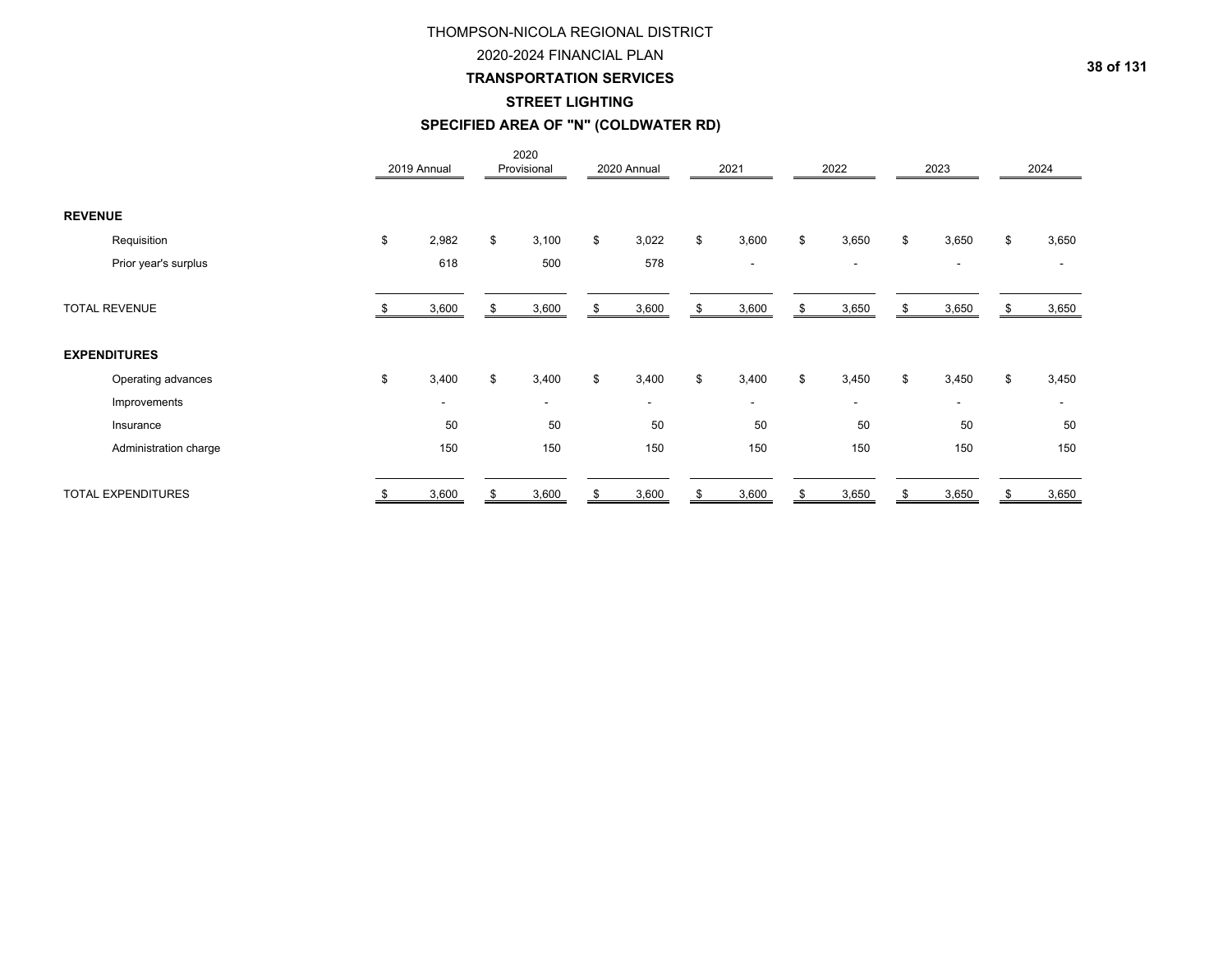# THOMPSON-NICOLA REGIONAL DISTRICT

## 2020-2024 FINANCIAL PLAN

### TRANSPORTATION SERVICES

### STREET LIGHTING

### SPECIFIED AREA OF "N" (COLDWATER RD)

| | 2019 Annual | 2020 Provisional | 2020 Annual | 2021 | 2022 | 2023 | 2024 |
|---|---|---|---|---|---|---|---|
| **REVENUE** | | | | | | | |
| Requisition | $ 2,982 | $ 3,100 | $ 3,022 | $ 3,600 | $ 3,650 | $ 3,650 | $ 3,650 |
| Prior year's surplus | 618 | 500 | 578 | - | - | - | - |
| TOTAL REVENUE | $ 3,600 | $ 3,600 | $ 3,600 | $ 3,600 | $ 3,650 | $ 3,650 | $ 3,650 |
| **EXPENDITURES** | | | | | | | |
| Operating advances | $ 3,400 | $ 3,400 | $ 3,400 | $ 3,400 | $ 3,450 | $ 3,450 | $ 3,450 |
| Improvements | - | - | - | - | - | - | - |
| Insurance | 50 | 50 | 50 | 50 | 50 | 50 | 50 |
| Administration charge | 150 | 150 | 150 | 150 | 150 | 150 | 150 |
| TOTAL EXPENDITURES | $ 3,600 | $ 3,600 | $ 3,600 | $ 3,600 | $ 3,650 | $ 3,650 | $ 3,650 |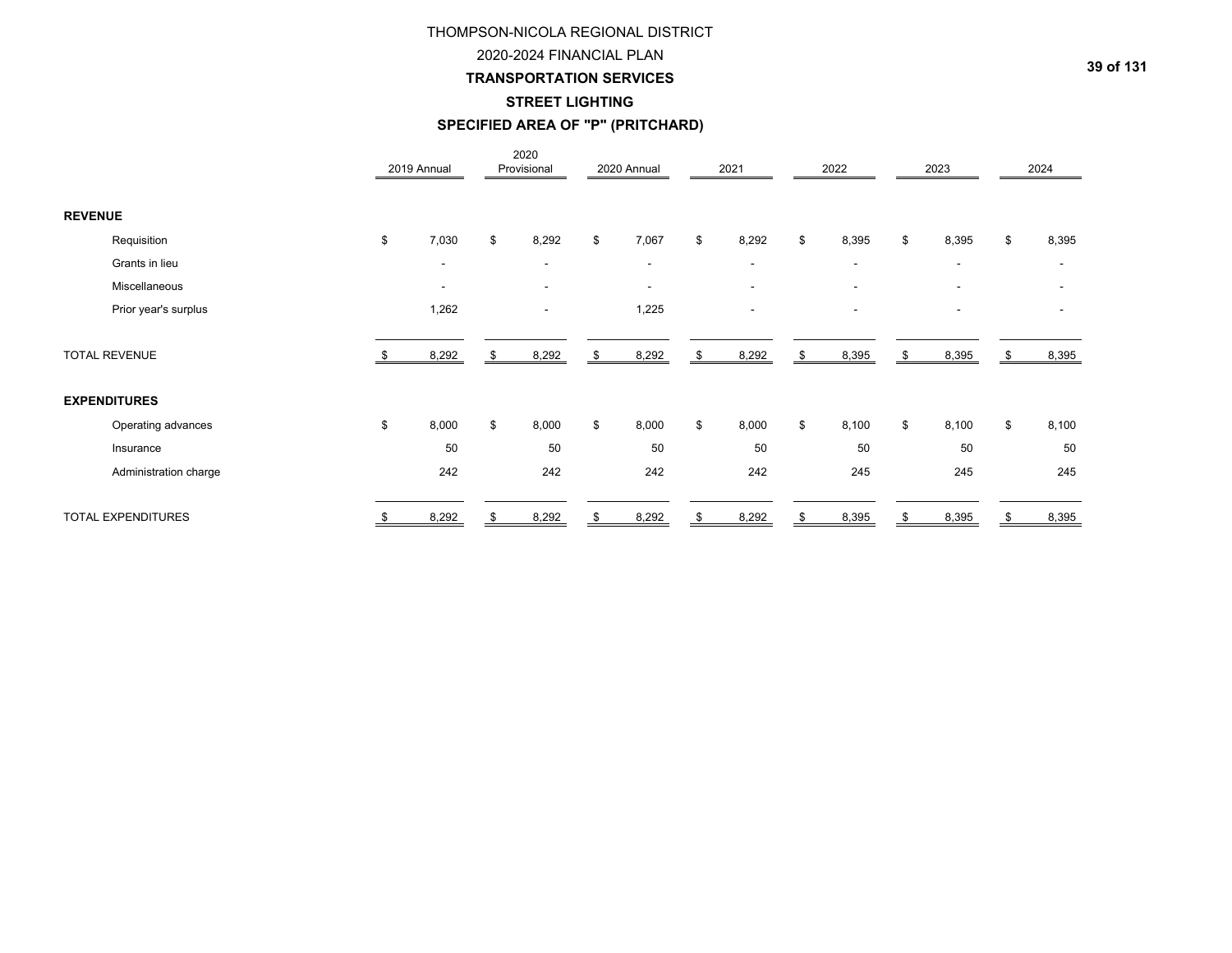# THOMPSON-NICOLA REGIONAL DISTRICT

## 2020-2024 FINANCIAL PLAN

## TRANSPORTATION SERVICES

### STREET LIGHTING

### SPECIFIED AREA OF "P" (PRITCHARD)

| | 2019 Annual | 2020 Provisional | 2020 Annual | 2021 | 2022 | 2023 | 2024 |
|---|---|---|---|---|---|---|---|
| **REVENUE** | | | | | | | |
| Requisition | $ 7,030 | $ 8,292 | $ 7,067 | $ 8,292 | $ 8,395 | $ 8,395 | $ 8,395 |
| Grants in lieu | - | - | - | - | - | - | - |
| Miscellaneous | - | - | - | - | - | - | - |
| Prior year's surplus | 1,262 | - | 1,225 | - | - | - | - |
| TOTAL REVENUE | $ 8,292 | $ 8,292 | $ 8,292 | $ 8,292 | $ 8,395 | $ 8,395 | $ 8,395 |
| **EXPENDITURES** | | | | | | | |
| Operating advances | $ 8,000 | $ 8,000 | $ 8,000 | $ 8,000 | $ 8,100 | $ 8,100 | $ 8,100 |
| Insurance | 50 | 50 | 50 | 50 | 50 | 50 | 50 |
| Administration charge | 242 | 242 | 242 | 242 | 245 | 245 | 245 |
| TOTAL EXPENDITURES | $ 8,292 | $ 8,292 | $ 8,292 | $ 8,292 | $ 8,395 | $ 8,395 | $ 8,395 |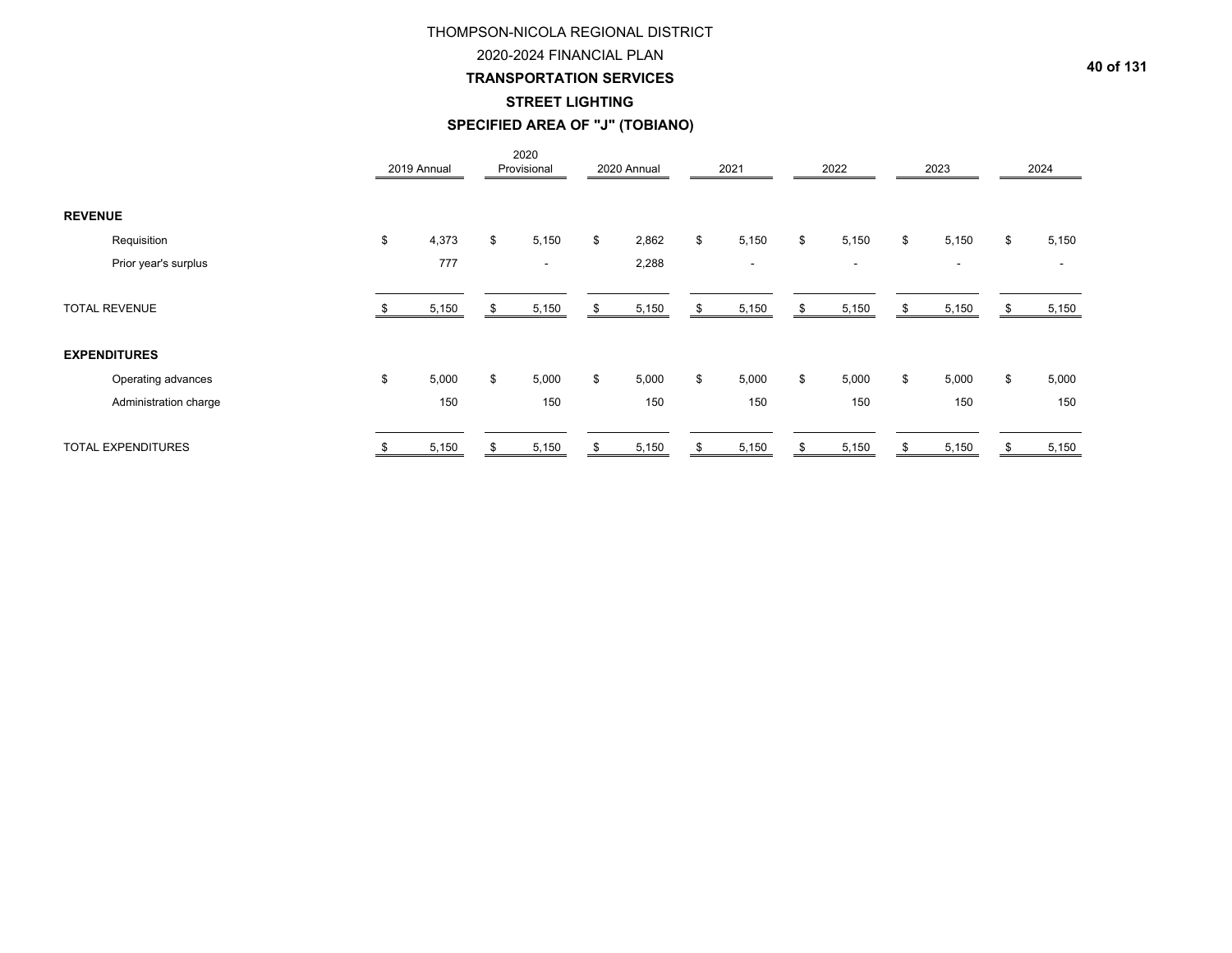# THOMPSON-NICOLA REGIONAL DISTRICT

## 2020-2024 FINANCIAL PLAN

### TRANSPORTATION SERVICES

### STREET LIGHTING

### SPECIFIED AREA OF "J" (TOBIANO)

| | 2019 Annual | 2020 Provisional | 2020 Annual | 2021 | 2022 | 2023 | 2024 |
|---|---|---|---|---|---|---|---|
| **REVENUE** | | | | | | | |
| Requisition | $ 4,373 | $ 5,150 | $ 2,862 | $ 5,150 | $ 5,150 | $ 5,150 | $ 5,150 |
| Prior year's surplus | 777 | - | 2,288 | - | - | - | - |
| TOTAL REVENUE | $ 5,150 | $ 5,150 | $ 5,150 | $ 5,150 | $ 5,150 | $ 5,150 | $ 5,150 |
| **EXPENDITURES** | | | | | | | |
| Operating advances | $ 5,000 | $ 5,000 | $ 5,000 | $ 5,000 | $ 5,000 | $ 5,000 | $ 5,000 |
| Administration charge | 150 | 150 | 150 | 150 | 150 | 150 | 150 |
| TOTAL EXPENDITURES | $ 5,150 | $ 5,150 | $ 5,150 | $ 5,150 | $ 5,150 | $ 5,150 | $ 5,150 |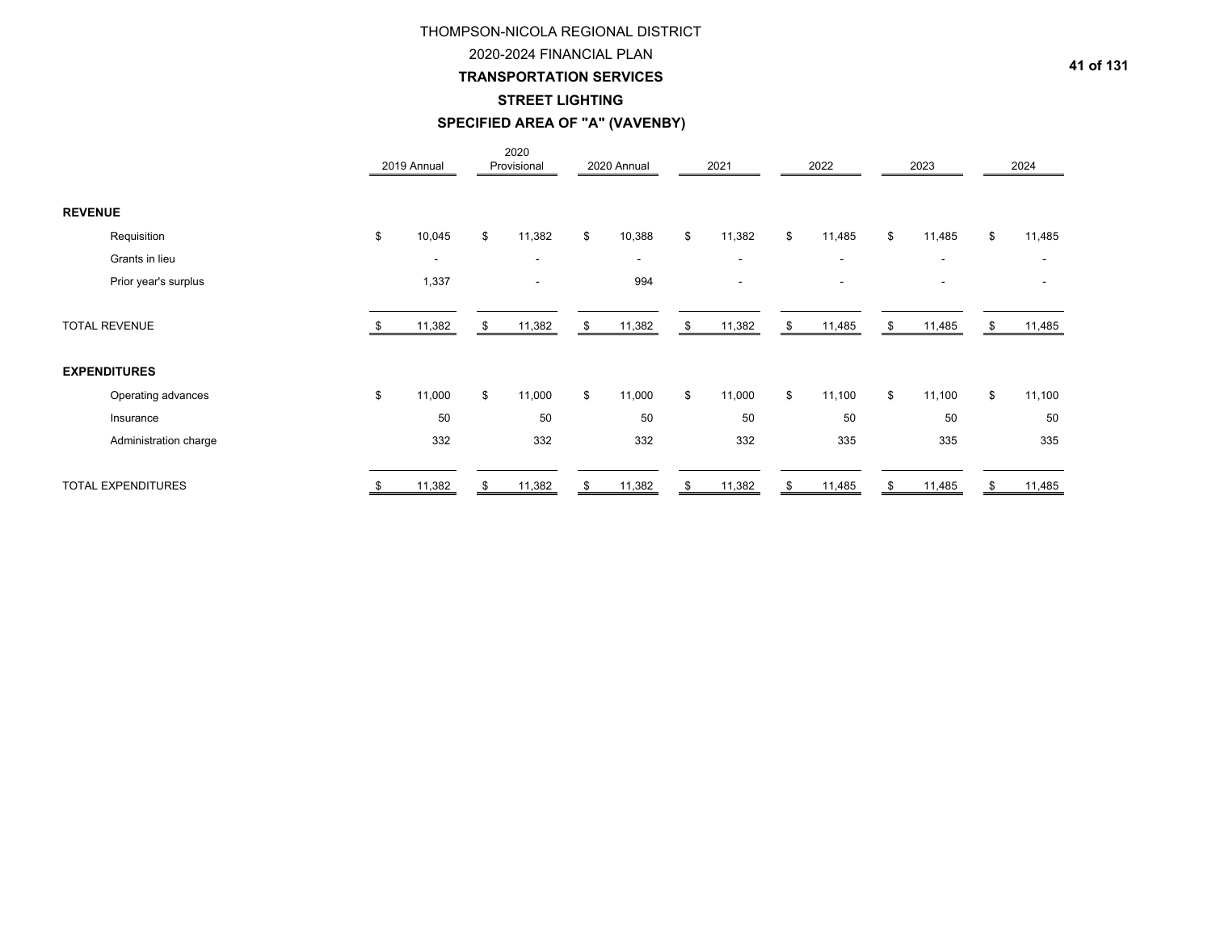# THOMPSON-NICOLA REGIONAL DISTRICT

## 2020-2024 FINANCIAL PLAN

### TRANSPORTATION SERVICES

### STREET LIGHTING

### SPECIFIED AREA OF "A" (VAVENBY)

| | 2019 Annual | 2020 Provisional | 2020 Annual | 2021 | 2022 | 2023 | 2024 |
|---|---|---|---|---|---|---|---|
| **REVENUE** | | | | | | | |
| Requisition | $ 10,045 | $ 11,382 | $ 10,388 | $ 11,382 | $ 11,485 | $ 11,485 | $ 11,485 |
| Grants in lieu | - | - | - | - | - | - | - |
| Prior year's surplus | 1,337 | - | 994 | - | - | - | - |
| TOTAL REVENUE | $ 11,382 | $ 11,382 | $ 11,382 | $ 11,382 | $ 11,485 | $ 11,485 | $ 11,485 |
| **EXPENDITURES** | | | | | | | |
| Operating advances | $ 11,000 | $ 11,000 | $ 11,000 | $ 11,000 | $ 11,100 | $ 11,100 | $ 11,100 |
| Insurance | 50 | 50 | 50 | 50 | 50 | 50 | 50 |
| Administration charge | 332 | 332 | 332 | 332 | 335 | 335 | 335 |
| TOTAL EXPENDITURES | $ 11,382 | $ 11,382 | $ 11,382 | $ 11,382 | $ 11,485 | $ 11,485 | $ 11,485 |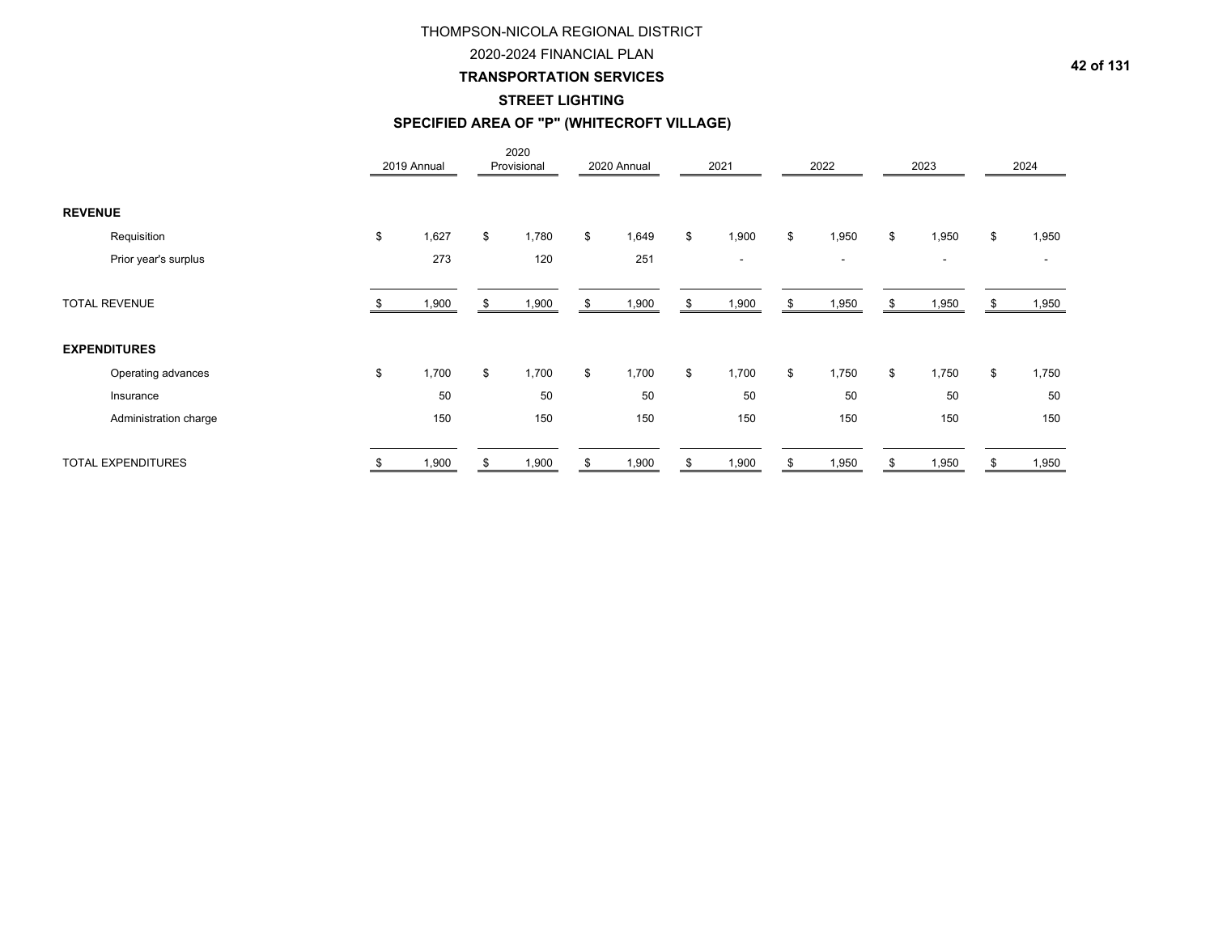# THOMPSON-NICOLA REGIONAL DISTRICT

## 2020-2024 FINANCIAL PLAN

## TRANSPORTATION SERVICES

### STREET LIGHTING

### SPECIFIED AREA OF "P" (WHITECROFT VILLAGE)

| | 2019 Annual | 2020 Provisional | 2020 Annual | 2021 | 2022 | 2023 | 2024 |
|---|---|---|---|---|---|---|---|
| **REVENUE** | | | | | | | |
| Requisition | $ 1,627 | $ 1,780 | $ 1,649 | $ 1,900 | $ 1,950 | $ 1,950 | $ 1,950 |
| Prior year's surplus | 273 | 120 | 251 | - | - | - | - |
| TOTAL REVENUE | $ 1,900 | $ 1,900 | $ 1,900 | $ 1,900 | $ 1,950 | $ 1,950 | $ 1,950 |
| **EXPENDITURES** | | | | | | | |
| Operating advances | $ 1,700 | $ 1,700 | $ 1,700 | $ 1,700 | $ 1,750 | $ 1,750 | $ 1,750 |
| Insurance | 50 | 50 | 50 | 50 | 50 | 50 | 50 |
| Administration charge | 150 | 150 | 150 | 150 | 150 | 150 | 150 |
| TOTAL EXPENDITURES | $ 1,900 | $ 1,900 | $ 1,900 | $ 1,900 | $ 1,950 | $ 1,950 | $ 1,950 |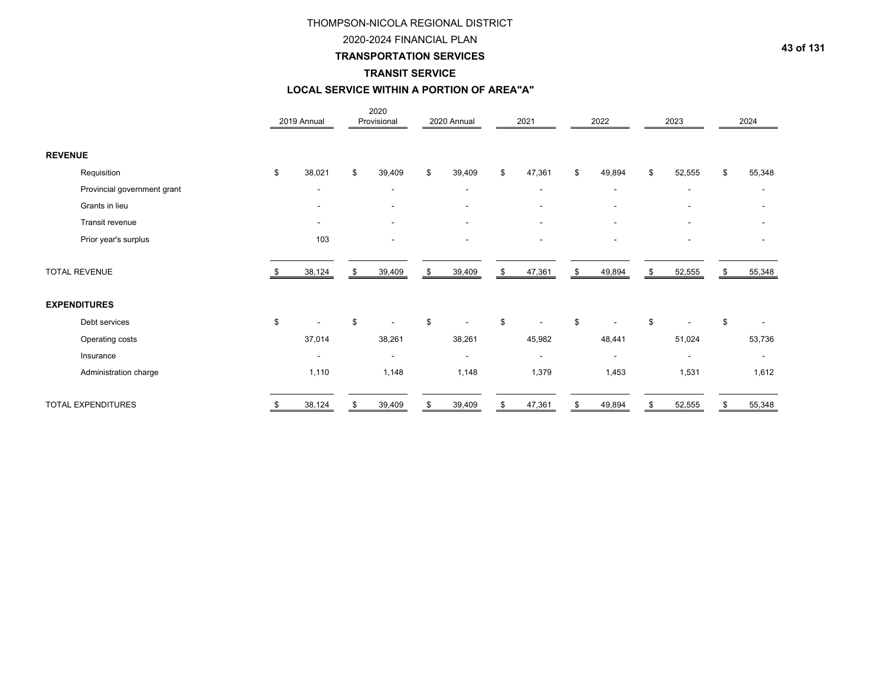# THOMPSON-NICOLA REGIONAL DISTRICT

## 2020-2024 FINANCIAL PLAN

## TRANSPORTATION SERVICES

### TRANSIT SERVICE

### LOCAL SERVICE WITHIN A PORTION OF AREA"A"

| | 2019 Annual | 2020 Provisional | 2020 Annual | 2021 | 2022 | 2023 | 2024 |
|---|---|---|---|---|---|---|---|
| **REVENUE** | | | | | | | |
| Requisition | $ 38,021 | $ 39,409 | $ 39,409 | $ 47,361 | $ 49,894 | $ 52,555 | $ 55,348 |
| Provincial government grant | - | - | - | - | - | - | - |
| Grants in lieu | - | - | - | - | - | - | - |
| Transit revenue | - | - | - | - | - | - | - |
| Prior year's surplus | 103 | - | - | - | - | - | - |
| TOTAL REVENUE | $ 38,124 | $ 39,409 | $ 39,409 | $ 47,361 | $ 49,894 | $ 52,555 | $ 55,348 |
| **EXPENDITURES** | | | | | | | |
| Debt services | $ - | $ - | $ - | $ - | $ - | $ - | $ - |
| Operating costs | 37,014 | 38,261 | 38,261 | 45,982 | 48,441 | 51,024 | 53,736 |
| Insurance | - | - | - | - | - | - | - |
| Administration charge | 1,110 | 1,148 | 1,148 | 1,379 | 1,453 | 1,531 | 1,612 |
| TOTAL EXPENDITURES | $ 38,124 | $ 39,409 | $ 39,409 | $ 47,361 | $ 49,894 | $ 52,555 | $ 55,348 |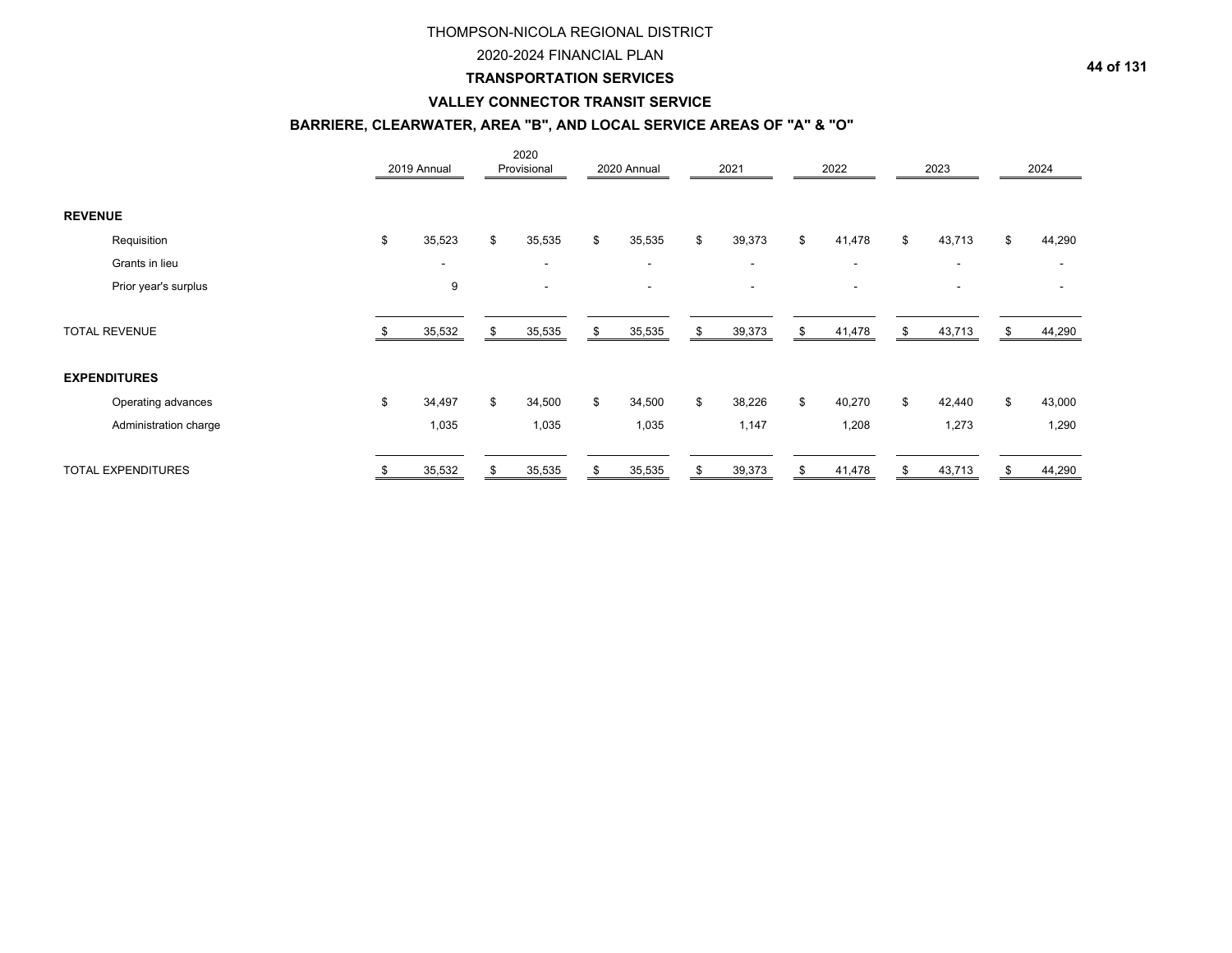THOMPSON-NICOLA REGIONAL DISTRICT

2020-2024 FINANCIAL PLAN

**TRANSPORTATION SERVICES**

**VALLEY CONNECTOR TRANSIT SERVICE**

**BARRIERE, CLEARWATER, AREA "B", AND LOCAL SERVICE AREAS OF "A" & "O"**

| | 2019 Annual | 2020 Provisional | 2020 Annual | 2021 | 2022 | 2023 | 2024 |
|---|---|---|---|---|---|---|---|
| **REVENUE** | | | | | | | |
| Requisition | $ 35,523 | $ 35,535 | $ 35,535 | $ 39,373 | $ 41,478 | $ 43,713 | $ 44,290 |
| Grants in lieu | - | - | - | - | - | - | - |
| Prior year's surplus | 9 | - | - | - | - | - | - |
| TOTAL REVENUE | $ 35,532 | $ 35,535 | $ 35,535 | $ 39,373 | $ 41,478 | $ 43,713 | $ 44,290 |
| **EXPENDITURES** | | | | | | | |
| Operating advances | $ 34,497 | $ 34,500 | $ 34,500 | $ 38,226 | $ 40,270 | $ 42,440 | $ 43,000 |
| Administration charge | 1,035 | 1,035 | 1,035 | 1,147 | 1,208 | 1,273 | 1,290 |
| TOTAL EXPENDITURES | $ 35,532 | $ 35,535 | $ 35,535 | $ 39,373 | $ 41,478 | $ 43,713 | $ 44,290 |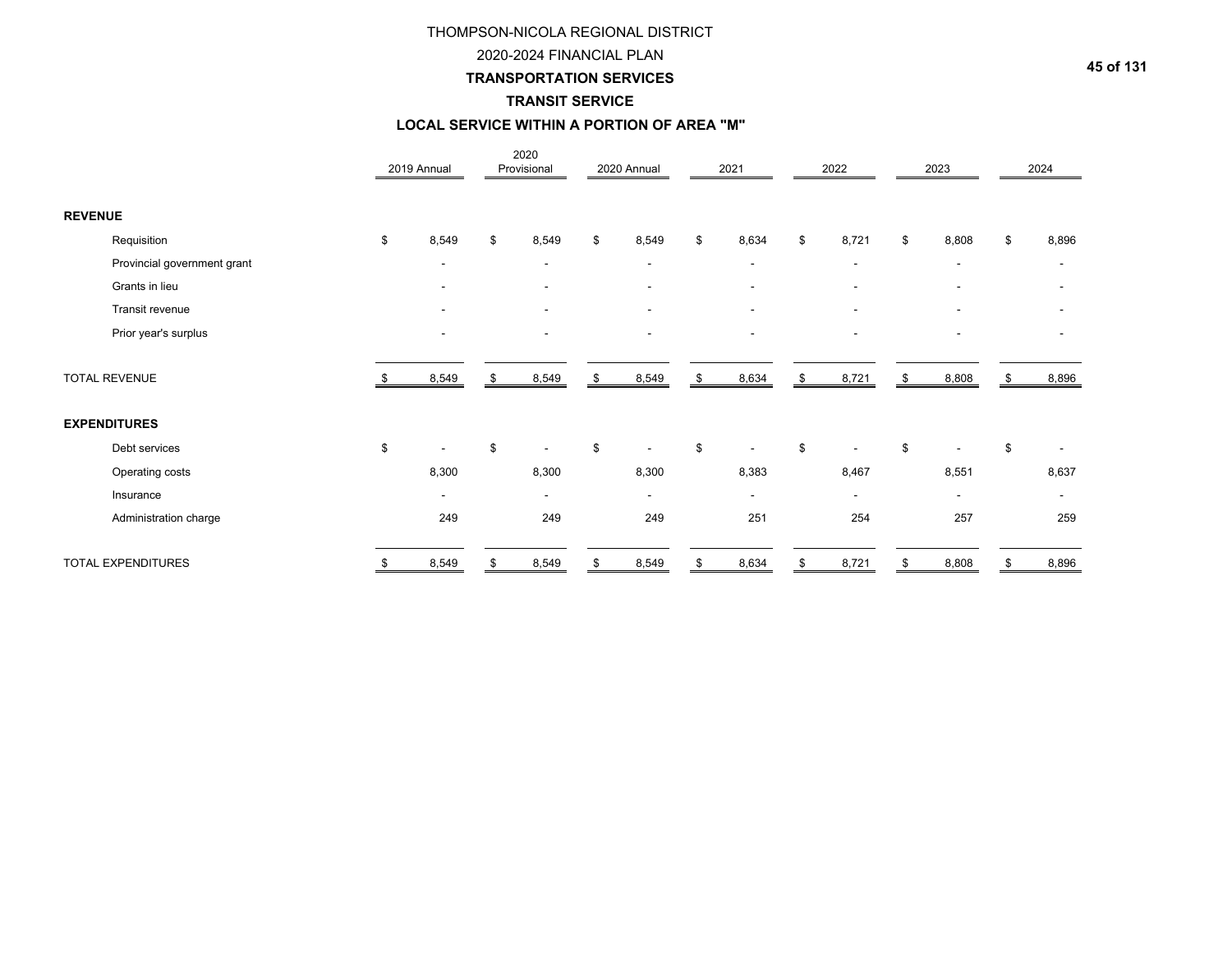# THOMPSON-NICOLA REGIONAL DISTRICT

## 2020-2024 FINANCIAL PLAN

## TRANSPORTATION SERVICES

### TRANSIT SERVICE

### LOCAL SERVICE WITHIN A PORTION OF AREA "M"

| | 2019 Annual | 2020 Provisional | 2020 Annual | 2021 | 2022 | 2023 | 2024 |
|---|---|---|---|---|---|---|---|
| **REVENUE** | | | | | | | |
| Requisition | $ 8,549 | $ 8,549 | $ 8,549 | $ 8,634 | $ 8,721 | $ 8,808 | $ 8,896 |
| Provincial government grant | - | - | - | - | - | - | - |
| Grants in lieu | - | - | - | - | - | - | - |
| Transit revenue | - | - | - | - | - | - | - |
| Prior year's surplus | - | - | - | - | - | - | - |
| TOTAL REVENUE | $ 8,549 | $ 8,549 | $ 8,549 | $ 8,634 | $ 8,721 | $ 8,808 | $ 8,896 |
| **EXPENDITURES** | | | | | | | |
| Debt services | $ - | $ - | $ - | $ - | $ - | $ - | $ - |
| Operating costs | 8,300 | 8,300 | 8,300 | 8,383 | 8,467 | 8,551 | 8,637 |
| Insurance | - | - | - | - | - | - | - |
| Administration charge | 249 | 249 | 249 | 251 | 254 | 257 | 259 |
| TOTAL EXPENDITURES | $ 8,549 | $ 8,549 | $ 8,549 | $ 8,634 | $ 8,721 | $ 8,808 | $ 8,896 |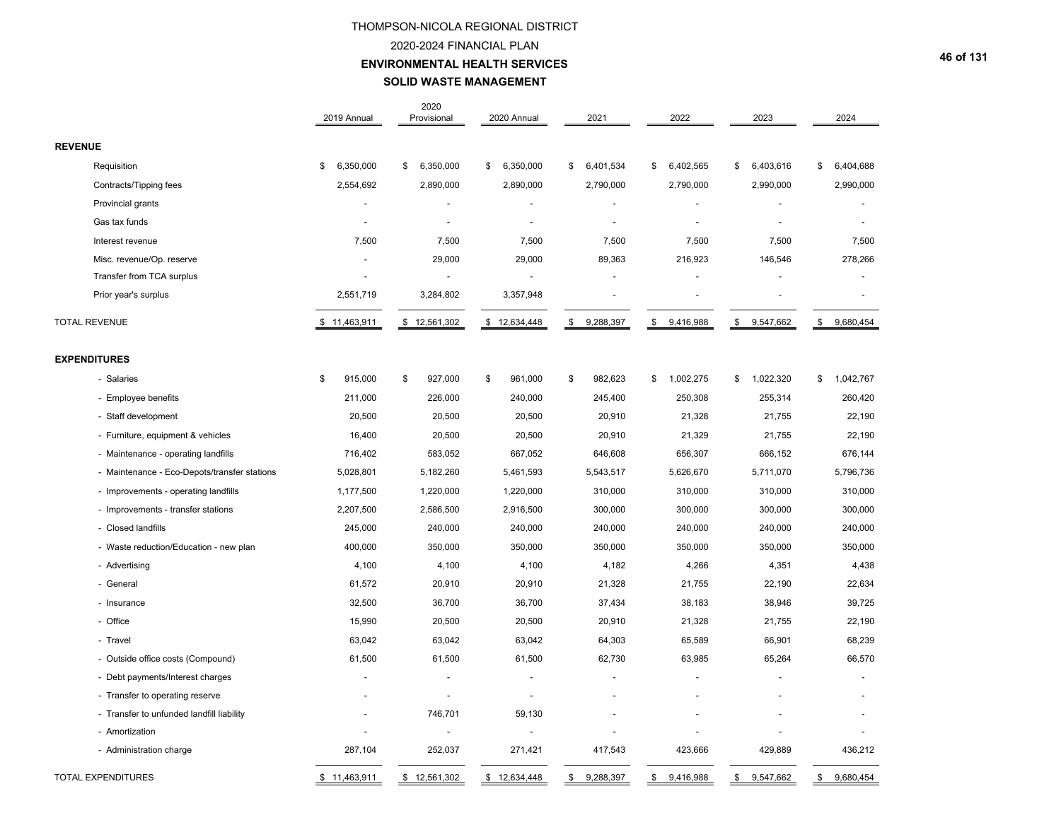# THOMPSON-NICOLA REGIONAL DISTRICT

## 2020-2024 FINANCIAL PLAN

## ENVIRONMENTAL HEALTH SERVICES

### SOLID WASTE MANAGEMENT

| | 2019 Annual | 2020 Provisional | 2020 Annual | 2021 | 2022 | 2023 | 2024 |
|---|---|---|---|---|---|---|---|
| **REVENUE** | | | | | | | |
| Requisition | $ 6,350,000 | $ 6,350,000 | $ 6,350,000 | $ 6,401,534 | $ 6,402,565 | $ 6,403,616 | $ 6,404,688 |
| Contracts/Tipping fees | 2,554,692 | 2,890,000 | 2,890,000 | 2,790,000 | 2,790,000 | 2,990,000 | 2,990,000 |
| Provincial grants | - | - | - | - | - | - | - |
| Gas tax funds | - | - | - | - | - | - | - |
| Interest revenue | 7,500 | 7,500 | 7,500 | 7,500 | 7,500 | 7,500 | 7,500 |
| Misc. revenue/Op. reserve | - | 29,000 | 29,000 | 89,363 | 216,923 | 146,546 | 278,266 |
| Transfer from TCA surplus | - | - | - | - | - | - | - |
| Prior year's surplus | 2,551,719 | 3,284,802 | 3,357,948 | - | - | - | - |
| TOTAL REVENUE | $ 11,463,911 | $ 12,561,302 | $ 12,634,448 | $ 9,288,397 | $ 9,416,988 | $ 9,547,662 | $ 9,680,454 |
| **EXPENDITURES** | | | | | | | |
| - Salaries | $ 915,000 | $ 927,000 | $ 961,000 | $ 982,623 | $ 1,002,275 | $ 1,022,320 | $ 1,042,767 |
| - Employee benefits | 211,000 | 226,000 | 240,000 | 245,400 | 250,308 | 255,314 | 260,420 |
| - Staff development | 20,500 | 20,500 | 20,500 | 20,910 | 21,328 | 21,755 | 22,190 |
| - Furniture, equipment & vehicles | 16,400 | 20,500 | 20,500 | 20,910 | 21,329 | 21,755 | 22,190 |
| - Maintenance - operating landfills | 716,402 | 583,052 | 667,052 | 646,608 | 656,307 | 666,152 | 676,144 |
| - Maintenance - Eco-Depots/transfer stations | 5,028,801 | 5,182,260 | 5,461,593 | 5,543,517 | 5,626,670 | 5,711,070 | 5,796,736 |
| - Improvements - operating landfills | 1,177,500 | 1,220,000 | 1,220,000 | 310,000 | 310,000 | 310,000 | 310,000 |
| - Improvements - transfer stations | 2,207,500 | 2,586,500 | 2,916,500 | 300,000 | 300,000 | 300,000 | 300,000 |
| - Closed landfills | 245,000 | 240,000 | 240,000 | 240,000 | 240,000 | 240,000 | 240,000 |
| - Waste reduction/Education - new plan | 400,000 | 350,000 | 350,000 | 350,000 | 350,000 | 350,000 | 350,000 |
| - Advertising | 4,100 | 4,100 | 4,100 | 4,182 | 4,266 | 4,351 | 4,438 |
| - General | 61,572 | 20,910 | 20,910 | 21,328 | 21,755 | 22,190 | 22,634 |
| - Insurance | 32,500 | 36,700 | 36,700 | 37,434 | 38,183 | 38,946 | 39,725 |
| - Office | 15,990 | 20,500 | 20,500 | 20,910 | 21,328 | 21,755 | 22,190 |
| - Travel | 63,042 | 63,042 | 63,042 | 64,303 | 65,589 | 66,901 | 68,239 |
| - Outside office costs (Compound) | 61,500 | 61,500 | 61,500 | 62,730 | 63,985 | 65,264 | 66,570 |
| - Debt payments/Interest charges | - | - | - | - | - | - | - |
| - Transfer to operating reserve | - | - | - | - | - | - | - |
| - Transfer to unfunded landfill liability | - | 746,701 | 59,130 | - | - | - | - |
| - Amortization | - | - | - | - | - | - | - |
| - Administration charge | 287,104 | 252,037 | 271,421 | 417,543 | 423,666 | 429,889 | 436,212 |
| TOTAL EXPENDITURES | $ 11,463,911 | $ 12,561,302 | $ 12,634,448 | $ 9,288,397 | $ 9,416,988 | $ 9,547,662 | $ 9,680,454 |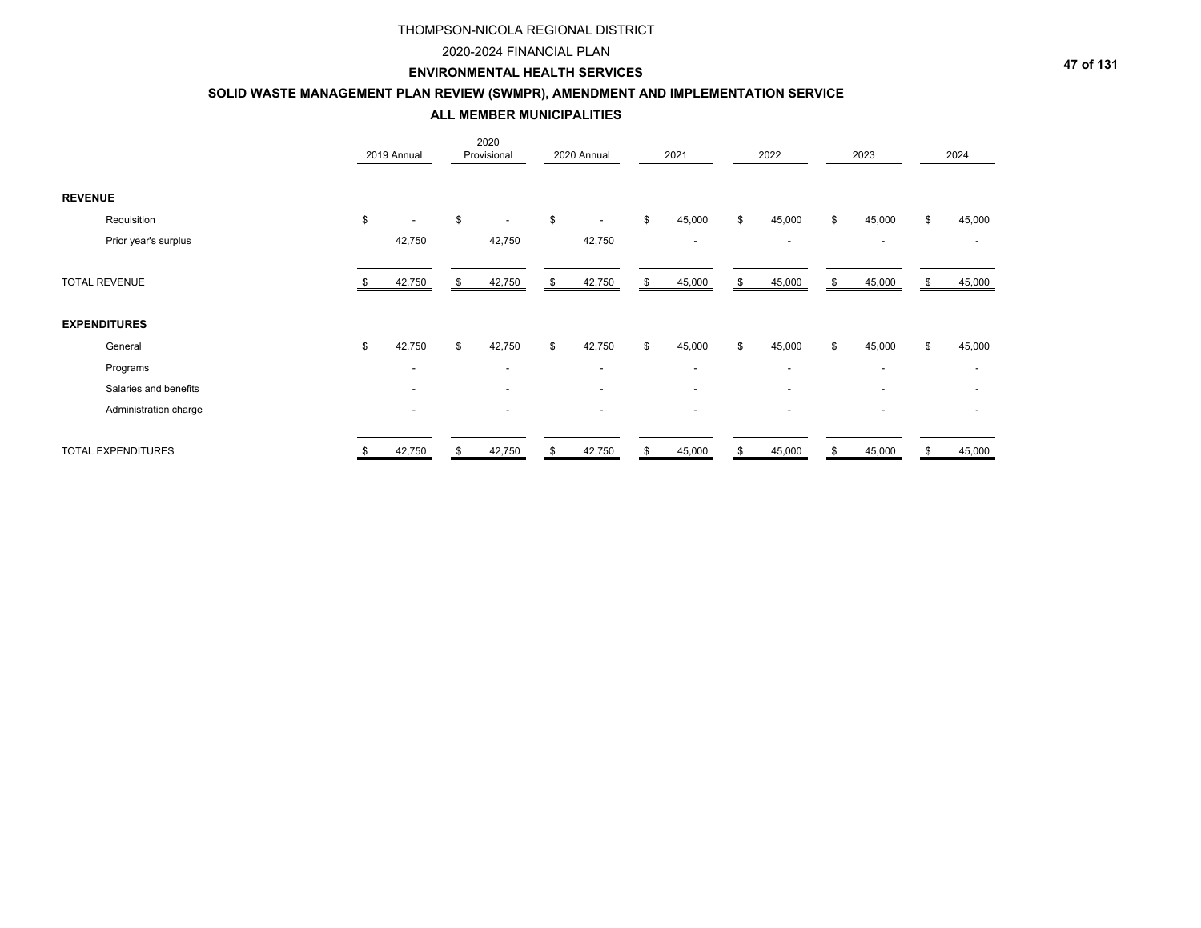THOMPSON-NICOLA REGIONAL DISTRICT

2020-2024 FINANCIAL PLAN

**ENVIRONMENTAL HEALTH SERVICES**

**SOLID WASTE MANAGEMENT PLAN REVIEW (SWMPR), AMENDMENT AND IMPLEMENTATION SERVICE**

**ALL MEMBER MUNICIPALITIES**

| | 2019 Annual | 2020 Provisional | 2020 Annual | 2021 | 2022 | 2023 | 2024 |
|---|---|---|---|---|---|---|---|
| **REVENUE** | | | | | | | |
| Requisition | $ - | $ - | $ - | $ 45,000 | $ 45,000 | $ 45,000 | $ 45,000 |
| Prior year's surplus | 42,750 | 42,750 | 42,750 | - | - | - | - |
| TOTAL REVENUE | $ 42,750 | $ 42,750 | $ 42,750 | $ 45,000 | $ 45,000 | $ 45,000 | $ 45,000 |
| **EXPENDITURES** | | | | | | | |
| General | $ 42,750 | $ 42,750 | $ 42,750 | $ 45,000 | $ 45,000 | $ 45,000 | $ 45,000 |
| Programs | - | - | - | - | - | - | - |
| Salaries and benefits | - | - | - | - | - | - | - |
| Administration charge | - | - | - | - | - | - | - |
| TOTAL EXPENDITURES | $ 42,750 | $ 42,750 | $ 42,750 | $ 45,000 | $ 45,000 | $ 45,000 | $ 45,000 |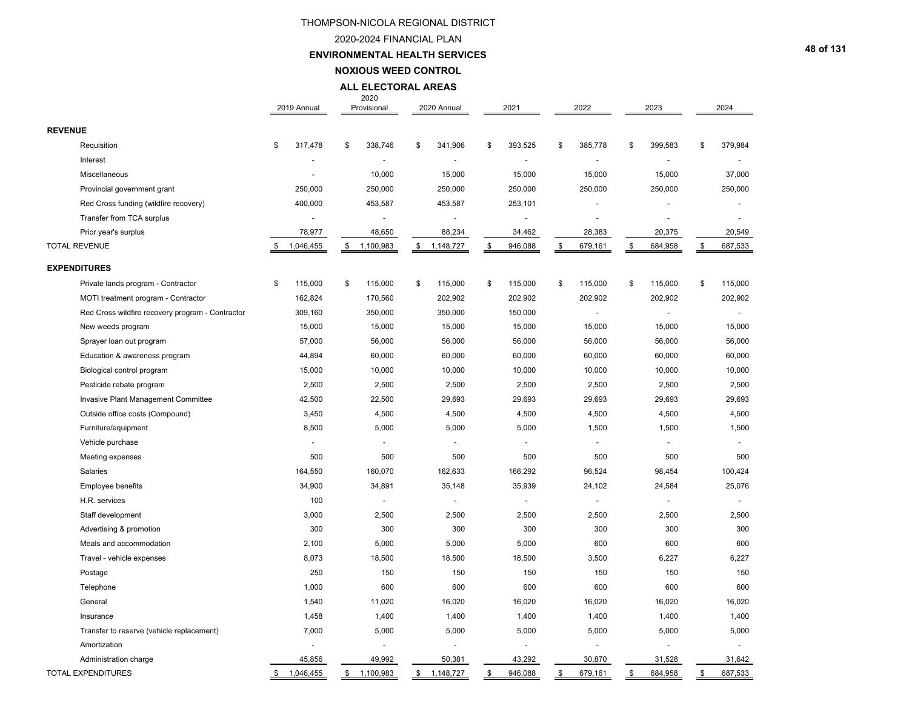THOMPSON-NICOLA REGIONAL DISTRICT

2020-2024 FINANCIAL PLAN

**ENVIRONMENTAL HEALTH SERVICES**

**NOXIOUS WEED CONTROL**

**ALL ELECTORAL AREAS**

| | 2019 Annual | 2020 Provisional | 2020 Annual | 2021 | 2022 | 2023 | 2024 |
|---|---|---|---|---|---|---|---|
| **REVENUE** | | | | | | | |
| Requisition | $ 317,478 | $ 338,746 | $ 341,906 | $ 393,525 | $ 385,778 | $ 399,583 | $ 379,984 |
| Interest | - | - | - | - | - | - | - |
| Miscellaneous | - | 10,000 | 15,000 | 15,000 | 15,000 | 15,000 | 37,000 |
| Provincial government grant | 250,000 | 250,000 | 250,000 | 250,000 | 250,000 | 250,000 | 250,000 |
| Red Cross funding (wildfire recovery) | 400,000 | 453,587 | 453,587 | 253,101 | - | - | - |
| Transfer from TCA surplus | - | - | - | - | - | - | - |
| Prior year's surplus | 78,977 | 48,650 | 88,234 | 34,462 | 28,383 | 20,375 | 20,549 |
| TOTAL REVENUE | $ 1,046,455 | $ 1,100,983 | $ 1,148,727 | $ 946,088 | $ 679,161 | $ 684,958 | $ 687,533 |
| **EXPENDITURES** | | | | | | | |
| Private lands program - Contractor | $ 115,000 | $ 115,000 | $ 115,000 | $ 115,000 | $ 115,000 | $ 115,000 | $ 115,000 |
| MOTI treatment program - Contractor | 162,824 | 170,560 | 202,902 | 202,902 | 202,902 | 202,902 | 202,902 |
| Red Cross wildfire recovery program - Contractor | 309,160 | 350,000 | 350,000 | 150,000 | - | - | - |
| New weeds program | 15,000 | 15,000 | 15,000 | 15,000 | 15,000 | 15,000 | 15,000 |
| Sprayer loan out program | 57,000 | 56,000 | 56,000 | 56,000 | 56,000 | 56,000 | 56,000 |
| Education & awareness program | 44,894 | 60,000 | 60,000 | 60,000 | 60,000 | 60,000 | 60,000 |
| Biological control program | 15,000 | 10,000 | 10,000 | 10,000 | 10,000 | 10,000 | 10,000 |
| Pesticide rebate program | 2,500 | 2,500 | 2,500 | 2,500 | 2,500 | 2,500 | 2,500 |
| Invasive Plant Management Committee | 42,500 | 22,500 | 29,693 | 29,693 | 29,693 | 29,693 | 29,693 |
| Outside office costs (Compound) | 3,450 | 4,500 | 4,500 | 4,500 | 4,500 | 4,500 | 4,500 |
| Furniture/equipment | 8,500 | 5,000 | 5,000 | 5,000 | 1,500 | 1,500 | 1,500 |
| Vehicle purchase | - | - | - | - | - | - | - |
| Meeting expenses | 500 | 500 | 500 | 500 | 500 | 500 | 500 |
| Salaries | 164,550 | 160,070 | 162,633 | 166,292 | 96,524 | 98,454 | 100,424 |
| Employee benefits | 34,900 | 34,891 | 35,148 | 35,939 | 24,102 | 24,584 | 25,076 |
| H.R. services | 100 | - | - | - | - | - | - |
| Staff development | 3,000 | 2,500 | 2,500 | 2,500 | 2,500 | 2,500 | 2,500 |
| Advertising & promotion | 300 | 300 | 300 | 300 | 300 | 300 | 300 |
| Meals and accommodation | 2,100 | 5,000 | 5,000 | 5,000 | 600 | 600 | 600 |
| Travel - vehicle expenses | 8,073 | 18,500 | 18,500 | 18,500 | 3,500 | 6,227 | 6,227 |
| Postage | 250 | 150 | 150 | 150 | 150 | 150 | 150 |
| Telephone | 1,000 | 600 | 600 | 600 | 600 | 600 | 600 |
| General | 1,540 | 11,020 | 16,020 | 16,020 | 16,020 | 16,020 | 16,020 |
| Insurance | 1,458 | 1,400 | 1,400 | 1,400 | 1,400 | 1,400 | 1,400 |
| Transfer to reserve (vehicle replacement) | 7,000 | 5,000 | 5,000 | 5,000 | 5,000 | 5,000 | 5,000 |
| Amortization | - | - | - | - | - | - | - |
| Administration charge | 45,856 | 49,992 | 50,381 | 43,292 | 30,870 | 31,528 | 31,642 |
| TOTAL EXPENDITURES | $ 1,046,455 | $ 1,100,983 | $ 1,148,727 | $ 946,088 | $ 679,161 | $ 684,958 | $ 687,533 |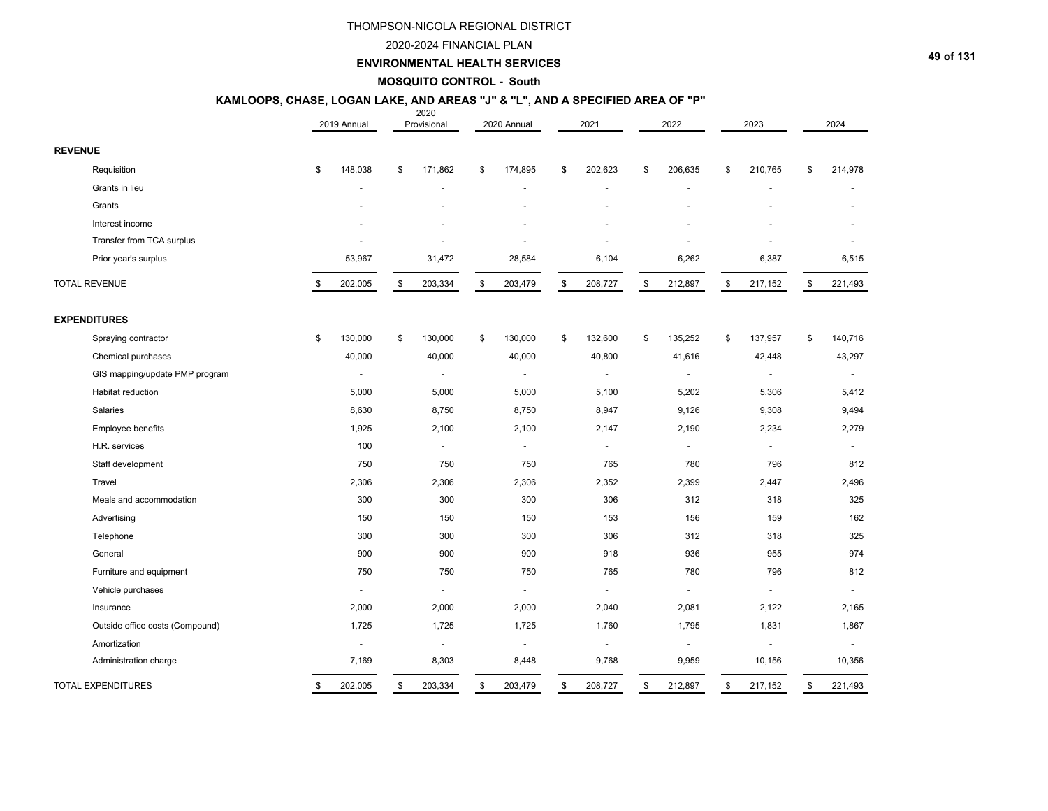THOMPSON-NICOLA REGIONAL DISTRICT

2020-2024 FINANCIAL PLAN

**ENVIRONMENTAL HEALTH SERVICES**

**MOSQUITO CONTROL - South**

**KAMLOOPS, CHASE, LOGAN LAKE, AND AREAS "J" & "L", AND A SPECIFIED AREA OF "P"**

| | 2019 Annual | 2020 Provisional | 2020 Annual | 2021 | 2022 | 2023 | 2024 |
|---|---|---|---|---|---|---|---|
| **REVENUE** | | | | | | | |
| Requisition | $ 148,038 | $ 171,862 | $ 174,895 | $ 202,623 | $ 206,635 | $ 210,765 | $ 214,978 |
| Grants in lieu | - | - | - | - | - | - | - |
| Grants | - | - | - | - | - | - | - |
| Interest income | - | - | - | - | - | - | - |
| Transfer from TCA surplus | - | - | - | - | - | - | - |
| Prior year's surplus | 53,967 | 31,472 | 28,584 | 6,104 | 6,262 | 6,387 | 6,515 |
| TOTAL REVENUE | $ 202,005 | $ 203,334 | $ 203,479 | $ 208,727 | $ 212,897 | $ 217,152 | $ 221,493 |
| **EXPENDITURES** | | | | | | | |
| Spraying contractor | $ 130,000 | $ 130,000 | $ 130,000 | $ 132,600 | $ 135,252 | $ 137,957 | $ 140,716 |
| Chemical purchases | 40,000 | 40,000 | 40,000 | 40,800 | 41,616 | 42,448 | 43,297 |
| GIS mapping/update PMP program | - | - | - | - | - | - | - |
| Habitat reduction | 5,000 | 5,000 | 5,000 | 5,100 | 5,202 | 5,306 | 5,412 |
| Salaries | 8,630 | 8,750 | 8,750 | 8,947 | 9,126 | 9,308 | 9,494 |
| Employee benefits | 1,925 | 2,100 | 2,100 | 2,147 | 2,190 | 2,234 | 2,279 |
| H.R. services | 100 | - | - | - | - | - | - |
| Staff development | 750 | 750 | 750 | 765 | 780 | 796 | 812 |
| Travel | 2,306 | 2,306 | 2,306 | 2,352 | 2,399 | 2,447 | 2,496 |
| Meals and accommodation | 300 | 300 | 300 | 306 | 312 | 318 | 325 |
| Advertising | 150 | 150 | 150 | 153 | 156 | 159 | 162 |
| Telephone | 300 | 300 | 300 | 306 | 312 | 318 | 325 |
| General | 900 | 900 | 900 | 918 | 936 | 955 | 974 |
| Furniture and equipment | 750 | 750 | 750 | 765 | 780 | 796 | 812 |
| Vehicle purchases | - | - | - | - | - | - | - |
| Insurance | 2,000 | 2,000 | 2,000 | 2,040 | 2,081 | 2,122 | 2,165 |
| Outside office costs (Compound) | 1,725 | 1,725 | 1,725 | 1,760 | 1,795 | 1,831 | 1,867 |
| Amortization | - | - | - | - | - | - | - |
| Administration charge | 7,169 | 8,303 | 8,448 | 9,768 | 9,959 | 10,156 | 10,356 |
| TOTAL EXPENDITURES | $ 202,005 | $ 203,334 | $ 203,479 | $ 208,727 | $ 212,897 | $ 217,152 | $ 221,493 |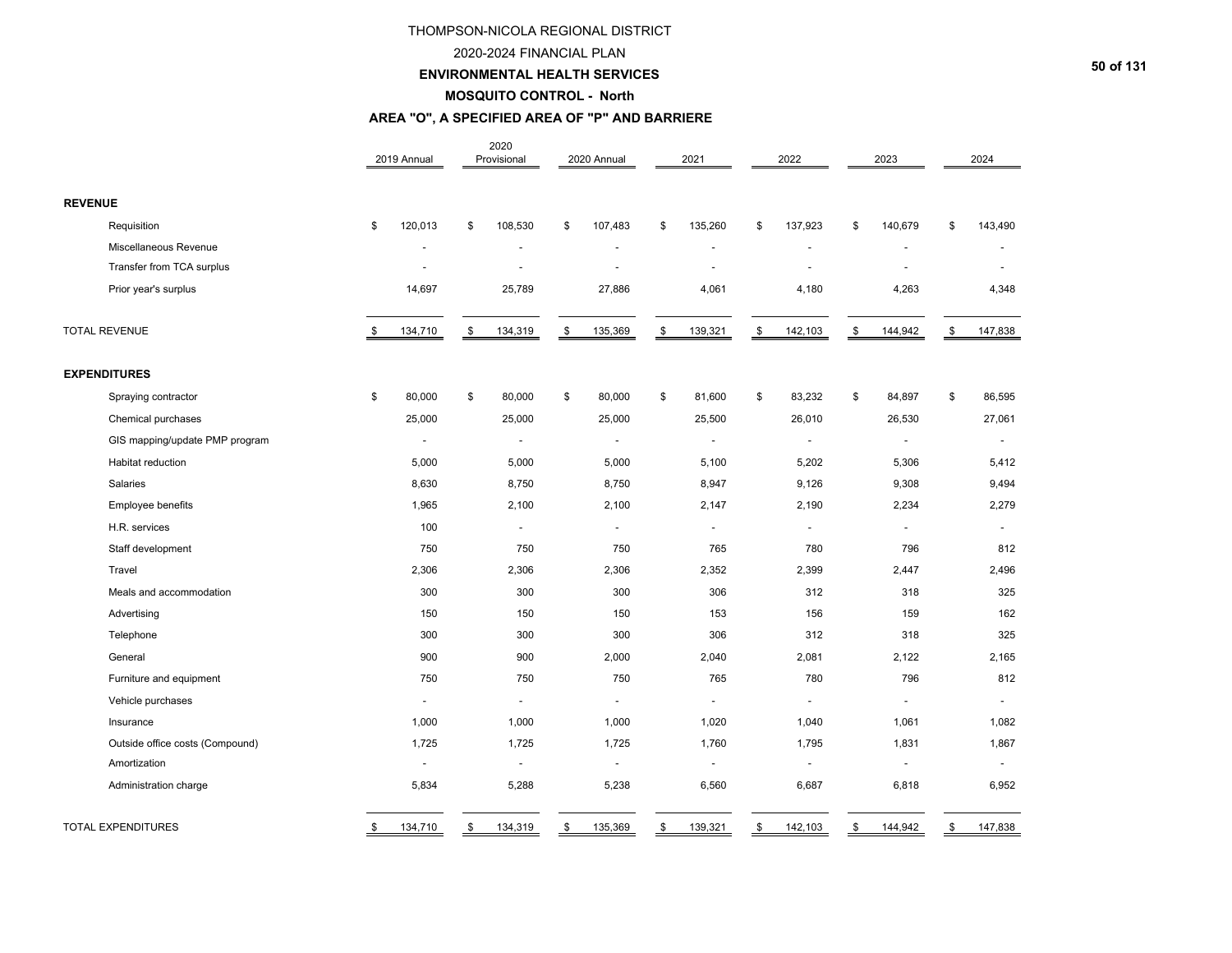THOMPSON-NICOLA REGIONAL DISTRICT

2020-2024 FINANCIAL PLAN

**ENVIRONMENTAL HEALTH SERVICES**

**MOSQUITO CONTROL - North**

**AREA "O", A SPECIFIED AREA OF "P" AND BARRIERE**

| | 2019 Annual | 2020 Provisional | 2020 Annual | 2021 | 2022 | 2023 | 2024 |
|---|---|---|---|---|---|---|---|
| **REVENUE** | | | | | | | |
| Requisition | $ 120,013 | $ 108,530 | $ 107,483 | $ 135,260 | $ 137,923 | $ 140,679 | $ 143,490 |
| Miscellaneous Revenue | - | - | - | - | - | - | - |
| Transfer from TCA surplus | - | - | - | - | - | - | - |
| Prior year's surplus | 14,697 | 25,789 | 27,886 | 4,061 | 4,180 | 4,263 | 4,348 |
| TOTAL REVENUE | $ 134,710 | $ 134,319 | $ 135,369 | $ 139,321 | $ 142,103 | $ 144,942 | $ 147,838 |
| **EXPENDITURES** | | | | | | | |
| Spraying contractor | $ 80,000 | $ 80,000 | $ 80,000 | $ 81,600 | $ 83,232 | $ 84,897 | $ 86,595 |
| Chemical purchases | 25,000 | 25,000 | 25,000 | 25,500 | 26,010 | 26,530 | 27,061 |
| GIS mapping/update PMP program | - | - | - | - | - | - | - |
| Habitat reduction | 5,000 | 5,000 | 5,000 | 5,100 | 5,202 | 5,306 | 5,412 |
| Salaries | 8,630 | 8,750 | 8,750 | 8,947 | 9,126 | 9,308 | 9,494 |
| Employee benefits | 1,965 | 2,100 | 2,100 | 2,147 | 2,190 | 2,234 | 2,279 |
| H.R. services | 100 | - | - | - | - | - | - |
| Staff development | 750 | 750 | 750 | 765 | 780 | 796 | 812 |
| Travel | 2,306 | 2,306 | 2,306 | 2,352 | 2,399 | 2,447 | 2,496 |
| Meals and accommodation | 300 | 300 | 300 | 306 | 312 | 318 | 325 |
| Advertising | 150 | 150 | 150 | 153 | 156 | 159 | 162 |
| Telephone | 300 | 300 | 300 | 306 | 312 | 318 | 325 |
| General | 900 | 900 | 2,000 | 2,040 | 2,081 | 2,122 | 2,165 |
| Furniture and equipment | 750 | 750 | 750 | 765 | 780 | 796 | 812 |
| Vehicle purchases | - | - | - | - | - | - | - |
| Insurance | 1,000 | 1,000 | 1,000 | 1,020 | 1,040 | 1,061 | 1,082 |
| Outside office costs (Compound) | 1,725 | 1,725 | 1,725 | 1,760 | 1,795 | 1,831 | 1,867 |
| Amortization | - | - | - | - | - | - | - |
| Administration charge | 5,834 | 5,288 | 5,238 | 6,560 | 6,687 | 6,818 | 6,952 |
| TOTAL EXPENDITURES | $ 134,710 | $ 134,319 | $ 135,369 | $ 139,321 | $ 142,103 | $ 144,942 | $ 147,838 |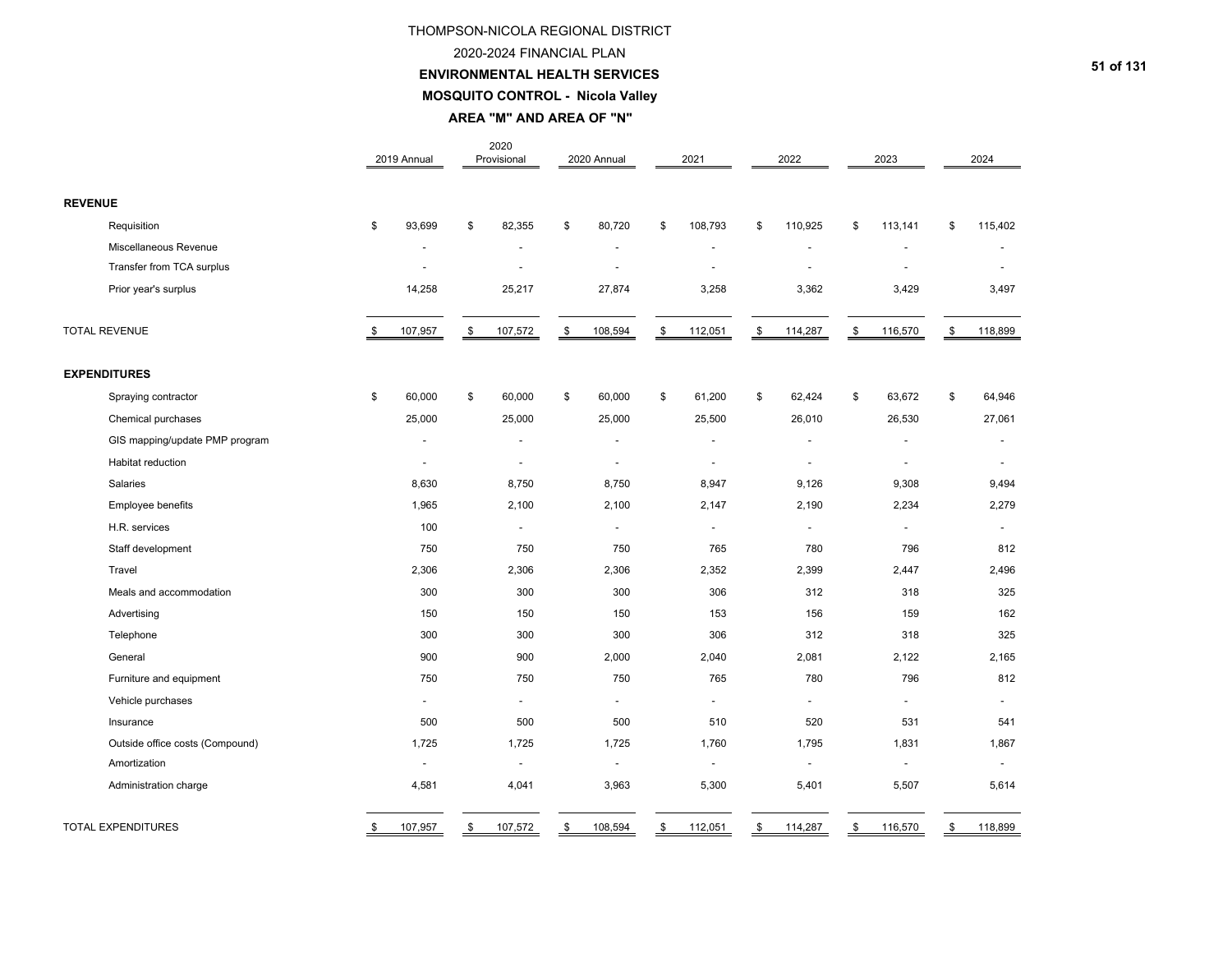# THOMPSON-NICOLA REGIONAL DISTRICT

## 2020-2024 FINANCIAL PLAN

## ENVIRONMENTAL HEALTH SERVICES

### MOSQUITO CONTROL - Nicola Valley

### AREA "M" AND AREA OF "N"

| | 2019 Annual | 2020 Provisional | 2020 Annual | 2021 | 2022 | 2023 | 2024 |
|---|---|---|---|---|---|---|---|
| **REVENUE** | | | | | | | |
| Requisition | $ 93,699 | $ 82,355 | $ 80,720 | $ 108,793 | $ 110,925 | $ 113,141 | $ 115,402 |
| Miscellaneous Revenue | - | - | - | - | - | - | - |
| Transfer from TCA surplus | - | - | - | - | - | - | - |
| Prior year's surplus | 14,258 | 25,217 | 27,874 | 3,258 | 3,362 | 3,429 | 3,497 |
| TOTAL REVENUE | $ 107,957 | $ 107,572 | $ 108,594 | $ 112,051 | $ 114,287 | $ 116,570 | $ 118,899 |
| **EXPENDITURES** | | | | | | | |
| Spraying contractor | $ 60,000 | $ 60,000 | $ 60,000 | $ 61,200 | $ 62,424 | $ 63,672 | $ 64,946 |
| Chemical purchases | 25,000 | 25,000 | 25,000 | 25,500 | 26,010 | 26,530 | 27,061 |
| GIS mapping/update PMP program | - | - | - | - | - | - | - |
| Habitat reduction | - | - | - | - | - | - | - |
| Salaries | 8,630 | 8,750 | 8,750 | 8,947 | 9,126 | 9,308 | 9,494 |
| Employee benefits | 1,965 | 2,100 | 2,100 | 2,147 | 2,190 | 2,234 | 2,279 |
| H.R. services | 100 | - | - | - | - | - | - |
| Staff development | 750 | 750 | 750 | 765 | 780 | 796 | 812 |
| Travel | 2,306 | 2,306 | 2,306 | 2,352 | 2,399 | 2,447 | 2,496 |
| Meals and accommodation | 300 | 300 | 300 | 306 | 312 | 318 | 325 |
| Advertising | 150 | 150 | 150 | 153 | 156 | 159 | 162 |
| Telephone | 300 | 300 | 300 | 306 | 312 | 318 | 325 |
| General | 900 | 900 | 2,000 | 2,040 | 2,081 | 2,122 | 2,165 |
| Furniture and equipment | 750 | 750 | 750 | 765 | 780 | 796 | 812 |
| Vehicle purchases | - | - | - | - | - | - | - |
| Insurance | 500 | 500 | 500 | 510 | 520 | 531 | 541 |
| Outside office costs (Compound) | 1,725 | 1,725 | 1,725 | 1,760 | 1,795 | 1,831 | 1,867 |
| Amortization | - | - | - | - | - | - | - |
| Administration charge | 4,581 | 4,041 | 3,963 | 5,300 | 5,401 | 5,507 | 5,614 |
| TOTAL EXPENDITURES | $ 107,957 | $ 107,572 | $ 108,594 | $ 112,051 | $ 114,287 | $ 116,570 | $ 118,899 |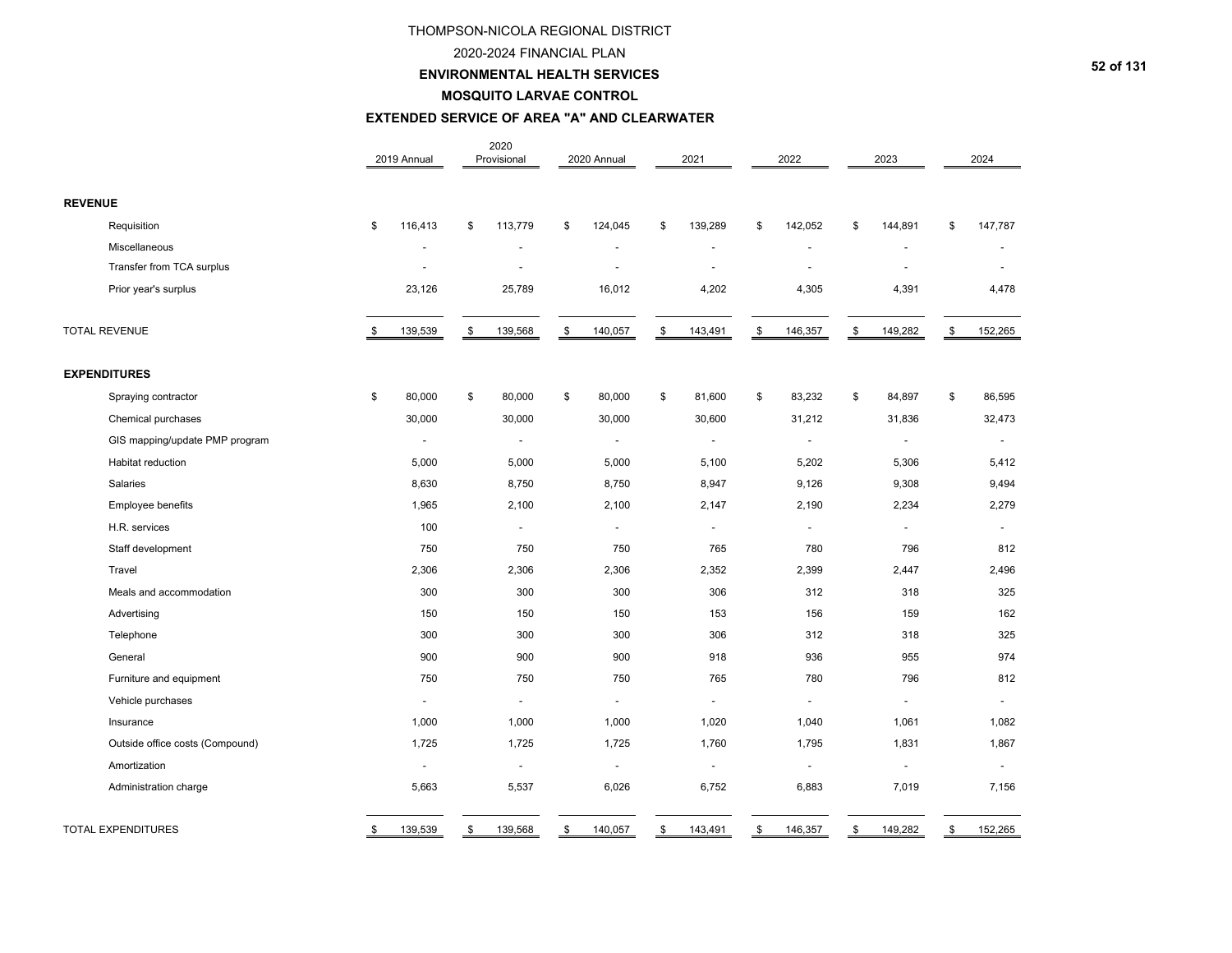THOMPSON-NICOLA REGIONAL DISTRICT

2020-2024 FINANCIAL PLAN

**ENVIRONMENTAL HEALTH SERVICES**

**MOSQUITO LARVAE CONTROL**

**EXTENDED SERVICE OF AREA "A" AND CLEARWATER**

| | 2019 Annual | 2020 Provisional | 2020 Annual | 2021 | 2022 | 2023 | 2024 |
|---|---|---|---|---|---|---|---|
| **REVENUE** | | | | | | | |
| Requisition | $ 116,413 | $ 113,779 | $ 124,045 | $ 139,289 | $ 142,052 | $ 144,891 | $ 147,787 |
| Miscellaneous | - | - | - | - | - | - | - |
| Transfer from TCA surplus | - | - | - | - | - | - | - |
| Prior year's surplus | 23,126 | 25,789 | 16,012 | 4,202 | 4,305 | 4,391 | 4,478 |
| TOTAL REVENUE | $ 139,539 | $ 139,568 | $ 140,057 | $ 143,491 | $ 146,357 | $ 149,282 | $ 152,265 |
| **EXPENDITURES** | | | | | | | |
| Spraying contractor | $ 80,000 | $ 80,000 | $ 80,000 | $ 81,600 | $ 83,232 | $ 84,897 | $ 86,595 |
| Chemical purchases | 30,000 | 30,000 | 30,000 | 30,600 | 31,212 | 31,836 | 32,473 |
| GIS mapping/update PMP program | - | - | - | - | - | - | - |
| Habitat reduction | 5,000 | 5,000 | 5,000 | 5,100 | 5,202 | 5,306 | 5,412 |
| Salaries | 8,630 | 8,750 | 8,750 | 8,947 | 9,126 | 9,308 | 9,494 |
| Employee benefits | 1,965 | 2,100 | 2,100 | 2,147 | 2,190 | 2,234 | 2,279 |
| H.R. services | 100 | - | - | - | - | - | - |
| Staff development | 750 | 750 | 750 | 765 | 780 | 796 | 812 |
| Travel | 2,306 | 2,306 | 2,306 | 2,352 | 2,399 | 2,447 | 2,496 |
| Meals and accommodation | 300 | 300 | 300 | 306 | 312 | 318 | 325 |
| Advertising | 150 | 150 | 150 | 153 | 156 | 159 | 162 |
| Telephone | 300 | 300 | 300 | 306 | 312 | 318 | 325 |
| General | 900 | 900 | 900 | 918 | 936 | 955 | 974 |
| Furniture and equipment | 750 | 750 | 750 | 765 | 780 | 796 | 812 |
| Vehicle purchases | - | - | - | - | - | - | - |
| Insurance | 1,000 | 1,000 | 1,000 | 1,020 | 1,040 | 1,061 | 1,082 |
| Outside office costs (Compound) | 1,725 | 1,725 | 1,725 | 1,760 | 1,795 | 1,831 | 1,867 |
| Amortization | - | - | - | - | - | - | - |
| Administration charge | 5,663 | 5,537 | 6,026 | 6,752 | 6,883 | 7,019 | 7,156 |
| TOTAL EXPENDITURES | $ 139,539 | $ 139,568 | $ 140,057 | $ 143,491 | $ 146,357 | $ 149,282 | $ 152,265 |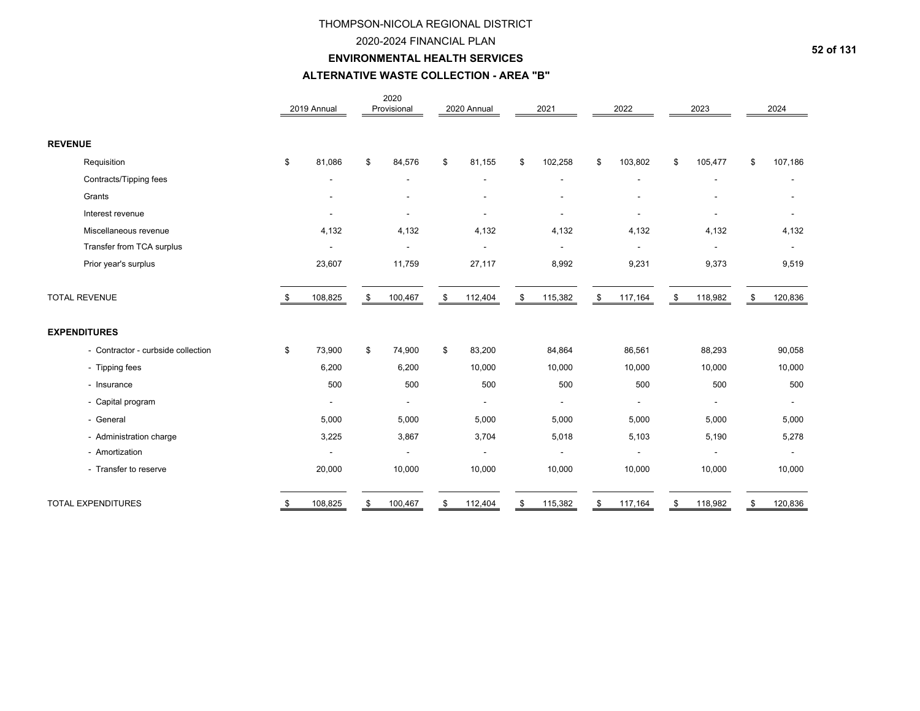# THOMPSON-NICOLA REGIONAL DISTRICT

## 2020-2024 FINANCIAL PLAN

## ENVIRONMENTAL HEALTH SERVICES

## ALTERNATIVE WASTE COLLECTION - AREA "B"

| | 2019 Annual | 2020 Provisional | 2020 Annual | 2021 | 2022 | 2023 | 2024 |
|---|---|---|---|---|---|---|---|
| **REVENUE** | | | | | | | |
| Requisition | $ 81,086 | $ 84,576 | $ 81,155 | $ 102,258 | $ 103,802 | $ 105,477 | $ 107,186 |
| Contracts/Tipping fees | - | - | - | - | - | - | - |
| Grants | - | - | - | - | - | - | - |
| Interest revenue | - | - | - | - | - | - | - |
| Miscellaneous revenue | 4,132 | 4,132 | 4,132 | 4,132 | 4,132 | 4,132 | 4,132 |
| Transfer from TCA surplus | - | - | - | - | - | - | - |
| Prior year's surplus | 23,607 | 11,759 | 27,117 | 8,992 | 9,231 | 9,373 | 9,519 |
| TOTAL REVENUE | $ 108,825 | $ 100,467 | $ 112,404 | $ 115,382 | $ 117,164 | $ 118,982 | $ 120,836 |
| **EXPENDITURES** | | | | | | | |
| - Contractor - curbside collection | $ 73,900 | $ 74,900 | $ 83,200 | 84,864 | 86,561 | 88,293 | 90,058 |
| - Tipping fees | 6,200 | 6,200 | 10,000 | 10,000 | 10,000 | 10,000 | 10,000 |
| - Insurance | 500 | 500 | 500 | 500 | 500 | 500 | 500 |
| - Capital program | - | - | - | - | - | - | - |
| - General | 5,000 | 5,000 | 5,000 | 5,000 | 5,000 | 5,000 | 5,000 |
| - Administration charge | 3,225 | 3,867 | 3,704 | 5,018 | 5,103 | 5,190 | 5,278 |
| - Amortization | - | - | - | - | - | - | - |
| - Transfer to reserve | 20,000 | 10,000 | 10,000 | 10,000 | 10,000 | 10,000 | 10,000 |
| TOTAL EXPENDITURES | $ 108,825 | $ 100,467 | $ 112,404 | $ 115,382 | $ 117,164 | $ 118,982 | $ 120,836 |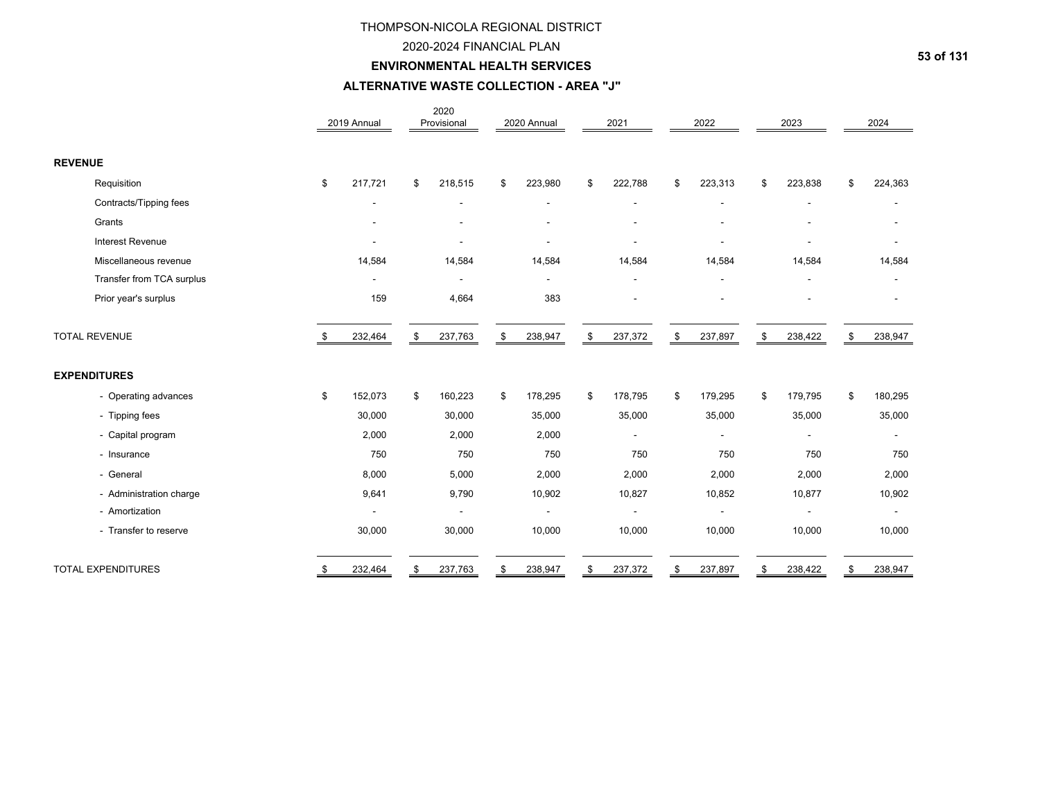# THOMPSON-NICOLA REGIONAL DISTRICT

## 2020-2024 FINANCIAL PLAN

### ENVIRONMENTAL HEALTH SERVICES

### ALTERNATIVE WASTE COLLECTION - AREA "J"

| | 2019 Annual | 2020 Provisional | 2020 Annual | 2021 | 2022 | 2023 | 2024 |
|---|---|---|---|---|---|---|---|
| **REVENUE** | | | | | | | |
| Requisition | $ 217,721 | $ 218,515 | $ 223,980 | $ 222,788 | $ 223,313 | $ 223,838 | $ 224,363 |
| Contracts/Tipping fees | - | - | - | - | - | - | - |
| Grants | - | - | - | - | - | - | - |
| Interest Revenue | - | - | - | - | - | - | - |
| Miscellaneous revenue | 14,584 | 14,584 | 14,584 | 14,584 | 14,584 | 14,584 | 14,584 |
| Transfer from TCA surplus | - | - | - | - | - | - | - |
| Prior year's surplus | 159 | 4,664 | 383 | - | - | - | - |
| TOTAL REVENUE | $ 232,464 | $ 237,763 | $ 238,947 | $ 237,372 | $ 237,897 | $ 238,422 | $ 238,947 |
| **EXPENDITURES** | | | | | | | |
| - Operating advances | $ 152,073 | $ 160,223 | $ 178,295 | $ 178,795 | $ 179,295 | $ 179,795 | $ 180,295 |
| - Tipping fees | 30,000 | 30,000 | 35,000 | 35,000 | 35,000 | 35,000 | 35,000 |
| - Capital program | 2,000 | 2,000 | 2,000 | - | - | - | - |
| - Insurance | 750 | 750 | 750 | 750 | 750 | 750 | 750 |
| - General | 8,000 | 5,000 | 2,000 | 2,000 | 2,000 | 2,000 | 2,000 |
| - Administration charge | 9,641 | 9,790 | 10,902 | 10,827 | 10,852 | 10,877 | 10,902 |
| - Amortization | - | - | - | - | - | - | - |
| - Transfer to reserve | 30,000 | 30,000 | 10,000 | 10,000 | 10,000 | 10,000 | 10,000 |
| TOTAL EXPENDITURES | $ 232,464 | $ 237,763 | $ 238,947 | $ 237,372 | $ 237,897 | $ 238,422 | $ 238,947 |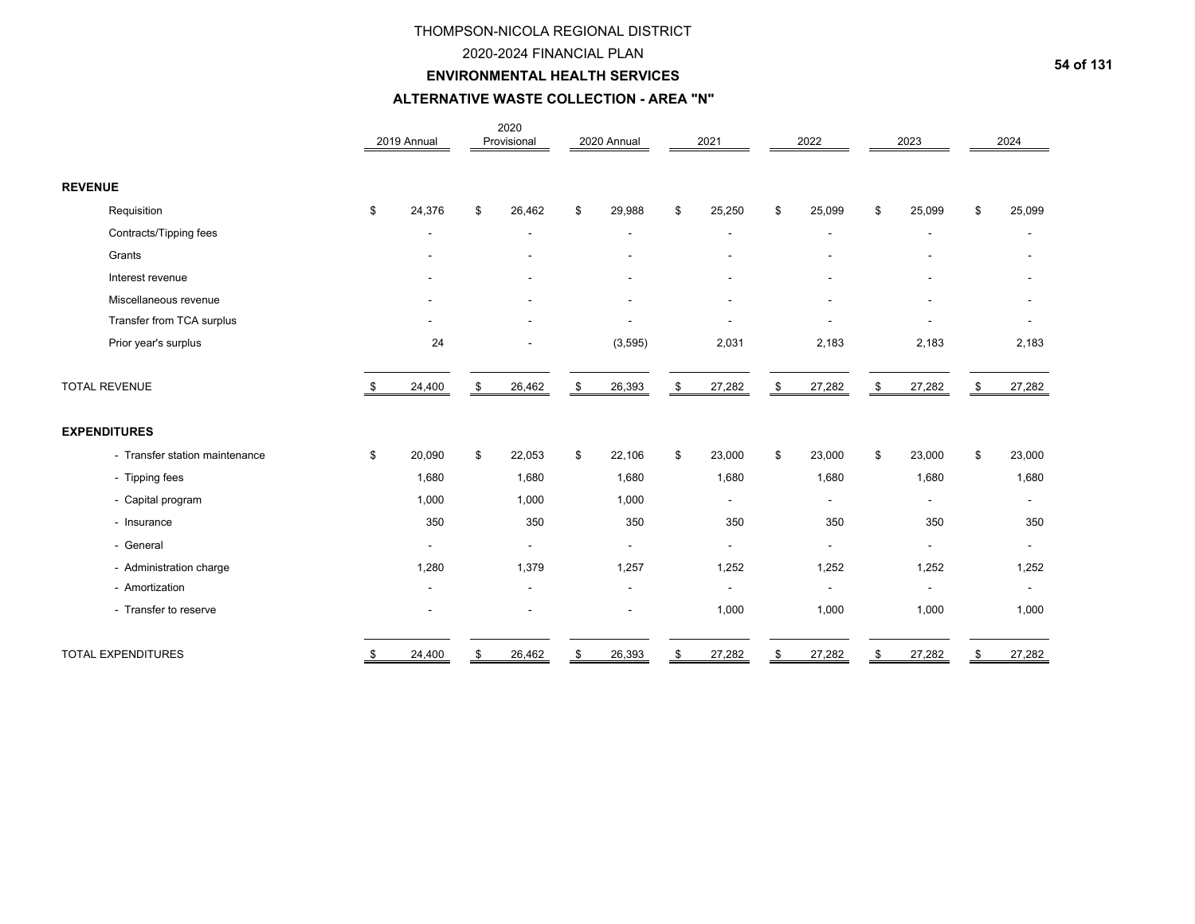# THOMPSON-NICOLA REGIONAL DISTRICT

## 2020-2024 FINANCIAL PLAN

## ENVIRONMENTAL HEALTH SERVICES

## ALTERNATIVE WASTE COLLECTION - AREA "N"

| | 2019 Annual | 2020 Provisional | 2020 Annual | 2021 | 2022 | 2023 | 2024 |
|---|---|---|---|---|---|---|---|
| **REVENUE** | | | | | | | |
| Requisition | $ 24,376 | $ 26,462 | $ 29,988 | $ 25,250 | $ 25,099 | $ 25,099 | $ 25,099 |
| Contracts/Tipping fees | - | - | - | - | - | - | - |
| Grants | - | - | - | - | - | - | - |
| Interest revenue | - | - | - | - | - | - | - |
| Miscellaneous revenue | - | - | - | - | - | - | - |
| Transfer from TCA surplus | - | - | - | - | - | - | - |
| Prior year's surplus | 24 | - | (3,595) | 2,031 | 2,183 | 2,183 | 2,183 |
| TOTAL REVENUE | $ 24,400 | $ 26,462 | $ 26,393 | $ 27,282 | $ 27,282 | $ 27,282 | $ 27,282 |
| **EXPENDITURES** | | | | | | | |
| - Transfer station maintenance | $ 20,090 | $ 22,053 | $ 22,106 | $ 23,000 | $ 23,000 | $ 23,000 | $ 23,000 |
| - Tipping fees | 1,680 | 1,680 | 1,680 | 1,680 | 1,680 | 1,680 | 1,680 |
| - Capital program | 1,000 | 1,000 | 1,000 | - | - | - | - |
| - Insurance | 350 | 350 | 350 | 350 | 350 | 350 | 350 |
| - General | - | - | - | - | - | - | - |
| - Administration charge | 1,280 | 1,379 | 1,257 | 1,252 | 1,252 | 1,252 | 1,252 |
| - Amortization | - | - | - | - | - | - | - |
| - Transfer to reserve | - | - | - | 1,000 | 1,000 | 1,000 | 1,000 |
| TOTAL EXPENDITURES | $ 24,400 | $ 26,462 | $ 26,393 | $ 27,282 | $ 27,282 | $ 27,282 | $ 27,282 |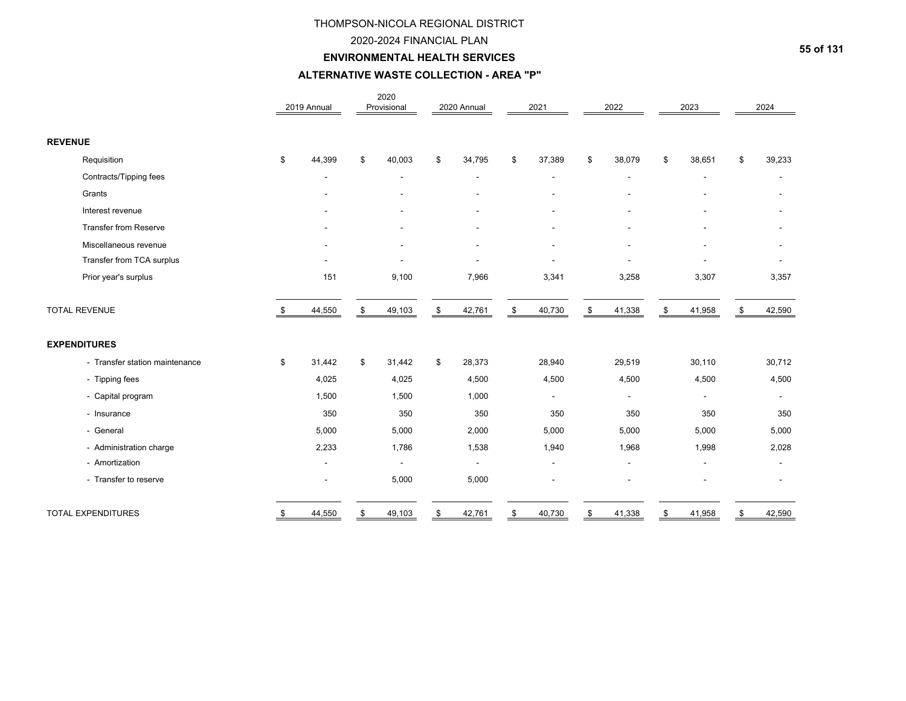# THOMPSON-NICOLA REGIONAL DISTRICT

## 2020-2024 FINANCIAL PLAN

## ENVIRONMENTAL HEALTH SERVICES

## ALTERNATIVE WASTE COLLECTION - AREA "P"

| | 2019 Annual | 2020 Provisional | 2020 Annual | 2021 | 2022 | 2023 | 2024 |
|---|---|---|---|---|---|---|---|
| **REVENUE** | | | | | | | |
| Requisition | $ 44,399 | $ 40,003 | $ 34,795 | $ 37,389 | $ 38,079 | $ 38,651 | $ 39,233 |
| Contracts/Tipping fees | - | - | - | - | - | - | - |
| Grants | - | - | - | - | - | - | - |
| Interest revenue | - | - | - | - | - | - | - |
| Transfer from Reserve | - | - | - | - | - | - | - |
| Miscellaneous revenue | - | - | - | - | - | - | - |
| Transfer from TCA surplus | - | - | - | - | - | - | - |
| Prior year's surplus | 151 | 9,100 | 7,966 | 3,341 | 3,258 | 3,307 | 3,357 |
| TOTAL REVENUE | $ 44,550 | $ 49,103 | $ 42,761 | $ 40,730 | $ 41,338 | $ 41,958 | $ 42,590 |
| **EXPENDITURES** | | | | | | | |
| - Transfer station maintenance | $ 31,442 | $ 31,442 | $ 28,373 | 28,940 | 29,519 | 30,110 | 30,712 |
| - Tipping fees | 4,025 | 4,025 | 4,500 | 4,500 | 4,500 | 4,500 | 4,500 |
| - Capital program | 1,500 | 1,500 | 1,000 | - | - | - | - |
| - Insurance | 350 | 350 | 350 | 350 | 350 | 350 | 350 |
| - General | 5,000 | 5,000 | 2,000 | 5,000 | 5,000 | 5,000 | 5,000 |
| - Administration charge | 2,233 | 1,786 | 1,538 | 1,940 | 1,968 | 1,998 | 2,028 |
| - Amortization | - | - | - | - | - | - | - |
| - Transfer to reserve | - | 5,000 | 5,000 | - | - | - | - |
| TOTAL EXPENDITURES | $ 44,550 | $ 49,103 | $ 42,761 | $ 40,730 | $ 41,338 | $ 41,958 | $ 42,590 |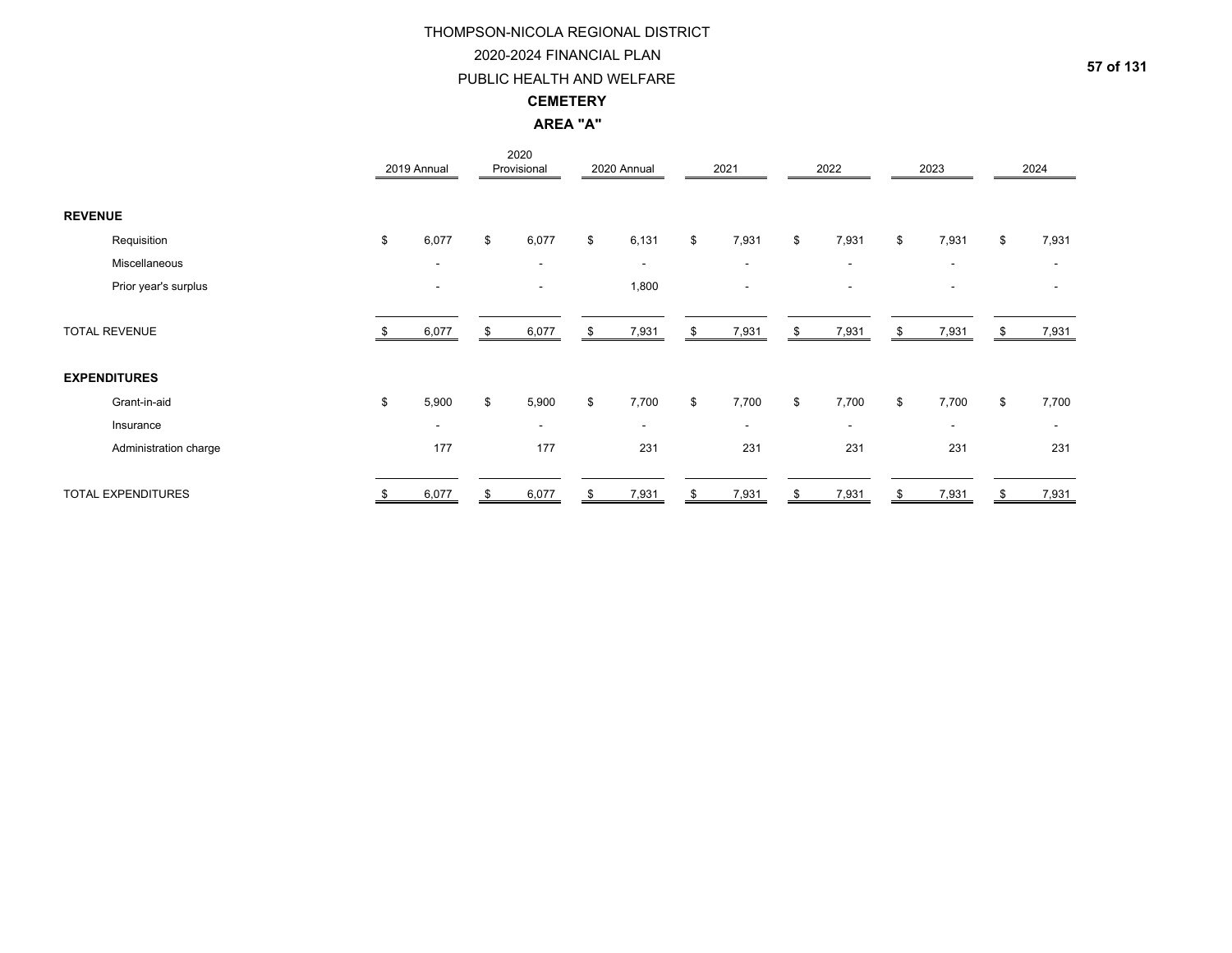# THOMPSON-NICOLA REGIONAL DISTRICT

## 2020-2024 FINANCIAL PLAN

## PUBLIC HEALTH AND WELFARE

### CEMETERY

### AREA "A"

| | 2019 Annual | 2020 Provisional | 2020 Annual | 2021 | 2022 | 2023 | 2024 |
|---|---|---|---|---|---|---|---|
| **REVENUE** | | | | | | | |
| Requisition | $ 6,077 | $ 6,077 | $ 6,131 | $ 7,931 | $ 7,931 | $ 7,931 | $ 7,931 |
| Miscellaneous | - | - | - | - | - | - | - |
| Prior year's surplus | - | - | 1,800 | - | - | - | - |
| TOTAL REVENUE | $ 6,077 | $ 6,077 | $ 7,931 | $ 7,931 | $ 7,931 | $ 7,931 | $ 7,931 |
| **EXPENDITURES** | | | | | | | |
| Grant-in-aid | $ 5,900 | $ 5,900 | $ 7,700 | $ 7,700 | $ 7,700 | $ 7,700 | $ 7,700 |
| Insurance | - | - | - | - | - | - | - |
| Administration charge | 177 | 177 | 231 | 231 | 231 | 231 | 231 |
| TOTAL EXPENDITURES | $ 6,077 | $ 6,077 | $ 7,931 | $ 7,931 | $ 7,931 | $ 7,931 | $ 7,931 |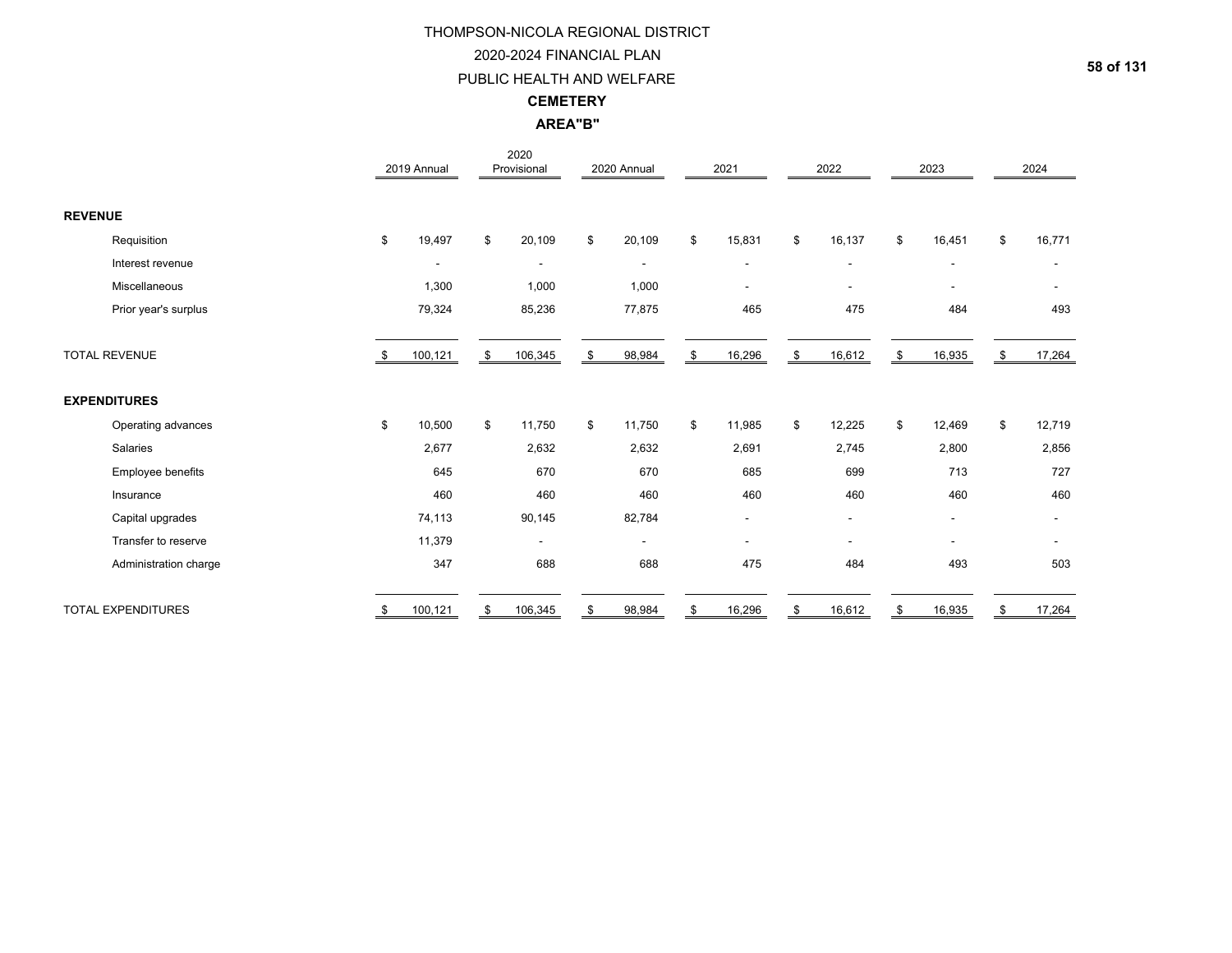# THOMPSON-NICOLA REGIONAL DISTRICT

## 2020-2024 FINANCIAL PLAN

## PUBLIC HEALTH AND WELFARE

### CEMETERY

### AREA"B"

| | 2019 Annual | 2020 Provisional | 2020 Annual | 2021 | 2022 | 2023 | 2024 |
|---|---|---|---|---|---|---|---|
| **REVENUE** | | | | | | | |
| Requisition | $ 19,497 | $ 20,109 | $ 20,109 | $ 15,831 | $ 16,137 | $ 16,451 | $ 16,771 |
| Interest revenue | - | - | - | - | - | - | - |
| Miscellaneous | 1,300 | 1,000 | 1,000 | - | - | - | - |
| Prior year's surplus | 79,324 | 85,236 | 77,875 | 465 | 475 | 484 | 493 |
| TOTAL REVENUE | $ 100,121 | $ 106,345 | $ 98,984 | $ 16,296 | $ 16,612 | $ 16,935 | $ 17,264 |
| **EXPENDITURES** | | | | | | | |
| Operating advances | $ 10,500 | $ 11,750 | $ 11,750 | $ 11,985 | $ 12,225 | $ 12,469 | $ 12,719 |
| Salaries | 2,677 | 2,632 | 2,632 | 2,691 | 2,745 | 2,800 | 2,856 |
| Employee benefits | 645 | 670 | 670 | 685 | 699 | 713 | 727 |
| Insurance | 460 | 460 | 460 | 460 | 460 | 460 | 460 |
| Capital upgrades | 74,113 | 90,145 | 82,784 | - | - | - | - |
| Transfer to reserve | 11,379 | - | - | - | - | - | - |
| Administration charge | 347 | 688 | 688 | 475 | 484 | 493 | 503 |
| TOTAL EXPENDITURES | $ 100,121 | $ 106,345 | $ 98,984 | $ 16,296 | $ 16,612 | $ 16,935 | $ 17,264 |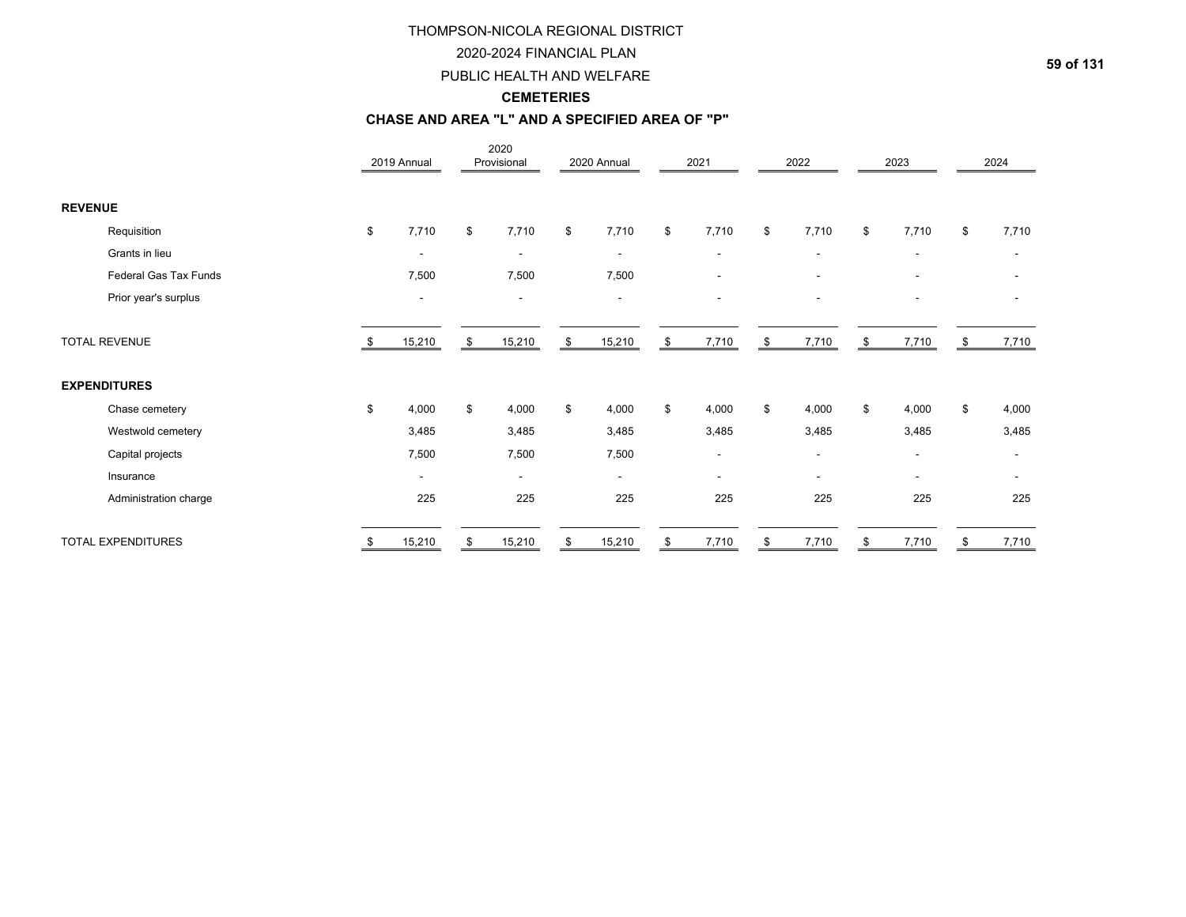# THOMPSON-NICOLA REGIONAL DISTRICT

## 2020-2024 FINANCIAL PLAN

## PUBLIC HEALTH AND WELFARE

### CEMETERIES

### CHASE AND AREA "L" AND A SPECIFIED AREA OF "P"

| | 2019 Annual | 2020 Provisional | 2020 Annual | 2021 | 2022 | 2023 | 2024 |
|---|---|---|---|---|---|---|---|
| **REVENUE** | | | | | | | |
| Requisition | $ 7,710 | $ 7,710 | $ 7,710 | $ 7,710 | $ 7,710 | $ 7,710 | $ 7,710 |
| Grants in lieu | - | - | - | - | - | - | - |
| Federal Gas Tax Funds | 7,500 | 7,500 | 7,500 | - | - | - | - |
| Prior year's surplus | - | - | - | - | - | - | - |
| TOTAL REVENUE | $ 15,210 | $ 15,210 | $ 15,210 | $ 7,710 | $ 7,710 | $ 7,710 | $ 7,710 |
| **EXPENDITURES** | | | | | | | |
| Chase cemetery | $ 4,000 | $ 4,000 | $ 4,000 | $ 4,000 | $ 4,000 | $ 4,000 | $ 4,000 |
| Westwold cemetery | 3,485 | 3,485 | 3,485 | 3,485 | 3,485 | 3,485 | 3,485 |
| Capital projects | 7,500 | 7,500 | 7,500 | - | - | - | - |
| Insurance | - | - | - | - | - | - | - |
| Administration charge | 225 | 225 | 225 | 225 | 225 | 225 | 225 |
| TOTAL EXPENDITURES | $ 15,210 | $ 15,210 | $ 15,210 | $ 7,710 | $ 7,710 | $ 7,710 | $ 7,710 |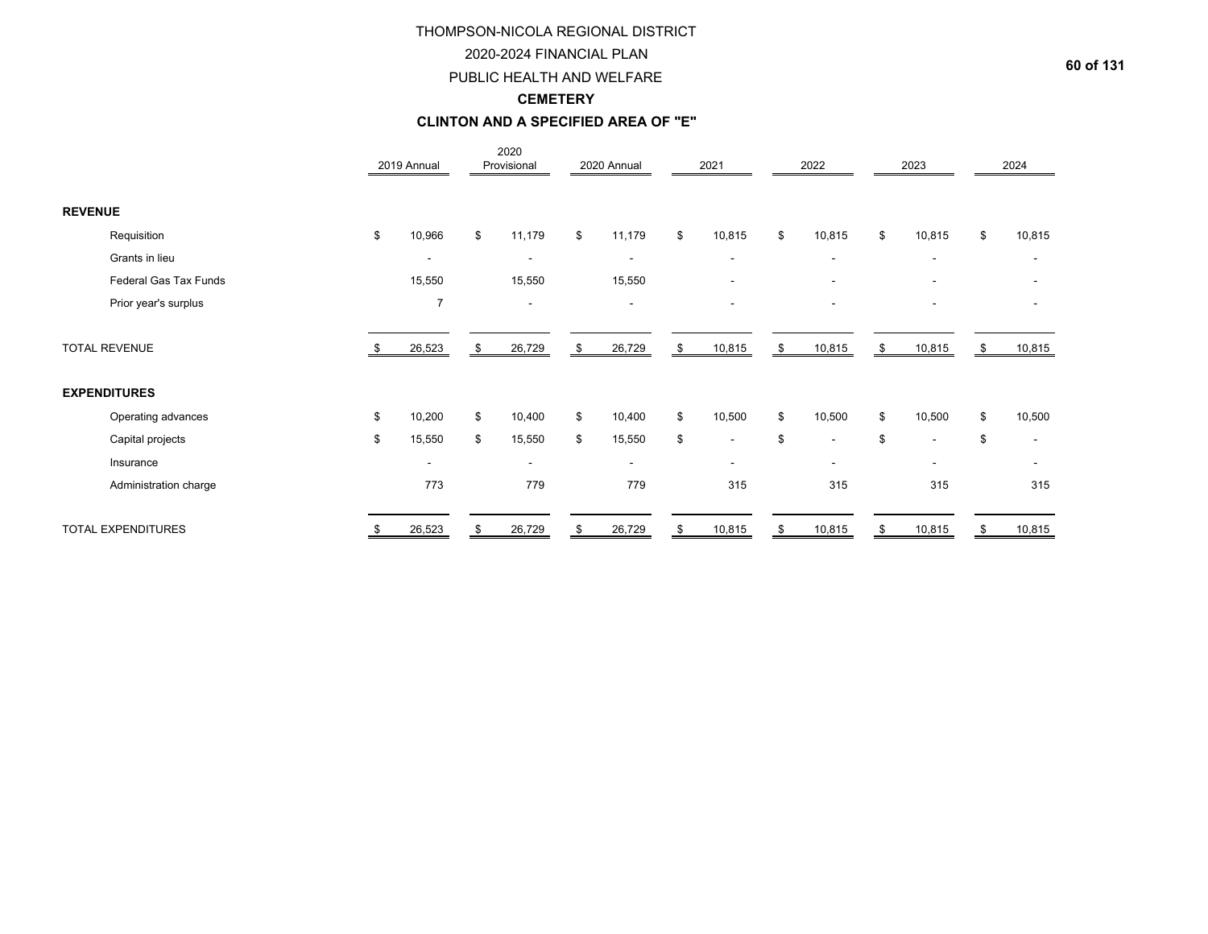# THOMPSON-NICOLA REGIONAL DISTRICT

## 2020-2024 FINANCIAL PLAN

## PUBLIC HEALTH AND WELFARE

### CEMETERY

### CLINTON AND A SPECIFIED AREA OF "E"

| | 2019 Annual | 2020 Provisional | 2020 Annual | 2021 | 2022 | 2023 | 2024 |
|---|---|---|---|---|---|---|---|
| **REVENUE** | | | | | | | |
| Requisition | $ 10,966 | $ 11,179 | $ 11,179 | $ 10,815 | $ 10,815 | $ 10,815 | $ 10,815 |
| Grants in lieu | - | - | - | - | - | - | - |
| Federal Gas Tax Funds | 15,550 | 15,550 | 15,550 | - | - | - | - |
| Prior year's surplus | 7 | - | - | - | - | - | - |
| TOTAL REVENUE | $ 26,523 | $ 26,729 | $ 26,729 | $ 10,815 | $ 10,815 | $ 10,815 | $ 10,815 |
| **EXPENDITURES** | | | | | | | |
| Operating advances | $ 10,200 | $ 10,400 | $ 10,400 | $ 10,500 | $ 10,500 | $ 10,500 | $ 10,500 |
| Capital projects | $ 15,550 | $ 15,550 | $ 15,550 | $ - | $ - | $ - | $ - |
| Insurance | - | - | - | - | - | - | - |
| Administration charge | 773 | 779 | 779 | 315 | 315 | 315 | 315 |
| TOTAL EXPENDITURES | $ 26,523 | $ 26,729 | $ 26,729 | $ 10,815 | $ 10,815 | $ 10,815 | $ 10,815 |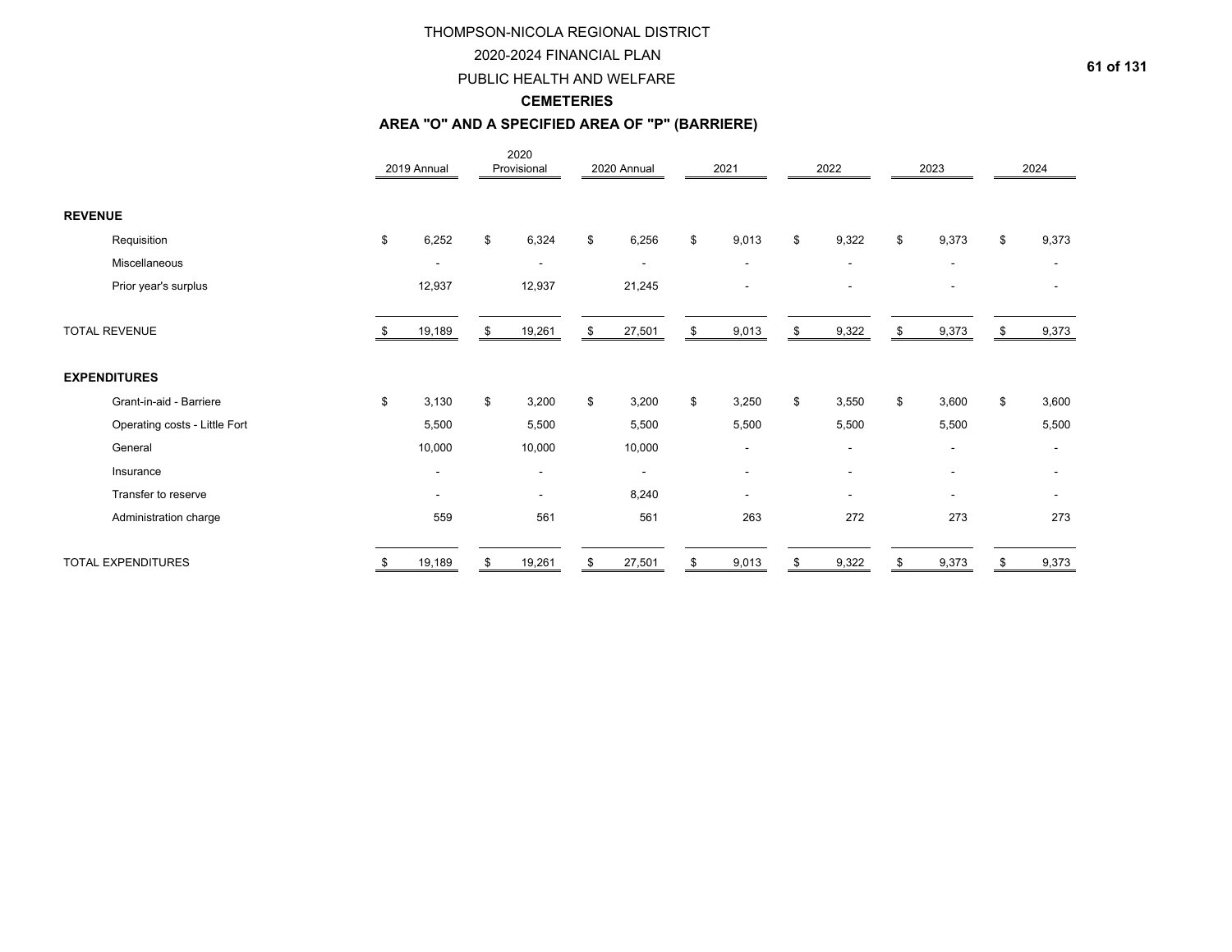# THOMPSON-NICOLA REGIONAL DISTRICT

## 2020-2024 FINANCIAL PLAN

## PUBLIC HEALTH AND WELFARE

### CEMETERIES

### AREA "O" AND A SPECIFIED AREA OF "P" (BARRIERE)

| | 2019 Annual | 2020 Provisional | 2020 Annual | 2021 | 2022 | 2023 | 2024 |
|---|---|---|---|---|---|---|---|
| **REVENUE** | | | | | | | |
| Requisition | $ 6,252 | $ 6,324 | $ 6,256 | $ 9,013 | $ 9,322 | $ 9,373 | $ 9,373 |
| Miscellaneous | - | - | - | - | - | - | - |
| Prior year's surplus | 12,937 | 12,937 | 21,245 | - | - | - | - |
| TOTAL REVENUE | $ 19,189 | $ 19,261 | $ 27,501 | $ 9,013 | $ 9,322 | $ 9,373 | $ 9,373 |
| **EXPENDITURES** | | | | | | | |
| Grant-in-aid - Barriere | $ 3,130 | $ 3,200 | $ 3,200 | $ 3,250 | $ 3,550 | $ 3,600 | $ 3,600 |
| Operating costs - Little Fort | 5,500 | 5,500 | 5,500 | 5,500 | 5,500 | 5,500 | 5,500 |
| General | 10,000 | 10,000 | 10,000 | - | - | - | - |
| Insurance | - | - | - | - | - | - | - |
| Transfer to reserve | - | - | 8,240 | - | - | - | - |
| Administration charge | 559 | 561 | 561 | 263 | 272 | 273 | 273 |
| TOTAL EXPENDITURES | $ 19,189 | $ 19,261 | $ 27,501 | $ 9,013 | $ 9,322 | $ 9,373 | $ 9,373 |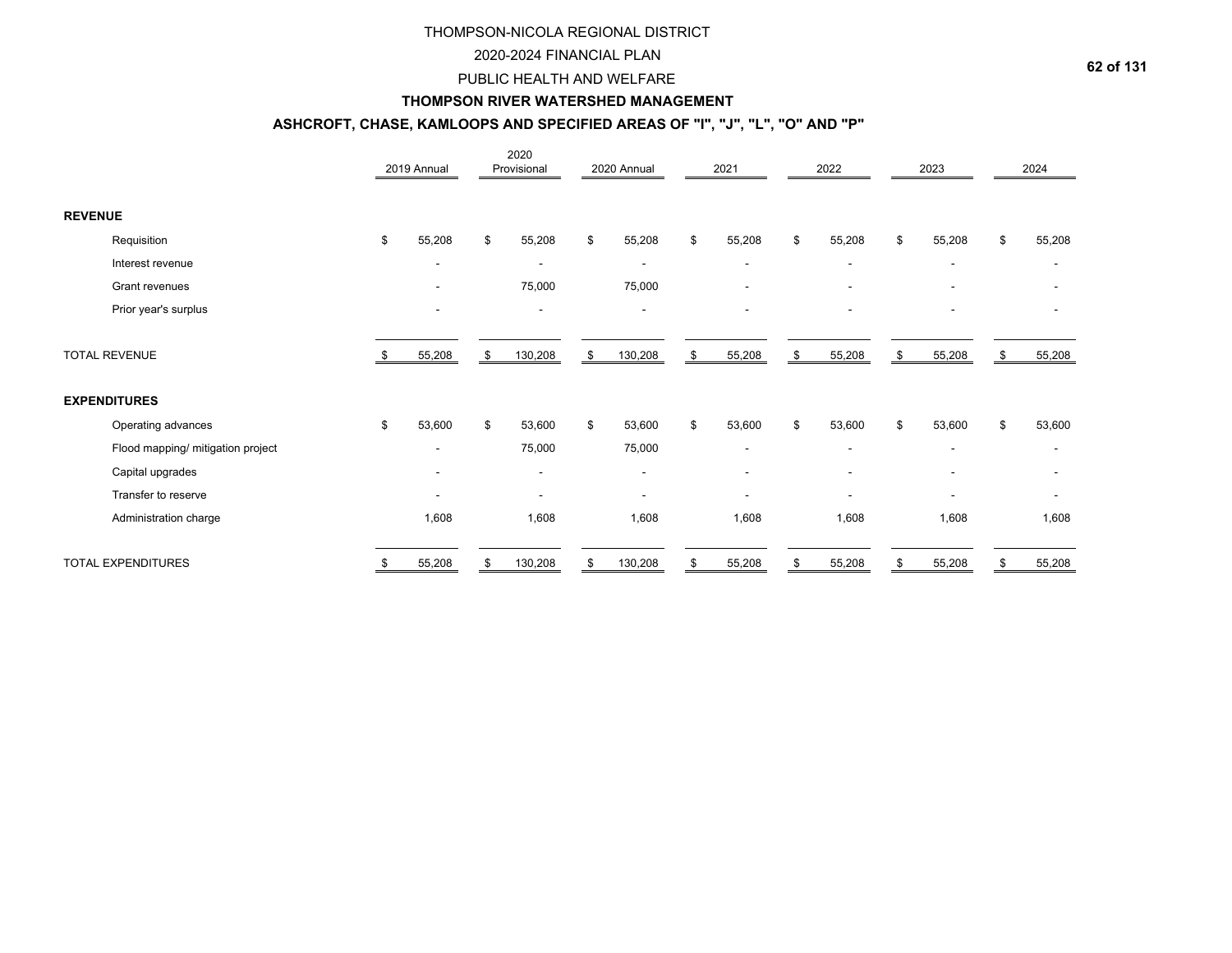# THOMPSON-NICOLA REGIONAL DISTRICT

## 2020-2024 FINANCIAL PLAN

## PUBLIC HEALTH AND WELFARE

### THOMPSON RIVER WATERSHED MANAGEMENT

### ASHCROFT, CHASE, KAMLOOPS AND SPECIFIED AREAS OF "I", "J", "L", "O" AND "P"

| | 2019 Annual | 2020 Provisional | 2020 Annual | 2021 | 2022 | 2023 | 2024 |
|---|---|---|---|---|---|---|---|
| **REVENUE** | | | | | | | |
| Requisition | $ 55,208 | $ 55,208 | $ 55,208 | $ 55,208 | $ 55,208 | $ 55,208 | $ 55,208 |
| Interest revenue | - | - | - | - | - | - | - |
| Grant revenues | - | 75,000 | 75,000 | - | - | - | - |
| Prior year's surplus | - | - | - | - | - | - | - |
| TOTAL REVENUE | $ 55,208 | $ 130,208 | $ 130,208 | $ 55,208 | $ 55,208 | $ 55,208 | $ 55,208 |
| **EXPENDITURES** | | | | | | | |
| Operating advances | $ 53,600 | $ 53,600 | $ 53,600 | $ 53,600 | $ 53,600 | $ 53,600 | $ 53,600 |
| Flood mapping/ mitigation project | - | 75,000 | 75,000 | - | - | - | - |
| Capital upgrades | - | - | - | - | - | - | - |
| Transfer to reserve | - | - | - | - | - | - | - |
| Administration charge | 1,608 | 1,608 | 1,608 | 1,608 | 1,608 | 1,608 | 1,608 |
| TOTAL EXPENDITURES | $ 55,208 | $ 130,208 | $ 130,208 | $ 55,208 | $ 55,208 | $ 55,208 | $ 55,208 |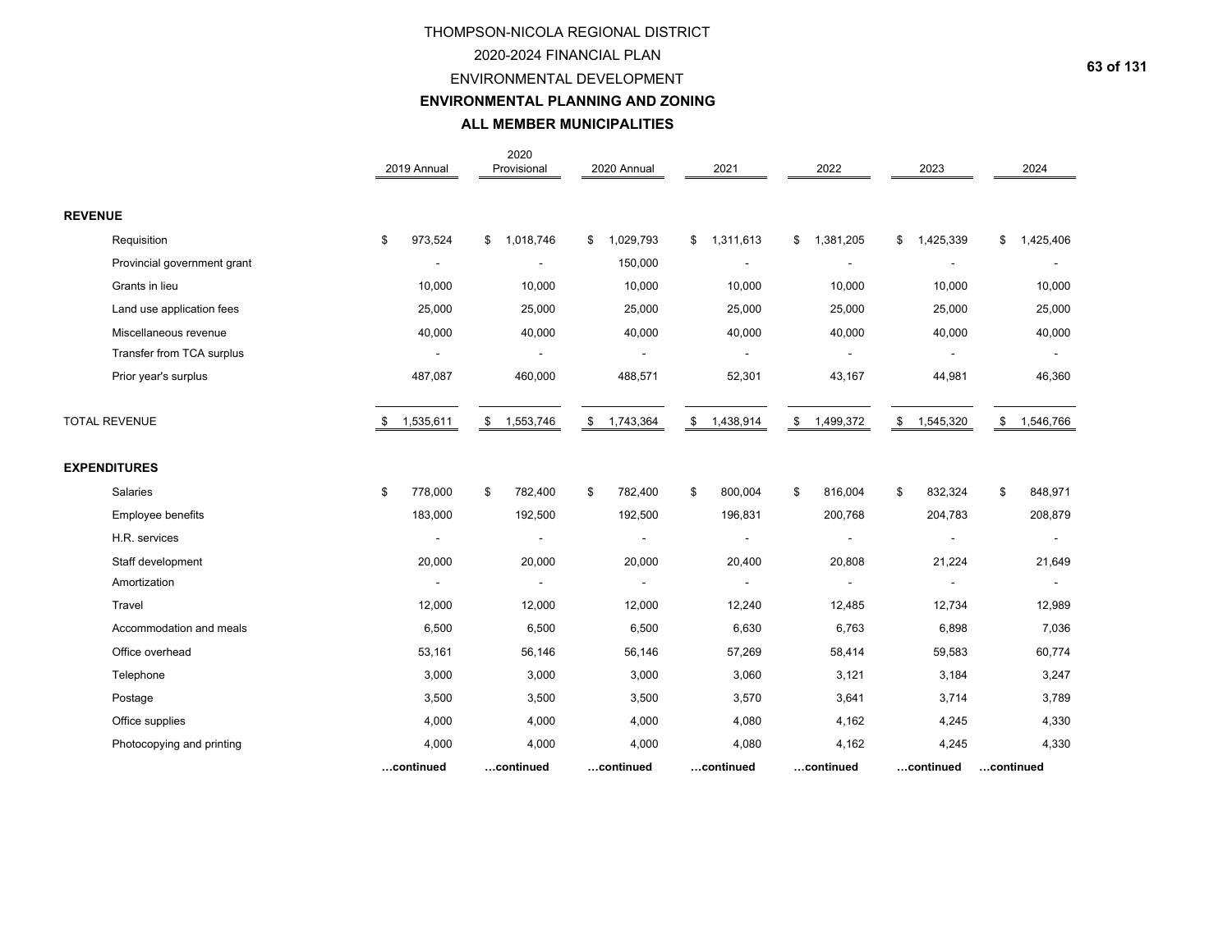THOMPSON-NICOLA REGIONAL DISTRICT

2020-2024 FINANCIAL PLAN

ENVIRONMENTAL DEVELOPMENT

**ENVIRONMENTAL PLANNING AND ZONING**

**ALL MEMBER MUNICIPALITIES**

| | 2019 Annual | 2020 Provisional | 2020 Annual | 2021 | 2022 | 2023 | 2024 |
|---|---|---|---|---|---|---|---|
| **REVENUE** | | | | | | | |
| Requisition | $ 973,524 | $ 1,018,746 | $ 1,029,793 | $ 1,311,613 | $ 1,381,205 | $ 1,425,339 | $ 1,425,406 |
| Provincial government grant | - | - | 150,000 | - | - | - | - |
| Grants in lieu | 10,000 | 10,000 | 10,000 | 10,000 | 10,000 | 10,000 | 10,000 |
| Land use application fees | 25,000 | 25,000 | 25,000 | 25,000 | 25,000 | 25,000 | 25,000 |
| Miscellaneous revenue | 40,000 | 40,000 | 40,000 | 40,000 | 40,000 | 40,000 | 40,000 |
| Transfer from TCA surplus | - | - | - | - | - | - | - |
| Prior year's surplus | 487,087 | 460,000 | 488,571 | 52,301 | 43,167 | 44,981 | 46,360 |
| TOTAL REVENUE | $ 1,535,611 | $ 1,553,746 | $ 1,743,364 | $ 1,438,914 | $ 1,499,372 | $ 1,545,320 | $ 1,546,766 |
| **EXPENDITURES** | | | | | | | |
| Salaries | $ 778,000 | $ 782,400 | $ 782,400 | $ 800,004 | $ 816,004 | $ 832,324 | $ 848,971 |
| Employee benefits | 183,000 | 192,500 | 192,500 | 196,831 | 200,768 | 204,783 | 208,879 |
| H.R. services | - | - | - | - | - | - | - |
| Staff development | 20,000 | 20,000 | 20,000 | 20,400 | 20,808 | 21,224 | 21,649 |
| Amortization | - | - | - | - | - | - | - |
| Travel | 12,000 | 12,000 | 12,000 | 12,240 | 12,485 | 12,734 | 12,989 |
| Accommodation and meals | 6,500 | 6,500 | 6,500 | 6,630 | 6,763 | 6,898 | 7,036 |
| Office overhead | 53,161 | 56,146 | 56,146 | 57,269 | 58,414 | 59,583 | 60,774 |
| Telephone | 3,000 | 3,000 | 3,000 | 3,060 | 3,121 | 3,184 | 3,247 |
| Postage | 3,500 | 3,500 | 3,500 | 3,570 | 3,641 | 3,714 | 3,789 |
| Office supplies | 4,000 | 4,000 | 4,000 | 4,080 | 4,162 | 4,245 | 4,330 |
| Photocopying and printing | 4,000 | 4,000 | 4,000 | 4,080 | 4,162 | 4,245 | 4,330 |
| | **…continued** | **…continued** | **…continued** | **…continued** | **…continued** | **…continued** | **…continued** |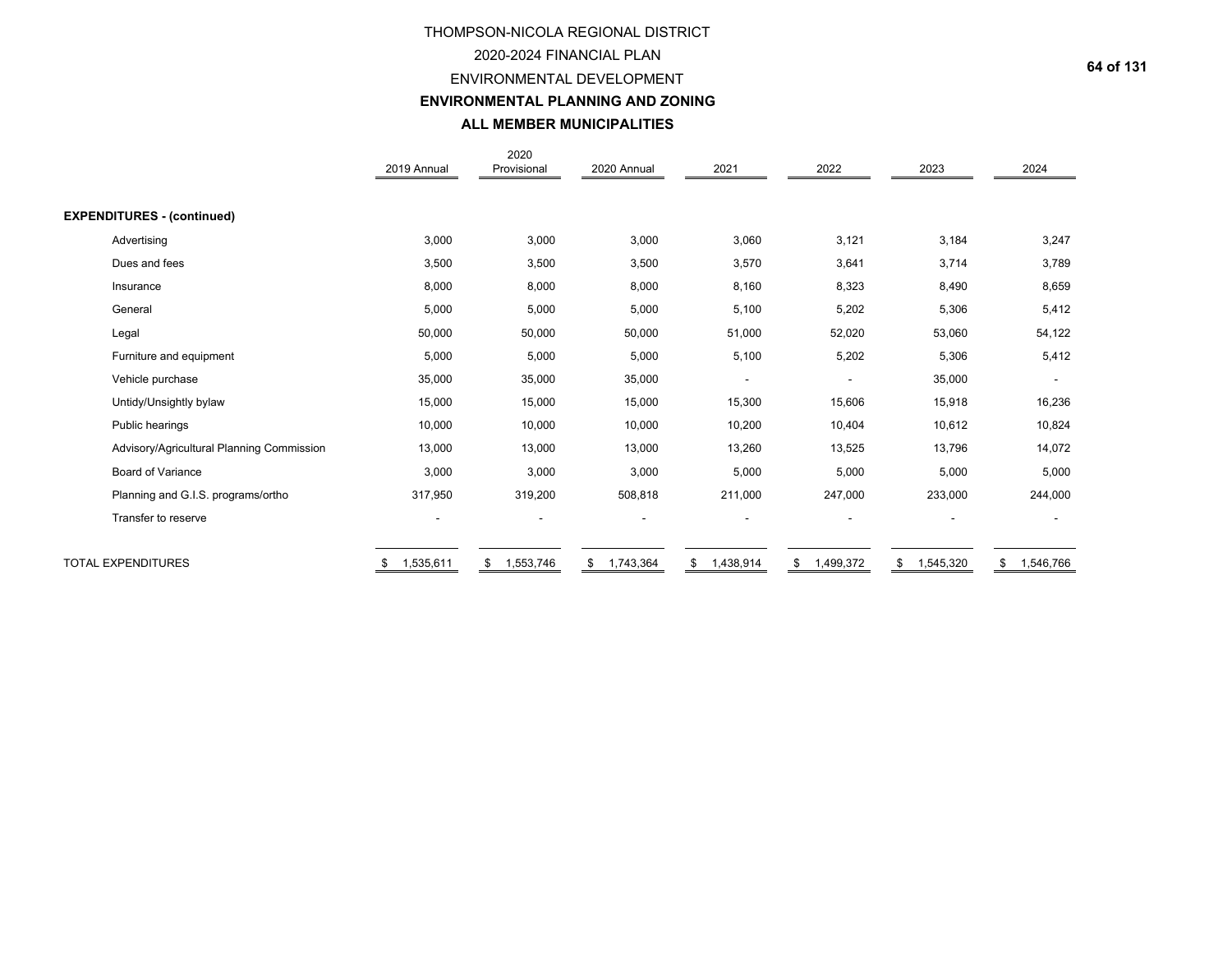THOMPSON-NICOLA REGIONAL DISTRICT

2020-2024 FINANCIAL PLAN

ENVIRONMENTAL DEVELOPMENT

**ENVIRONMENTAL PLANNING AND ZONING**

**ALL MEMBER MUNICIPALITIES**

| | 2019 Annual | 2020 Provisional | 2020 Annual | 2021 | 2022 | 2023 | 2024 |
|---|---|---|---|---|---|---|---|
| **EXPENDITURES - (continued)** | | | | | | | |
| Advertising | 3,000 | 3,000 | 3,000 | 3,060 | 3,121 | 3,184 | 3,247 |
| Dues and fees | 3,500 | 3,500 | 3,500 | 3,570 | 3,641 | 3,714 | 3,789 |
| Insurance | 8,000 | 8,000 | 8,000 | 8,160 | 8,323 | 8,490 | 8,659 |
| General | 5,000 | 5,000 | 5,000 | 5,100 | 5,202 | 5,306 | 5,412 |
| Legal | 50,000 | 50,000 | 50,000 | 51,000 | 52,020 | 53,060 | 54,122 |
| Furniture and equipment | 5,000 | 5,000 | 5,000 | 5,100 | 5,202 | 5,306 | 5,412 |
| Vehicle purchase | 35,000 | 35,000 | 35,000 | - | - | 35,000 | - |
| Untidy/Unsightly bylaw | 15,000 | 15,000 | 15,000 | 15,300 | 15,606 | 15,918 | 16,236 |
| Public hearings | 10,000 | 10,000 | 10,000 | 10,200 | 10,404 | 10,612 | 10,824 |
| Advisory/Agricultural Planning Commission | 13,000 | 13,000 | 13,000 | 13,260 | 13,525 | 13,796 | 14,072 |
| Board of Variance | 3,000 | 3,000 | 3,000 | 5,000 | 5,000 | 5,000 | 5,000 |
| Planning and G.I.S. programs/ortho | 317,950 | 319,200 | 508,818 | 211,000 | 247,000 | 233,000 | 244,000 |
| Transfer to reserve | - | - | - | - | - | - | - |
| TOTAL EXPENDITURES | $ 1,535,611 | $ 1,553,746 | $ 1,743,364 | $ 1,438,914 | $ 1,499,372 | $ 1,545,320 | $ 1,546,766 |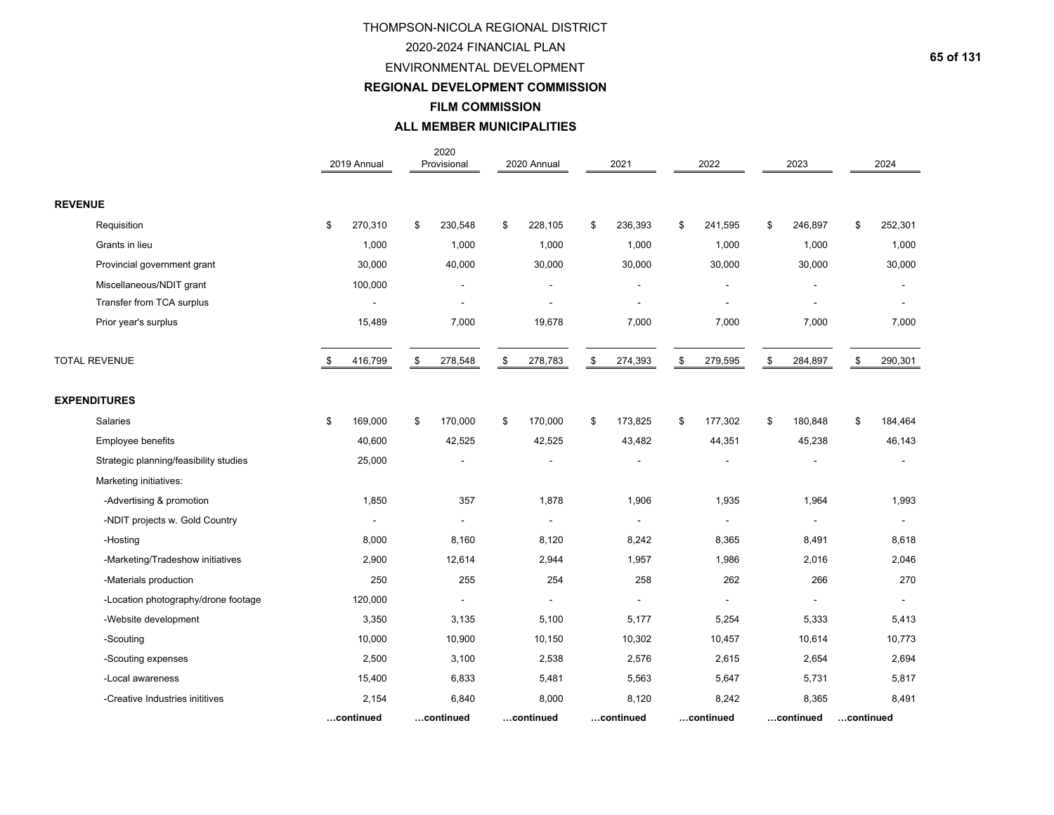THOMPSON-NICOLA REGIONAL DISTRICT

2020-2024 FINANCIAL PLAN

ENVIRONMENTAL DEVELOPMENT

**REGIONAL DEVELOPMENT COMMISSION**

**FILM COMMISSION**

**ALL MEMBER MUNICIPALITIES**

| | 2019 Annual | 2020 Provisional | 2020 Annual | 2021 | 2022 | 2023 | 2024 |
|---|---|---|---|---|---|---|---|
| **REVENUE** | | | | | | | |
| Requisition | $ 270,310 | $ 230,548 | $ 228,105 | $ 236,393 | $ 241,595 | $ 246,897 | $ 252,301 |
| Grants in lieu | 1,000 | 1,000 | 1,000 | 1,000 | 1,000 | 1,000 | 1,000 |
| Provincial government grant | 30,000 | 40,000 | 30,000 | 30,000 | 30,000 | 30,000 | 30,000 |
| Miscellaneous/NDIT grant | 100,000 | - | - | - | - | - | - |
| Transfer from TCA surplus | - | - | - | - | - | - | - |
| Prior year's surplus | 15,489 | 7,000 | 19,678 | 7,000 | 7,000 | 7,000 | 7,000 |
| TOTAL REVENUE | $ 416,799 | $ 278,548 | $ 278,783 | $ 274,393 | $ 279,595 | $ 284,897 | $ 290,301 |
| **EXPENDITURES** | | | | | | | |
| Salaries | $ 169,000 | $ 170,000 | $ 170,000 | $ 173,825 | $ 177,302 | $ 180,848 | $ 184,464 |
| Employee benefits | 40,600 | 42,525 | 42,525 | 43,482 | 44,351 | 45,238 | 46,143 |
| Strategic planning/feasibility studies | 25,000 | - | - | - | - | - | - |
| Marketing initiatives: | | | | | | | |
| -Advertising & promotion | 1,850 | 357 | 1,878 | 1,906 | 1,935 | 1,964 | 1,993 |
| -NDIT projects w. Gold Country | - | - | - | - | - | - | - |
| -Hosting | 8,000 | 8,160 | 8,120 | 8,242 | 8,365 | 8,491 | 8,618 |
| -Marketing/Tradeshow initiatives | 2,900 | 12,614 | 2,944 | 1,957 | 1,986 | 2,016 | 2,046 |
| -Materials production | 250 | 255 | 254 | 258 | 262 | 266 | 270 |
| -Location photography/drone footage | 120,000 | - | - | - | - | - | - |
| -Website development | 3,350 | 3,135 | 5,100 | 5,177 | 5,254 | 5,333 | 5,413 |
| -Scouting | 10,000 | 10,900 | 10,150 | 10,302 | 10,457 | 10,614 | 10,773 |
| -Scouting expenses | 2,500 | 3,100 | 2,538 | 2,576 | 2,615 | 2,654 | 2,694 |
| -Local awareness | 15,400 | 6,833 | 5,481 | 5,563 | 5,647 | 5,731 | 5,817 |
| -Creative Industries inititives | 2,154 | 6,840 | 8,000 | 8,120 | 8,242 | 8,365 | 8,491 |
| | **…continued** | **…continued** | **…continued** | **…continued** | **…continued** | **…continued** | **…continued** |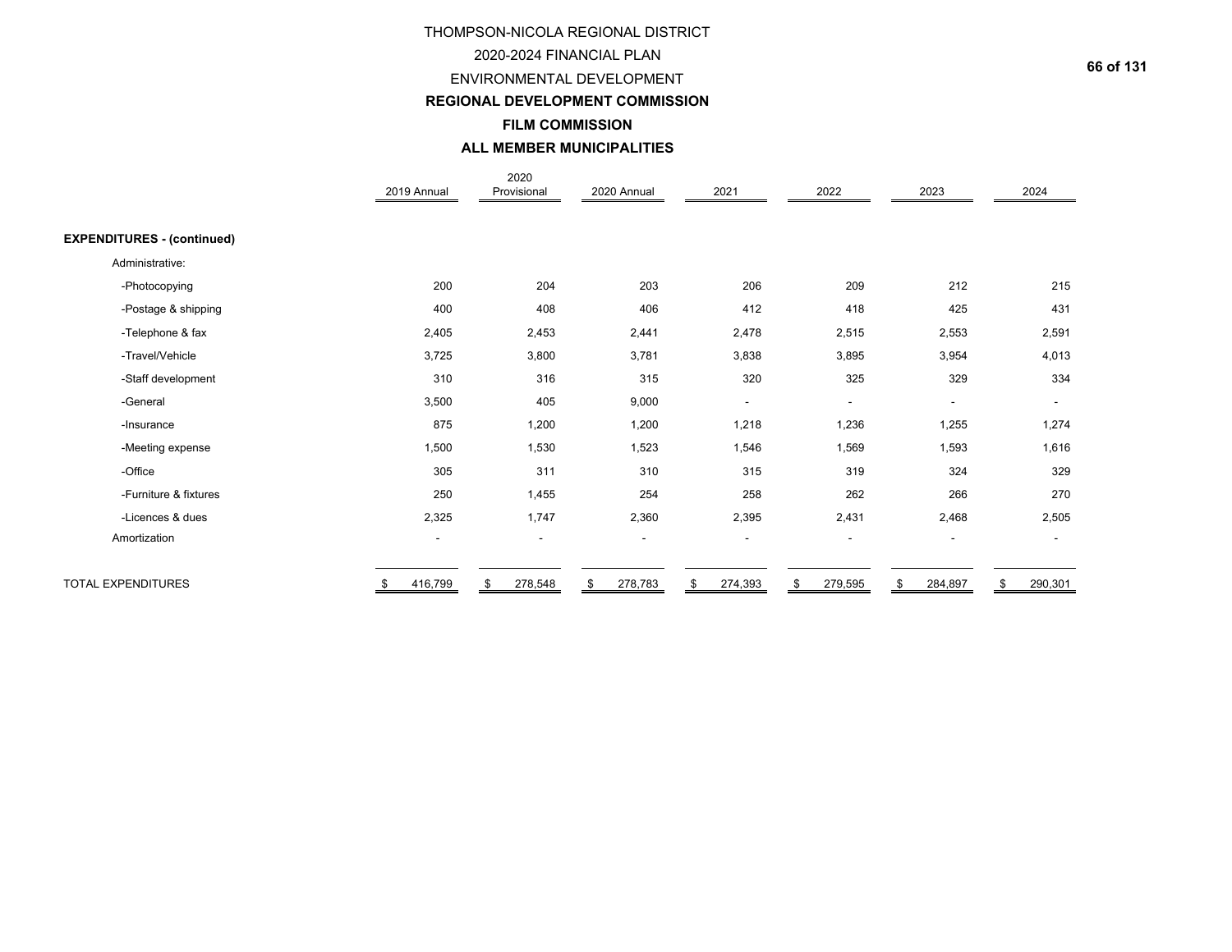THOMPSON-NICOLA REGIONAL DISTRICT

2020-2024 FINANCIAL PLAN

ENVIRONMENTAL DEVELOPMENT

**REGIONAL DEVELOPMENT COMMISSION**

**FILM COMMISSION**

**ALL MEMBER MUNICIPALITIES**

| | 2019 Annual | 2020 Provisional | 2020 Annual | 2021 | 2022 | 2023 | 2024 |
|---|---|---|---|---|---|---|---|
| **EXPENDITURES - (continued)** | | | | | | | |
| Administrative: | | | | | | | |
| -Photocopying | 200 | 204 | 203 | 206 | 209 | 212 | 215 |
| -Postage & shipping | 400 | 408 | 406 | 412 | 418 | 425 | 431 |
| -Telephone & fax | 2,405 | 2,453 | 2,441 | 2,478 | 2,515 | 2,553 | 2,591 |
| -Travel/Vehicle | 3,725 | 3,800 | 3,781 | 3,838 | 3,895 | 3,954 | 4,013 |
| -Staff development | 310 | 316 | 315 | 320 | 325 | 329 | 334 |
| -General | 3,500 | 405 | 9,000 | - | - | - | - |
| -Insurance | 875 | 1,200 | 1,200 | 1,218 | 1,236 | 1,255 | 1,274 |
| -Meeting expense | 1,500 | 1,530 | 1,523 | 1,546 | 1,569 | 1,593 | 1,616 |
| -Office | 305 | 311 | 310 | 315 | 319 | 324 | 329 |
| -Furniture & fixtures | 250 | 1,455 | 254 | 258 | 262 | 266 | 270 |
| -Licences & dues | 2,325 | 1,747 | 2,360 | 2,395 | 2,431 | 2,468 | 2,505 |
| Amortization | - | - | - | - | - | - | - |
| TOTAL EXPENDITURES | $ 416,799 | $ 278,548 | $ 278,783 | $ 274,393 | $ 279,595 | $ 284,897 | $ 290,301 |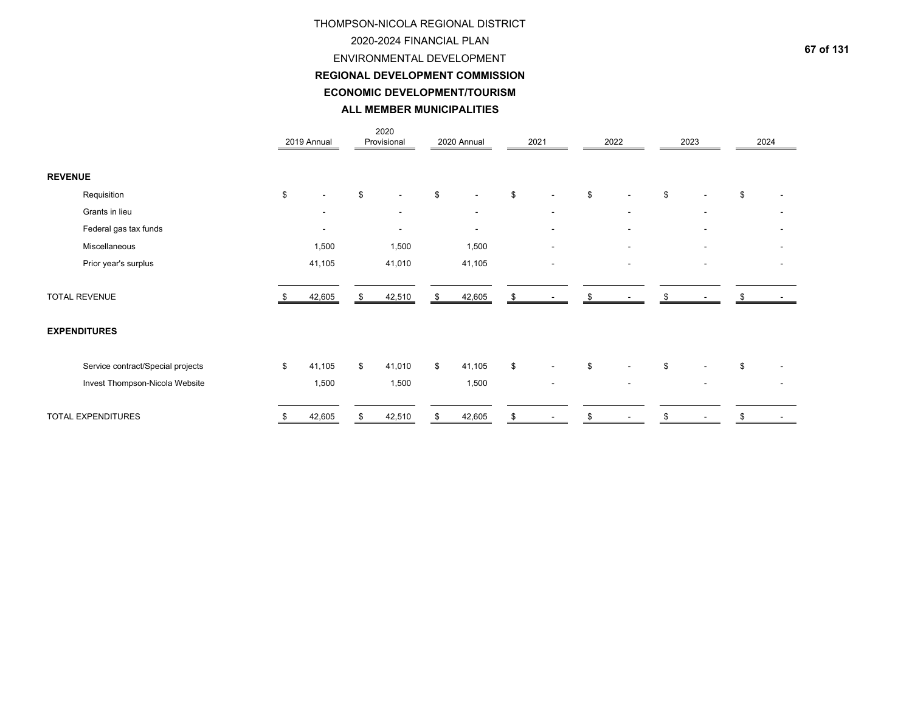THOMPSON-NICOLA REGIONAL DISTRICT

2020-2024 FINANCIAL PLAN

ENVIRONMENTAL DEVELOPMENT

**REGIONAL DEVELOPMENT COMMISSION**

**ECONOMIC DEVELOPMENT/TOURISM**

**ALL MEMBER MUNICIPALITIES**

| | 2019 Annual | 2020 Provisional | 2020 Annual | 2021 | 2022 | 2023 | 2024 |
|---|---|---|---|---|---|---|---|
| **REVENUE** | | | | | | | |
| Requisition | $ - | $ - | $ - | $ - | $ - | $ - | $ - |
| Grants in lieu | - | - | - | - | - | - | - |
| Federal gas tax funds | - | - | - | - | - | - | - |
| Miscellaneous | 1,500 | 1,500 | 1,500 | - | - | - | - |
| Prior year's surplus | 41,105 | 41,010 | 41,105 | - | - | - | - |
| TOTAL REVENUE | $ 42,605 | $ 42,510 | $ 42,605 | $ - | $ - | $ - | $ - |
| **EXPENDITURES** | | | | | | | |
| Service contract/Special projects | $ 41,105 | $ 41,010 | $ 41,105 | $ - | $ - | $ - | $ - |
| Invest Thompson-Nicola Website | 1,500 | 1,500 | 1,500 | - | - | - | - |
| TOTAL EXPENDITURES | $ 42,605 | $ 42,510 | $ 42,605 | $ - | $ - | $ - | $ - |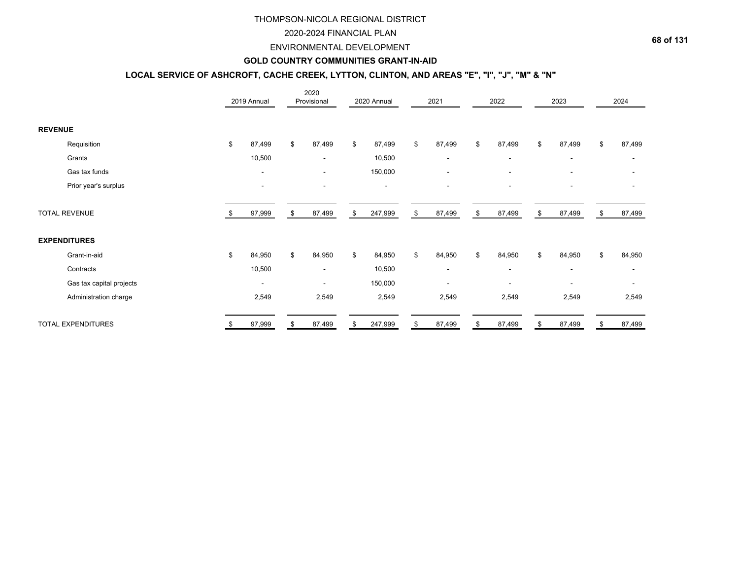# THOMPSON-NICOLA REGIONAL DISTRICT

## 2020-2024 FINANCIAL PLAN

## ENVIRONMENTAL DEVELOPMENT

### GOLD COUNTRY COMMUNITIES GRANT-IN-AID

### LOCAL SERVICE OF ASHCROFT, CACHE CREEK, LYTTON, CLINTON, AND AREAS "E", "I", "J", "M" & "N"

| | 2019 Annual | 2020 Provisional | 2020 Annual | 2021 | 2022 | 2023 | 2024 |
|---|---|---|---|---|---|---|---|
| **REVENUE** | | | | | | | |
| Requisition | $ 87,499 | $ 87,499 | $ 87,499 | $ 87,499 | $ 87,499 | $ 87,499 | $ 87,499 |
| Grants | 10,500 | - | 10,500 | - | - | - | - |
| Gas tax funds | - | - | 150,000 | - | - | - | - |
| Prior year's surplus | - | - | - | - | - | - | - |
| TOTAL REVENUE | $ 97,999 | $ 87,499 | $ 247,999 | $ 87,499 | $ 87,499 | $ 87,499 | $ 87,499 |
| **EXPENDITURES** | | | | | | | |
| Grant-in-aid | $ 84,950 | $ 84,950 | $ 84,950 | $ 84,950 | $ 84,950 | $ 84,950 | $ 84,950 |
| Contracts | 10,500 | - | 10,500 | - | - | - | - |
| Gas tax capital projects | - | - | 150,000 | - | - | - | - |
| Administration charge | 2,549 | 2,549 | 2,549 | 2,549 | 2,549 | 2,549 | 2,549 |
| TOTAL EXPENDITURES | $ 97,999 | $ 87,499 | $ 247,999 | $ 87,499 | $ 87,499 | $ 87,499 | $ 87,499 |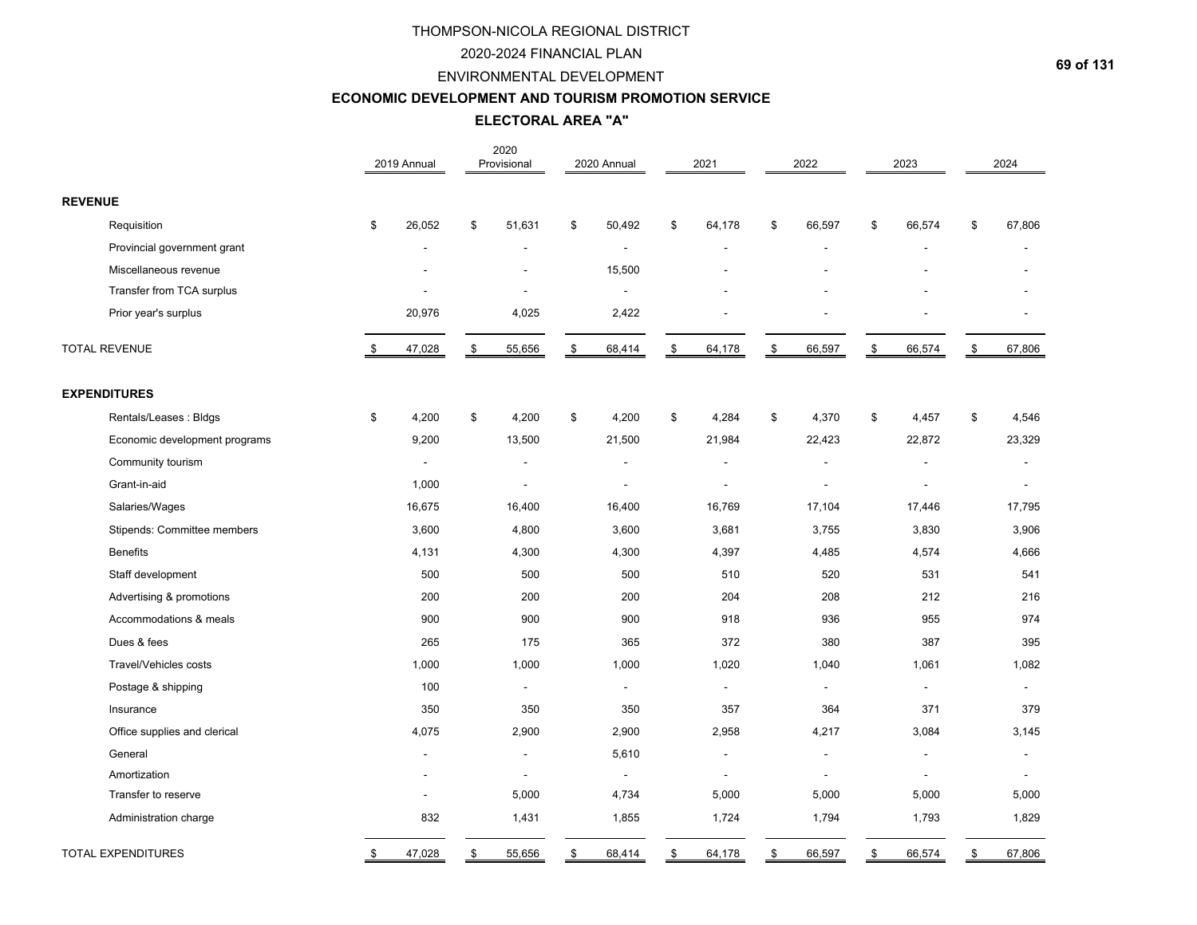THOMPSON-NICOLA REGIONAL DISTRICT

2020-2024 FINANCIAL PLAN

ENVIRONMENTAL DEVELOPMENT

**ECONOMIC DEVELOPMENT AND TOURISM PROMOTION SERVICE**

**ELECTORAL AREA "A"**

| | 2019 Annual | 2020 Provisional | 2020 Annual | 2021 | 2022 | 2023 | 2024 |
|---|---|---|---|---|---|---|---|
| **REVENUE** | | | | | | | |
| Requisition | $ 26,052 | $ 51,631 | $ 50,492 | $ 64,178 | $ 66,597 | $ 66,574 | $ 67,806 |
| Provincial government grant | - | - | - | - | - | - | - |
| Miscellaneous revenue | - | - | 15,500 | - | - | - | - |
| Transfer from TCA surplus | - | - | - | - | - | - | - |
| Prior year's surplus | 20,976 | 4,025 | 2,422 | - | - | - | - |
| TOTAL REVENUE | $ 47,028 | $ 55,656 | $ 68,414 | $ 64,178 | $ 66,597 | $ 66,574 | $ 67,806 |
| **EXPENDITURES** | | | | | | | |
| Rentals/Leases : Bldgs | $ 4,200 | $ 4,200 | $ 4,200 | $ 4,284 | $ 4,370 | $ 4,457 | $ 4,546 |
| Economic development programs | 9,200 | 13,500 | 21,500 | 21,984 | 22,423 | 22,872 | 23,329 |
| Community tourism | - | - | - | - | - | - | - |
| Grant-in-aid | 1,000 | - | - | - | - | - | - |
| Salaries/Wages | 16,675 | 16,400 | 16,400 | 16,769 | 17,104 | 17,446 | 17,795 |
| Stipends: Committee members | 3,600 | 4,800 | 3,600 | 3,681 | 3,755 | 3,830 | 3,906 |
| Benefits | 4,131 | 4,300 | 4,300 | 4,397 | 4,485 | 4,574 | 4,666 |
| Staff development | 500 | 500 | 500 | 510 | 520 | 531 | 541 |
| Advertising & promotions | 200 | 200 | 200 | 204 | 208 | 212 | 216 |
| Accommodations & meals | 900 | 900 | 900 | 918 | 936 | 955 | 974 |
| Dues & fees | 265 | 175 | 365 | 372 | 380 | 387 | 395 |
| Travel/Vehicles costs | 1,000 | 1,000 | 1,000 | 1,020 | 1,040 | 1,061 | 1,082 |
| Postage & shipping | 100 | - | - | - | - | - | - |
| Insurance | 350 | 350 | 350 | 357 | 364 | 371 | 379 |
| Office supplies and clerical | 4,075 | 2,900 | 2,900 | 2,958 | 4,217 | 3,084 | 3,145 |
| General | - | - | 5,610 | - | - | - | - |
| Amortization | - | - | - | - | - | - | - |
| Transfer to reserve | - | 5,000 | 4,734 | 5,000 | 5,000 | 5,000 | 5,000 |
| Administration charge | 832 | 1,431 | 1,855 | 1,724 | 1,794 | 1,793 | 1,829 |
| TOTAL EXPENDITURES | $ 47,028 | $ 55,656 | $ 68,414 | $ 64,178 | $ 66,597 | $ 66,574 | $ 67,806 |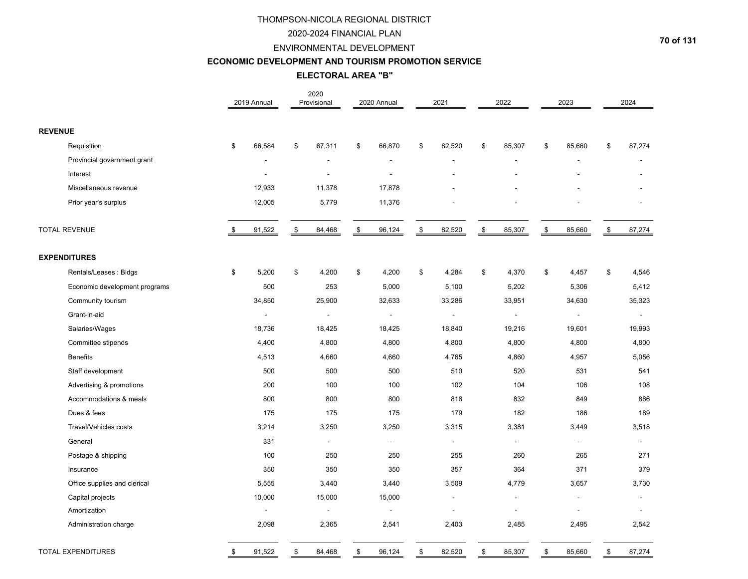# THOMPSON-NICOLA REGIONAL DISTRICT

## 2020-2024 FINANCIAL PLAN

## ENVIRONMENTAL DEVELOPMENT

## ECONOMIC DEVELOPMENT AND TOURISM PROMOTION SERVICE

## ELECTORAL AREA "B"

| | 2019 Annual | 2020 Provisional | 2020 Annual | 2021 | 2022 | 2023 | 2024 |
|---|---|---|---|---|---|---|---|
| **REVENUE** | | | | | | | |
| Requisition | $ 66,584 | $ 67,311 | $ 66,870 | $ 82,520 | $ 85,307 | $ 85,660 | $ 87,274 |
| Provincial government grant | - | - | - | - | - | - | - |
| Interest | - | - | - | - | - | - | - |
| Miscellaneous revenue | 12,933 | 11,378 | 17,878 | - | - | - | - |
| Prior year's surplus | 12,005 | 5,779 | 11,376 | - | - | - | - |
| TOTAL REVENUE | $ 91,522 | $ 84,468 | $ 96,124 | $ 82,520 | $ 85,307 | $ 85,660 | $ 87,274 |
| **EXPENDITURES** | | | | | | | |
| Rentals/Leases : Bldgs | $ 5,200 | $ 4,200 | $ 4,200 | $ 4,284 | $ 4,370 | $ 4,457 | $ 4,546 |
| Economic development programs | 500 | 253 | 5,000 | 5,100 | 5,202 | 5,306 | 5,412 |
| Community tourism | 34,850 | 25,900 | 32,633 | 33,286 | 33,951 | 34,630 | 35,323 |
| Grant-in-aid | - | - | - | - | - | - | - |
| Salaries/Wages | 18,736 | 18,425 | 18,425 | 18,840 | 19,216 | 19,601 | 19,993 |
| Committee stipends | 4,400 | 4,800 | 4,800 | 4,800 | 4,800 | 4,800 | 4,800 |
| Benefits | 4,513 | 4,660 | 4,660 | 4,765 | 4,860 | 4,957 | 5,056 |
| Staff development | 500 | 500 | 500 | 510 | 520 | 531 | 541 |
| Advertising & promotions | 200 | 100 | 100 | 102 | 104 | 106 | 108 |
| Accommodations & meals | 800 | 800 | 800 | 816 | 832 | 849 | 866 |
| Dues & fees | 175 | 175 | 175 | 179 | 182 | 186 | 189 |
| Travel/Vehicles costs | 3,214 | 3,250 | 3,250 | 3,315 | 3,381 | 3,449 | 3,518 |
| General | 331 | - | - | - | - | - | - |
| Postage & shipping | 100 | 250 | 250 | 255 | 260 | 265 | 271 |
| Insurance | 350 | 350 | 350 | 357 | 364 | 371 | 379 |
| Office supplies and clerical | 5,555 | 3,440 | 3,440 | 3,509 | 4,779 | 3,657 | 3,730 |
| Capital projects | 10,000 | 15,000 | 15,000 | - | - | - | - |
| Amortization | - | - | - | - | - | - | - |
| Administration charge | 2,098 | 2,365 | 2,541 | 2,403 | 2,485 | 2,495 | 2,542 |
| TOTAL EXPENDITURES | $ 91,522 | $ 84,468 | $ 96,124 | $ 82,520 | $ 85,307 | $ 85,660 | $ 87,274 |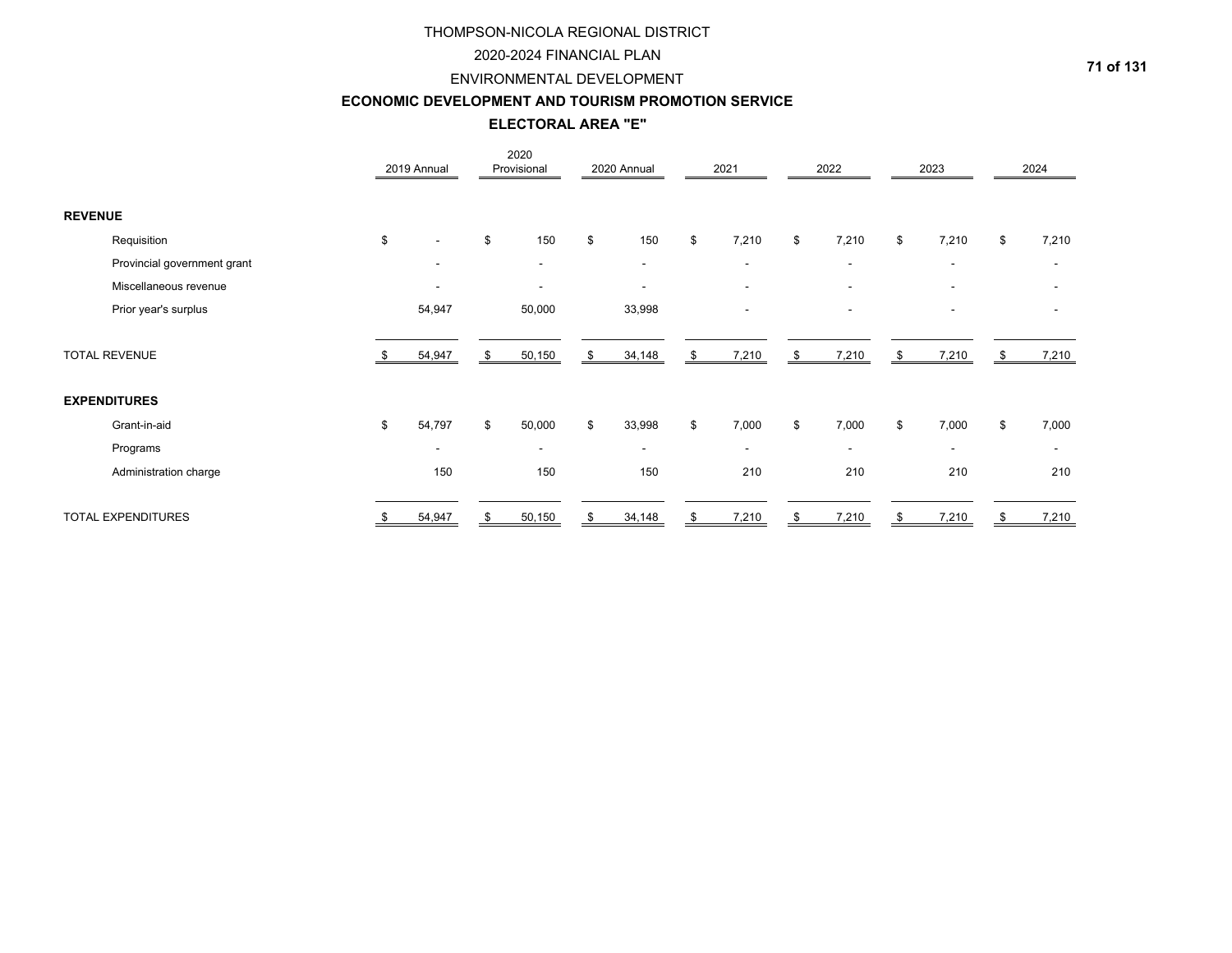# THOMPSON-NICOLA REGIONAL DISTRICT

## 2020-2024 FINANCIAL PLAN

## ENVIRONMENTAL DEVELOPMENT

## ECONOMIC DEVELOPMENT AND TOURISM PROMOTION SERVICE

## ELECTORAL AREA "E"

| | 2019 Annual | 2020 Provisional | 2020 Annual | 2021 | 2022 | 2023 | 2024 |
|---|---|---|---|---|---|---|---|
| **REVENUE** | | | | | | | |
| Requisition | $ - | $ 150 | $ 150 | $ 7,210 | $ 7,210 | $ 7,210 | $ 7,210 |
| Provincial government grant | - | - | - | - | - | - | - |
| Miscellaneous revenue | - | - | - | - | - | - | - |
| Prior year's surplus | 54,947 | 50,000 | 33,998 | - | - | - | - |
| TOTAL REVENUE | $ 54,947 | $ 50,150 | $ 34,148 | $ 7,210 | $ 7,210 | $ 7,210 | $ 7,210 |
| **EXPENDITURES** | | | | | | | |
| Grant-in-aid | $ 54,797 | $ 50,000 | $ 33,998 | $ 7,000 | $ 7,000 | $ 7,000 | $ 7,000 |
| Programs | - | - | - | - | - | - | - |
| Administration charge | 150 | 150 | 150 | 210 | 210 | 210 | 210 |
| TOTAL EXPENDITURES | $ 54,947 | $ 50,150 | $ 34,148 | $ 7,210 | $ 7,210 | $ 7,210 | $ 7,210 |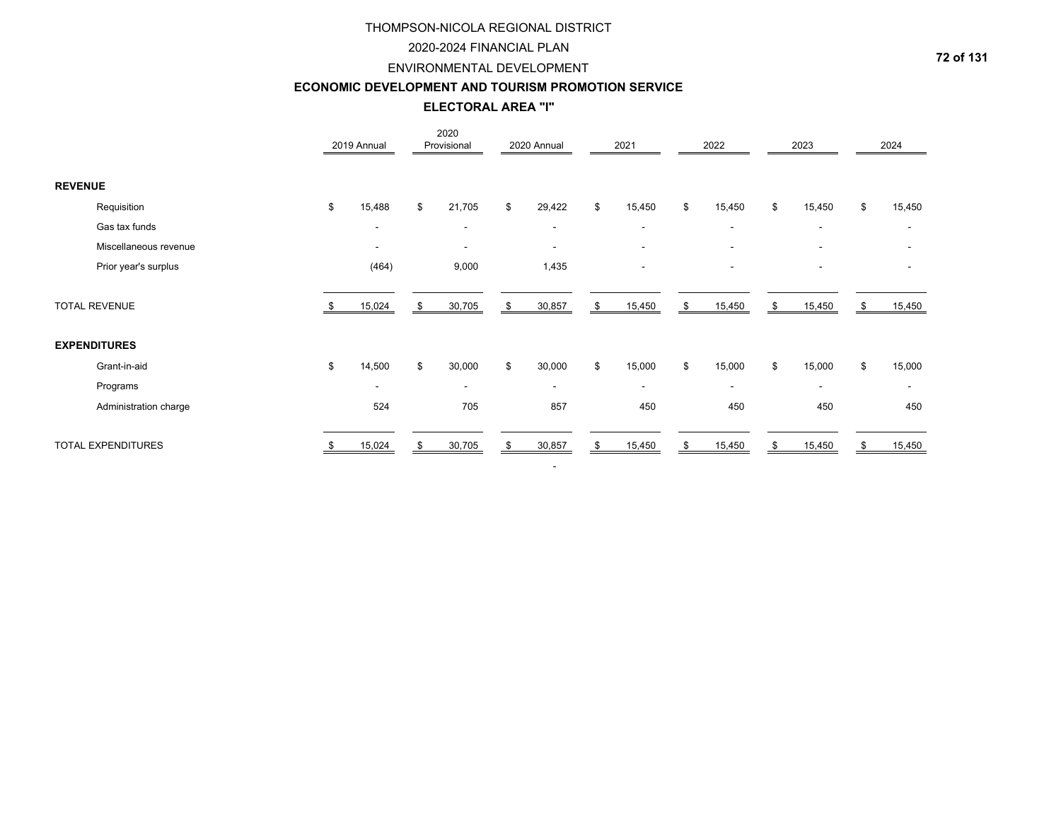THOMPSON-NICOLA REGIONAL DISTRICT

2020-2024 FINANCIAL PLAN

ENVIRONMENTAL DEVELOPMENT

**ECONOMIC DEVELOPMENT AND TOURISM PROMOTION SERVICE**

**ELECTORAL AREA "I"**

| | 2019 Annual | 2020 Provisional | 2020 Annual | 2021 | 2022 | 2023 | 2024 |
|---|---|---|---|---|---|---|---|
| **REVENUE** | | | | | | | |
| Requisition | $ 15,488 | $ 21,705 | $ 29,422 | $ 15,450 | $ 15,450 | $ 15,450 | $ 15,450 |
| Gas tax funds | - | - | - | - | - | - | - |
| Miscellaneous revenue | - | - | - | - | - | - | - |
| Prior year's surplus | (464) | 9,000 | 1,435 | - | - | - | - |
| TOTAL REVENUE | $ 15,024 | $ 30,705 | $ 30,857 | $ 15,450 | $ 15,450 | $ 15,450 | $ 15,450 |
| **EXPENDITURES** | | | | | | | |
| Grant-in-aid | $ 14,500 | $ 30,000 | $ 30,000 | $ 15,000 | $ 15,000 | $ 15,000 | $ 15,000 |
| Programs | - | - | - | - | - | - | - |
| Administration charge | 524 | 705 | 857 | 450 | 450 | 450 | 450 |
| TOTAL EXPENDITURES | $ 15,024 | $ 30,705 | $ 30,857 | $ 15,450 | $ 15,450 | $ 15,450 | $ 15,450 |
| | | | - | | | | |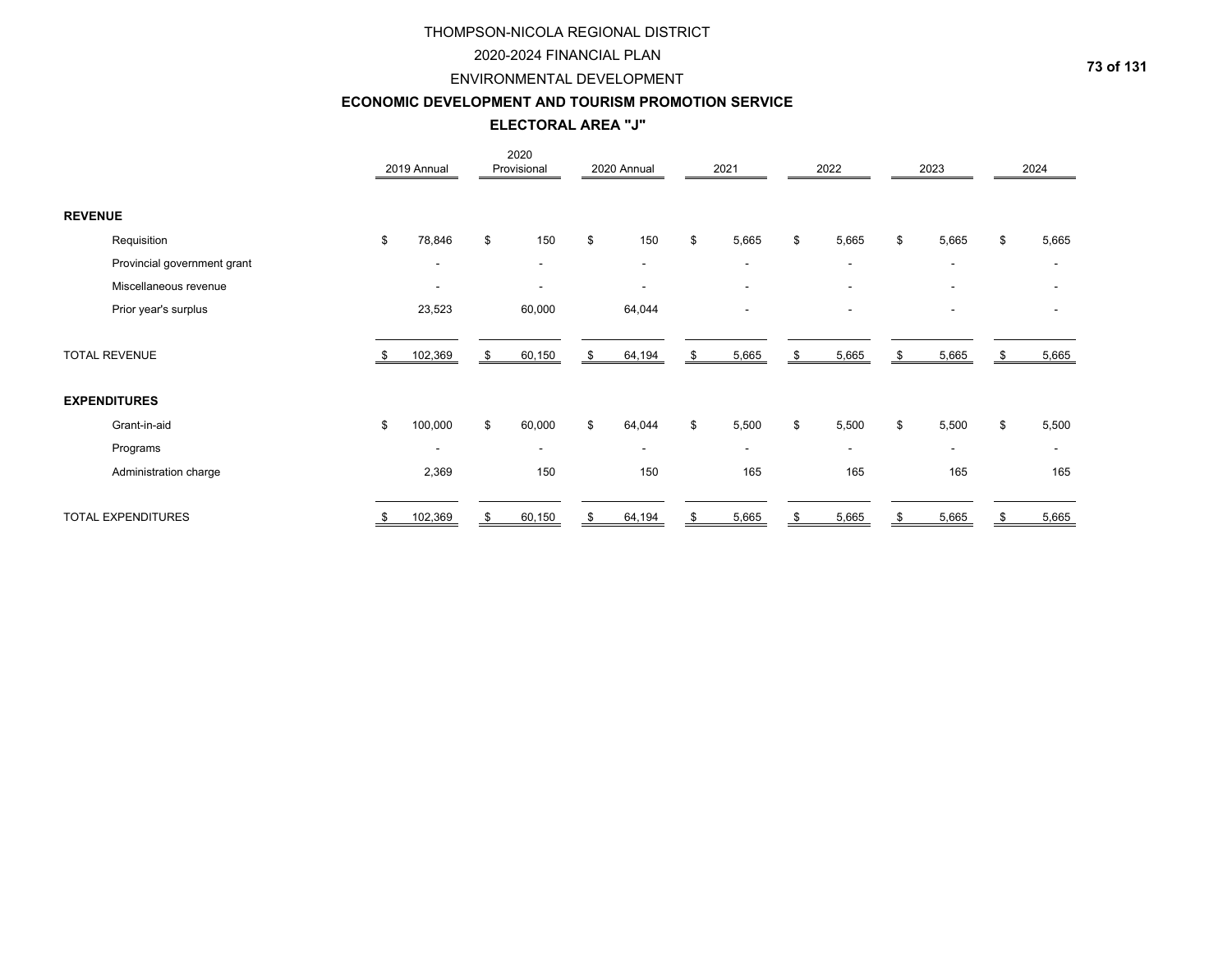# THOMPSON-NICOLA REGIONAL DISTRICT

## 2020-2024 FINANCIAL PLAN

## ENVIRONMENTAL DEVELOPMENT

### ECONOMIC DEVELOPMENT AND TOURISM PROMOTION SERVICE

### ELECTORAL AREA "J"

| | 2019 Annual | 2020 Provisional | 2020 Annual | 2021 | 2022 | 2023 | 2024 |
|---|---|---|---|---|---|---|---|
| **REVENUE** | | | | | | | |
| Requisition | $ 78,846 | $ 150 | $ 150 | $ 5,665 | $ 5,665 | $ 5,665 | $ 5,665 |
| Provincial government grant | - | - | - | - | - | - | - |
| Miscellaneous revenue | - | - | - | - | - | - | - |
| Prior year's surplus | 23,523 | 60,000 | 64,044 | - | - | - | - |
| TOTAL REVENUE | $ 102,369 | $ 60,150 | $ 64,194 | $ 5,665 | $ 5,665 | $ 5,665 | $ 5,665 |
| **EXPENDITURES** | | | | | | | |
| Grant-in-aid | $ 100,000 | $ 60,000 | $ 64,044 | $ 5,500 | $ 5,500 | $ 5,500 | $ 5,500 |
| Programs | - | - | - | - | - | - | - |
| Administration charge | 2,369 | 150 | 150 | 165 | 165 | 165 | 165 |
| TOTAL EXPENDITURES | $ 102,369 | $ 60,150 | $ 64,194 | $ 5,665 | $ 5,665 | $ 5,665 | $ 5,665 |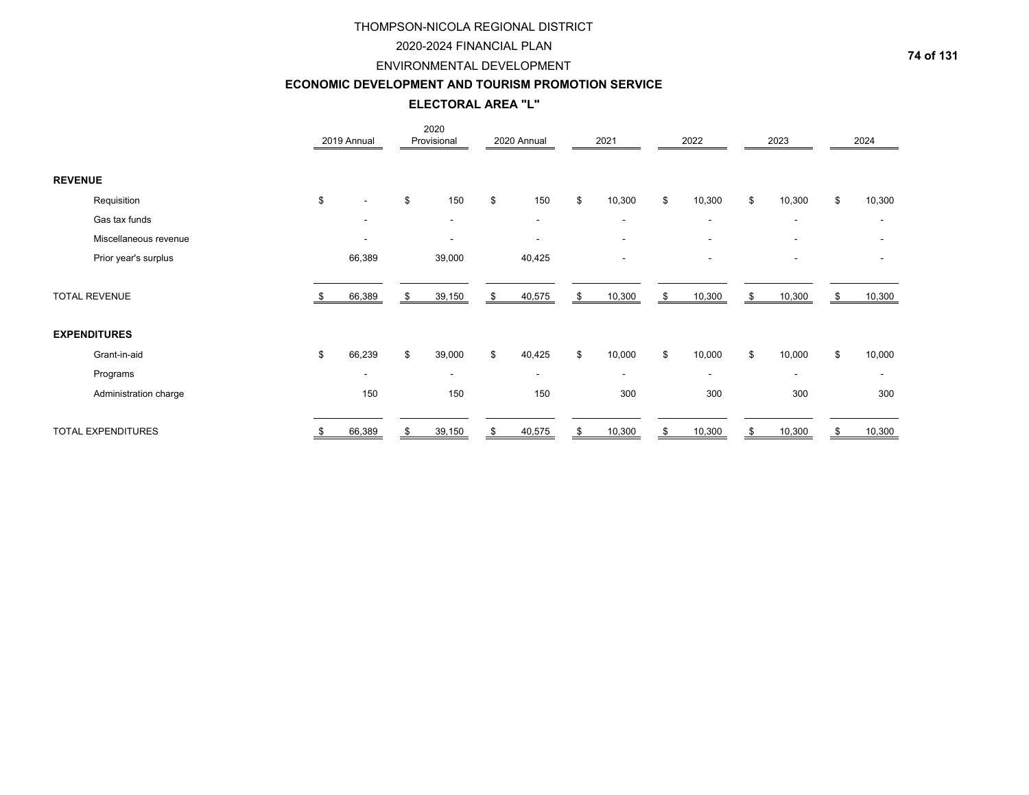# THOMPSON-NICOLA REGIONAL DISTRICT

## 2020-2024 FINANCIAL PLAN

## ENVIRONMENTAL DEVELOPMENT

### ECONOMIC DEVELOPMENT AND TOURISM PROMOTION SERVICE

### ELECTORAL AREA "L"

| | 2019 Annual | 2020 Provisional | 2020 Annual | 2021 | 2022 | 2023 | 2024 |
|---|---|---|---|---|---|---|---|
| **REVENUE** | | | | | | | |
| Requisition | $ - | $ 150 | $ 150 | $ 10,300 | $ 10,300 | $ 10,300 | $ 10,300 |
| Gas tax funds | - | - | - | - | - | - | - |
| Miscellaneous revenue | - | - | - | - | - | - | - |
| Prior year's surplus | 66,389 | 39,000 | 40,425 | - | - | - | - |
| TOTAL REVENUE | $ 66,389 | $ 39,150 | $ 40,575 | $ 10,300 | $ 10,300 | $ 10,300 | $ 10,300 |
| **EXPENDITURES** | | | | | | | |
| Grant-in-aid | $ 66,239 | $ 39,000 | $ 40,425 | $ 10,000 | $ 10,000 | $ 10,000 | $ 10,000 |
| Programs | - | - | - | - | - | - | - |
| Administration charge | 150 | 150 | 150 | 300 | 300 | 300 | 300 |
| TOTAL EXPENDITURES | $ 66,389 | $ 39,150 | $ 40,575 | $ 10,300 | $ 10,300 | $ 10,300 | $ 10,300 |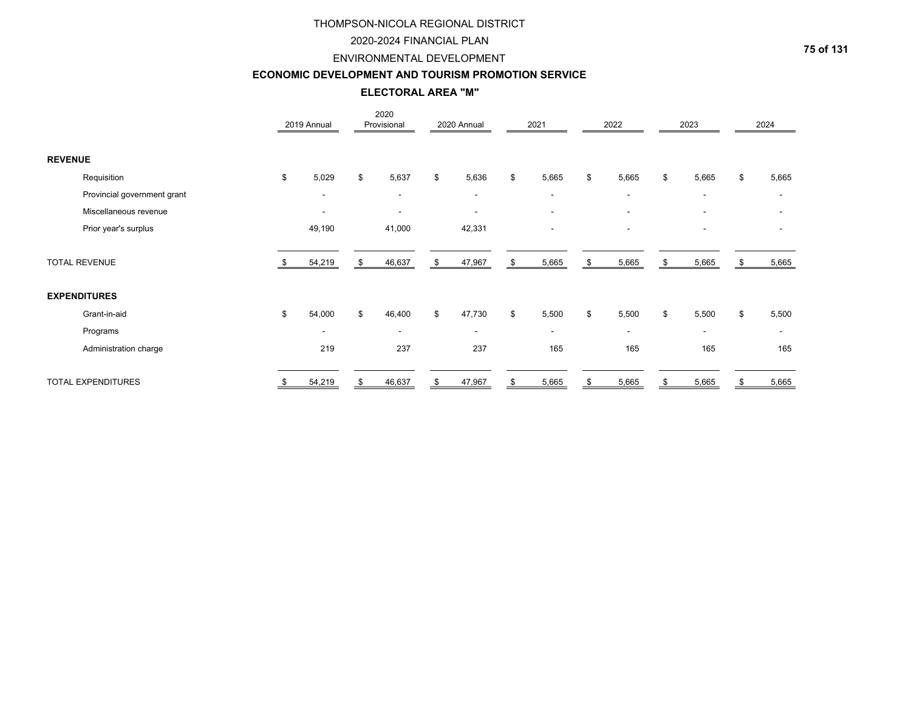# THOMPSON-NICOLA REGIONAL DISTRICT

## 2020-2024 FINANCIAL PLAN

## ENVIRONMENTAL DEVELOPMENT

### ECONOMIC DEVELOPMENT AND TOURISM PROMOTION SERVICE

### ELECTORAL AREA "M"

| | 2019 Annual | 2020 Provisional | 2020 Annual | 2021 | 2022 | 2023 | 2024 |
|---|---|---|---|---|---|---|---|
| **REVENUE** | | | | | | | |
| Requisition | $ 5,029 | $ 5,637 | $ 5,636 | $ 5,665 | $ 5,665 | $ 5,665 | $ 5,665 |
| Provincial government grant | - | - | - | - | - | - | - |
| Miscellaneous revenue | - | - | - | - | - | - | - |
| Prior year's surplus | 49,190 | 41,000 | 42,331 | - | - | - | - |
| TOTAL REVENUE | $ 54,219 | $ 46,637 | $ 47,967 | $ 5,665 | $ 5,665 | $ 5,665 | $ 5,665 |
| **EXPENDITURES** | | | | | | | |
| Grant-in-aid | $ 54,000 | $ 46,400 | $ 47,730 | $ 5,500 | $ 5,500 | $ 5,500 | $ 5,500 |
| Programs | - | - | - | - | - | - | - |
| Administration charge | 219 | 237 | 237 | 165 | 165 | 165 | 165 |
| TOTAL EXPENDITURES | $ 54,219 | $ 46,637 | $ 47,967 | $ 5,665 | $ 5,665 | $ 5,665 | $ 5,665 |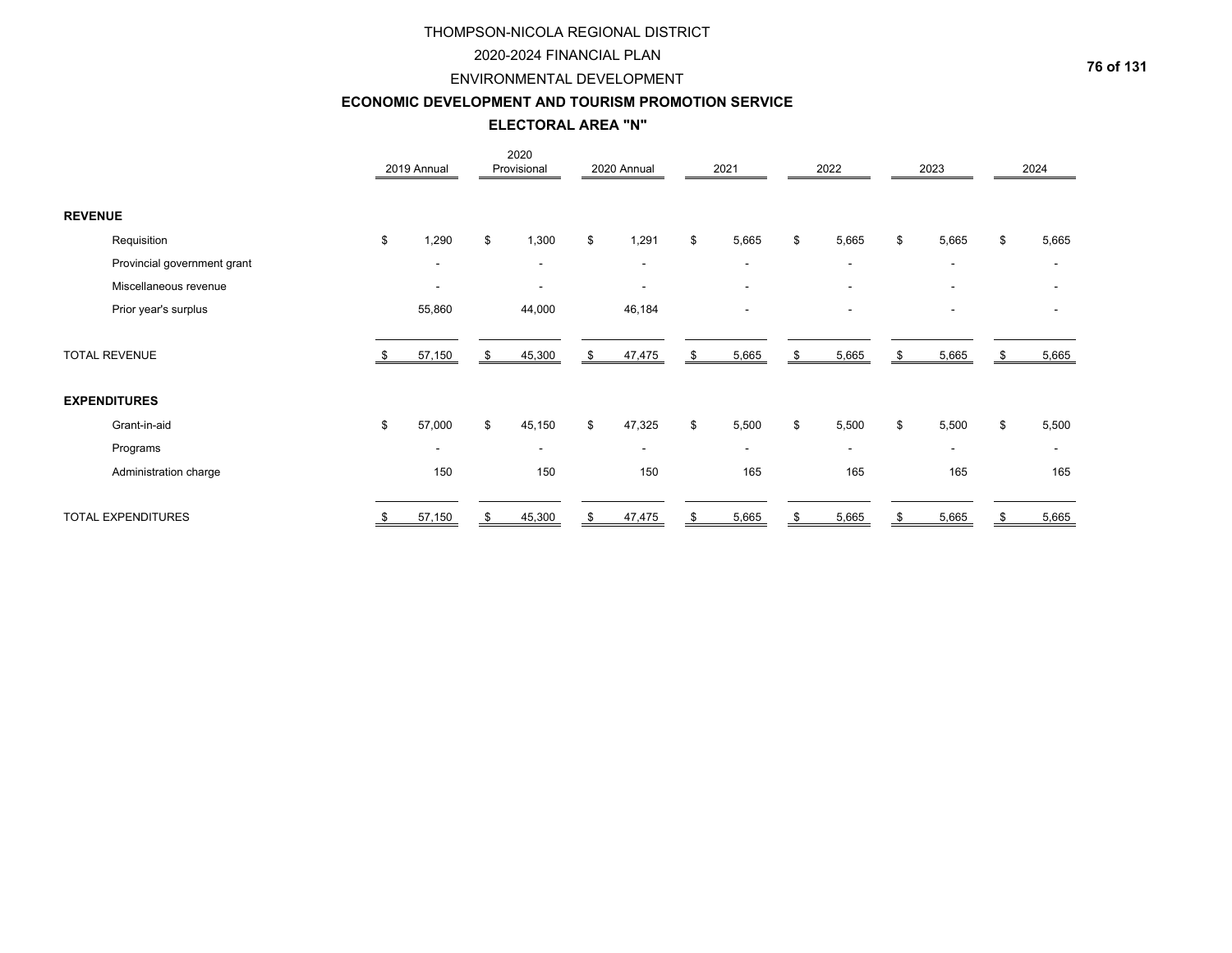THOMPSON-NICOLA REGIONAL DISTRICT

2020-2024 FINANCIAL PLAN

ENVIRONMENTAL DEVELOPMENT

**ECONOMIC DEVELOPMENT AND TOURISM PROMOTION SERVICE**

**ELECTORAL AREA "N"**

| | 2019 Annual | 2020 Provisional | 2020 Annual | 2021 | 2022 | 2023 | 2024 |
|---|---|---|---|---|---|---|---|
| **REVENUE** | | | | | | | |
| Requisition | $ 1,290 | $ 1,300 | $ 1,291 | $ 5,665 | $ 5,665 | $ 5,665 | $ 5,665 |
| Provincial government grant | - | - | - | - | - | - | - |
| Miscellaneous revenue | - | - | - | - | - | - | - |
| Prior year's surplus | 55,860 | 44,000 | 46,184 | - | - | - | - |
| TOTAL REVENUE | $ 57,150 | $ 45,300 | $ 47,475 | $ 5,665 | $ 5,665 | $ 5,665 | $ 5,665 |
| **EXPENDITURES** | | | | | | | |
| Grant-in-aid | $ 57,000 | $ 45,150 | $ 47,325 | $ 5,500 | $ 5,500 | $ 5,500 | $ 5,500 |
| Programs | - | - | - | - | - | - | - |
| Administration charge | 150 | 150 | 150 | 165 | 165 | 165 | 165 |
| TOTAL EXPENDITURES | $ 57,150 | $ 45,300 | $ 47,475 | $ 5,665 | $ 5,665 | $ 5,665 | $ 5,665 |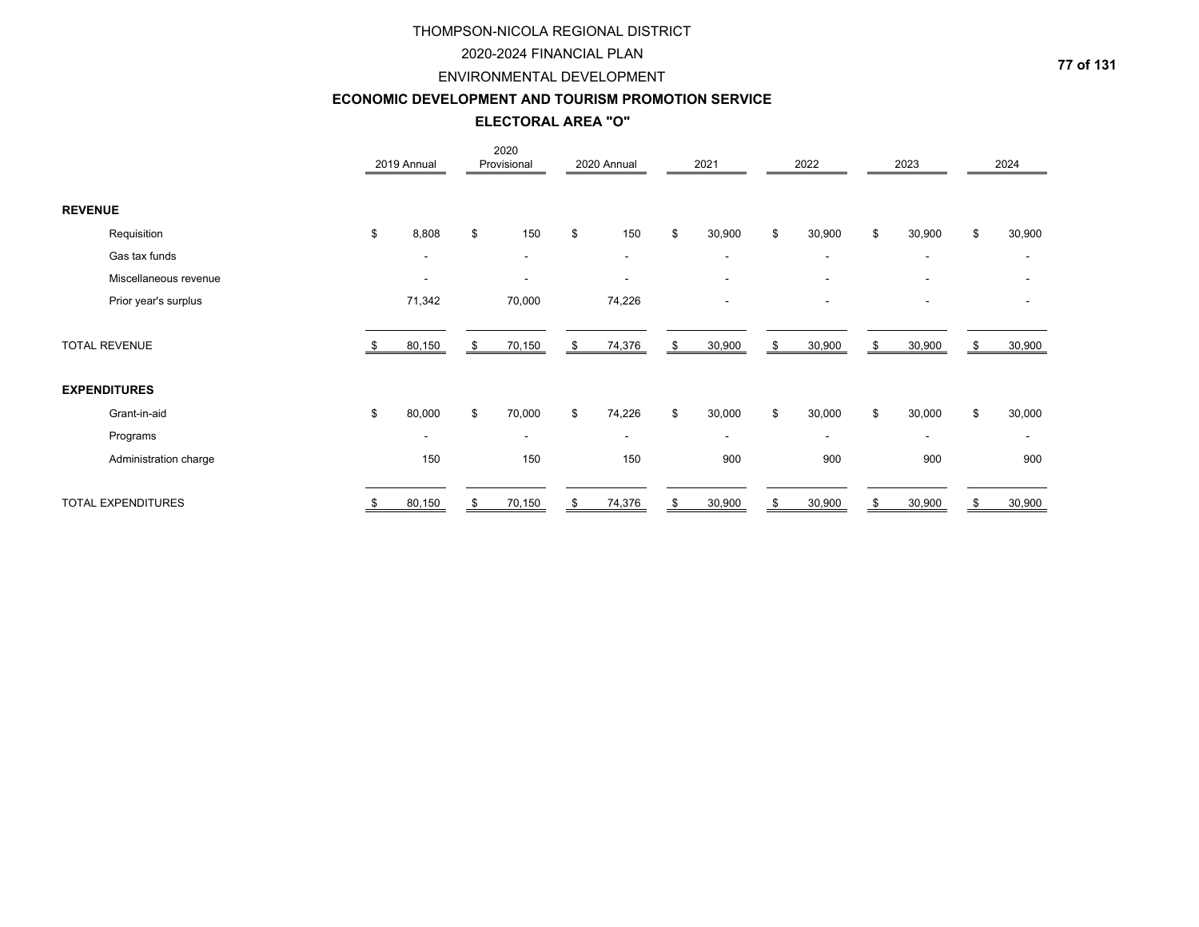THOMPSON-NICOLA REGIONAL DISTRICT

2020-2024 FINANCIAL PLAN

ENVIRONMENTAL DEVELOPMENT

**ECONOMIC DEVELOPMENT AND TOURISM PROMOTION SERVICE**

**ELECTORAL AREA "O"**

| | 2019 Annual | 2020 Provisional | 2020 Annual | 2021 | 2022 | 2023 | 2024 |
|---|---|---|---|---|---|---|---|
| **REVENUE** | | | | | | | |
| Requisition | $ 8,808 | $ 150 | $ 150 | $ 30,900 | $ 30,900 | $ 30,900 | $ 30,900 |
| Gas tax funds | - | - | - | - | - | - | - |
| Miscellaneous revenue | - | - | - | - | - | - | - |
| Prior year's surplus | 71,342 | 70,000 | 74,226 | - | - | - | - |
| TOTAL REVENUE | $ 80,150 | $ 70,150 | $ 74,376 | $ 30,900 | $ 30,900 | $ 30,900 | $ 30,900 |
| **EXPENDITURES** | | | | | | | |
| Grant-in-aid | $ 80,000 | $ 70,000 | $ 74,226 | $ 30,000 | $ 30,000 | $ 30,000 | $ 30,000 |
| Programs | - | - | - | - | - | - | - |
| Administration charge | 150 | 150 | 150 | 900 | 900 | 900 | 900 |
| TOTAL EXPENDITURES | $ 80,150 | $ 70,150 | $ 74,376 | $ 30,900 | $ 30,900 | $ 30,900 | $ 30,900 |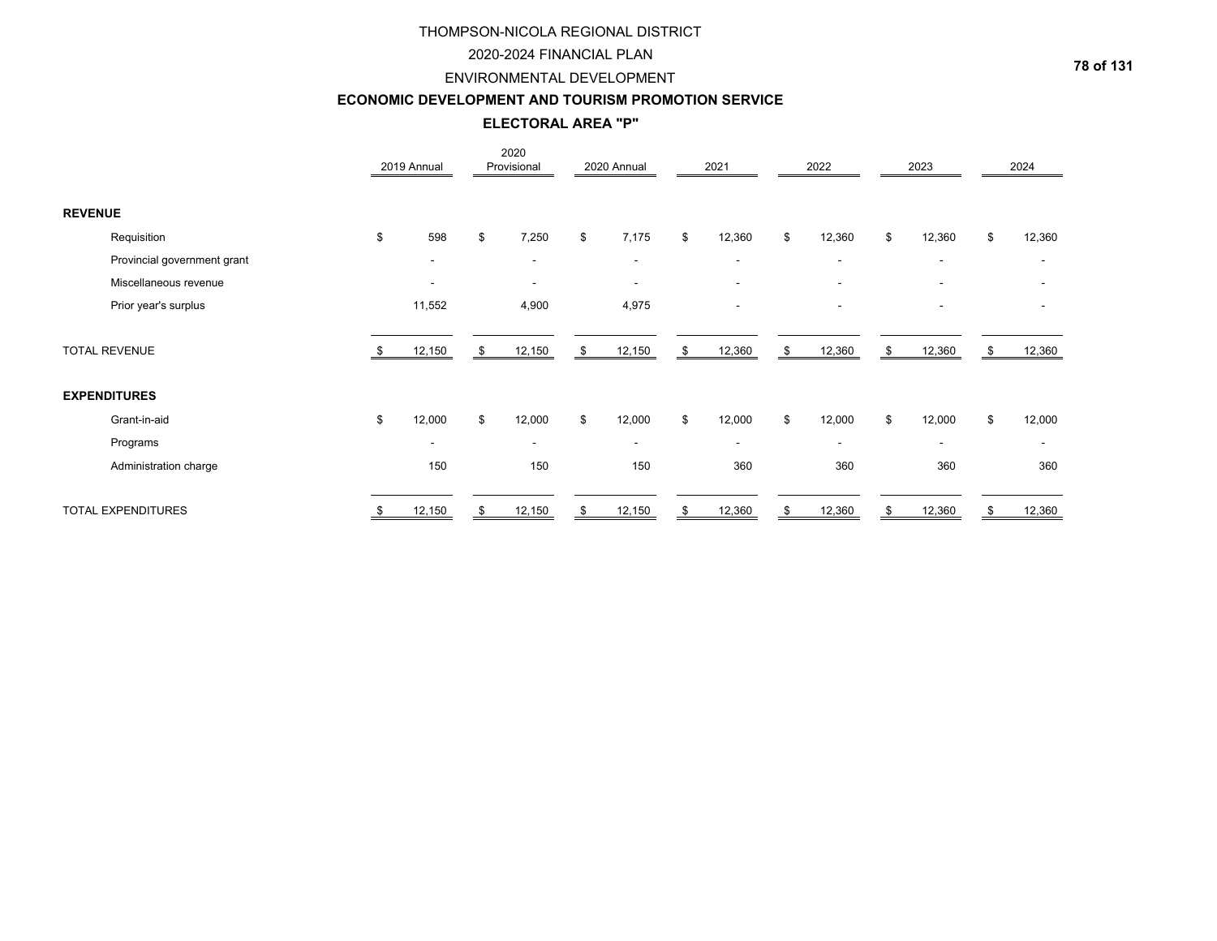THOMPSON-NICOLA REGIONAL DISTRICT

2020-2024 FINANCIAL PLAN

ENVIRONMENTAL DEVELOPMENT

**ECONOMIC DEVELOPMENT AND TOURISM PROMOTION SERVICE**

**ELECTORAL AREA "P"**

| | 2019 Annual | 2020 Provisional | 2020 Annual | 2021 | 2022 | 2023 | 2024 |
|---|---|---|---|---|---|---|---|
| **REVENUE** | | | | | | | |
| Requisition | $ 598 | $ 7,250 | $ 7,175 | $ 12,360 | $ 12,360 | $ 12,360 | $ 12,360 |
| Provincial government grant | - | - | - | - | - | - | - |
| Miscellaneous revenue | - | - | - | - | - | - | - |
| Prior year's surplus | 11,552 | 4,900 | 4,975 | - | - | - | - |
| TOTAL REVENUE | $ 12,150 | $ 12,150 | $ 12,150 | $ 12,360 | $ 12,360 | $ 12,360 | $ 12,360 |
| **EXPENDITURES** | | | | | | | |
| Grant-in-aid | $ 12,000 | $ 12,000 | $ 12,000 | $ 12,000 | $ 12,000 | $ 12,000 | $ 12,000 |
| Programs | - | - | - | - | - | - | - |
| Administration charge | 150 | 150 | 150 | 360 | 360 | 360 | 360 |
| TOTAL EXPENDITURES | $ 12,150 | $ 12,150 | $ 12,150 | $ 12,360 | $ 12,360 | $ 12,360 | $ 12,360 |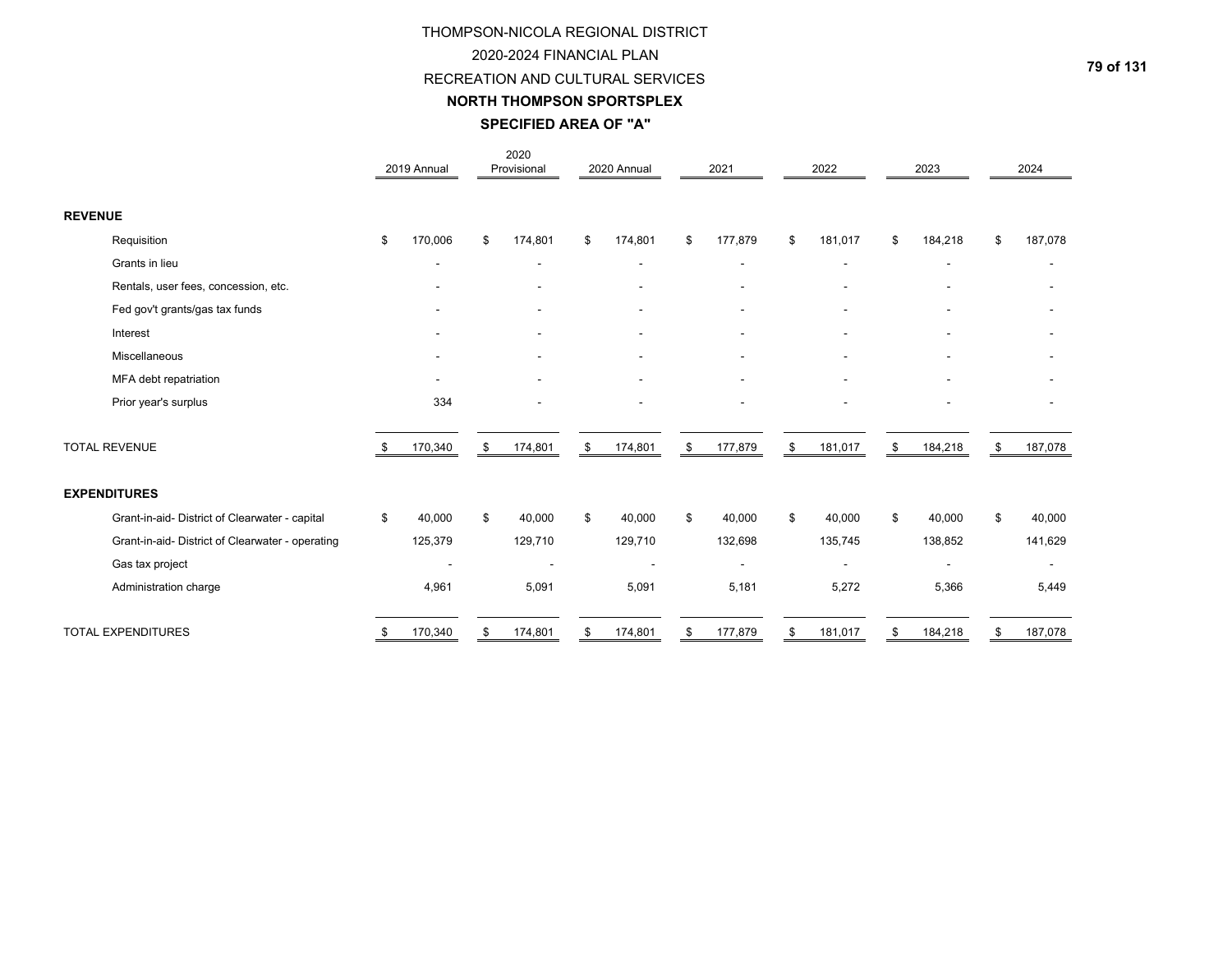# THOMPSON-NICOLA REGIONAL DISTRICT

## 2020-2024 FINANCIAL PLAN

## RECREATION AND CULTURAL SERVICES

### NORTH THOMPSON SPORTSPLEX

### SPECIFIED AREA OF "A"

| | 2019 Annual | 2020 Provisional | 2020 Annual | 2021 | 2022 | 2023 | 2024 |
|---|---|---|---|---|---|---|---|
| **REVENUE** | | | | | | | |
| Requisition | $ 170,006 | $ 174,801 | $ 174,801 | $ 177,879 | $ 181,017 | $ 184,218 | $ 187,078 |
| Grants in lieu | - | - | - | - | - | - | - |
| Rentals, user fees, concession, etc. | - | - | - | - | - | - | - |
| Fed gov't grants/gas tax funds | - | - | - | - | - | - | - |
| Interest | - | - | - | - | - | - | - |
| Miscellaneous | - | - | - | - | - | - | - |
| MFA debt repatriation | - | - | - | - | - | - | - |
| Prior year's surplus | 334 | - | - | - | - | - | - |
| TOTAL REVENUE | $ 170,340 | $ 174,801 | $ 174,801 | $ 177,879 | $ 181,017 | $ 184,218 | $ 187,078 |
| **EXPENDITURES** | | | | | | | |
| Grant-in-aid- District of Clearwater - capital | $ 40,000 | $ 40,000 | $ 40,000 | $ 40,000 | $ 40,000 | $ 40,000 | $ 40,000 |
| Grant-in-aid- District of Clearwater - operating | 125,379 | 129,710 | 129,710 | 132,698 | 135,745 | 138,852 | 141,629 |
| Gas tax project | - | - | - | - | - | - | - |
| Administration charge | 4,961 | 5,091 | 5,091 | 5,181 | 5,272 | 5,366 | 5,449 |
| TOTAL EXPENDITURES | $ 170,340 | $ 174,801 | $ 174,801 | $ 177,879 | $ 181,017 | $ 184,218 | $ 187,078 |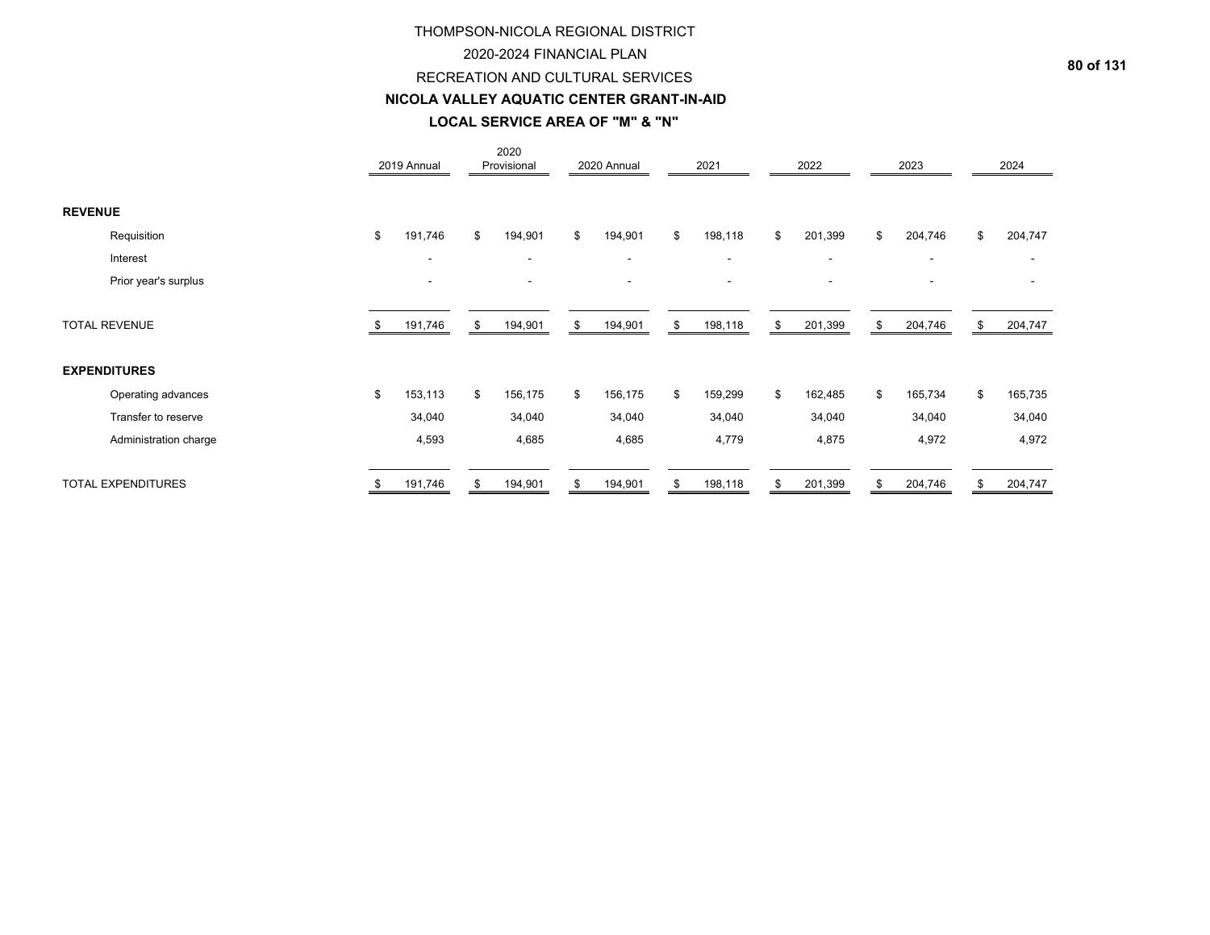# THOMPSON-NICOLA REGIONAL DISTRICT

## 2020-2024 FINANCIAL PLAN

## RECREATION AND CULTURAL SERVICES

## NICOLA VALLEY AQUATIC CENTER GRANT-IN-AID

## LOCAL SERVICE AREA OF "M" & "N"

| | 2019 Annual | 2020 Provisional | 2020 Annual | 2021 | 2022 | 2023 | 2024 |
|---|---|---|---|---|---|---|---|
| **REVENUE** | | | | | | | |
| Requisition | $ 191,746 | $ 194,901 | $ 194,901 | $ 198,118 | $ 201,399 | $ 204,746 | $ 204,747 |
| Interest | - | - | - | - | - | - | - |
| Prior year's surplus | - | - | - | - | - | - | - |
| TOTAL REVENUE | $ 191,746 | $ 194,901 | $ 194,901 | $ 198,118 | $ 201,399 | $ 204,746 | $ 204,747 |
| **EXPENDITURES** | | | | | | | |
| Operating advances | $ 153,113 | $ 156,175 | $ 156,175 | $ 159,299 | $ 162,485 | $ 165,734 | $ 165,735 |
| Transfer to reserve | 34,040 | 34,040 | 34,040 | 34,040 | 34,040 | 34,040 | 34,040 |
| Administration charge | 4,593 | 4,685 | 4,685 | 4,779 | 4,875 | 4,972 | 4,972 |
| TOTAL EXPENDITURES | $ 191,746 | $ 194,901 | $ 194,901 | $ 198,118 | $ 201,399 | $ 204,746 | $ 204,747 |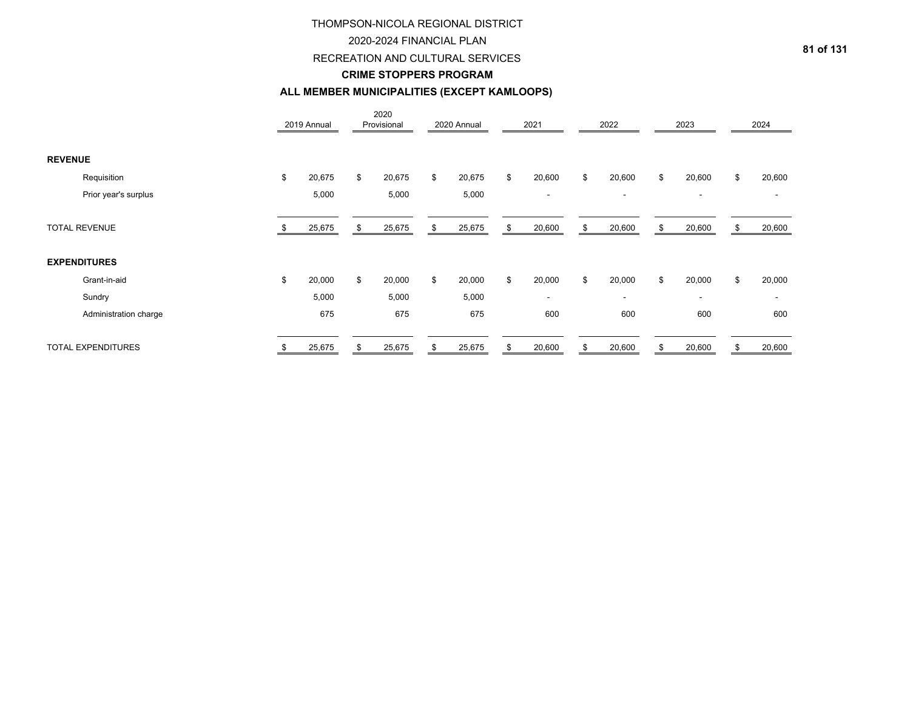THOMPSON-NICOLA REGIONAL DISTRICT

2020-2024 FINANCIAL PLAN

RECREATION AND CULTURAL SERVICES

**CRIME STOPPERS PROGRAM**

**ALL MEMBER MUNICIPALITIES (EXCEPT KAMLOOPS)**

| | 2019 Annual | 2020 Provisional | 2020 Annual | 2021 | 2022 | 2023 | 2024 |
|---|---|---|---|---|---|---|---|
| **REVENUE** | | | | | | | |
| Requisition | $ 20,675 | $ 20,675 | $ 20,675 | $ 20,600 | $ 20,600 | $ 20,600 | $ 20,600 |
| Prior year's surplus | 5,000 | 5,000 | 5,000 | - | - | - | - |
| TOTAL REVENUE | $ 25,675 | $ 25,675 | $ 25,675 | $ 20,600 | $ 20,600 | $ 20,600 | $ 20,600 |
| **EXPENDITURES** | | | | | | | |
| Grant-in-aid | $ 20,000 | $ 20,000 | $ 20,000 | $ 20,000 | $ 20,000 | $ 20,000 | $ 20,000 |
| Sundry | 5,000 | 5,000 | 5,000 | - | - | - | - |
| Administration charge | 675 | 675 | 675 | 600 | 600 | 600 | 600 |
| TOTAL EXPENDITURES | $ 25,675 | $ 25,675 | $ 25,675 | $ 20,600 | $ 20,600 | $ 20,600 | $ 20,600 |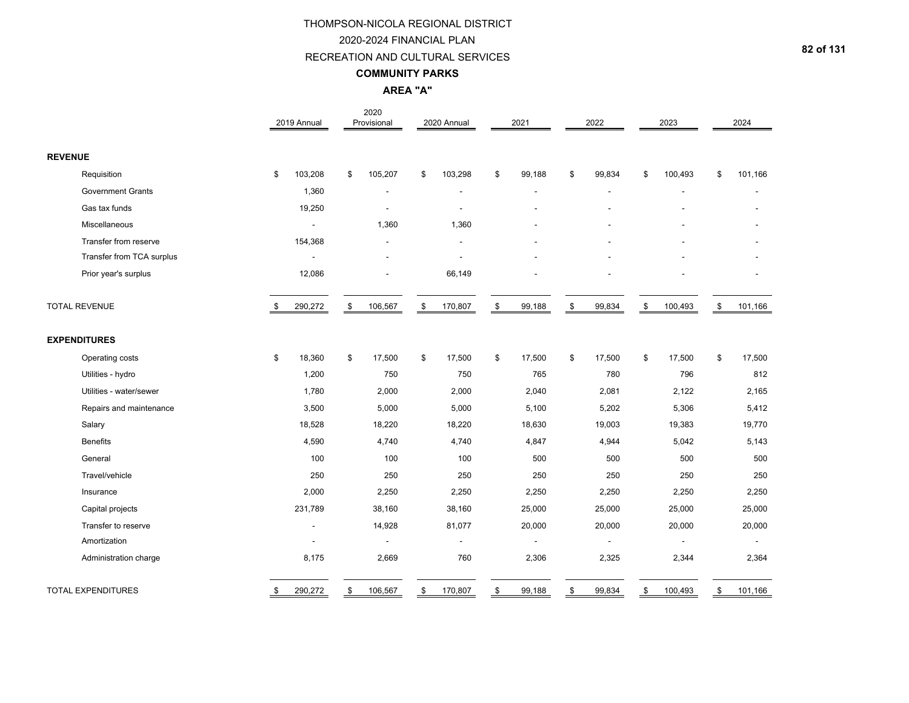# THOMPSON-NICOLA REGIONAL DISTRICT

## 2020-2024 FINANCIAL PLAN

## RECREATION AND CULTURAL SERVICES

### COMMUNITY PARKS

### AREA "A"

| | 2019 Annual | 2020 Provisional | 2020 Annual | 2021 | 2022 | 2023 | 2024 |
|---|---|---|---|---|---|---|---|
| **REVENUE** | | | | | | | |
| Requisition | $ 103,208 | $ 105,207 | $ 103,298 | $ 99,188 | $ 99,834 | $ 100,493 | $ 101,166 |
| Government Grants | 1,360 | - | - | - | - | - | - |
| Gas tax funds | 19,250 | - | - | - | - | - | - |
| Miscellaneous | - | 1,360 | 1,360 | - | - | - | - |
| Transfer from reserve | 154,368 | - | - | - | - | - | - |
| Transfer from TCA surplus | - | - | - | - | - | - | - |
| Prior year's surplus | 12,086 | - | 66,149 | - | - | - | - |
| TOTAL REVENUE | $ 290,272 | $ 106,567 | $ 170,807 | $ 99,188 | $ 99,834 | $ 100,493 | $ 101,166 |
| **EXPENDITURES** | | | | | | | |
| Operating costs | $ 18,360 | $ 17,500 | $ 17,500 | $ 17,500 | $ 17,500 | $ 17,500 | $ 17,500 |
| Utilities - hydro | 1,200 | 750 | 750 | 765 | 780 | 796 | 812 |
| Utilities - water/sewer | 1,780 | 2,000 | 2,000 | 2,040 | 2,081 | 2,122 | 2,165 |
| Repairs and maintenance | 3,500 | 5,000 | 5,000 | 5,100 | 5,202 | 5,306 | 5,412 |
| Salary | 18,528 | 18,220 | 18,220 | 18,630 | 19,003 | 19,383 | 19,770 |
| Benefits | 4,590 | 4,740 | 4,740 | 4,847 | 4,944 | 5,042 | 5,143 |
| General | 100 | 100 | 100 | 500 | 500 | 500 | 500 |
| Travel/vehicle | 250 | 250 | 250 | 250 | 250 | 250 | 250 |
| Insurance | 2,000 | 2,250 | 2,250 | 2,250 | 2,250 | 2,250 | 2,250 |
| Capital projects | 231,789 | 38,160 | 38,160 | 25,000 | 25,000 | 25,000 | 25,000 |
| Transfer to reserve | - | 14,928 | 81,077 | 20,000 | 20,000 | 20,000 | 20,000 |
| Amortization | - | - | - | - | - | - | - |
| Administration charge | 8,175 | 2,669 | 760 | 2,306 | 2,325 | 2,344 | 2,364 |
| TOTAL EXPENDITURES | $ 290,272 | $ 106,567 | $ 170,807 | $ 99,188 | $ 99,834 | $ 100,493 | $ 101,166 |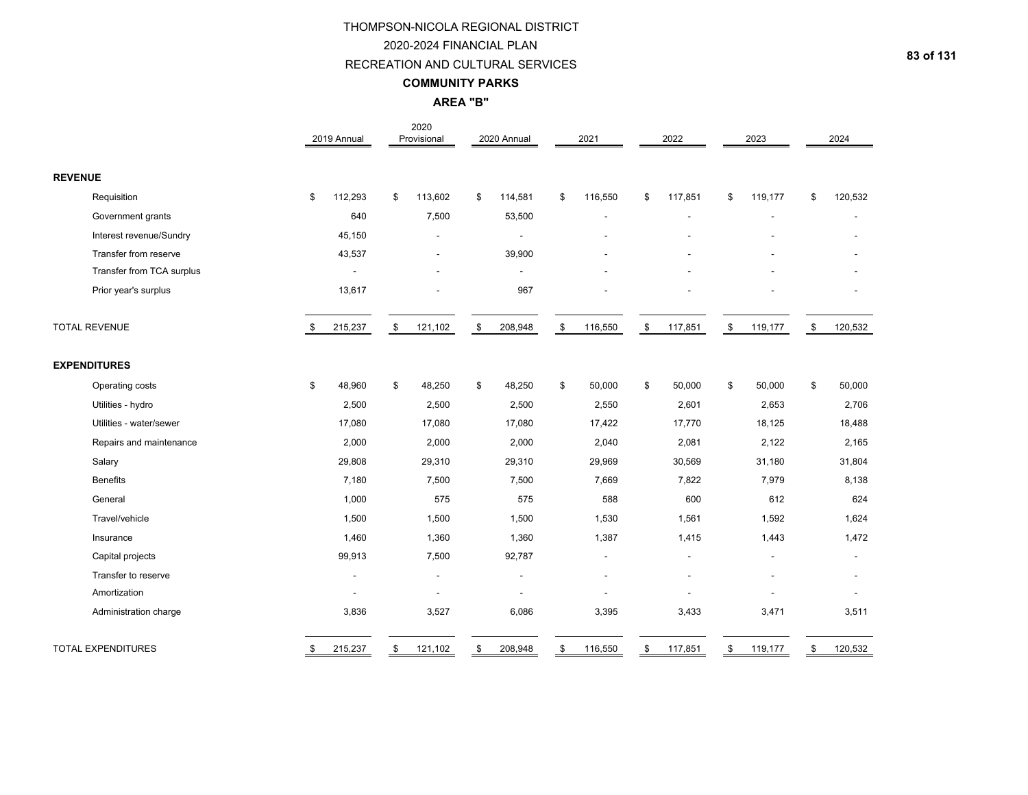# THOMPSON-NICOLA REGIONAL DISTRICT

## 2020-2024 FINANCIAL PLAN

## RECREATION AND CULTURAL SERVICES

### COMMUNITY PARKS

### AREA "B"

| | 2019 Annual | 2020 Provisional | 2020 Annual | 2021 | 2022 | 2023 | 2024 |
|---|---|---|---|---|---|---|---|
| **REVENUE** | | | | | | | |
| Requisition | $ 112,293 | $ 113,602 | $ 114,581 | $ 116,550 | $ 117,851 | $ 119,177 | $ 120,532 |
| Government grants | 640 | 7,500 | 53,500 | - | - | - | - |
| Interest revenue/Sundry | 45,150 | - | - | - | - | - | - |
| Transfer from reserve | 43,537 | - | 39,900 | - | - | - | - |
| Transfer from TCA surplus | - | - | - | - | - | - | - |
| Prior year's surplus | 13,617 | - | 967 | - | - | - | - |
| TOTAL REVENUE | $ 215,237 | $ 121,102 | $ 208,948 | $ 116,550 | $ 117,851 | $ 119,177 | $ 120,532 |
| **EXPENDITURES** | | | | | | | |
| Operating costs | $ 48,960 | $ 48,250 | $ 48,250 | $ 50,000 | $ 50,000 | $ 50,000 | $ 50,000 |
| Utilities - hydro | 2,500 | 2,500 | 2,500 | 2,550 | 2,601 | 2,653 | 2,706 |
| Utilities - water/sewer | 17,080 | 17,080 | 17,080 | 17,422 | 17,770 | 18,125 | 18,488 |
| Repairs and maintenance | 2,000 | 2,000 | 2,000 | 2,040 | 2,081 | 2,122 | 2,165 |
| Salary | 29,808 | 29,310 | 29,310 | 29,969 | 30,569 | 31,180 | 31,804 |
| Benefits | 7,180 | 7,500 | 7,500 | 7,669 | 7,822 | 7,979 | 8,138 |
| General | 1,000 | 575 | 575 | 588 | 600 | 612 | 624 |
| Travel/vehicle | 1,500 | 1,500 | 1,500 | 1,530 | 1,561 | 1,592 | 1,624 |
| Insurance | 1,460 | 1,360 | 1,360 | 1,387 | 1,415 | 1,443 | 1,472 |
| Capital projects | 99,913 | 7,500 | 92,787 | - | - | - | - |
| Transfer to reserve | - | - | - | - | - | - | - |
| Amortization | - | - | - | - | - | - | - |
| Administration charge | 3,836 | 3,527 | 6,086 | 3,395 | 3,433 | 3,471 | 3,511 |
| TOTAL EXPENDITURES | $ 215,237 | $ 121,102 | $ 208,948 | $ 116,550 | $ 117,851 | $ 119,177 | $ 120,532 |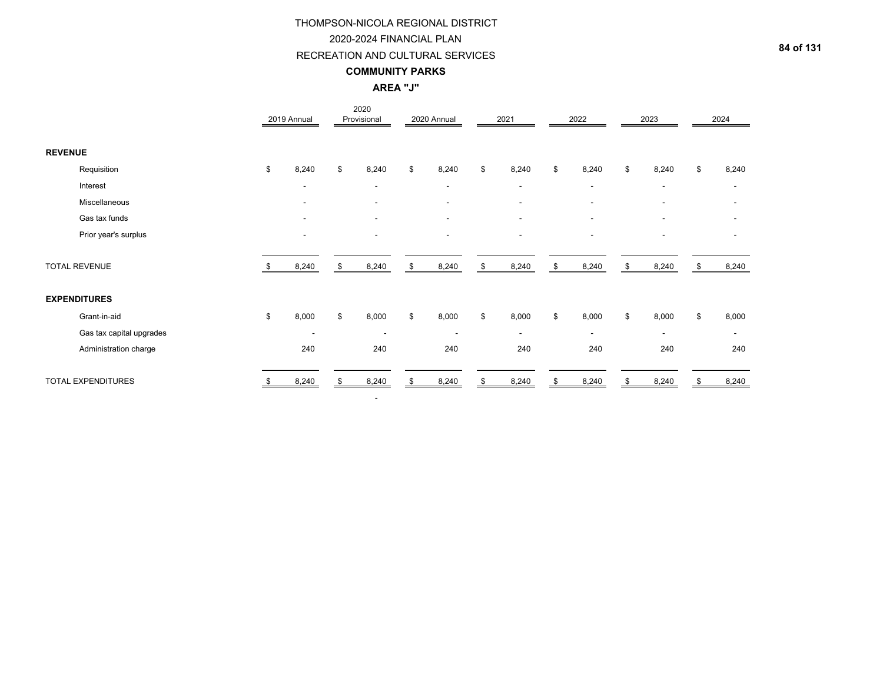# THOMPSON-NICOLA REGIONAL DISTRICT
## 2020-2024 FINANCIAL PLAN
## RECREATION AND CULTURAL SERVICES
### COMMUNITY PARKS
### AREA "J"

| | 2019 Annual | 2020 Provisional | 2020 Annual | 2021 | 2022 | 2023 | 2024 |
|---|---|---|---|---|---|---|---|
| **REVENUE** | | | | | | | |
| Requisition | $ 8,240 | $ 8,240 | $ 8,240 | $ 8,240 | $ 8,240 | $ 8,240 | $ 8,240 |
| Interest | - | - | - | - | - | - | - |
| Miscellaneous | - | - | - | - | - | - | - |
| Gas tax funds | - | - | - | - | - | - | - |
| Prior year's surplus | - | - | - | - | - | - | - |
| TOTAL REVENUE | $ 8,240 | $ 8,240 | $ 8,240 | $ 8,240 | $ 8,240 | $ 8,240 | $ 8,240 |
| **EXPENDITURES** | | | | | | | |
| Grant-in-aid | $ 8,000 | $ 8,000 | $ 8,000 | $ 8,000 | $ 8,000 | $ 8,000 | $ 8,000 |
| Gas tax capital upgrades | - | - | - | - | - | - | - |
| Administration charge | 240 | 240 | 240 | 240 | 240 | 240 | 240 |
| TOTAL EXPENDITURES | $ 8,240 | $ 8,240 | $ 8,240 | $ 8,240 | $ 8,240 | $ 8,240 | $ 8,240 |
| | | - | | | | | |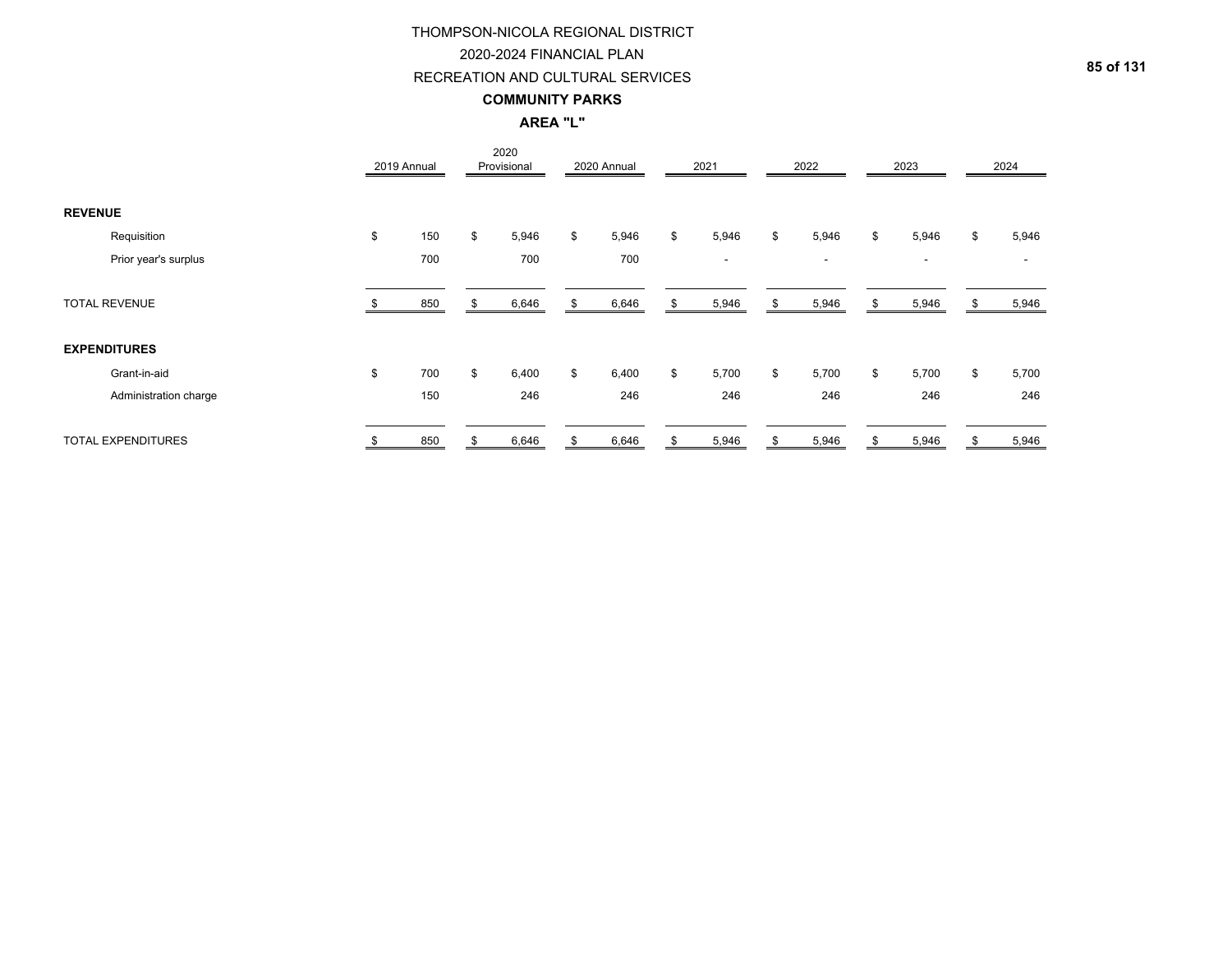# THOMPSON-NICOLA REGIONAL DISTRICT

## 2020-2024 FINANCIAL PLAN

## RECREATION AND CULTURAL SERVICES

### COMMUNITY PARKS

### AREA "L"

| | 2019 Annual | 2020 Provisional | 2020 Annual | 2021 | 2022 | 2023 | 2024 |
|---|---|---|---|---|---|---|---|
| **REVENUE** | | | | | | | |
| Requisition | $ 150 | $ 5,946 | $ 5,946 | $ 5,946 | $ 5,946 | $ 5,946 | $ 5,946 |
| Prior year's surplus | 700 | 700 | 700 | - | - | - | - |
| TOTAL REVENUE | $ 850 | $ 6,646 | $ 6,646 | $ 5,946 | $ 5,946 | $ 5,946 | $ 5,946 |
| **EXPENDITURES** | | | | | | | |
| Grant-in-aid | $ 700 | $ 6,400 | $ 6,400 | $ 5,700 | $ 5,700 | $ 5,700 | $ 5,700 |
| Administration charge | 150 | 246 | 246 | 246 | 246 | 246 | 246 |
| TOTAL EXPENDITURES | $ 850 | $ 6,646 | $ 6,646 | $ 5,946 | $ 5,946 | $ 5,946 | $ 5,946 |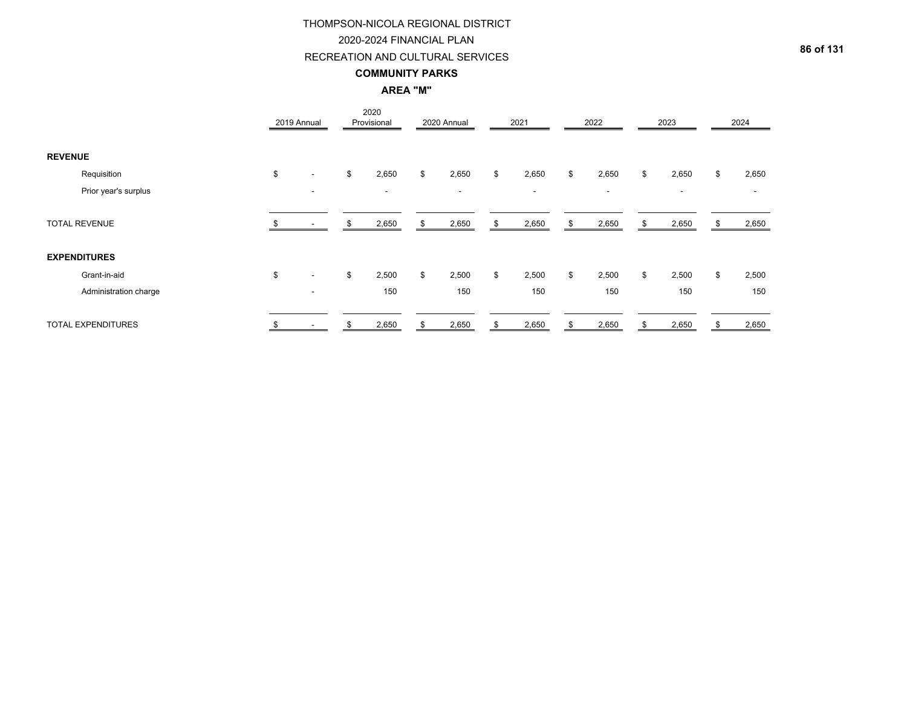# THOMPSON-NICOLA REGIONAL DISTRICT

## 2020-2024 FINANCIAL PLAN

## RECREATION AND CULTURAL SERVICES

### COMMUNITY PARKS

### AREA "M"

| | 2019 Annual | 2020 Provisional | 2020 Annual | 2021 | 2022 | 2023 | 2024 |
|---|---|---|---|---|---|---|---|
| **REVENUE** | | | | | | | |
| Requisition | $ - | $ 2,650 | $ 2,650 | $ 2,650 | $ 2,650 | $ 2,650 | $ 2,650 |
| Prior year's surplus | - | - | - | - | - | - | - |
| TOTAL REVENUE | $ - | $ 2,650 | $ 2,650 | $ 2,650 | $ 2,650 | $ 2,650 | $ 2,650 |
| **EXPENDITURES** | | | | | | | |
| Grant-in-aid | $ - | $ 2,500 | $ 2,500 | $ 2,500 | $ 2,500 | $ 2,500 | $ 2,500 |
| Administration charge | - | 150 | 150 | 150 | 150 | 150 | 150 |
| TOTAL EXPENDITURES | $ - | $ 2,650 | $ 2,650 | $ 2,650 | $ 2,650 | $ 2,650 | $ 2,650 |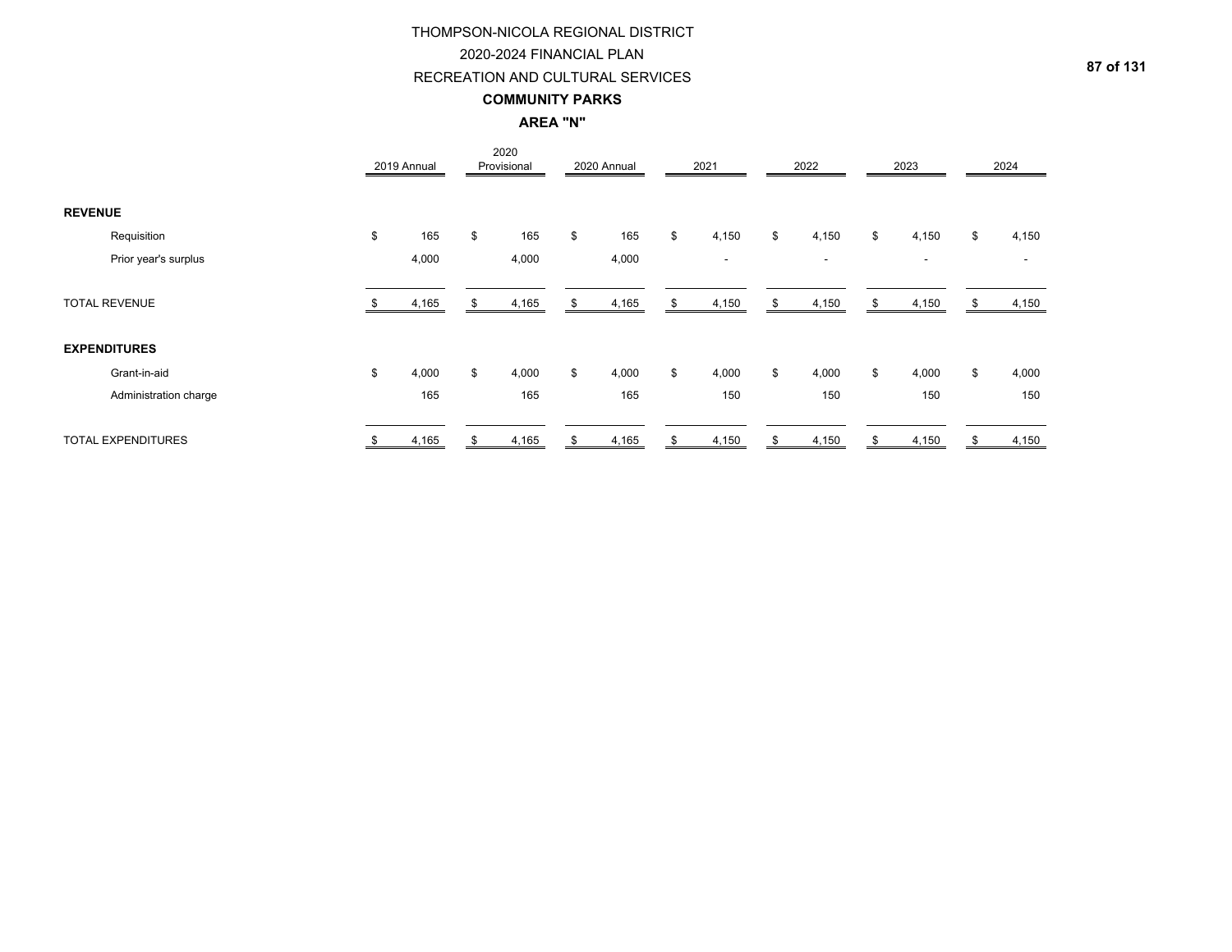# THOMPSON-NICOLA REGIONAL DISTRICT

## 2020-2024 FINANCIAL PLAN

## RECREATION AND CULTURAL SERVICES

### COMMUNITY PARKS

### AREA "N"

| | 2019 Annual | 2020 Provisional | 2020 Annual | 2021 | 2022 | 2023 | 2024 |
|---|---|---|---|---|---|---|---|
| **REVENUE** | | | | | | | |
| Requisition | $ 165 | $ 165 | $ 165 | $ 4,150 | $ 4,150 | $ 4,150 | $ 4,150 |
| Prior year's surplus | 4,000 | 4,000 | 4,000 | - | - | - | - |
| TOTAL REVENUE | $ 4,165 | $ 4,165 | $ 4,165 | $ 4,150 | $ 4,150 | $ 4,150 | $ 4,150 |
| **EXPENDITURES** | | | | | | | |
| Grant-in-aid | $ 4,000 | $ 4,000 | $ 4,000 | $ 4,000 | $ 4,000 | $ 4,000 | $ 4,000 |
| Administration charge | 165 | 165 | 165 | 150 | 150 | 150 | 150 |
| TOTAL EXPENDITURES | $ 4,165 | $ 4,165 | $ 4,165 | $ 4,150 | $ 4,150 | $ 4,150 | $ 4,150 |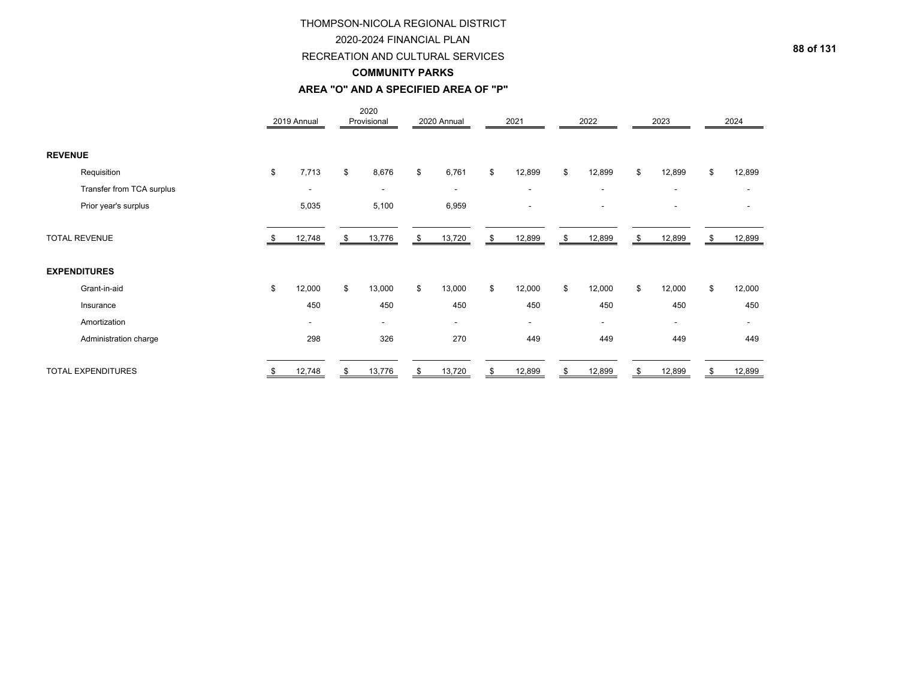# THOMPSON-NICOLA REGIONAL DISTRICT

## 2020-2024 FINANCIAL PLAN

## RECREATION AND CULTURAL SERVICES

### COMMUNITY PARKS

### AREA "O" AND A SPECIFIED AREA OF "P"

| | 2019 Annual | 2020 Provisional | 2020 Annual | 2021 | 2022 | 2023 | 2024 |
|---|---|---|---|---|---|---|---|
| **REVENUE** | | | | | | | |
| Requisition | $ 7,713 | $ 8,676 | $ 6,761 | $ 12,899 | $ 12,899 | $ 12,899 | $ 12,899 |
| Transfer from TCA surplus | - | - | - | - | - | - | - |
| Prior year's surplus | 5,035 | 5,100 | 6,959 | - | - | - | - |
| TOTAL REVENUE | $ 12,748 | $ 13,776 | $ 13,720 | $ 12,899 | $ 12,899 | $ 12,899 | $ 12,899 |
| **EXPENDITURES** | | | | | | | |
| Grant-in-aid | $ 12,000 | $ 13,000 | $ 13,000 | $ 12,000 | $ 12,000 | $ 12,000 | $ 12,000 |
| Insurance | 450 | 450 | 450 | 450 | 450 | 450 | 450 |
| Amortization | - | - | - | - | - | - | - |
| Administration charge | 298 | 326 | 270 | 449 | 449 | 449 | 449 |
| TOTAL EXPENDITURES | $ 12,748 | $ 13,776 | $ 13,720 | $ 12,899 | $ 12,899 | $ 12,899 | $ 12,899 |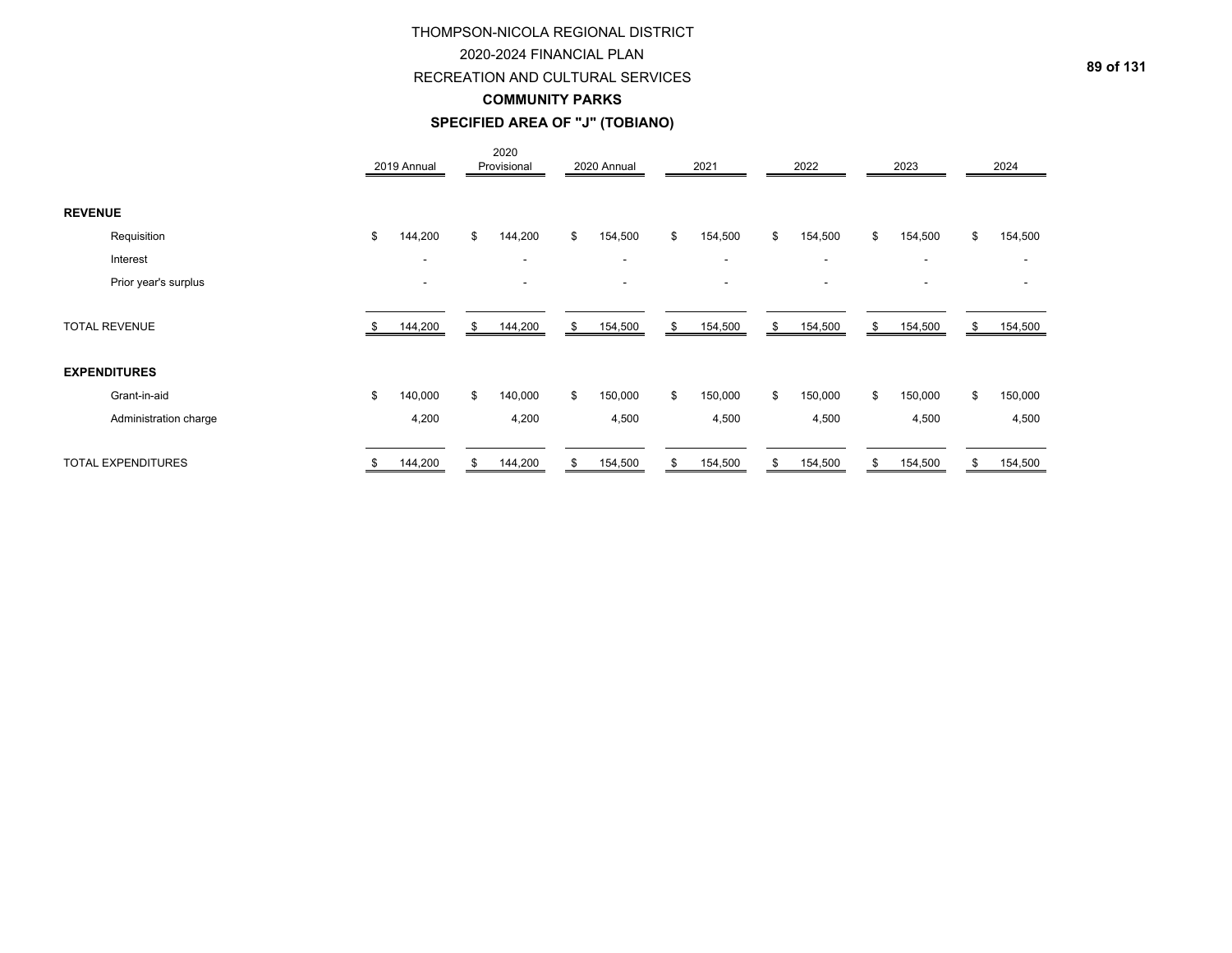# THOMPSON-NICOLA REGIONAL DISTRICT

## 2020-2024 FINANCIAL PLAN

## RECREATION AND CULTURAL SERVICES

### COMMUNITY PARKS

### SPECIFIED AREA OF "J" (TOBIANO)

| | 2019 Annual | 2020 Provisional | 2020 Annual | 2021 | 2022 | 2023 | 2024 |
|---|---|---|---|---|---|---|---|
| **REVENUE** | | | | | | | |
| Requisition | $ 144,200 | $ 144,200 | $ 154,500 | $ 154,500 | $ 154,500 | $ 154,500 | $ 154,500 |
| Interest | - | - | - | - | - | - | - |
| Prior year's surplus | - | - | - | - | - | - | - |
| TOTAL REVENUE | $ 144,200 | $ 144,200 | $ 154,500 | $ 154,500 | $ 154,500 | $ 154,500 | $ 154,500 |
| **EXPENDITURES** | | | | | | | |
| Grant-in-aid | $ 140,000 | $ 140,000 | $ 150,000 | $ 150,000 | $ 150,000 | $ 150,000 | $ 150,000 |
| Administration charge | 4,200 | 4,200 | 4,500 | 4,500 | 4,500 | 4,500 | 4,500 |
| TOTAL EXPENDITURES | $ 144,200 | $ 144,200 | $ 154,500 | $ 154,500 | $ 154,500 | $ 154,500 | $ 154,500 |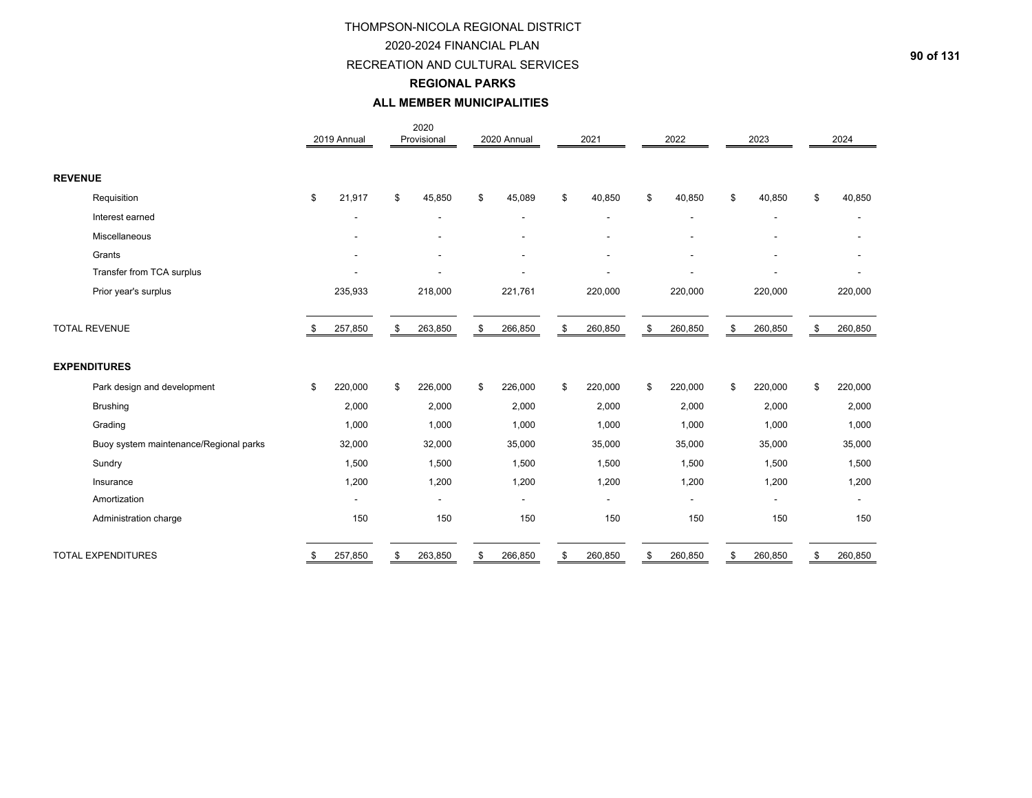# THOMPSON-NICOLA REGIONAL DISTRICT

## 2020-2024 FINANCIAL PLAN

## RECREATION AND CULTURAL SERVICES

### REGIONAL PARKS

### ALL MEMBER MUNICIPALITIES

| | 2019 Annual | 2020 Provisional | 2020 Annual | 2021 | 2022 | 2023 | 2024 |
|---|---|---|---|---|---|---|---|
| **REVENUE** | | | | | | | |
| Requisition | $ 21,917 | $ 45,850 | $ 45,089 | $ 40,850 | $ 40,850 | $ 40,850 | $ 40,850 |
| Interest earned | - | - | - | - | - | - | - |
| Miscellaneous | - | - | - | - | - | - | - |
| Grants | - | - | - | - | - | - | - |
| Transfer from TCA surplus | - | - | - | - | - | - | - |
| Prior year's surplus | 235,933 | 218,000 | 221,761 | 220,000 | 220,000 | 220,000 | 220,000 |
| TOTAL REVENUE | $ 257,850 | $ 263,850 | $ 266,850 | $ 260,850 | $ 260,850 | $ 260,850 | $ 260,850 |
| **EXPENDITURES** | | | | | | | |
| Park design and development | $ 220,000 | $ 226,000 | $ 226,000 | $ 220,000 | $ 220,000 | $ 220,000 | $ 220,000 |
| Brushing | 2,000 | 2,000 | 2,000 | 2,000 | 2,000 | 2,000 | 2,000 |
| Grading | 1,000 | 1,000 | 1,000 | 1,000 | 1,000 | 1,000 | 1,000 |
| Buoy system maintenance/Regional parks | 32,000 | 32,000 | 35,000 | 35,000 | 35,000 | 35,000 | 35,000 |
| Sundry | 1,500 | 1,500 | 1,500 | 1,500 | 1,500 | 1,500 | 1,500 |
| Insurance | 1,200 | 1,200 | 1,200 | 1,200 | 1,200 | 1,200 | 1,200 |
| Amortization | - | - | - | - | - | - | - |
| Administration charge | 150 | 150 | 150 | 150 | 150 | 150 | 150 |
| TOTAL EXPENDITURES | $ 257,850 | $ 263,850 | $ 266,850 | $ 260,850 | $ 260,850 | $ 260,850 | $ 260,850 |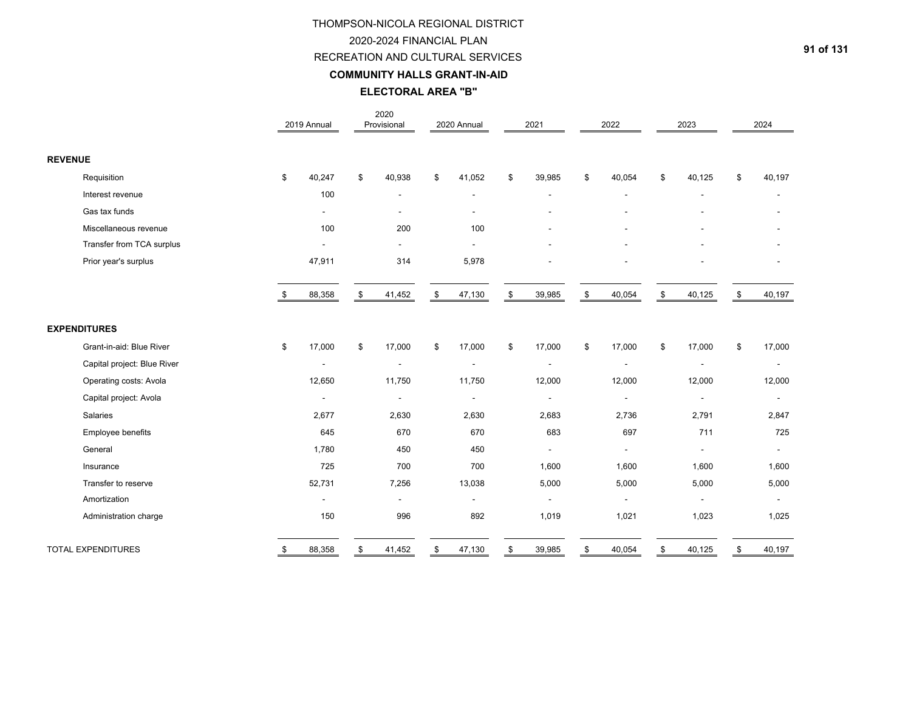# THOMPSON-NICOLA REGIONAL DISTRICT

## 2020-2024 FINANCIAL PLAN

## RECREATION AND CULTURAL SERVICES

### COMMUNITY HALLS GRANT-IN-AID

### ELECTORAL AREA "B"

| | 2019 Annual | 2020 Provisional | 2020 Annual | 2021 | 2022 | 2023 | 2024 |
|---|---|---|---|---|---|---|---|
| **REVENUE** | | | | | | | |
| Requisition | $ 40,247 | $ 40,938 | $ 41,052 | $ 39,985 | $ 40,054 | $ 40,125 | $ 40,197 |
| Interest revenue | 100 | - | - | - | - | - | - |
| Gas tax funds | - | - | - | - | - | - | - |
| Miscellaneous revenue | 100 | 200 | 100 | - | - | - | - |
| Transfer from TCA surplus | - | - | - | - | - | - | - |
| Prior year's surplus | 47,911 | 314 | 5,978 | - | - | - | - |
| | $ 88,358 | $ 41,452 | $ 47,130 | $ 39,985 | $ 40,054 | $ 40,125 | $ 40,197 |
| **EXPENDITURES** | | | | | | | |
| Grant-in-aid: Blue River | $ 17,000 | $ 17,000 | $ 17,000 | $ 17,000 | $ 17,000 | $ 17,000 | $ 17,000 |
| Capital project: Blue River | - | - | - | - | - | - | - |
| Operating costs: Avola | 12,650 | 11,750 | 11,750 | 12,000 | 12,000 | 12,000 | 12,000 |
| Capital project: Avola | - | - | - | - | - | - | - |
| Salaries | 2,677 | 2,630 | 2,630 | 2,683 | 2,736 | 2,791 | 2,847 |
| Employee benefits | 645 | 670 | 670 | 683 | 697 | 711 | 725 |
| General | 1,780 | 450 | 450 | - | - | - | - |
| Insurance | 725 | 700 | 700 | 1,600 | 1,600 | 1,600 | 1,600 |
| Transfer to reserve | 52,731 | 7,256 | 13,038 | 5,000 | 5,000 | 5,000 | 5,000 |
| Amortization | - | - | - | - | - | - | - |
| Administration charge | 150 | 996 | 892 | 1,019 | 1,021 | 1,023 | 1,025 |
| TOTAL EXPENDITURES | $ 88,358 | $ 41,452 | $ 47,130 | $ 39,985 | $ 40,054 | $ 40,125 | $ 40,197 |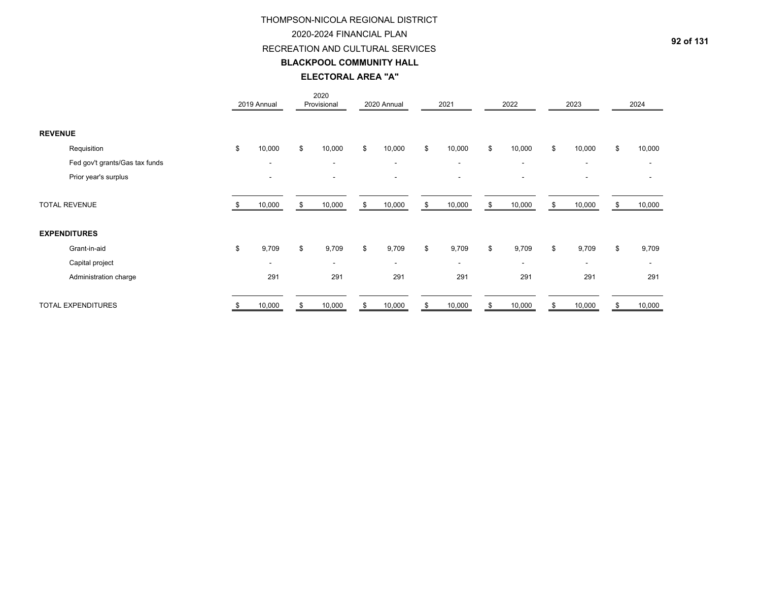# THOMPSON-NICOLA REGIONAL DISTRICT

## 2020-2024 FINANCIAL PLAN

## RECREATION AND CULTURAL SERVICES

### BLACKPOOL COMMUNITY HALL

### ELECTORAL AREA "A"

| | 2019 Annual | 2020 Provisional | 2020 Annual | 2021 | 2022 | 2023 | 2024 |
|---|---|---|---|---|---|---|---|
| **REVENUE** | | | | | | | |
| Requisition | $ 10,000 | $ 10,000 | $ 10,000 | $ 10,000 | $ 10,000 | $ 10,000 | $ 10,000 |
| Fed gov't grants/Gas tax funds | - | - | - | - | - | - | - |
| Prior year's surplus | - | - | - | - | - | - | - |
| TOTAL REVENUE | $ 10,000 | $ 10,000 | $ 10,000 | $ 10,000 | $ 10,000 | $ 10,000 | $ 10,000 |
| **EXPENDITURES** | | | | | | | |
| Grant-in-aid | $ 9,709 | $ 9,709 | $ 9,709 | $ 9,709 | $ 9,709 | $ 9,709 | $ 9,709 |
| Capital project | - | - | - | - | - | - | - |
| Administration charge | 291 | 291 | 291 | 291 | 291 | 291 | 291 |
| TOTAL EXPENDITURES | $ 10,000 | $ 10,000 | $ 10,000 | $ 10,000 | $ 10,000 | $ 10,000 | $ 10,000 |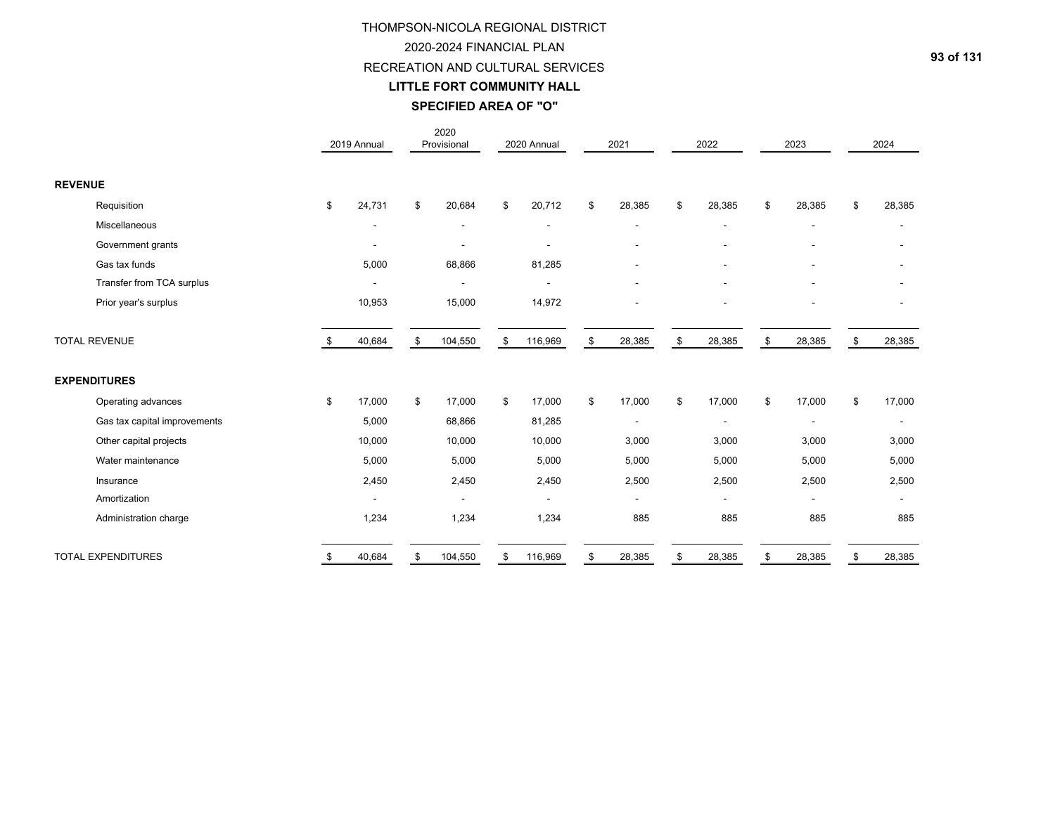# THOMPSON-NICOLA REGIONAL DISTRICT

## 2020-2024 FINANCIAL PLAN

## RECREATION AND CULTURAL SERVICES

## LITTLE FORT COMMUNITY HALL

## SPECIFIED AREA OF "O"

| | 2019 Annual | 2020 Provisional | 2020 Annual | 2021 | 2022 | 2023 | 2024 |
|---|---|---|---|---|---|---|---|
| **REVENUE** | | | | | | | |
| Requisition | $ 24,731 | $ 20,684 | $ 20,712 | $ 28,385 | $ 28,385 | $ 28,385 | $ 28,385 |
| Miscellaneous | - | - | - | - | - | - | - |
| Government grants | - | - | - | - | - | - | - |
| Gas tax funds | 5,000 | 68,866 | 81,285 | - | - | - | - |
| Transfer from TCA surplus | - | - | - | - | - | - | - |
| Prior year's surplus | 10,953 | 15,000 | 14,972 | - | - | - | - |
| TOTAL REVENUE | $ 40,684 | $ 104,550 | $ 116,969 | $ 28,385 | $ 28,385 | $ 28,385 | $ 28,385 |
| **EXPENDITURES** | | | | | | | |
| Operating advances | $ 17,000 | $ 17,000 | $ 17,000 | $ 17,000 | $ 17,000 | $ 17,000 | $ 17,000 |
| Gas tax capital improvements | 5,000 | 68,866 | 81,285 | - | - | - | - |
| Other capital projects | 10,000 | 10,000 | 10,000 | 3,000 | 3,000 | 3,000 | 3,000 |
| Water maintenance | 5,000 | 5,000 | 5,000 | 5,000 | 5,000 | 5,000 | 5,000 |
| Insurance | 2,450 | 2,450 | 2,450 | 2,500 | 2,500 | 2,500 | 2,500 |
| Amortization | - | - | - | - | - | - | - |
| Administration charge | 1,234 | 1,234 | 1,234 | 885 | 885 | 885 | 885 |
| TOTAL EXPENDITURES | $ 40,684 | $ 104,550 | $ 116,969 | $ 28,385 | $ 28,385 | $ 28,385 | $ 28,385 |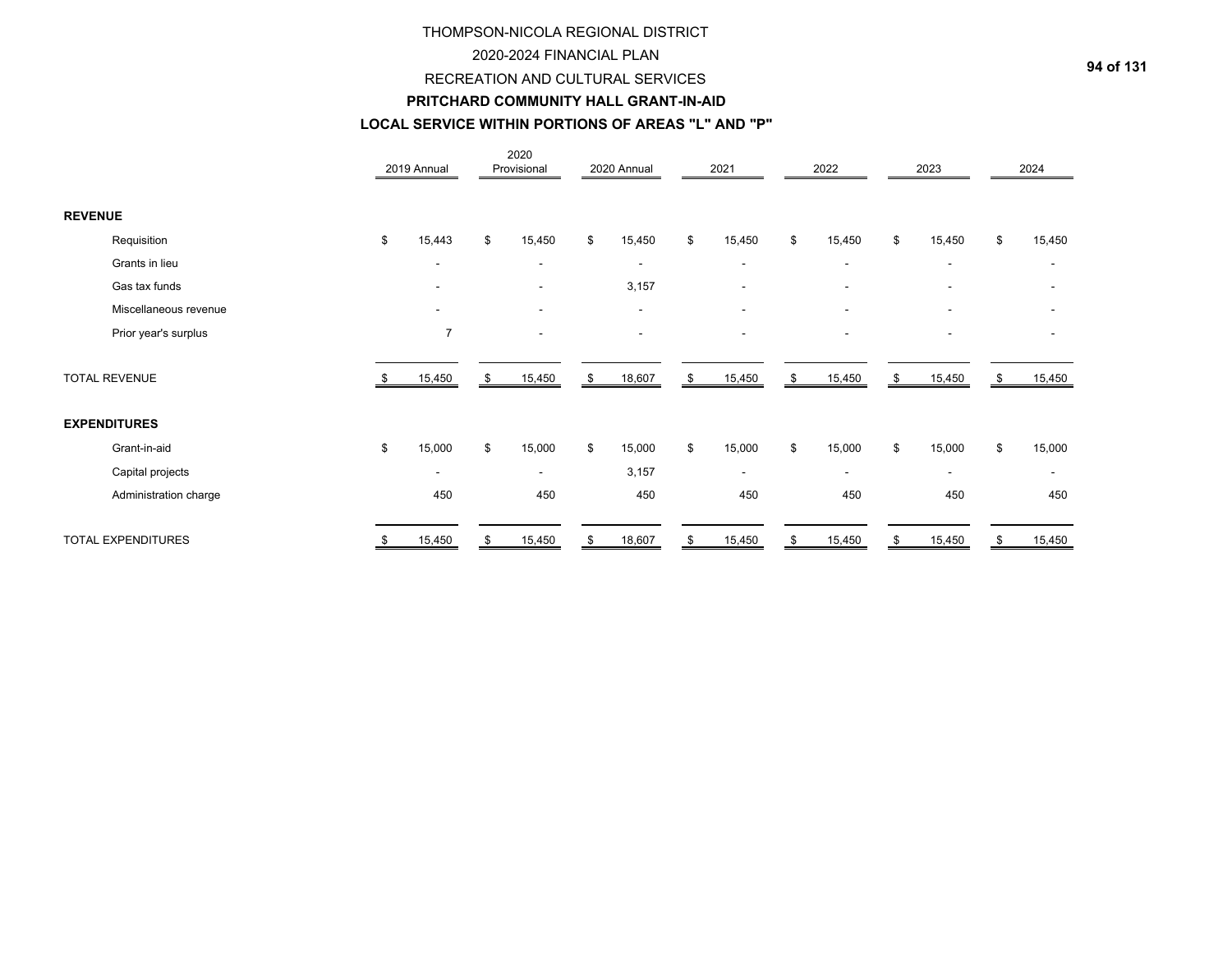# THOMPSON-NICOLA REGIONAL DISTRICT

## 2020-2024 FINANCIAL PLAN

## RECREATION AND CULTURAL SERVICES

### PRITCHARD COMMUNITY HALL GRANT-IN-AID

### LOCAL SERVICE WITHIN PORTIONS OF AREAS "L" AND "P"

| | 2019 Annual | 2020 Provisional | 2020 Annual | 2021 | 2022 | 2023 | 2024 |
|---|---|---|---|---|---|---|---|
| **REVENUE** | | | | | | | |
| Requisition | $ 15,443 | $ 15,450 | $ 15,450 | $ 15,450 | $ 15,450 | $ 15,450 | $ 15,450 |
| Grants in lieu | - | - | - | - | - | - | - |
| Gas tax funds | - | - | 3,157 | - | - | - | - |
| Miscellaneous revenue | - | - | - | - | - | - | - |
| Prior year's surplus | 7 | - | - | - | - | - | - |
| TOTAL REVENUE | $ 15,450 | $ 15,450 | $ 18,607 | $ 15,450 | $ 15,450 | $ 15,450 | $ 15,450 |
| **EXPENDITURES** | | | | | | | |
| Grant-in-aid | $ 15,000 | $ 15,000 | $ 15,000 | $ 15,000 | $ 15,000 | $ 15,000 | $ 15,000 |
| Capital projects | - | - | 3,157 | - | - | - | - |
| Administration charge | 450 | 450 | 450 | 450 | 450 | 450 | 450 |
| TOTAL EXPENDITURES | $ 15,450 | $ 15,450 | $ 18,607 | $ 15,450 | $ 15,450 | $ 15,450 | $ 15,450 |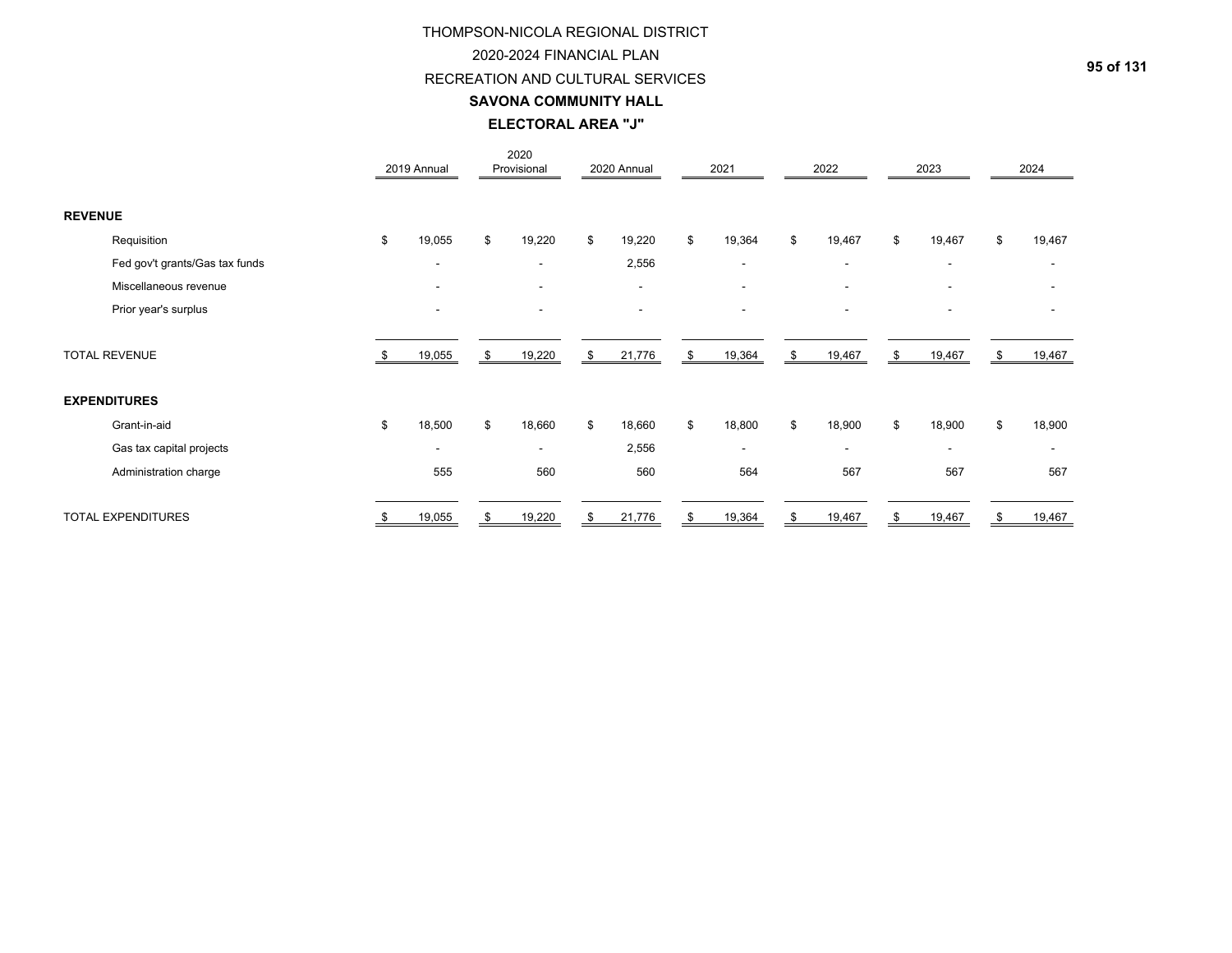# THOMPSON-NICOLA REGIONAL DISTRICT

## 2020-2024 FINANCIAL PLAN

## RECREATION AND CULTURAL SERVICES

### SAVONA COMMUNITY HALL

### ELECTORAL AREA "J"

| | 2019 Annual | 2020 Provisional | 2020 Annual | 2021 | 2022 | 2023 | 2024 |
|---|---|---|---|---|---|---|---|
| **REVENUE** | | | | | | | |
| Requisition | $ 19,055 | $ 19,220 | $ 19,220 | $ 19,364 | $ 19,467 | $ 19,467 | $ 19,467 |
| Fed gov't grants/Gas tax funds | - | - | 2,556 | - | - | - | - |
| Miscellaneous revenue | - | - | - | - | - | - | - |
| Prior year's surplus | - | - | - | - | - | - | - |
| TOTAL REVENUE | $ 19,055 | $ 19,220 | $ 21,776 | $ 19,364 | $ 19,467 | $ 19,467 | $ 19,467 |
| **EXPENDITURES** | | | | | | | |
| Grant-in-aid | $ 18,500 | $ 18,660 | $ 18,660 | $ 18,800 | $ 18,900 | $ 18,900 | $ 18,900 |
| Gas tax capital projects | - | - | 2,556 | - | - | - | - |
| Administration charge | 555 | 560 | 560 | 564 | 567 | 567 | 567 |
| TOTAL EXPENDITURES | $ 19,055 | $ 19,220 | $ 21,776 | $ 19,364 | $ 19,467 | $ 19,467 | $ 19,467 |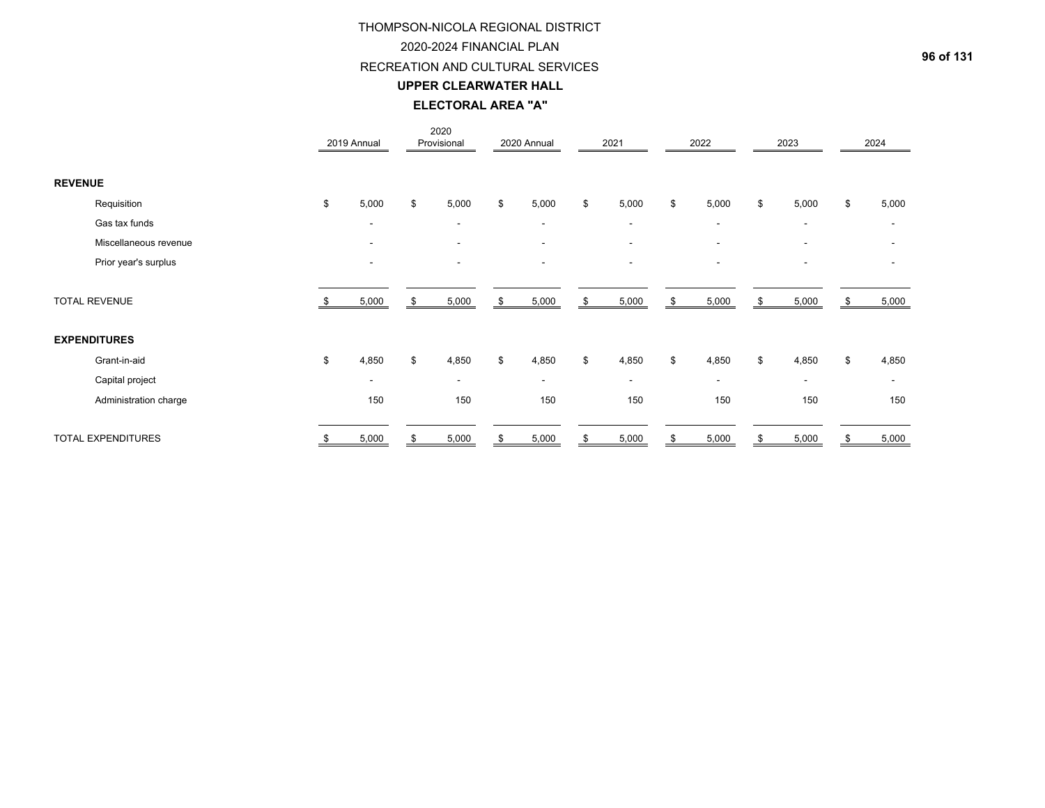# THOMPSON-NICOLA REGIONAL DISTRICT

## 2020-2024 FINANCIAL PLAN

## RECREATION AND CULTURAL SERVICES

### UPPER CLEARWATER HALL

### ELECTORAL AREA "A"

| | 2019 Annual | 2020 Provisional | 2020 Annual | 2021 | 2022 | 2023 | 2024 |
|---|---|---|---|---|---|---|---|
| **REVENUE** | | | | | | | |
| Requisition | $ 5,000 | $ 5,000 | $ 5,000 | $ 5,000 | $ 5,000 | $ 5,000 | $ 5,000 |
| Gas tax funds | - | - | - | - | - | - | - |
| Miscellaneous revenue | - | - | - | - | - | - | - |
| Prior year's surplus | - | - | - | - | - | - | - |
| TOTAL REVENUE | $ 5,000 | $ 5,000 | $ 5,000 | $ 5,000 | $ 5,000 | $ 5,000 | $ 5,000 |
| **EXPENDITURES** | | | | | | | |
| Grant-in-aid | $ 4,850 | $ 4,850 | $ 4,850 | $ 4,850 | $ 4,850 | $ 4,850 | $ 4,850 |
| Capital project | - | - | - | - | - | - | - |
| Administration charge | 150 | 150 | 150 | 150 | 150 | 150 | 150 |
| TOTAL EXPENDITURES | $ 5,000 | $ 5,000 | $ 5,000 | $ 5,000 | $ 5,000 | $ 5,000 | $ 5,000 |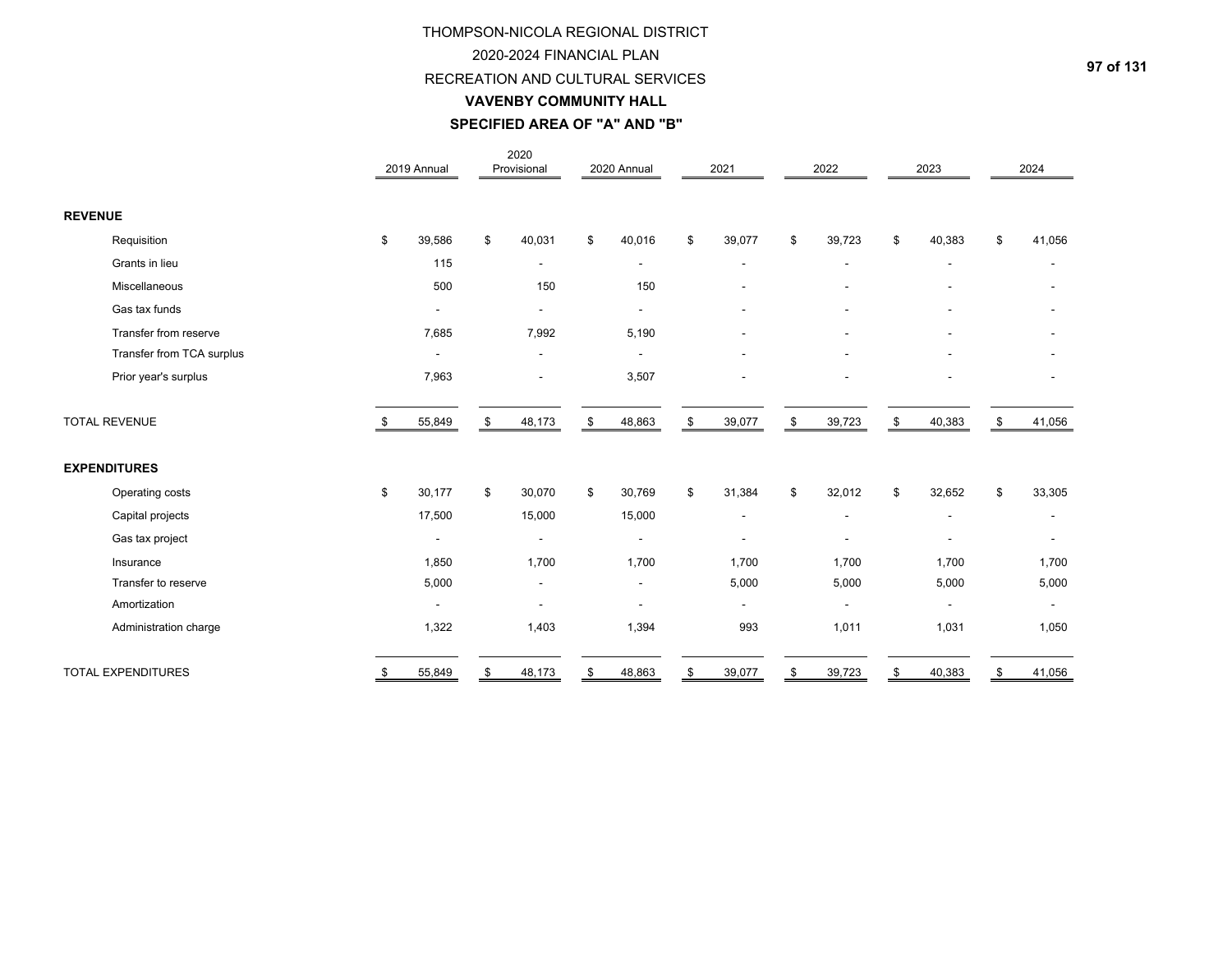# THOMPSON-NICOLA REGIONAL DISTRICT

## 2020-2024 FINANCIAL PLAN

## RECREATION AND CULTURAL SERVICES

### VAVENBY COMMUNITY HALL

### SPECIFIED AREA OF "A" AND "B"

| | 2019 Annual | 2020 Provisional | 2020 Annual | 2021 | 2022 | 2023 | 2024 |
|---|---|---|---|---|---|---|---|
| **REVENUE** | | | | | | | |
| Requisition | $ 39,586 | $ 40,031 | $ 40,016 | $ 39,077 | $ 39,723 | $ 40,383 | $ 41,056 |
| Grants in lieu | 115 | - | - | - | - | - | - |
| Miscellaneous | 500 | 150 | 150 | - | - | - | - |
| Gas tax funds | - | - | - | - | - | - | - |
| Transfer from reserve | 7,685 | 7,992 | 5,190 | - | - | - | - |
| Transfer from TCA surplus | - | - | - | - | - | - | - |
| Prior year's surplus | 7,963 | - | 3,507 | - | - | - | - |
| TOTAL REVENUE | $ 55,849 | $ 48,173 | $ 48,863 | $ 39,077 | $ 39,723 | $ 40,383 | $ 41,056 |
| **EXPENDITURES** | | | | | | | |
| Operating costs | $ 30,177 | $ 30,070 | $ 30,769 | $ 31,384 | $ 32,012 | $ 32,652 | $ 33,305 |
| Capital projects | 17,500 | 15,000 | 15,000 | - | - | - | - |
| Gas tax project | - | - | - | - | - | - | - |
| Insurance | 1,850 | 1,700 | 1,700 | 1,700 | 1,700 | 1,700 | 1,700 |
| Transfer to reserve | 5,000 | - | - | 5,000 | 5,000 | 5,000 | 5,000 |
| Amortization | - | - | - | - | - | - | - |
| Administration charge | 1,322 | 1,403 | 1,394 | 993 | 1,011 | 1,031 | 1,050 |
| TOTAL EXPENDITURES | $ 55,849 | $ 48,173 | $ 48,863 | $ 39,077 | $ 39,723 | $ 40,383 | $ 41,056 |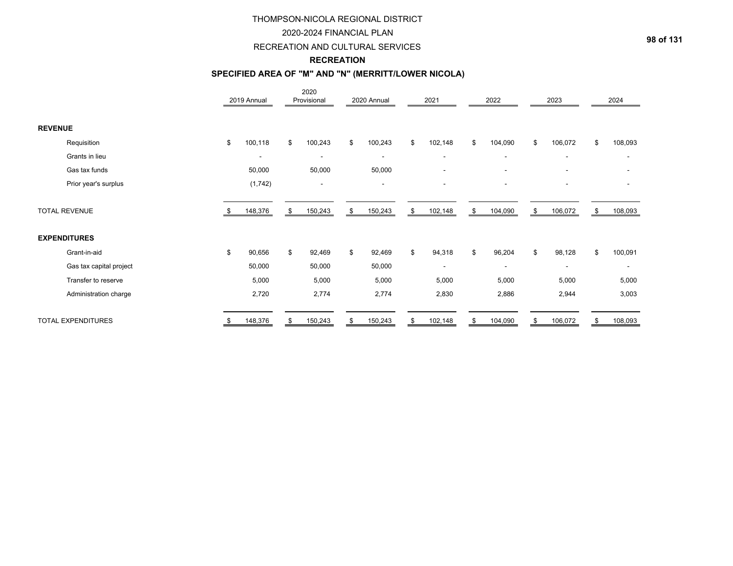# THOMPSON-NICOLA REGIONAL DISTRICT
## 2020-2024 FINANCIAL PLAN
## RECREATION AND CULTURAL SERVICES
### RECREATION
### SPECIFIED AREA OF "M" AND "N" (MERRITT/LOWER NICOLA)

| | 2019 Annual | 2020 Provisional | 2020 Annual | 2021 | 2022 | 2023 | 2024 |
|---|---|---|---|---|---|---|---|
| **REVENUE** | | | | | | | |
| Requisition | $ 100,118 | $ 100,243 | $ 100,243 | $ 102,148 | $ 104,090 | $ 106,072 | $ 108,093 |
| Grants in lieu | - | - | - | - | - | - | - |
| Gas tax funds | 50,000 | 50,000 | 50,000 | - | - | - | - |
| Prior year's surplus | (1,742) | - | - | - | - | - | - |
| TOTAL REVENUE | $ 148,376 | $ 150,243 | $ 150,243 | $ 102,148 | $ 104,090 | $ 106,072 | $ 108,093 |
| **EXPENDITURES** | | | | | | | |
| Grant-in-aid | $ 90,656 | $ 92,469 | $ 92,469 | $ 94,318 | $ 96,204 | $ 98,128 | $ 100,091 |
| Gas tax capital project | 50,000 | 50,000 | 50,000 | - | - | - | - |
| Transfer to reserve | 5,000 | 5,000 | 5,000 | 5,000 | 5,000 | 5,000 | 5,000 |
| Administration charge | 2,720 | 2,774 | 2,774 | 2,830 | 2,886 | 2,944 | 3,003 |
| TOTAL EXPENDITURES | $ 148,376 | $ 150,243 | $ 150,243 | $ 102,148 | $ 104,090 | $ 106,072 | $ 108,093 |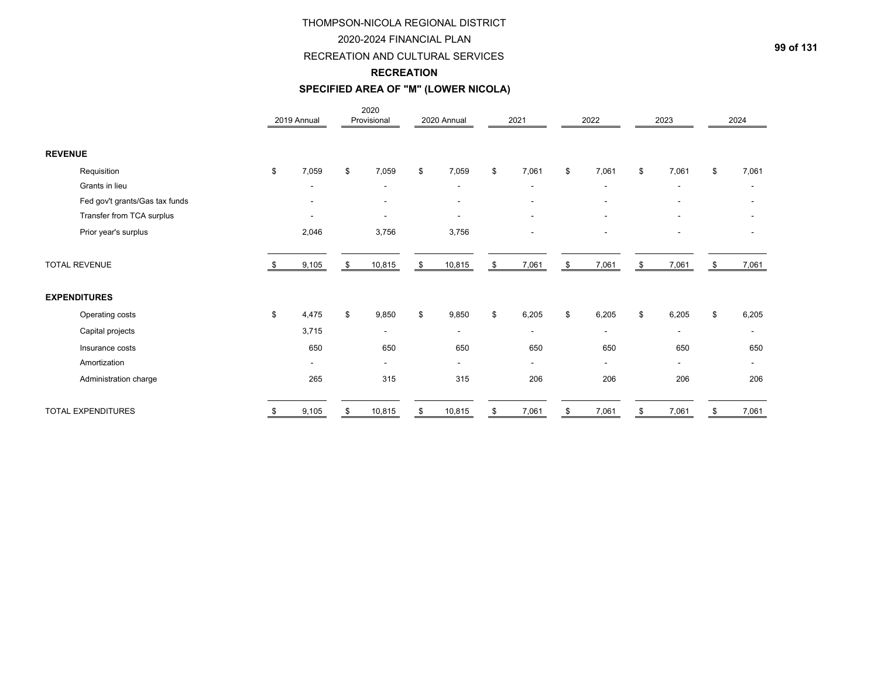# THOMPSON-NICOLA REGIONAL DISTRICT

## 2020-2024 FINANCIAL PLAN

## RECREATION AND CULTURAL SERVICES

### RECREATION

### SPECIFIED AREA OF "M" (LOWER NICOLA)

| | 2019 Annual | 2020 Provisional | 2020 Annual | 2021 | 2022 | 2023 | 2024 |
|---|---|---|---|---|---|---|---|
| **REVENUE** | | | | | | | |
| Requisition | $ 7,059 | $ 7,059 | $ 7,059 | $ 7,061 | $ 7,061 | $ 7,061 | $ 7,061 |
| Grants in lieu | - | - | - | - | - | - | - |
| Fed gov't grants/Gas tax funds | - | - | - | - | - | - | - |
| Transfer from TCA surplus | - | - | - | - | - | - | - |
| Prior year's surplus | 2,046 | 3,756 | 3,756 | - | - | - | - |
| TOTAL REVENUE | $ 9,105 | $ 10,815 | $ 10,815 | $ 7,061 | $ 7,061 | $ 7,061 | $ 7,061 |
| **EXPENDITURES** | | | | | | | |
| Operating costs | $ 4,475 | $ 9,850 | $ 9,850 | $ 6,205 | $ 6,205 | $ 6,205 | $ 6,205 |
| Capital projects | 3,715 | - | - | - | - | - | - |
| Insurance costs | 650 | 650 | 650 | 650 | 650 | 650 | 650 |
| Amortization | - | - | - | - | - | - | - |
| Administration charge | 265 | 315 | 315 | 206 | 206 | 206 | 206 |
| TOTAL EXPENDITURES | $ 9,105 | $ 10,815 | $ 10,815 | $ 7,061 | $ 7,061 | $ 7,061 | $ 7,061 |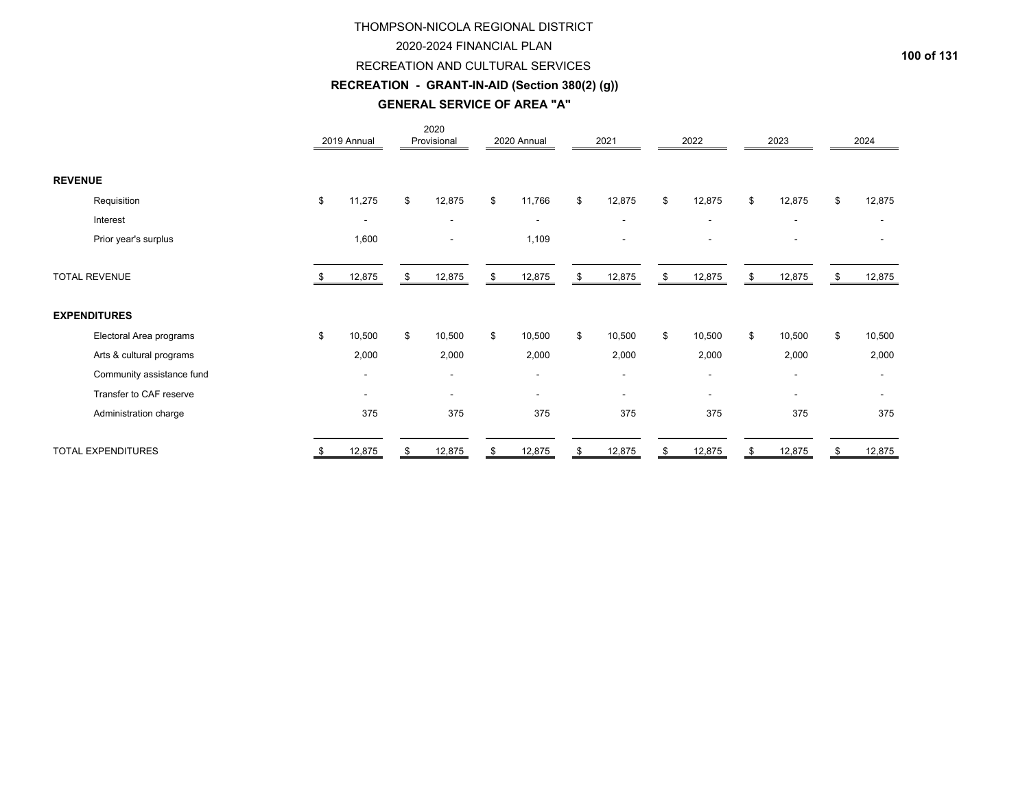# THOMPSON-NICOLA REGIONAL DISTRICT

## 2020-2024 FINANCIAL PLAN

## RECREATION AND CULTURAL SERVICES

### RECREATION - GRANT-IN-AID (Section 380(2) (g))

### GENERAL SERVICE OF AREA "A"

| | 2019 Annual | 2020 Provisional | 2020 Annual | 2021 | 2022 | 2023 | 2024 |
|---|---|---|---|---|---|---|---|
| **REVENUE** | | | | | | | |
| Requisition | $ 11,275 | $ 12,875 | $ 11,766 | $ 12,875 | $ 12,875 | $ 12,875 | $ 12,875 |
| Interest | - | - | - | - | - | - | - |
| Prior year's surplus | 1,600 | - | 1,109 | - | - | - | - |
| TOTAL REVENUE | $ 12,875 | $ 12,875 | $ 12,875 | $ 12,875 | $ 12,875 | $ 12,875 | $ 12,875 |
| **EXPENDITURES** | | | | | | | |
| Electoral Area programs | $ 10,500 | $ 10,500 | $ 10,500 | $ 10,500 | $ 10,500 | $ 10,500 | $ 10,500 |
| Arts & cultural programs | 2,000 | 2,000 | 2,000 | 2,000 | 2,000 | 2,000 | 2,000 |
| Community assistance fund | - | - | - | - | - | - | - |
| Transfer to CAF reserve | - | - | - | - | - | - | - |
| Administration charge | 375 | 375 | 375 | 375 | 375 | 375 | 375 |
| TOTAL EXPENDITURES | $ 12,875 | $ 12,875 | $ 12,875 | $ 12,875 | $ 12,875 | $ 12,875 | $ 12,875 |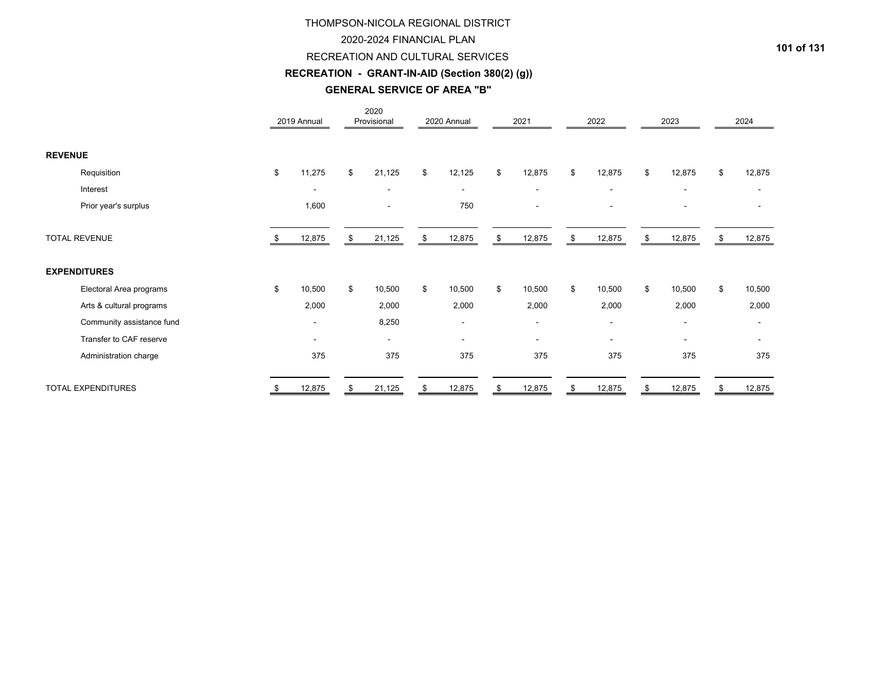THOMPSON-NICOLA REGIONAL DISTRICT

2020-2024 FINANCIAL PLAN

RECREATION AND CULTURAL SERVICES

**RECREATION - GRANT-IN-AID (Section 380(2) (g))**

**GENERAL SERVICE OF AREA "B"**

| | 2019 Annual | 2020 Provisional | 2020 Annual | 2021 | 2022 | 2023 | 2024 |
|---|---|---|---|---|---|---|---|
| **REVENUE** | | | | | | | |
| Requisition | $ 11,275 | $ 21,125 | $ 12,125 | $ 12,875 | $ 12,875 | $ 12,875 | $ 12,875 |
| Interest | - | - | - | - | - | - | - |
| Prior year's surplus | 1,600 | - | 750 | - | - | - | - |
| TOTAL REVENUE | $ 12,875 | $ 21,125 | $ 12,875 | $ 12,875 | $ 12,875 | $ 12,875 | $ 12,875 |
| **EXPENDITURES** | | | | | | | |
| Electoral Area programs | $ 10,500 | $ 10,500 | $ 10,500 | $ 10,500 | $ 10,500 | $ 10,500 | $ 10,500 |
| Arts & cultural programs | 2,000 | 2,000 | 2,000 | 2,000 | 2,000 | 2,000 | 2,000 |
| Community assistance fund | - | 8,250 | - | - | - | - | - |
| Transfer to CAF reserve | - | - | - | - | - | - | - |
| Administration charge | 375 | 375 | 375 | 375 | 375 | 375 | 375 |
| TOTAL EXPENDITURES | $ 12,875 | $ 21,125 | $ 12,875 | $ 12,875 | $ 12,875 | $ 12,875 | $ 12,875 |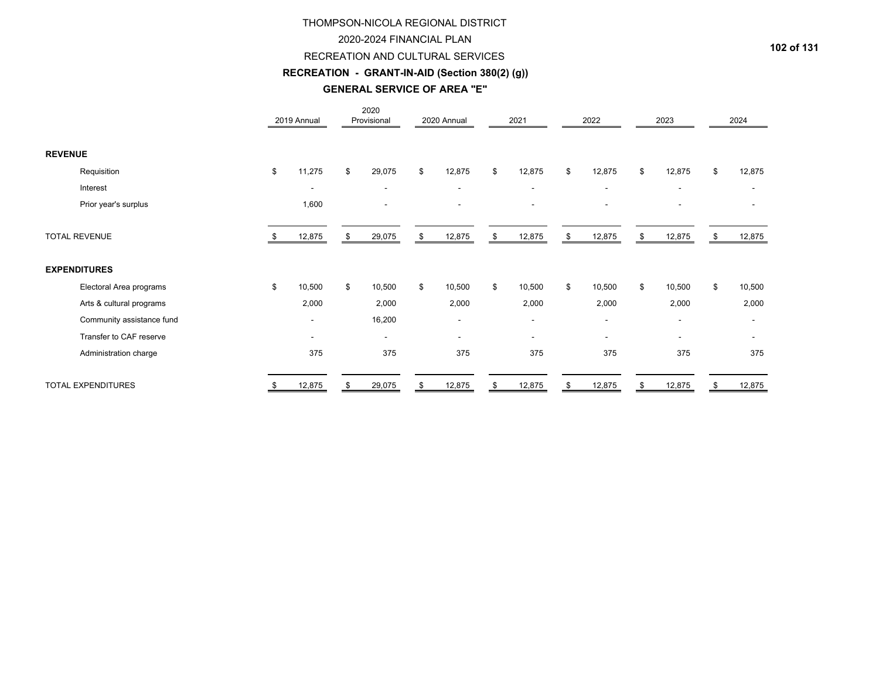# THOMPSON-NICOLA REGIONAL DISTRICT

## 2020-2024 FINANCIAL PLAN

## RECREATION AND CULTURAL SERVICES

### RECREATION - GRANT-IN-AID (Section 380(2) (g))

### GENERAL SERVICE OF AREA "E"

| | 2019 Annual | 2020 Provisional | 2020 Annual | 2021 | 2022 | 2023 | 2024 |
|---|---|---|---|---|---|---|---|
| **REVENUE** | | | | | | | |
| Requisition | $ 11,275 | $ 29,075 | $ 12,875 | $ 12,875 | $ 12,875 | $ 12,875 | $ 12,875 |
| Interest | - | - | - | - | - | - | - |
| Prior year's surplus | 1,600 | - | - | - | - | - | - |
| TOTAL REVENUE | $ 12,875 | $ 29,075 | $ 12,875 | $ 12,875 | $ 12,875 | $ 12,875 | $ 12,875 |
| **EXPENDITURES** | | | | | | | |
| Electoral Area programs | $ 10,500 | $ 10,500 | $ 10,500 | $ 10,500 | $ 10,500 | $ 10,500 | $ 10,500 |
| Arts & cultural programs | 2,000 | 2,000 | 2,000 | 2,000 | 2,000 | 2,000 | 2,000 |
| Community assistance fund | - | 16,200 | - | - | - | - | - |
| Transfer to CAF reserve | - | - | - | - | - | - | - |
| Administration charge | 375 | 375 | 375 | 375 | 375 | 375 | 375 |
| TOTAL EXPENDITURES | $ 12,875 | $ 29,075 | $ 12,875 | $ 12,875 | $ 12,875 | $ 12,875 | $ 12,875 |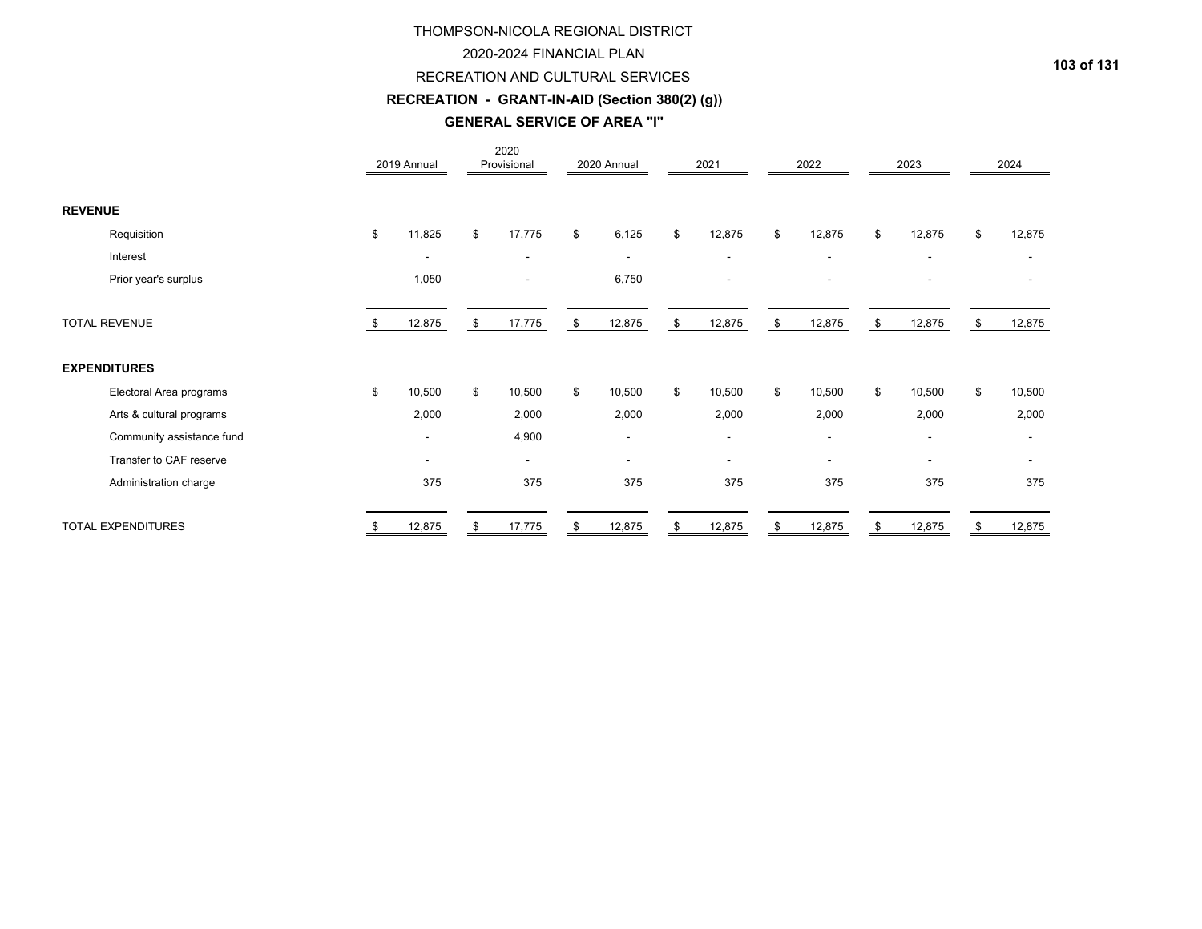# THOMPSON-NICOLA REGIONAL DISTRICT

## 2020-2024 FINANCIAL PLAN

## RECREATION AND CULTURAL SERVICES

## RECREATION - GRANT-IN-AID (Section 380(2) (g))

## GENERAL SERVICE OF AREA "I"

| | 2019 Annual | 2020 Provisional | 2020 Annual | 2021 | 2022 | 2023 | 2024 |
|---|---|---|---|---|---|---|---|
| **REVENUE** | | | | | | | |
| Requisition | $ 11,825 | $ 17,775 | $ 6,125 | $ 12,875 | $ 12,875 | $ 12,875 | $ 12,875 |
| Interest | - | - | - | - | - | - | - |
| Prior year's surplus | 1,050 | - | 6,750 | - | - | - | - |
| TOTAL REVENUE | $ 12,875 | $ 17,775 | $ 12,875 | $ 12,875 | $ 12,875 | $ 12,875 | $ 12,875 |
| **EXPENDITURES** | | | | | | | |
| Electoral Area programs | $ 10,500 | $ 10,500 | $ 10,500 | $ 10,500 | $ 10,500 | $ 10,500 | $ 10,500 |
| Arts & cultural programs | 2,000 | 2,000 | 2,000 | 2,000 | 2,000 | 2,000 | 2,000 |
| Community assistance fund | - | 4,900 | - | - | - | - | - |
| Transfer to CAF reserve | - | - | - | - | - | - | - |
| Administration charge | 375 | 375 | 375 | 375 | 375 | 375 | 375 |
| TOTAL EXPENDITURES | $ 12,875 | $ 17,775 | $ 12,875 | $ 12,875 | $ 12,875 | $ 12,875 | $ 12,875 |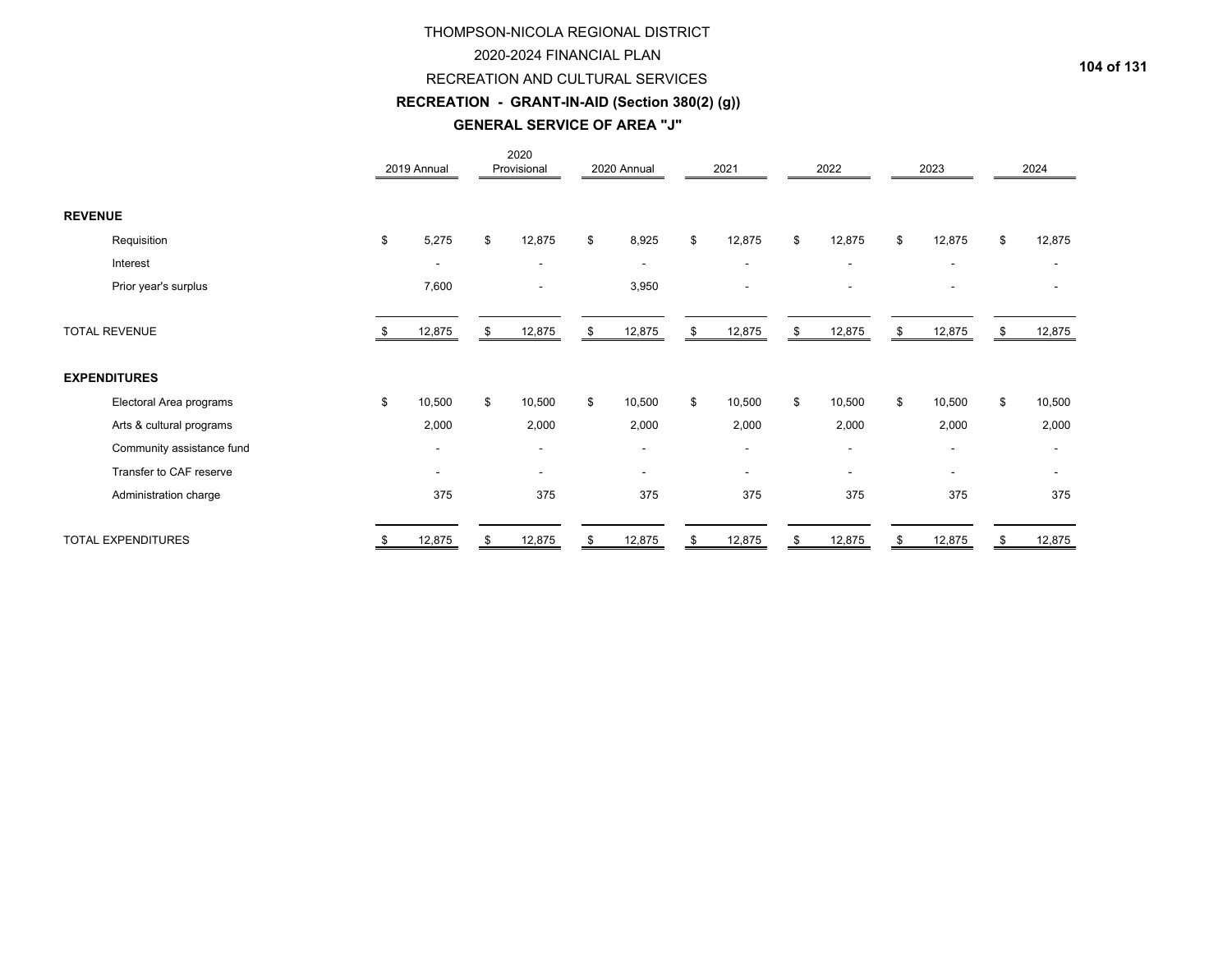# THOMPSON-NICOLA REGIONAL DISTRICT

## 2020-2024 FINANCIAL PLAN

## RECREATION AND CULTURAL SERVICES

### RECREATION - GRANT-IN-AID (Section 380(2) (g))

### GENERAL SERVICE OF AREA "J"

| | 2019 Annual | 2020 Provisional | 2020 Annual | 2021 | 2022 | 2023 | 2024 |
|---|---|---|---|---|---|---|---|
| **REVENUE** | | | | | | | |
| Requisition | $ 5,275 | $ 12,875 | $ 8,925 | $ 12,875 | $ 12,875 | $ 12,875 | $ 12,875 |
| Interest | - | - | - | - | - | - | - |
| Prior year's surplus | 7,600 | - | 3,950 | - | - | - | - |
| TOTAL REVENUE | $ 12,875 | $ 12,875 | $ 12,875 | $ 12,875 | $ 12,875 | $ 12,875 | $ 12,875 |
| **EXPENDITURES** | | | | | | | |
| Electoral Area programs | $ 10,500 | $ 10,500 | $ 10,500 | $ 10,500 | $ 10,500 | $ 10,500 | $ 10,500 |
| Arts & cultural programs | 2,000 | 2,000 | 2,000 | 2,000 | 2,000 | 2,000 | 2,000 |
| Community assistance fund | - | - | - | - | - | - | - |
| Transfer to CAF reserve | - | - | - | - | - | - | - |
| Administration charge | 375 | 375 | 375 | 375 | 375 | 375 | 375 |
| TOTAL EXPENDITURES | $ 12,875 | $ 12,875 | $ 12,875 | $ 12,875 | $ 12,875 | $ 12,875 | $ 12,875 |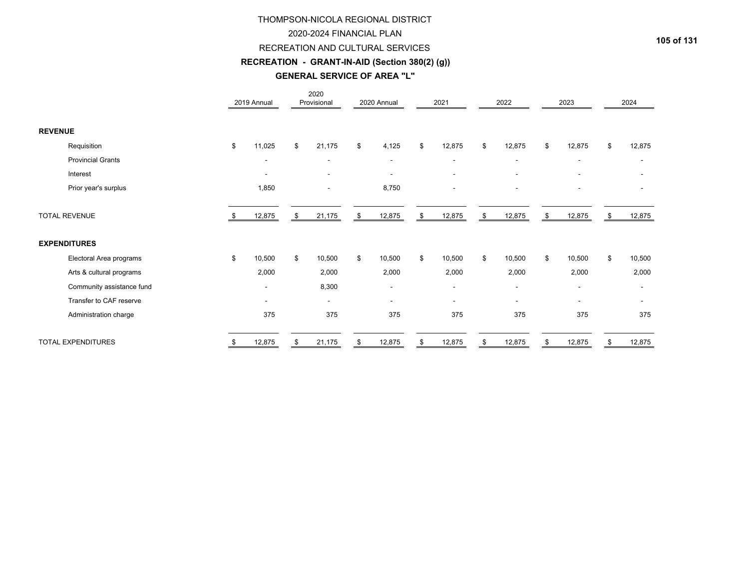# THOMPSON-NICOLA REGIONAL DISTRICT

## 2020-2024 FINANCIAL PLAN

## RECREATION AND CULTURAL SERVICES

### RECREATION - GRANT-IN-AID (Section 380(2) (g))

### GENERAL SERVICE OF AREA "L"

| | 2019 Annual | 2020 Provisional | 2020 Annual | 2021 | 2022 | 2023 | 2024 |
|---|---|---|---|---|---|---|---|
| **REVENUE** | | | | | | | |
| Requisition | $ 11,025 | $ 21,175 | $ 4,125 | $ 12,875 | $ 12,875 | $ 12,875 | $ 12,875 |
| Provincial Grants | - | - | - | - | - | - | - |
| Interest | - | - | - | - | - | - | - |
| Prior year's surplus | 1,850 | - | 8,750 | - | - | - | - |
| TOTAL REVENUE | $ 12,875 | $ 21,175 | $ 12,875 | $ 12,875 | $ 12,875 | $ 12,875 | $ 12,875 |
| **EXPENDITURES** | | | | | | | |
| Electoral Area programs | $ 10,500 | $ 10,500 | $ 10,500 | $ 10,500 | $ 10,500 | $ 10,500 | $ 10,500 |
| Arts & cultural programs | 2,000 | 2,000 | 2,000 | 2,000 | 2,000 | 2,000 | 2,000 |
| Community assistance fund | - | 8,300 | - | - | - | - | - |
| Transfer to CAF reserve | - | - | - | - | - | - | - |
| Administration charge | 375 | 375 | 375 | 375 | 375 | 375 | 375 |
| TOTAL EXPENDITURES | $ 12,875 | $ 21,175 | $ 12,875 | $ 12,875 | $ 12,875 | $ 12,875 | $ 12,875 |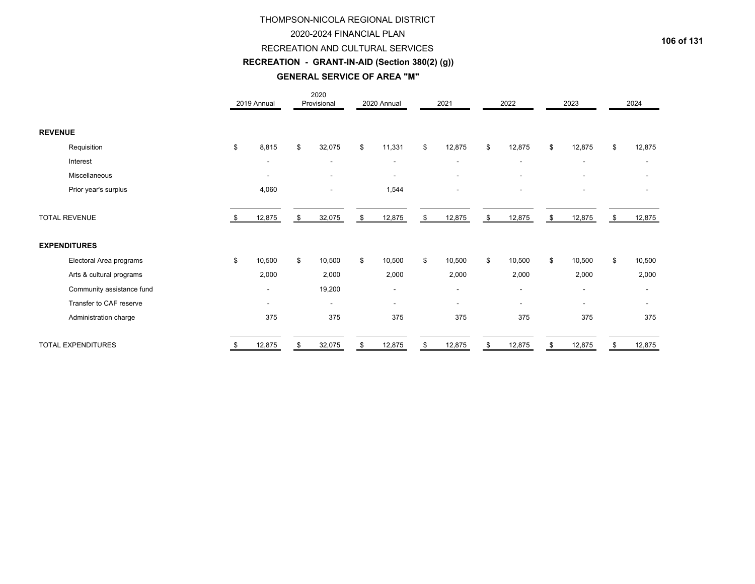THOMPSON-NICOLA REGIONAL DISTRICT

2020-2024 FINANCIAL PLAN

RECREATION AND CULTURAL SERVICES

**RECREATION - GRANT-IN-AID (Section 380(2) (g))**

**GENERAL SERVICE OF AREA "M"**

| | 2019 Annual | 2020 Provisional | 2020 Annual | 2021 | 2022 | 2023 | 2024 |
|---|---|---|---|---|---|---|---|
| **REVENUE** | | | | | | | |
| Requisition | $ 8,815 | $ 32,075 | $ 11,331 | $ 12,875 | $ 12,875 | $ 12,875 | $ 12,875 |
| Interest | - | - | - | - | - | - | - |
| Miscellaneous | - | - | - | - | - | - | - |
| Prior year's surplus | 4,060 | - | 1,544 | - | - | - | - |
| TOTAL REVENUE | $ 12,875 | $ 32,075 | $ 12,875 | $ 12,875 | $ 12,875 | $ 12,875 | $ 12,875 |
| **EXPENDITURES** | | | | | | | |
| Electoral Area programs | $ 10,500 | $ 10,500 | $ 10,500 | $ 10,500 | $ 10,500 | $ 10,500 | $ 10,500 |
| Arts & cultural programs | 2,000 | 2,000 | 2,000 | 2,000 | 2,000 | 2,000 | 2,000 |
| Community assistance fund | - | 19,200 | - | - | - | - | - |
| Transfer to CAF reserve | - | - | - | - | - | - | - |
| Administration charge | 375 | 375 | 375 | 375 | 375 | 375 | 375 |
| TOTAL EXPENDITURES | $ 12,875 | $ 32,075 | $ 12,875 | $ 12,875 | $ 12,875 | $ 12,875 | $ 12,875 |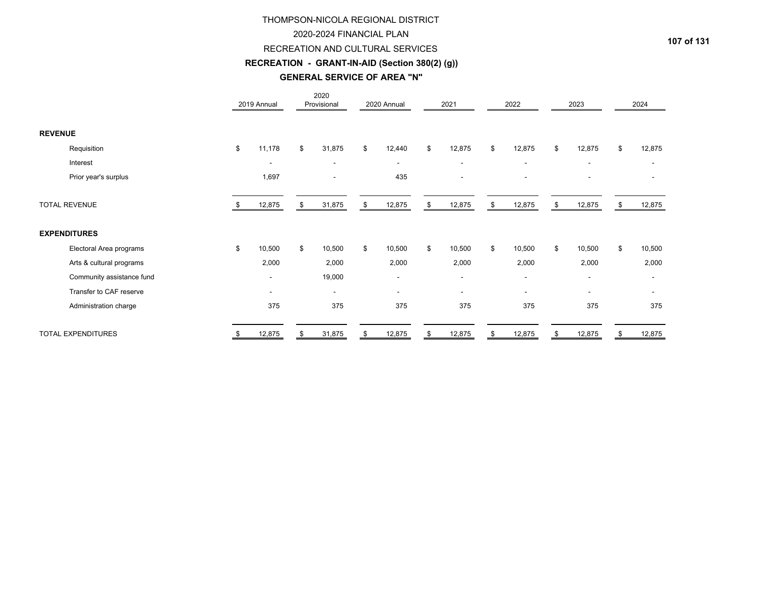# THOMPSON-NICOLA REGIONAL DISTRICT

## 2020-2024 FINANCIAL PLAN

## RECREATION AND CULTURAL SERVICES

### RECREATION - GRANT-IN-AID (Section 380(2) (g))

### GENERAL SERVICE OF AREA "N"

| | 2019 Annual | 2020 Provisional | 2020 Annual | 2021 | 2022 | 2023 | 2024 |
|---|---|---|---|---|---|---|---|
| **REVENUE** | | | | | | | |
| Requisition | $ 11,178 | $ 31,875 | $ 12,440 | $ 12,875 | $ 12,875 | $ 12,875 | $ 12,875 |
| Interest | - | - | - | - | - | - | - |
| Prior year's surplus | 1,697 | - | 435 | - | - | - | - |
| TOTAL REVENUE | $ 12,875 | $ 31,875 | $ 12,875 | $ 12,875 | $ 12,875 | $ 12,875 | $ 12,875 |
| **EXPENDITURES** | | | | | | | |
| Electoral Area programs | $ 10,500 | $ 10,500 | $ 10,500 | $ 10,500 | $ 10,500 | $ 10,500 | $ 10,500 |
| Arts & cultural programs | 2,000 | 2,000 | 2,000 | 2,000 | 2,000 | 2,000 | 2,000 |
| Community assistance fund | - | 19,000 | - | - | - | - | - |
| Transfer to CAF reserve | - | - | - | - | - | - | - |
| Administration charge | 375 | 375 | 375 | 375 | 375 | 375 | 375 |
| TOTAL EXPENDITURES | $ 12,875 | $ 31,875 | $ 12,875 | $ 12,875 | $ 12,875 | $ 12,875 | $ 12,875 |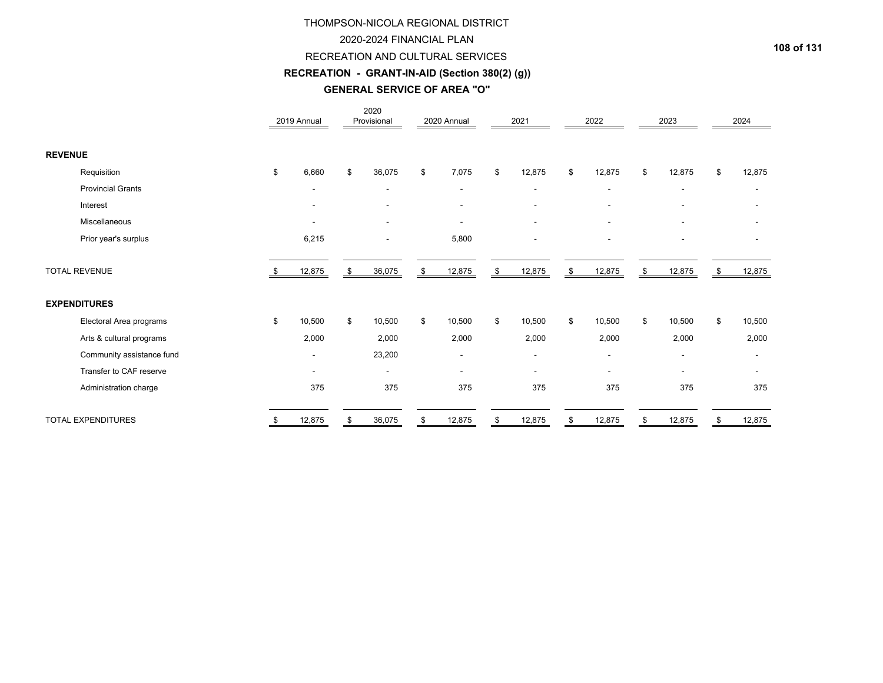# THOMPSON-NICOLA REGIONAL DISTRICT

## 2020-2024 FINANCIAL PLAN

## RECREATION AND CULTURAL SERVICES

### RECREATION - GRANT-IN-AID (Section 380(2) (g))

### GENERAL SERVICE OF AREA "O"

| | 2019 Annual | 2020 Provisional | 2020 Annual | 2021 | 2022 | 2023 | 2024 |
|---|---|---|---|---|---|---|---|
| **REVENUE** | | | | | | | |
| Requisition | $ 6,660 | $ 36,075 | $ 7,075 | $ 12,875 | $ 12,875 | $ 12,875 | $ 12,875 |
| Provincial Grants | - | - | - | - | - | - | - |
| Interest | - | - | - | - | - | - | - |
| Miscellaneous | - | - | - | - | - | - | - |
| Prior year's surplus | 6,215 | - | 5,800 | - | - | - | - |
| TOTAL REVENUE | $ 12,875 | $ 36,075 | $ 12,875 | $ 12,875 | $ 12,875 | $ 12,875 | $ 12,875 |
| **EXPENDITURES** | | | | | | | |
| Electoral Area programs | $ 10,500 | $ 10,500 | $ 10,500 | $ 10,500 | $ 10,500 | $ 10,500 | $ 10,500 |
| Arts & cultural programs | 2,000 | 2,000 | 2,000 | 2,000 | 2,000 | 2,000 | 2,000 |
| Community assistance fund | - | 23,200 | - | - | - | - | - |
| Transfer to CAF reserve | - | - | - | - | - | - | - |
| Administration charge | 375 | 375 | 375 | 375 | 375 | 375 | 375 |
| TOTAL EXPENDITURES | $ 12,875 | $ 36,075 | $ 12,875 | $ 12,875 | $ 12,875 | $ 12,875 | $ 12,875 |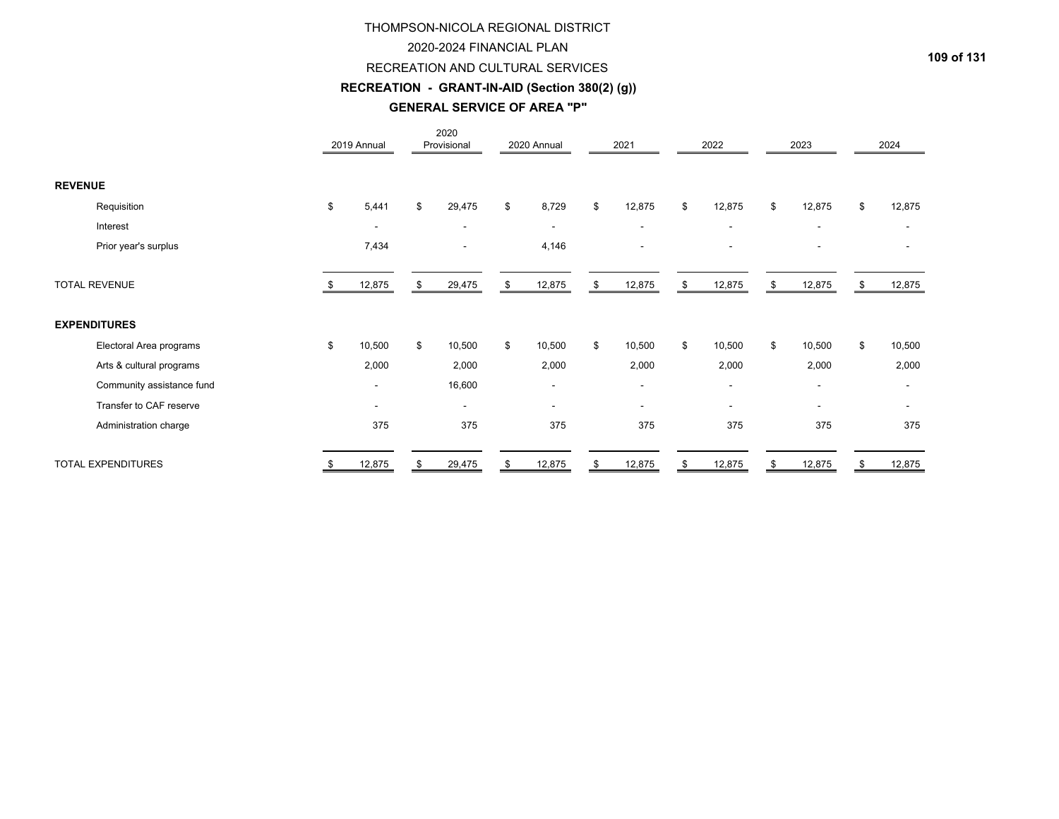# THOMPSON-NICOLA REGIONAL DISTRICT

## 2020-2024 FINANCIAL PLAN

## RECREATION AND CULTURAL SERVICES

### RECREATION - GRANT-IN-AID (Section 380(2) (g))

### GENERAL SERVICE OF AREA "P"

| | 2019 Annual | 2020 Provisional | 2020 Annual | 2021 | 2022 | 2023 | 2024 |
|---|---|---|---|---|---|---|---|
| **REVENUE** | | | | | | | |
| Requisition | $ 5,441 | $ 29,475 | $ 8,729 | $ 12,875 | $ 12,875 | $ 12,875 | $ 12,875 |
| Interest | - | - | - | - | - | - | - |
| Prior year's surplus | 7,434 | - | 4,146 | - | - | - | - |
| TOTAL REVENUE | $ 12,875 | $ 29,475 | $ 12,875 | $ 12,875 | $ 12,875 | $ 12,875 | $ 12,875 |
| **EXPENDITURES** | | | | | | | |
| Electoral Area programs | $ 10,500 | $ 10,500 | $ 10,500 | $ 10,500 | $ 10,500 | $ 10,500 | $ 10,500 |
| Arts & cultural programs | 2,000 | 2,000 | 2,000 | 2,000 | 2,000 | 2,000 | 2,000 |
| Community assistance fund | - | 16,600 | - | - | - | - | - |
| Transfer to CAF reserve | - | - | - | - | - | - | - |
| Administration charge | 375 | 375 | 375 | 375 | 375 | 375 | 375 |
| TOTAL EXPENDITURES | $ 12,875 | $ 29,475 | $ 12,875 | $ 12,875 | $ 12,875 | $ 12,875 | $ 12,875 |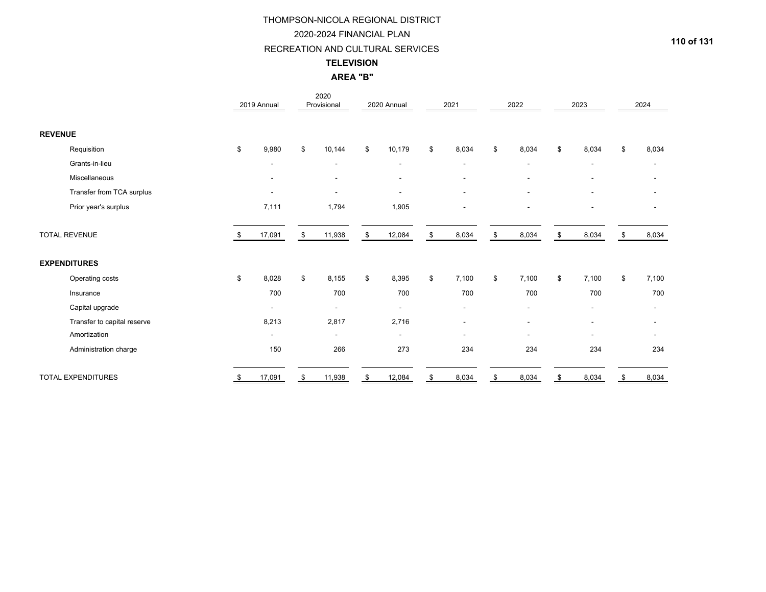# THOMPSON-NICOLA REGIONAL DISTRICT

## 2020-2024 FINANCIAL PLAN

## RECREATION AND CULTURAL SERVICES

### TELEVISION

### AREA "B"

| | 2019 Annual | 2020 Provisional | 2020 Annual | 2021 | 2022 | 2023 | 2024 |
|---|---|---|---|---|---|---|---|
| **REVENUE** | | | | | | | |
| Requisition | $ 9,980 | $ 10,144 | $ 10,179 | $ 8,034 | $ 8,034 | $ 8,034 | $ 8,034 |
| Grants-in-lieu | - | - | - | - | - | - | - |
| Miscellaneous | - | - | - | - | - | - | - |
| Transfer from TCA surplus | - | - | - | - | - | - | - |
| Prior year's surplus | 7,111 | 1,794 | 1,905 | - | - | - | - |
| TOTAL REVENUE | $ 17,091 | $ 11,938 | $ 12,084 | $ 8,034 | $ 8,034 | $ 8,034 | $ 8,034 |
| **EXPENDITURES** | | | | | | | |
| Operating costs | $ 8,028 | $ 8,155 | $ 8,395 | $ 7,100 | $ 7,100 | $ 7,100 | $ 7,100 |
| Insurance | 700 | 700 | 700 | 700 | 700 | 700 | 700 |
| Capital upgrade | - | - | - | - | - | - | - |
| Transfer to capital reserve | 8,213 | 2,817 | 2,716 | - | - | - | - |
| Amortization | - | - | - | - | - | - | - |
| Administration charge | 150 | 266 | 273 | 234 | 234 | 234 | 234 |
| TOTAL EXPENDITURES | $ 17,091 | $ 11,938 | $ 12,084 | $ 8,034 | $ 8,034 | $ 8,034 | $ 8,034 |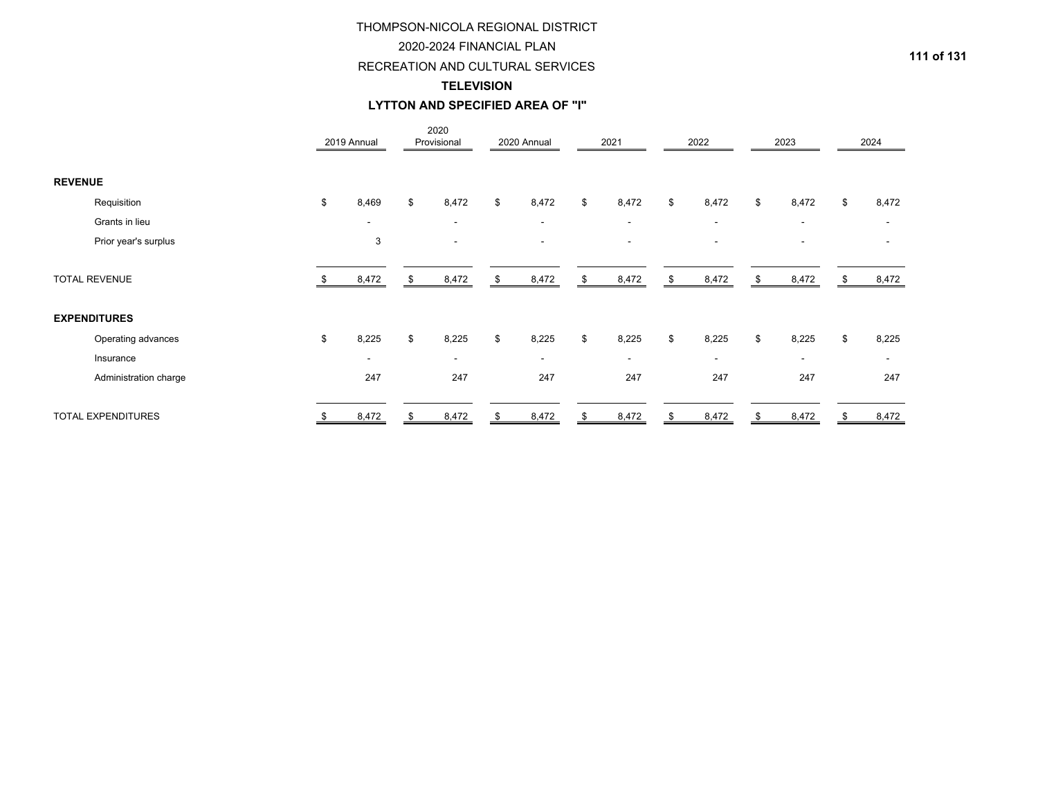# THOMPSON-NICOLA REGIONAL DISTRICT

## 2020-2024 FINANCIAL PLAN

## RECREATION AND CULTURAL SERVICES

### TELEVISION

### LYTTON AND SPECIFIED AREA OF "I"

| | 2019 Annual | 2020 Provisional | 2020 Annual | 2021 | 2022 | 2023 | 2024 |
|---|---|---|---|---|---|---|---|
| **REVENUE** | | | | | | | |
| Requisition | $ 8,469 | $ 8,472 | $ 8,472 | $ 8,472 | $ 8,472 | $ 8,472 | $ 8,472 |
| Grants in lieu | - | - | - | - | - | - | - |
| Prior year's surplus | 3 | - | - | - | - | - | - |
| TOTAL REVENUE | $ 8,472 | $ 8,472 | $ 8,472 | $ 8,472 | $ 8,472 | $ 8,472 | $ 8,472 |
| **EXPENDITURES** | | | | | | | |
| Operating advances | $ 8,225 | $ 8,225 | $ 8,225 | $ 8,225 | $ 8,225 | $ 8,225 | $ 8,225 |
| Insurance | - | - | - | - | - | - | - |
| Administration charge | 247 | 247 | 247 | 247 | 247 | 247 | 247 |
| TOTAL EXPENDITURES | $ 8,472 | $ 8,472 | $ 8,472 | $ 8,472 | $ 8,472 | $ 8,472 | $ 8,472 |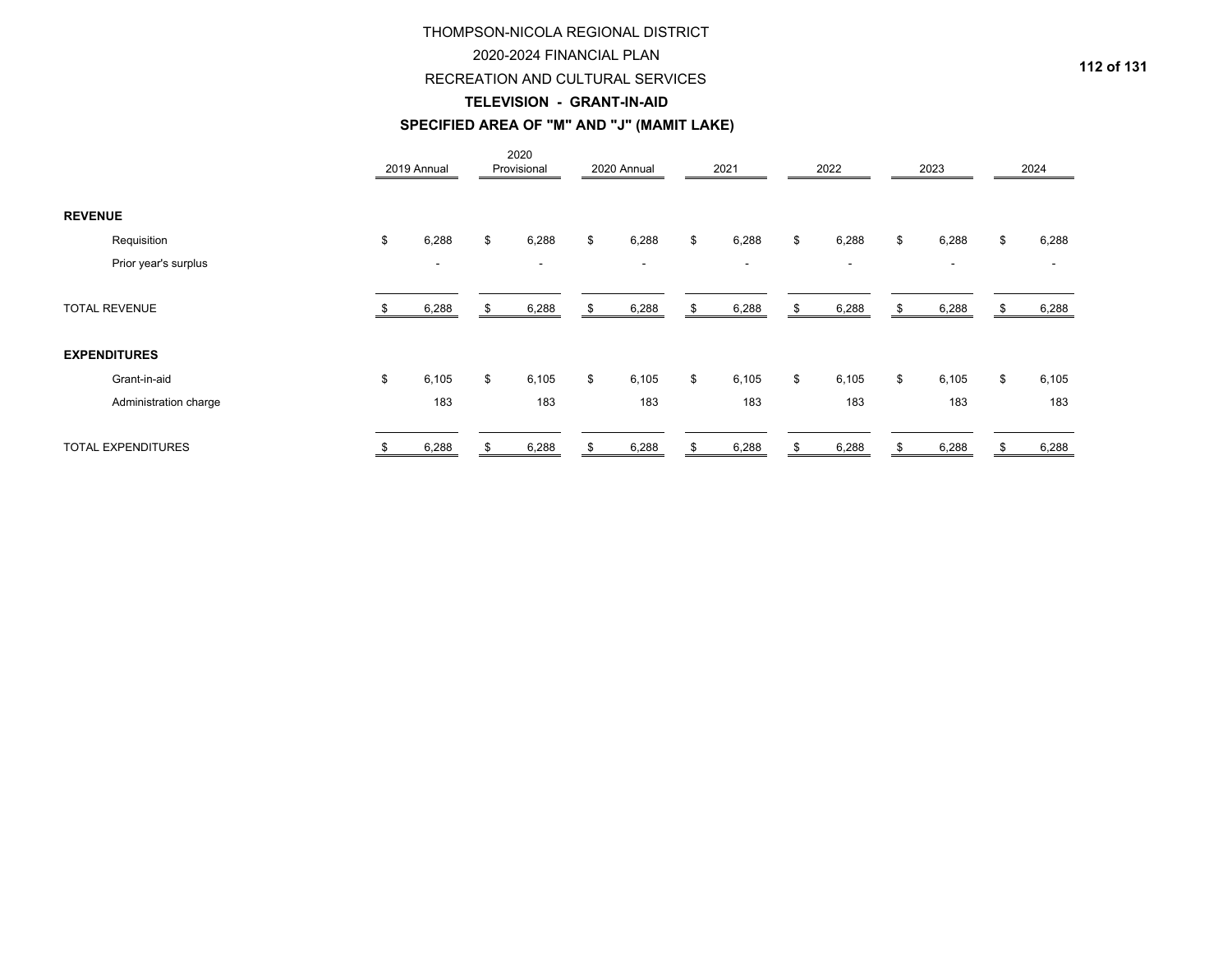# THOMPSON-NICOLA REGIONAL DISTRICT

## 2020-2024 FINANCIAL PLAN

## RECREATION AND CULTURAL SERVICES

### TELEVISION - GRANT-IN-AID

### SPECIFIED AREA OF "M" AND "J" (MAMIT LAKE)

| | 2019 Annual | 2020 Provisional | 2020 Annual | 2021 | 2022 | 2023 | 2024 |
|---|---|---|---|---|---|---|---|
| **REVENUE** | | | | | | | |
| Requisition | $ 6,288 | $ 6,288 | $ 6,288 | $ 6,288 | $ 6,288 | $ 6,288 | $ 6,288 |
| Prior year's surplus | - | - | - | - | - | - | - |
| TOTAL REVENUE | $ 6,288 | $ 6,288 | $ 6,288 | $ 6,288 | $ 6,288 | $ 6,288 | $ 6,288 |
| **EXPENDITURES** | | | | | | | |
| Grant-in-aid | $ 6,105 | $ 6,105 | $ 6,105 | $ 6,105 | $ 6,105 | $ 6,105 | $ 6,105 |
| Administration charge | 183 | 183 | 183 | 183 | 183 | 183 | 183 |
| TOTAL EXPENDITURES | $ 6,288 | $ 6,288 | $ 6,288 | $ 6,288 | $ 6,288 | $ 6,288 | $ 6,288 |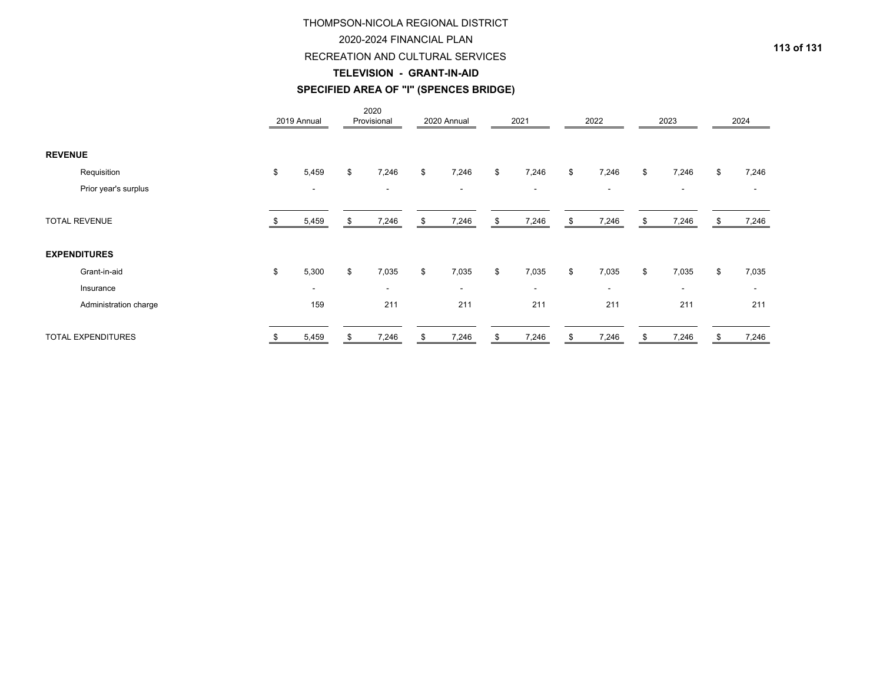# THOMPSON-NICOLA REGIONAL DISTRICT

## 2020-2024 FINANCIAL PLAN

## RECREATION AND CULTURAL SERVICES

### TELEVISION - GRANT-IN-AID

### SPECIFIED AREA OF "I" (SPENCES BRIDGE)

| | 2019 Annual | 2020 Provisional | 2020 Annual | 2021 | 2022 | 2023 | 2024 |
|---|---|---|---|---|---|---|---|
| **REVENUE** | | | | | | | |
| Requisition | $ 5,459 | $ 7,246 | $ 7,246 | $ 7,246 | $ 7,246 | $ 7,246 | $ 7,246 |
| Prior year's surplus | - | - | - | - | - | - | - |
| TOTAL REVENUE | $ 5,459 | $ 7,246 | $ 7,246 | $ 7,246 | $ 7,246 | $ 7,246 | $ 7,246 |
| **EXPENDITURES** | | | | | | | |
| Grant-in-aid | $ 5,300 | $ 7,035 | $ 7,035 | $ 7,035 | $ 7,035 | $ 7,035 | $ 7,035 |
| Insurance | - | - | - | - | - | - | - |
| Administration charge | 159 | 211 | 211 | 211 | 211 | 211 | 211 |
| TOTAL EXPENDITURES | $ 5,459 | $ 7,246 | $ 7,246 | $ 7,246 | $ 7,246 | $ 7,246 | $ 7,246 |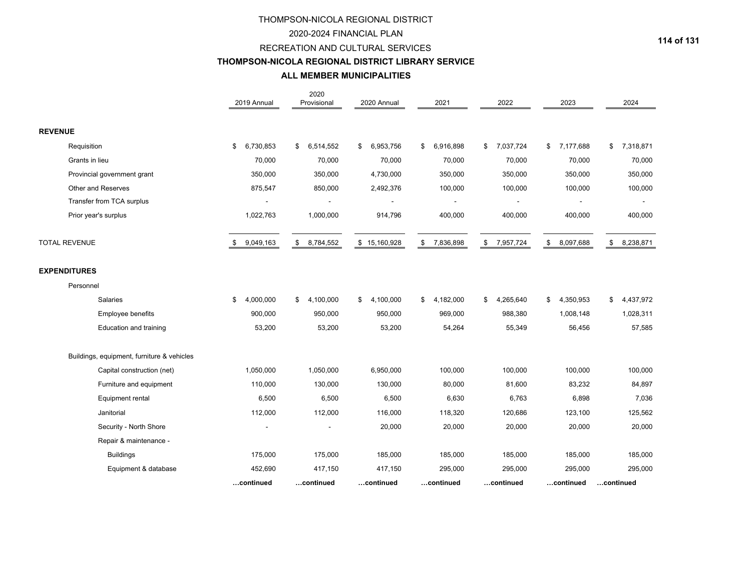# THOMPSON-NICOLA REGIONAL DISTRICT

## 2020-2024 FINANCIAL PLAN

## RECREATION AND CULTURAL SERVICES

### THOMPSON-NICOLA REGIONAL DISTRICT LIBRARY SERVICE

### ALL MEMBER MUNICIPALITIES

| | 2019 Annual | 2020 Provisional | 2020 Annual | 2021 | 2022 | 2023 | 2024 |
|---|---|---|---|---|---|---|---|
| **REVENUE** | | | | | | | |
| Requisition | $ 6,730,853 | $ 6,514,552 | $ 6,953,756 | $ 6,916,898 | $ 7,037,724 | $ 7,177,688 | $ 7,318,871 |
| Grants in lieu | 70,000 | 70,000 | 70,000 | 70,000 | 70,000 | 70,000 | 70,000 |
| Provincial government grant | 350,000 | 350,000 | 4,730,000 | 350,000 | 350,000 | 350,000 | 350,000 |
| Other and Reserves | 875,547 | 850,000 | 2,492,376 | 100,000 | 100,000 | 100,000 | 100,000 |
| Transfer from TCA surplus | - | - | - | - | - | - | - |
| Prior year's surplus | 1,022,763 | 1,000,000 | 914,796 | 400,000 | 400,000 | 400,000 | 400,000 |
| TOTAL REVENUE | $ 9,049,163 | $ 8,784,552 | $ 15,160,928 | $ 7,836,898 | $ 7,957,724 | $ 8,097,688 | $ 8,238,871 |
| **EXPENDITURES** | | | | | | | |
| Personnel | | | | | | | |
| Salaries | $ 4,000,000 | $ 4,100,000 | $ 4,100,000 | $ 4,182,000 | $ 4,265,640 | $ 4,350,953 | $ 4,437,972 |
| Employee benefits | 900,000 | 950,000 | 950,000 | 969,000 | 988,380 | 1,008,148 | 1,028,311 |
| Education and training | 53,200 | 53,200 | 53,200 | 54,264 | 55,349 | 56,456 | 57,585 |
| Buildings, equipment, furniture & vehicles | | | | | | | |
| Capital construction (net) | 1,050,000 | 1,050,000 | 6,950,000 | 100,000 | 100,000 | 100,000 | 100,000 |
| Furniture and equipment | 110,000 | 130,000 | 130,000 | 80,000 | 81,600 | 83,232 | 84,897 |
| Equipment rental | 6,500 | 6,500 | 6,500 | 6,630 | 6,763 | 6,898 | 7,036 |
| Janitorial | 112,000 | 112,000 | 116,000 | 118,320 | 120,686 | 123,100 | 125,562 |
| Security - North Shore | - | - | 20,000 | 20,000 | 20,000 | 20,000 | 20,000 |
| Repair & maintenance - | | | | | | | |
| Buildings | 175,000 | 175,000 | 185,000 | 185,000 | 185,000 | 185,000 | 185,000 |
| Equipment & database | 452,690 | 417,150 | 417,150 | 295,000 | 295,000 | 295,000 | 295,000 |
| | …continued | …continued | …continued | …continued | …continued | …continued | …continued |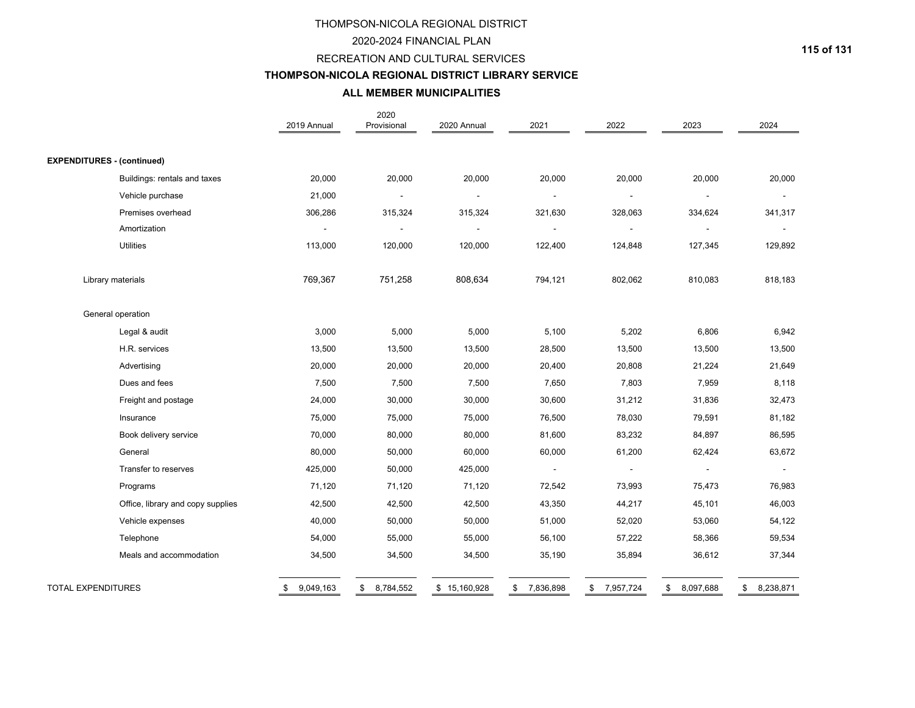# THOMPSON-NICOLA REGIONAL DISTRICT

## 2020-2024 FINANCIAL PLAN

## RECREATION AND CULTURAL SERVICES

### THOMPSON-NICOLA REGIONAL DISTRICT LIBRARY SERVICE

### ALL MEMBER MUNICIPALITIES

| | 2019 Annual | 2020 Provisional | 2020 Annual | 2021 | 2022 | 2023 | 2024 |
|---|---|---|---|---|---|---|---|
| **EXPENDITURES - (continued)** | | | | | | | |
| Buildings: rentals and taxes | 20,000 | 20,000 | 20,000 | 20,000 | 20,000 | 20,000 | 20,000 |
| Vehicle purchase | 21,000 | - | - | - | - | - | - |
| Premises overhead | 306,286 | 315,324 | 315,324 | 321,630 | 328,063 | 334,624 | 341,317 |
| Amortization | - | - | - | - | - | - | - |
| Utilities | 113,000 | 120,000 | 120,000 | 122,400 | 124,848 | 127,345 | 129,892 |
| Library materials | 769,367 | 751,258 | 808,634 | 794,121 | 802,062 | 810,083 | 818,183 |
| General operation | | | | | | | |
| Legal & audit | 3,000 | 5,000 | 5,000 | 5,100 | 5,202 | 6,806 | 6,942 |
| H.R. services | 13,500 | 13,500 | 13,500 | 28,500 | 13,500 | 13,500 | 13,500 |
| Advertising | 20,000 | 20,000 | 20,000 | 20,400 | 20,808 | 21,224 | 21,649 |
| Dues and fees | 7,500 | 7,500 | 7,500 | 7,650 | 7,803 | 7,959 | 8,118 |
| Freight and postage | 24,000 | 30,000 | 30,000 | 30,600 | 31,212 | 31,836 | 32,473 |
| Insurance | 75,000 | 75,000 | 75,000 | 76,500 | 78,030 | 79,591 | 81,182 |
| Book delivery service | 70,000 | 80,000 | 80,000 | 81,600 | 83,232 | 84,897 | 86,595 |
| General | 80,000 | 50,000 | 60,000 | 60,000 | 61,200 | 62,424 | 63,672 |
| Transfer to reserves | 425,000 | 50,000 | 425,000 | - | - | - | - |
| Programs | 71,120 | 71,120 | 71,120 | 72,542 | 73,993 | 75,473 | 76,983 |
| Office, library and copy supplies | 42,500 | 42,500 | 42,500 | 43,350 | 44,217 | 45,101 | 46,003 |
| Vehicle expenses | 40,000 | 50,000 | 50,000 | 51,000 | 52,020 | 53,060 | 54,122 |
| Telephone | 54,000 | 55,000 | 55,000 | 56,100 | 57,222 | 58,366 | 59,534 |
| Meals and accommodation | 34,500 | 34,500 | 34,500 | 35,190 | 35,894 | 36,612 | 37,344 |
| TOTAL EXPENDITURES | $ 9,049,163 | $ 8,784,552 | $ 15,160,928 | $ 7,836,898 | $ 7,957,724 | $ 8,097,688 | $ 8,238,871 |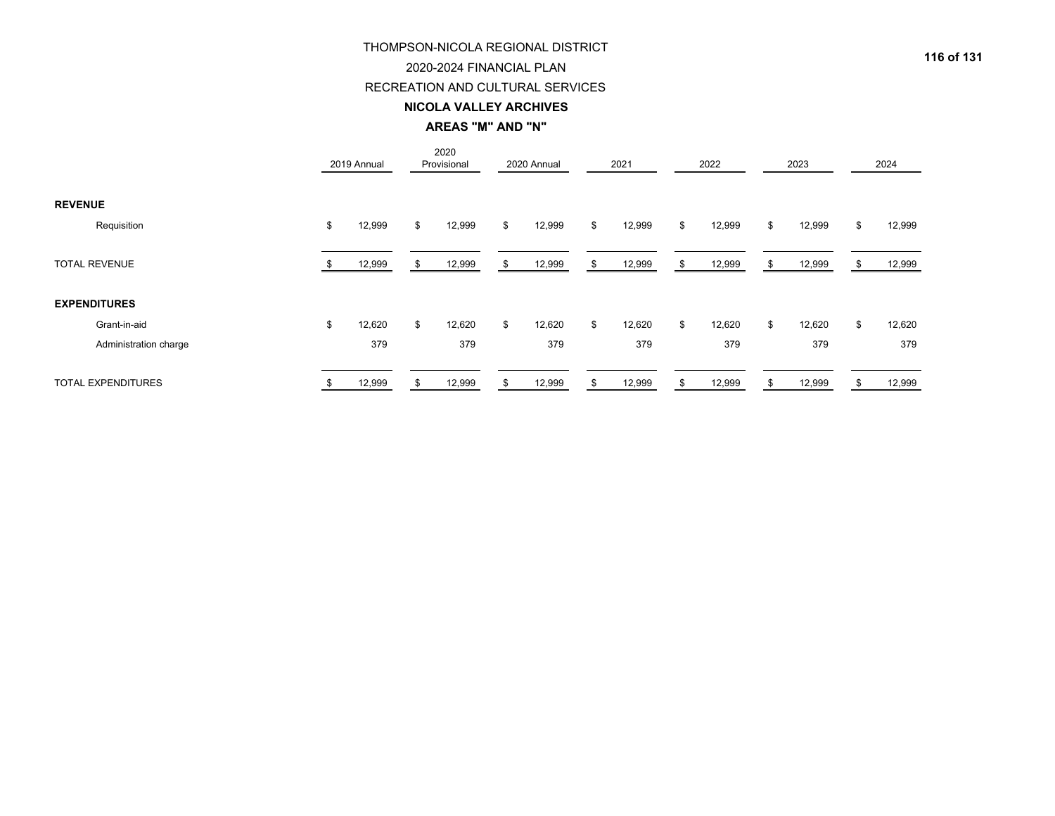THOMPSON-NICOLA REGIONAL DISTRICT

2020-2024 FINANCIAL PLAN

RECREATION AND CULTURAL SERVICES

**NICOLA VALLEY ARCHIVES**

**AREAS "M" AND "N"**

| | 2019 Annual | 2020 Provisional | 2020 Annual | 2021 | 2022 | 2023 | 2024 |
|---|---|---|---|---|---|---|---|
| **REVENUE** | | | | | | | |
| Requisition | $ 12,999 | $ 12,999 | $ 12,999 | $ 12,999 | $ 12,999 | $ 12,999 | $ 12,999 |
| TOTAL REVENUE | $ 12,999 | $ 12,999 | $ 12,999 | $ 12,999 | $ 12,999 | $ 12,999 | $ 12,999 |
| **EXPENDITURES** | | | | | | | |
| Grant-in-aid | $ 12,620 | $ 12,620 | $ 12,620 | $ 12,620 | $ 12,620 | $ 12,620 | $ 12,620 |
| Administration charge | 379 | 379 | 379 | 379 | 379 | 379 | 379 |
| TOTAL EXPENDITURES | $ 12,999 | $ 12,999 | $ 12,999 | $ 12,999 | $ 12,999 | $ 12,999 | $ 12,999 |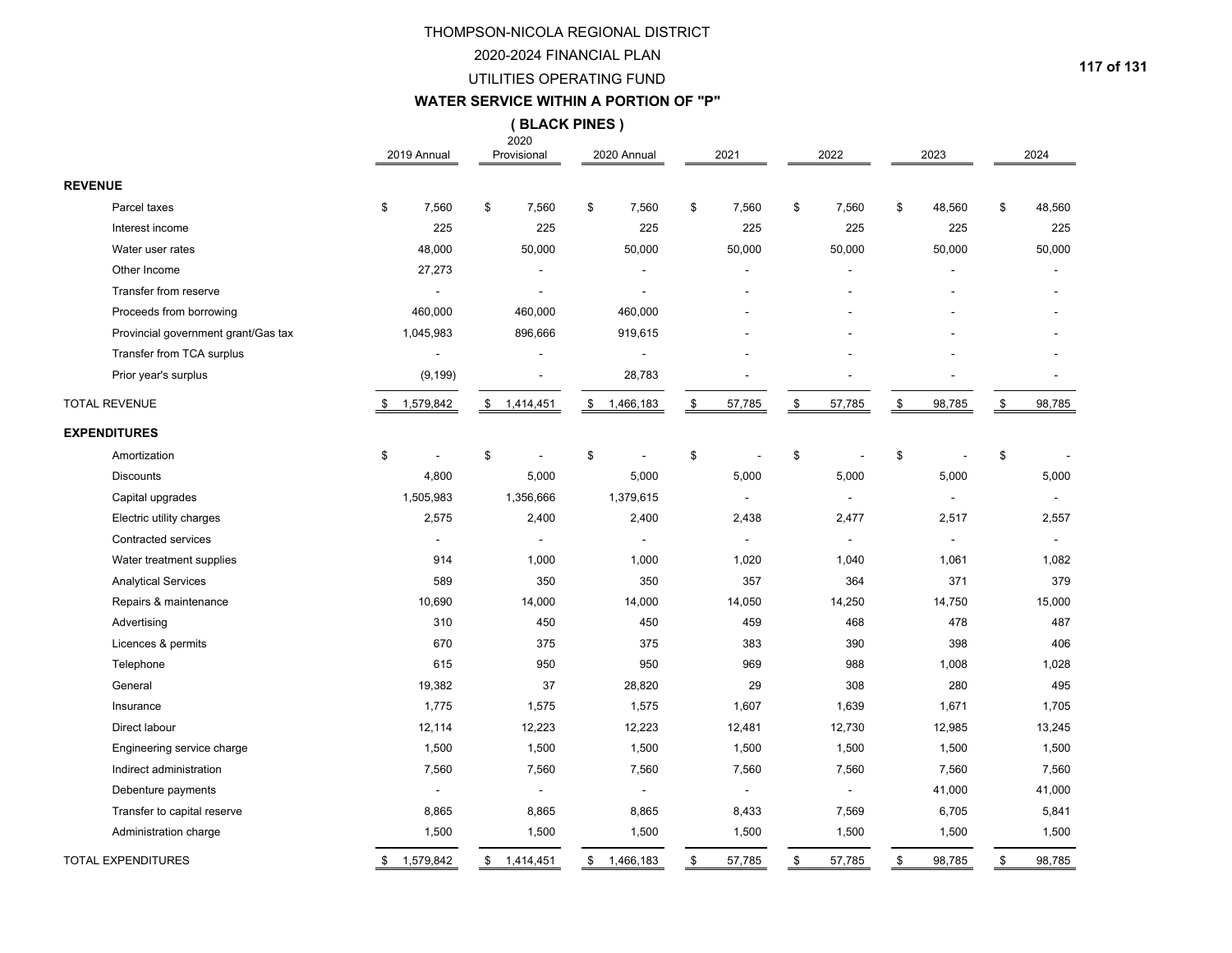THOMPSON-NICOLA REGIONAL DISTRICT

2020-2024 FINANCIAL PLAN

UTILITIES OPERATING FUND

**WATER SERVICE WITHIN A PORTION OF "P"**

**( BLACK PINES )**

| | 2019 Annual | 2020 Provisional | 2020 Annual | 2021 | 2022 | 2023 | 2024 |
|---|---|---|---|---|---|---|---|
| **REVENUE** | | | | | | | |
| Parcel taxes | $ 7,560 | $ 7,560 | $ 7,560 | $ 7,560 | $ 7,560 | $ 48,560 | $ 48,560 |
| Interest income | 225 | 225 | 225 | 225 | 225 | 225 | 225 |
| Water user rates | 48,000 | 50,000 | 50,000 | 50,000 | 50,000 | 50,000 | 50,000 |
| Other Income | 27,273 | - | - | - | - | - | - |
| Transfer from reserve | - | - | - | - | - | - | - |
| Proceeds from borrowing | 460,000 | 460,000 | 460,000 | - | - | - | - |
| Provincial government grant/Gas tax | 1,045,983 | 896,666 | 919,615 | - | - | - | - |
| Transfer from TCA surplus | - | - | - | - | - | - | - |
| Prior year's surplus | (9,199) | - | 28,783 | - | - | - | - |
| TOTAL REVENUE | $ 1,579,842 | $ 1,414,451 | $ 1,466,183 | $ 57,785 | $ 57,785 | $ 98,785 | $ 98,785 |
| **EXPENDITURES** | | | | | | | |
| Amortization | $ - | $ - | $ - | $ - | $ - | $ - | $ - |
| Discounts | 4,800 | 5,000 | 5,000 | 5,000 | 5,000 | 5,000 | 5,000 |
| Capital upgrades | 1,505,983 | 1,356,666 | 1,379,615 | - | - | - | - |
| Electric utility charges | 2,575 | 2,400 | 2,400 | 2,438 | 2,477 | 2,517 | 2,557 |
| Contracted services | - | - | - | - | - | - | - |
| Water treatment supplies | 914 | 1,000 | 1,000 | 1,020 | 1,040 | 1,061 | 1,082 |
| Analytical Services | 589 | 350 | 350 | 357 | 364 | 371 | 379 |
| Repairs & maintenance | 10,690 | 14,000 | 14,000 | 14,050 | 14,250 | 14,750 | 15,000 |
| Advertising | 310 | 450 | 450 | 459 | 468 | 478 | 487 |
| Licences & permits | 670 | 375 | 375 | 383 | 390 | 398 | 406 |
| Telephone | 615 | 950 | 950 | 969 | 988 | 1,008 | 1,028 |
| General | 19,382 | 37 | 28,820 | 29 | 308 | 280 | 495 |
| Insurance | 1,775 | 1,575 | 1,575 | 1,607 | 1,639 | 1,671 | 1,705 |
| Direct labour | 12,114 | 12,223 | 12,223 | 12,481 | 12,730 | 12,985 | 13,245 |
| Engineering service charge | 1,500 | 1,500 | 1,500 | 1,500 | 1,500 | 1,500 | 1,500 |
| Indirect administration | 7,560 | 7,560 | 7,560 | 7,560 | 7,560 | 7,560 | 7,560 |
| Debenture payments | - | - | - | - | - | 41,000 | 41,000 |
| Transfer to capital reserve | 8,865 | 8,865 | 8,865 | 8,433 | 7,569 | 6,705 | 5,841 |
| Administration charge | 1,500 | 1,500 | 1,500 | 1,500 | 1,500 | 1,500 | 1,500 |
| TOTAL EXPENDITURES | $ 1,579,842 | $ 1,414,451 | $ 1,466,183 | $ 57,785 | $ 57,785 | $ 98,785 | $ 98,785 |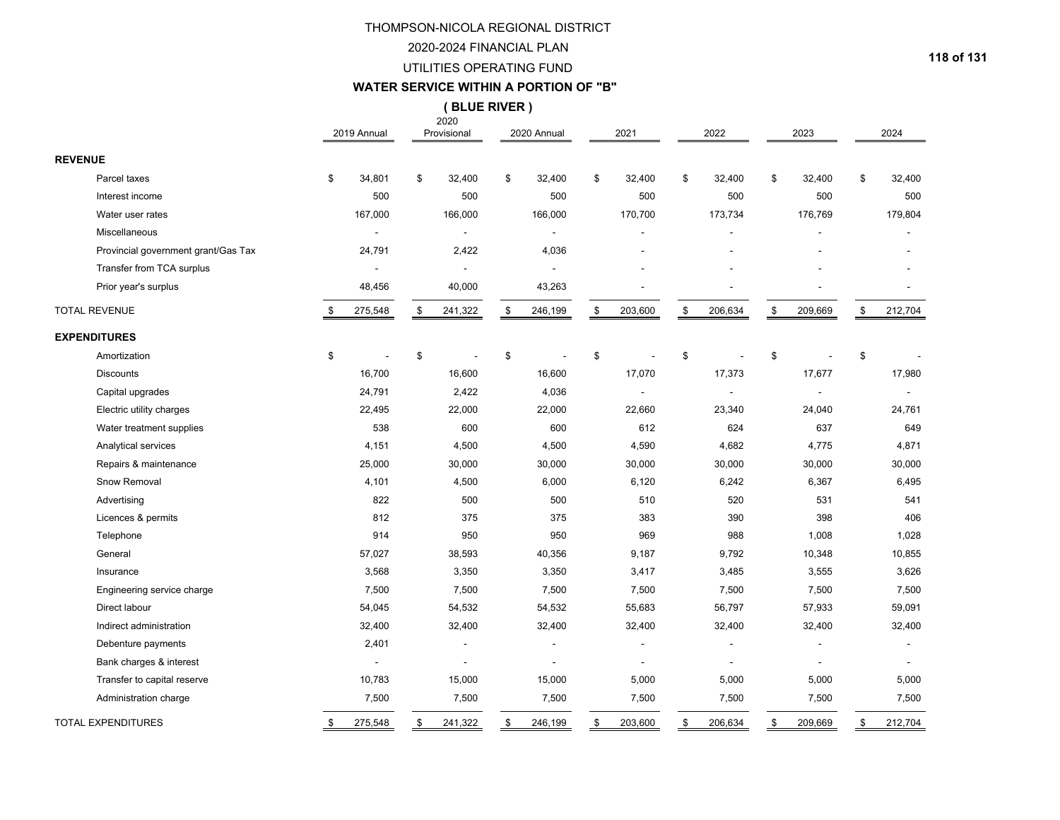# THOMPSON-NICOLA REGIONAL DISTRICT

## 2020-2024 FINANCIAL PLAN

## UTILITIES OPERATING FUND

### WATER SERVICE WITHIN A PORTION OF "B"

### ( BLUE RIVER )

| | 2019 Annual | 2020 Provisional | 2020 Annual | 2021 | 2022 | 2023 | 2024 |
|---|---|---|---|---|---|---|---|
| **REVENUE** | | | | | | | |
| Parcel taxes | $ 34,801 | $ 32,400 | $ 32,400 | $ 32,400 | $ 32,400 | $ 32,400 | $ 32,400 |
| Interest income | 500 | 500 | 500 | 500 | 500 | 500 | 500 |
| Water user rates | 167,000 | 166,000 | 166,000 | 170,700 | 173,734 | 176,769 | 179,804 |
| Miscellaneous | - | - | - | - | - | - | - |
| Provincial government grant/Gas Tax | 24,791 | 2,422 | 4,036 | - | - | - | - |
| Transfer from TCA surplus | - | - | - | - | - | - | - |
| Prior year's surplus | 48,456 | 40,000 | 43,263 | - | - | - | - |
| TOTAL REVENUE | $ 275,548 | $ 241,322 | $ 246,199 | $ 203,600 | $ 206,634 | $ 209,669 | $ 212,704 |
| **EXPENDITURES** | | | | | | | |
| Amortization | $ - | $ - | $ - | $ - | $ - | $ - | $ - |
| Discounts | 16,700 | 16,600 | 16,600 | 17,070 | 17,373 | 17,677 | 17,980 |
| Capital upgrades | 24,791 | 2,422 | 4,036 | - | - | - | - |
| Electric utility charges | 22,495 | 22,000 | 22,000 | 22,660 | 23,340 | 24,040 | 24,761 |
| Water treatment supplies | 538 | 600 | 600 | 612 | 624 | 637 | 649 |
| Analytical services | 4,151 | 4,500 | 4,500 | 4,590 | 4,682 | 4,775 | 4,871 |
| Repairs & maintenance | 25,000 | 30,000 | 30,000 | 30,000 | 30,000 | 30,000 | 30,000 |
| Snow Removal | 4,101 | 4,500 | 6,000 | 6,120 | 6,242 | 6,367 | 6,495 |
| Advertising | 822 | 500 | 500 | 510 | 520 | 531 | 541 |
| Licences & permits | 812 | 375 | 375 | 383 | 390 | 398 | 406 |
| Telephone | 914 | 950 | 950 | 969 | 988 | 1,008 | 1,028 |
| General | 57,027 | 38,593 | 40,356 | 9,187 | 9,792 | 10,348 | 10,855 |
| Insurance | 3,568 | 3,350 | 3,350 | 3,417 | 3,485 | 3,555 | 3,626 |
| Engineering service charge | 7,500 | 7,500 | 7,500 | 7,500 | 7,500 | 7,500 | 7,500 |
| Direct labour | 54,045 | 54,532 | 54,532 | 55,683 | 56,797 | 57,933 | 59,091 |
| Indirect administration | 32,400 | 32,400 | 32,400 | 32,400 | 32,400 | 32,400 | 32,400 |
| Debenture payments | 2,401 | - | - | - | - | - | - |
| Bank charges & interest | - | - | - | - | - | - | - |
| Transfer to capital reserve | 10,783 | 15,000 | 15,000 | 5,000 | 5,000 | 5,000 | 5,000 |
| Administration charge | 7,500 | 7,500 | 7,500 | 7,500 | 7,500 | 7,500 | 7,500 |
| TOTAL EXPENDITURES | $ 275,548 | $ 241,322 | $ 246,199 | $ 203,600 | $ 206,634 | $ 209,669 | $ 212,704 |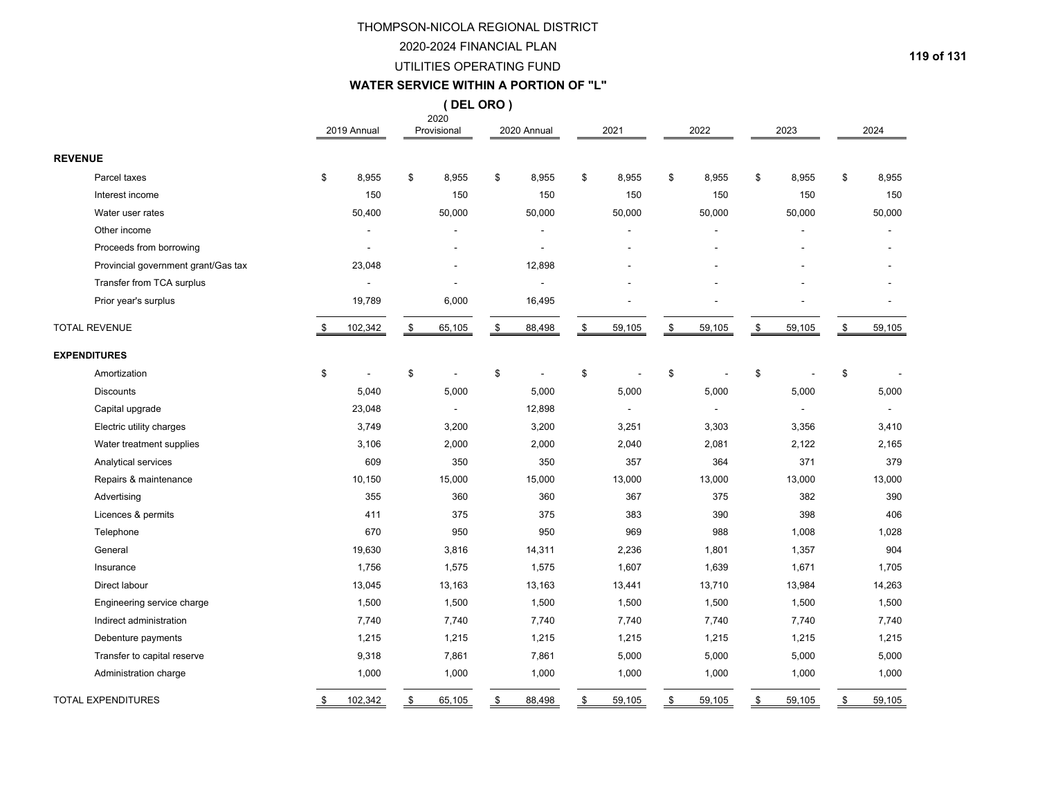# THOMPSON-NICOLA REGIONAL DISTRICT
## 2020-2024 FINANCIAL PLAN
## UTILITIES OPERATING FUND
### WATER SERVICE WITHIN A PORTION OF "L"
### ( DEL ORO )

| | 2019 Annual | 2020 Provisional | 2020 Annual | 2021 | 2022 | 2023 | 2024 |
|---|---|---|---|---|---|---|---|
| **REVENUE** | | | | | | | |
| Parcel taxes | $ 8,955 | $ 8,955 | $ 8,955 | $ 8,955 | $ 8,955 | $ 8,955 | $ 8,955 |
| Interest income | 150 | 150 | 150 | 150 | 150 | 150 | 150 |
| Water user rates | 50,400 | 50,000 | 50,000 | 50,000 | 50,000 | 50,000 | 50,000 |
| Other income | - | - | - | - | - | - | - |
| Proceeds from borrowing | - | - | - | - | - | - | - |
| Provincial government grant/Gas tax | 23,048 | - | 12,898 | - | - | - | - |
| Transfer from TCA surplus | - | - | - | - | - | - | - |
| Prior year's surplus | 19,789 | 6,000 | 16,495 | - | - | - | - |
| TOTAL REVENUE | $ 102,342 | $ 65,105 | $ 88,498 | $ 59,105 | $ 59,105 | $ 59,105 | $ 59,105 |
| **EXPENDITURES** | | | | | | | |
| Amortization | $ - | $ - | $ - | $ - | $ - | $ - | $ - |
| Discounts | 5,040 | 5,000 | 5,000 | 5,000 | 5,000 | 5,000 | 5,000 |
| Capital upgrade | 23,048 | - | 12,898 | - | - | - | - |
| Electric utility charges | 3,749 | 3,200 | 3,200 | 3,251 | 3,303 | 3,356 | 3,410 |
| Water treatment supplies | 3,106 | 2,000 | 2,000 | 2,040 | 2,081 | 2,122 | 2,165 |
| Analytical services | 609 | 350 | 350 | 357 | 364 | 371 | 379 |
| Repairs & maintenance | 10,150 | 15,000 | 15,000 | 13,000 | 13,000 | 13,000 | 13,000 |
| Advertising | 355 | 360 | 360 | 367 | 375 | 382 | 390 |
| Licences & permits | 411 | 375 | 375 | 383 | 390 | 398 | 406 |
| Telephone | 670 | 950 | 950 | 969 | 988 | 1,008 | 1,028 |
| General | 19,630 | 3,816 | 14,311 | 2,236 | 1,801 | 1,357 | 904 |
| Insurance | 1,756 | 1,575 | 1,575 | 1,607 | 1,639 | 1,671 | 1,705 |
| Direct labour | 13,045 | 13,163 | 13,163 | 13,441 | 13,710 | 13,984 | 14,263 |
| Engineering service charge | 1,500 | 1,500 | 1,500 | 1,500 | 1,500 | 1,500 | 1,500 |
| Indirect administration | 7,740 | 7,740 | 7,740 | 7,740 | 7,740 | 7,740 | 7,740 |
| Debenture payments | 1,215 | 1,215 | 1,215 | 1,215 | 1,215 | 1,215 | 1,215 |
| Transfer to capital reserve | 9,318 | 7,861 | 7,861 | 5,000 | 5,000 | 5,000 | 5,000 |
| Administration charge | 1,000 | 1,000 | 1,000 | 1,000 | 1,000 | 1,000 | 1,000 |
| TOTAL EXPENDITURES | $ 102,342 | $ 65,105 | $ 88,498 | $ 59,105 | $ 59,105 | $ 59,105 | $ 59,105 |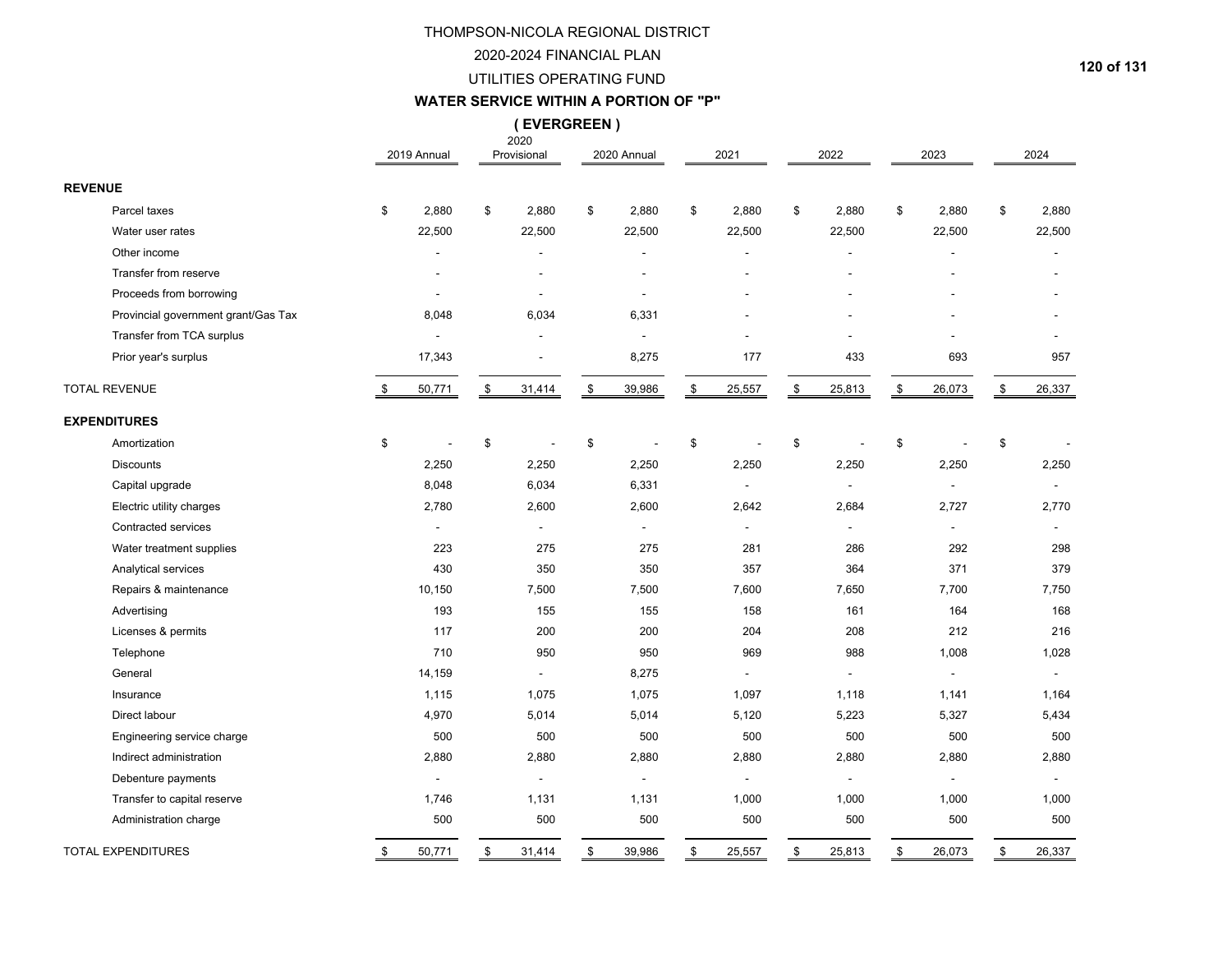# THOMPSON-NICOLA REGIONAL DISTRICT

## 2020-2024 FINANCIAL PLAN

## UTILITIES OPERATING FUND

### WATER SERVICE WITHIN A PORTION OF "P"

### ( EVERGREEN )

| | 2019 Annual | 2020 Provisional | 2020 Annual | 2021 | 2022 | 2023 | 2024 |
|---|---|---|---|---|---|---|---|
| **REVENUE** | | | | | | | |
| Parcel taxes | $ 2,880 | $ 2,880 | $ 2,880 | $ 2,880 | $ 2,880 | $ 2,880 | $ 2,880 |
| Water user rates | 22,500 | 22,500 | 22,500 | 22,500 | 22,500 | 22,500 | 22,500 |
| Other income | - | - | - | - | - | - | - |
| Transfer from reserve | - | - | - | - | - | - | - |
| Proceeds from borrowing | - | - | - | - | - | - | - |
| Provincial government grant/Gas Tax | 8,048 | 6,034 | 6,331 | - | - | - | - |
| Transfer from TCA surplus | - | - | - | - | - | - | - |
| Prior year's surplus | 17,343 | - | 8,275 | 177 | 433 | 693 | 957 |
| TOTAL REVENUE | $ 50,771 | $ 31,414 | $ 39,986 | $ 25,557 | $ 25,813 | $ 26,073 | $ 26,337 |
| **EXPENDITURES** | | | | | | | |
| Amortization | $ - | $ - | $ - | $ - | $ - | $ - | $ - |
| Discounts | 2,250 | 2,250 | 2,250 | 2,250 | 2,250 | 2,250 | 2,250 |
| Capital upgrade | 8,048 | 6,034 | 6,331 | - | - | - | - |
| Electric utility charges | 2,780 | 2,600 | 2,600 | 2,642 | 2,684 | 2,727 | 2,770 |
| Contracted services | - | - | - | - | - | - | - |
| Water treatment supplies | 223 | 275 | 275 | 281 | 286 | 292 | 298 |
| Analytical services | 430 | 350 | 350 | 357 | 364 | 371 | 379 |
| Repairs & maintenance | 10,150 | 7,500 | 7,500 | 7,600 | 7,650 | 7,700 | 7,750 |
| Advertising | 193 | 155 | 155 | 158 | 161 | 164 | 168 |
| Licenses & permits | 117 | 200 | 200 | 204 | 208 | 212 | 216 |
| Telephone | 710 | 950 | 950 | 969 | 988 | 1,008 | 1,028 |
| General | 14,159 | - | 8,275 | - | - | - | - |
| Insurance | 1,115 | 1,075 | 1,075 | 1,097 | 1,118 | 1,141 | 1,164 |
| Direct labour | 4,970 | 5,014 | 5,014 | 5,120 | 5,223 | 5,327 | 5,434 |
| Engineering service charge | 500 | 500 | 500 | 500 | 500 | 500 | 500 |
| Indirect administration | 2,880 | 2,880 | 2,880 | 2,880 | 2,880 | 2,880 | 2,880 |
| Debenture payments | - | - | - | - | - | - | - |
| Transfer to capital reserve | 1,746 | 1,131 | 1,131 | 1,000 | 1,000 | 1,000 | 1,000 |
| Administration charge | 500 | 500 | 500 | 500 | 500 | 500 | 500 |
| TOTAL EXPENDITURES | $ 50,771 | $ 31,414 | $ 39,986 | $ 25,557 | $ 25,813 | $ 26,073 | $ 26,337 |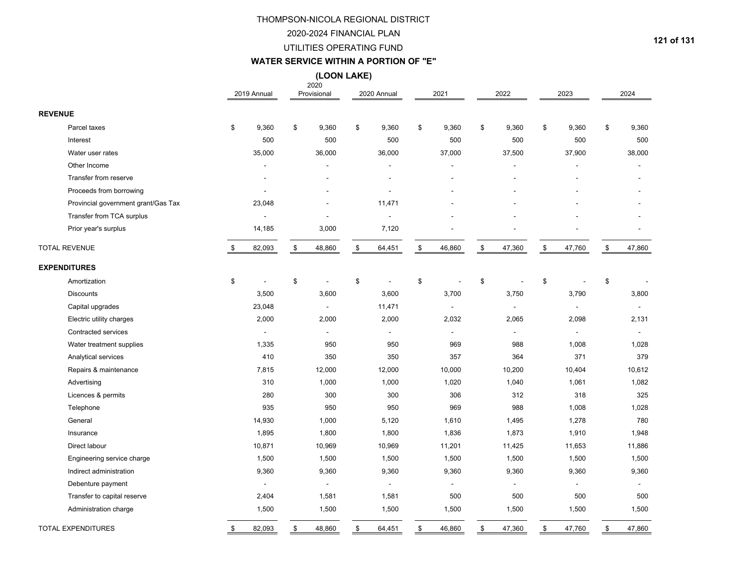# THOMPSON-NICOLA REGIONAL DISTRICT

## 2020-2024 FINANCIAL PLAN

## UTILITIES OPERATING FUND

### WATER SERVICE WITHIN A PORTION OF "E"

### (LOON LAKE)

| | 2019 Annual | 2020 Provisional | 2020 Annual | 2021 | 2022 | 2023 | 2024 |
|---|---|---|---|---|---|---|---|
| **REVENUE** | | | | | | | |
| Parcel taxes | $ 9,360 | $ 9,360 | $ 9,360 | $ 9,360 | $ 9,360 | $ 9,360 | $ 9,360 |
| Interest | 500 | 500 | 500 | 500 | 500 | 500 | 500 |
| Water user rates | 35,000 | 36,000 | 36,000 | 37,000 | 37,500 | 37,900 | 38,000 |
| Other Income | - | - | - | - | - | - | - |
| Transfer from reserve | - | - | - | - | - | - | - |
| Proceeds from borrowing | - | - | - | - | - | - | - |
| Provincial government grant/Gas Tax | 23,048 | - | 11,471 | - | - | - | - |
| Transfer from TCA surplus | - | - | - | - | - | - | - |
| Prior year's surplus | 14,185 | 3,000 | 7,120 | - | - | - | - |
| TOTAL REVENUE | $ 82,093 | $ 48,860 | $ 64,451 | $ 46,860 | $ 47,360 | $ 47,760 | $ 47,860 |
| **EXPENDITURES** | | | | | | | |
| Amortization | $ - | $ - | $ - | $ - | $ - | $ - | $ - |
| Discounts | 3,500 | 3,600 | 3,600 | 3,700 | 3,750 | 3,790 | 3,800 |
| Capital upgrades | 23,048 | - | 11,471 | - | - | - | - |
| Electric utility charges | 2,000 | 2,000 | 2,000 | 2,032 | 2,065 | 2,098 | 2,131 |
| Contracted services | - | - | - | - | - | - | - |
| Water treatment supplies | 1,335 | 950 | 950 | 969 | 988 | 1,008 | 1,028 |
| Analytical services | 410 | 350 | 350 | 357 | 364 | 371 | 379 |
| Repairs & maintenance | 7,815 | 12,000 | 12,000 | 10,000 | 10,200 | 10,404 | 10,612 |
| Advertising | 310 | 1,000 | 1,000 | 1,020 | 1,040 | 1,061 | 1,082 |
| Licences & permits | 280 | 300 | 300 | 306 | 312 | 318 | 325 |
| Telephone | 935 | 950 | 950 | 969 | 988 | 1,008 | 1,028 |
| General | 14,930 | 1,000 | 5,120 | 1,610 | 1,495 | 1,278 | 780 |
| Insurance | 1,895 | 1,800 | 1,800 | 1,836 | 1,873 | 1,910 | 1,948 |
| Direct labour | 10,871 | 10,969 | 10,969 | 11,201 | 11,425 | 11,653 | 11,886 |
| Engineering service charge | 1,500 | 1,500 | 1,500 | 1,500 | 1,500 | 1,500 | 1,500 |
| Indirect administration | 9,360 | 9,360 | 9,360 | 9,360 | 9,360 | 9,360 | 9,360 |
| Debenture payment | - | - | - | - | - | - | - |
| Transfer to capital reserve | 2,404 | 1,581 | 1,581 | 500 | 500 | 500 | 500 |
| Administration charge | 1,500 | 1,500 | 1,500 | 1,500 | 1,500 | 1,500 | 1,500 |
| TOTAL EXPENDITURES | $ 82,093 | $ 48,860 | $ 64,451 | $ 46,860 | $ 47,360 | $ 47,760 | $ 47,860 |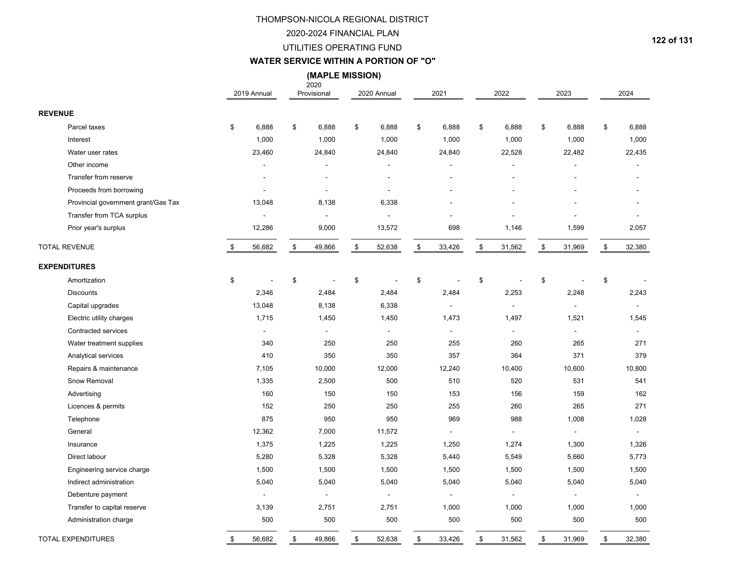# THOMPSON-NICOLA REGIONAL DISTRICT

## 2020-2024 FINANCIAL PLAN

## UTILITIES OPERATING FUND

### WATER SERVICE WITHIN A PORTION OF "O"

### (MAPLE MISSION)

| | 2019 Annual | 2020 Provisional | 2020 Annual | 2021 | 2022 | 2023 | 2024 |
|---|---|---|---|---|---|---|---|
| **REVENUE** | | | | | | | |
| Parcel taxes | $ 6,888 | $ 6,888 | $ 6,888 | $ 6,888 | $ 6,888 | $ 6,888 | $ 6,888 |
| Interest | 1,000 | 1,000 | 1,000 | 1,000 | 1,000 | 1,000 | 1,000 |
| Water user rates | 23,460 | 24,840 | 24,840 | 24,840 | 22,528 | 22,482 | 22,435 |
| Other income | - | - | - | - | - | - | - |
| Transfer from reserve | - | - | - | - | - | - | - |
| Proceeds from borrowing | - | - | - | - | - | - | - |
| Provincial government grant/Gas Tax | 13,048 | 8,138 | 6,338 | - | - | - | - |
| Transfer from TCA surplus | - | - | - | - | - | - | - |
| Prior year's surplus | 12,286 | 9,000 | 13,572 | 698 | 1,146 | 1,599 | 2,057 |
| TOTAL REVENUE | $ 56,682 | $ 49,866 | $ 52,638 | $ 33,426 | $ 31,562 | $ 31,969 | $ 32,380 |
| **EXPENDITURES** | | | | | | | |
| Amortization | $ - | $ - | $ - | $ - | $ - | $ - | $ - |
| Discounts | 2,346 | 2,484 | 2,484 | 2,484 | 2,253 | 2,248 | 2,243 |
| Capital upgrades | 13,048 | 8,138 | 6,338 | - | - | - | - |
| Electric utility charges | 1,715 | 1,450 | 1,450 | 1,473 | 1,497 | 1,521 | 1,545 |
| Contracted services | - | - | - | - | - | - | - |
| Water treatment supplies | 340 | 250 | 250 | 255 | 260 | 265 | 271 |
| Analytical services | 410 | 350 | 350 | 357 | 364 | 371 | 379 |
| Repairs & maintenance | 7,105 | 10,000 | 12,000 | 12,240 | 10,400 | 10,600 | 10,800 |
| Snow Removal | 1,335 | 2,500 | 500 | 510 | 520 | 531 | 541 |
| Advertising | 160 | 150 | 150 | 153 | 156 | 159 | 162 |
| Licences & permits | 152 | 250 | 250 | 255 | 260 | 265 | 271 |
| Telephone | 875 | 950 | 950 | 969 | 988 | 1,008 | 1,028 |
| General | 12,362 | 7,000 | 11,572 | - | - | - | - |
| Insurance | 1,375 | 1,225 | 1,225 | 1,250 | 1,274 | 1,300 | 1,326 |
| Direct labour | 5,280 | 5,328 | 5,328 | 5,440 | 5,549 | 5,660 | 5,773 |
| Engineering service charge | 1,500 | 1,500 | 1,500 | 1,500 | 1,500 | 1,500 | 1,500 |
| Indirect administration | 5,040 | 5,040 | 5,040 | 5,040 | 5,040 | 5,040 | 5,040 |
| Debenture payment | - | - | - | - | - | - | - |
| Transfer to capital reserve | 3,139 | 2,751 | 2,751 | 1,000 | 1,000 | 1,000 | 1,000 |
| Administration charge | 500 | 500 | 500 | 500 | 500 | 500 | 500 |
| TOTAL EXPENDITURES | $ 56,682 | $ 49,866 | $ 52,638 | $ 33,426 | $ 31,562 | $ 31,969 | $ 32,380 |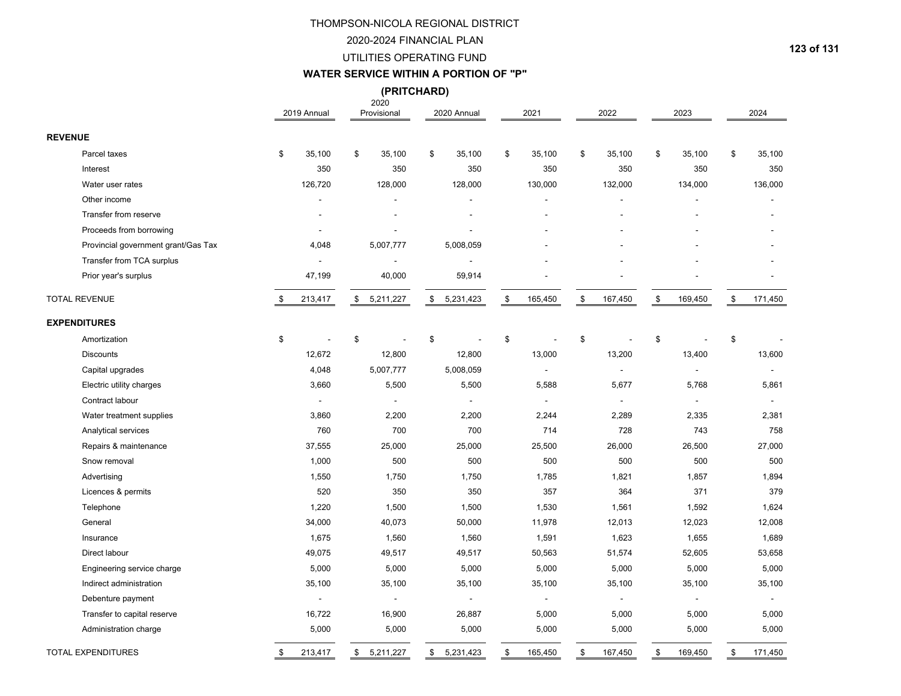# THOMPSON-NICOLA REGIONAL DISTRICT

## 2020-2024 FINANCIAL PLAN

## UTILITIES OPERATING FUND

### WATER SERVICE WITHIN A PORTION OF "P" (PRITCHARD)

| | 2019 Annual | 2020 Provisional | 2020 Annual | 2021 | 2022 | 2023 | 2024 |
|---|---|---|---|---|---|---|---|
| **REVENUE** | | | | | | | |
| Parcel taxes | $ 35,100 | $ 35,100 | $ 35,100 | $ 35,100 | $ 35,100 | $ 35,100 | $ 35,100 |
| Interest | 350 | 350 | 350 | 350 | 350 | 350 | 350 |
| Water user rates | 126,720 | 128,000 | 128,000 | 130,000 | 132,000 | 134,000 | 136,000 |
| Other income | - | - | - | - | - | - | - |
| Transfer from reserve | - | - | - | - | - | - | - |
| Proceeds from borrowing | - | - | - | - | - | - | - |
| Provincial government grant/Gas Tax | 4,048 | 5,007,777 | 5,008,059 | - | - | - | - |
| Transfer from TCA surplus | - | - | - | - | - | - | - |
| Prior year's surplus | 47,199 | 40,000 | 59,914 | - | - | - | - |
| TOTAL REVENUE | $ 213,417 | $ 5,211,227 | $ 5,231,423 | $ 165,450 | $ 167,450 | $ 169,450 | $ 171,450 |
| **EXPENDITURES** | | | | | | | |
| Amortization | $ - | $ - | $ - | $ - | $ - | $ - | $ - |
| Discounts | 12,672 | 12,800 | 12,800 | 13,000 | 13,200 | 13,400 | 13,600 |
| Capital upgrades | 4,048 | 5,007,777 | 5,008,059 | - | - | - | - |
| Electric utility charges | 3,660 | 5,500 | 5,500 | 5,588 | 5,677 | 5,768 | 5,861 |
| Contract labour | - | - | - | - | - | - | - |
| Water treatment supplies | 3,860 | 2,200 | 2,200 | 2,244 | 2,289 | 2,335 | 2,381 |
| Analytical services | 760 | 700 | 700 | 714 | 728 | 743 | 758 |
| Repairs & maintenance | 37,555 | 25,000 | 25,000 | 25,500 | 26,000 | 26,500 | 27,000 |
| Snow removal | 1,000 | 500 | 500 | 500 | 500 | 500 | 500 |
| Advertising | 1,550 | 1,750 | 1,750 | 1,785 | 1,821 | 1,857 | 1,894 |
| Licences & permits | 520 | 350 | 350 | 357 | 364 | 371 | 379 |
| Telephone | 1,220 | 1,500 | 1,500 | 1,530 | 1,561 | 1,592 | 1,624 |
| General | 34,000 | 40,073 | 50,000 | 11,978 | 12,013 | 12,023 | 12,008 |
| Insurance | 1,675 | 1,560 | 1,560 | 1,591 | 1,623 | 1,655 | 1,689 |
| Direct labour | 49,075 | 49,517 | 49,517 | 50,563 | 51,574 | 52,605 | 53,658 |
| Engineering service charge | 5,000 | 5,000 | 5,000 | 5,000 | 5,000 | 5,000 | 5,000 |
| Indirect administration | 35,100 | 35,100 | 35,100 | 35,100 | 35,100 | 35,100 | 35,100 |
| Debenture payment | - | - | - | - | - | - | - |
| Transfer to capital reserve | 16,722 | 16,900 | 26,887 | 5,000 | 5,000 | 5,000 | 5,000 |
| Administration charge | 5,000 | 5,000 | 5,000 | 5,000 | 5,000 | 5,000 | 5,000 |
| TOTAL EXPENDITURES | $ 213,417 | $ 5,211,227 | $ 5,231,423 | $ 165,450 | $ 167,450 | $ 169,450 | $ 171,450 |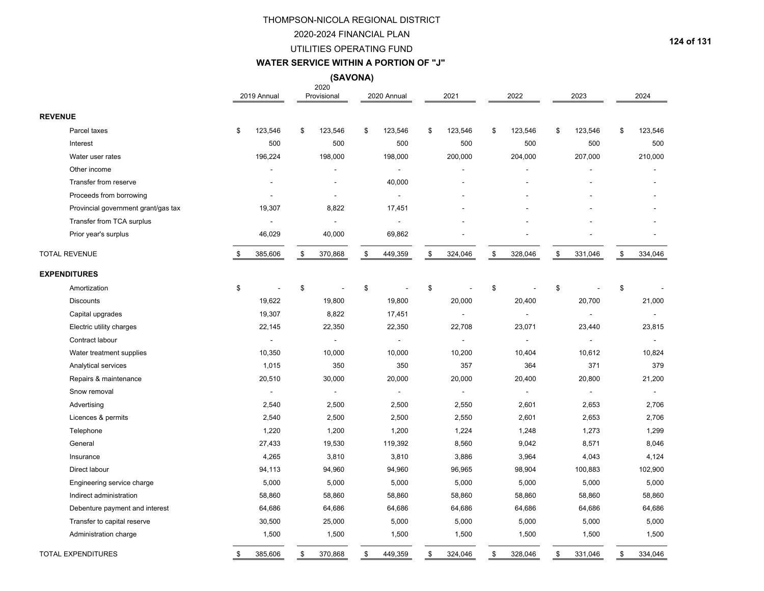# THOMPSON-NICOLA REGIONAL DISTRICT

## 2020-2024 FINANCIAL PLAN

## UTILITIES OPERATING FUND

## WATER SERVICE WITHIN A PORTION OF "J"

## (SAVONA)

| | 2019 Annual | 2020 Provisional | 2020 Annual | 2021 | 2022 | 2023 | 2024 |
|---|---|---|---|---|---|---|---|
| **REVENUE** | | | | | | | |
| Parcel taxes | $ 123,546 | $ 123,546 | $ 123,546 | $ 123,546 | $ 123,546 | $ 123,546 | $ 123,546 |
| Interest | 500 | 500 | 500 | 500 | 500 | 500 | 500 |
| Water user rates | 196,224 | 198,000 | 198,000 | 200,000 | 204,000 | 207,000 | 210,000 |
| Other income | - | - | - | - | - | - | - |
| Transfer from reserve | - | - | 40,000 | - | - | - | - |
| Proceeds from borrowing | - | - | - | - | - | - | - |
| Provincial government grant/gas tax | 19,307 | 8,822 | 17,451 | - | - | - | - |
| Transfer from TCA surplus | - | - | - | - | - | - | - |
| Prior year's surplus | 46,029 | 40,000 | 69,862 | - | - | - | - |
| TOTAL REVENUE | $ 385,606 | $ 370,868 | $ 449,359 | $ 324,046 | $ 328,046 | $ 331,046 | $ 334,046 |
| **EXPENDITURES** | | | | | | | |
| Amortization | $ - | $ - | $ - | $ - | $ - | $ - | $ - |
| Discounts | 19,622 | 19,800 | 19,800 | 20,000 | 20,400 | 20,700 | 21,000 |
| Capital upgrades | 19,307 | 8,822 | 17,451 | - | - | - | - |
| Electric utility charges | 22,145 | 22,350 | 22,350 | 22,708 | 23,071 | 23,440 | 23,815 |
| Contract labour | - | - | - | - | - | - | - |
| Water treatment supplies | 10,350 | 10,000 | 10,000 | 10,200 | 10,404 | 10,612 | 10,824 |
| Analytical services | 1,015 | 350 | 350 | 357 | 364 | 371 | 379 |
| Repairs & maintenance | 20,510 | 30,000 | 20,000 | 20,000 | 20,400 | 20,800 | 21,200 |
| Snow removal | - | - | - | - | - | - | - |
| Advertising | 2,540 | 2,500 | 2,500 | 2,550 | 2,601 | 2,653 | 2,706 |
| Licences & permits | 2,540 | 2,500 | 2,500 | 2,550 | 2,601 | 2,653 | 2,706 |
| Telephone | 1,220 | 1,200 | 1,200 | 1,224 | 1,248 | 1,273 | 1,299 |
| General | 27,433 | 19,530 | 119,392 | 8,560 | 9,042 | 8,571 | 8,046 |
| Insurance | 4,265 | 3,810 | 3,810 | 3,886 | 3,964 | 4,043 | 4,124 |
| Direct labour | 94,113 | 94,960 | 94,960 | 96,965 | 98,904 | 100,883 | 102,900 |
| Engineering service charge | 5,000 | 5,000 | 5,000 | 5,000 | 5,000 | 5,000 | 5,000 |
| Indirect administration | 58,860 | 58,860 | 58,860 | 58,860 | 58,860 | 58,860 | 58,860 |
| Debenture payment and interest | 64,686 | 64,686 | 64,686 | 64,686 | 64,686 | 64,686 | 64,686 |
| Transfer to capital reserve | 30,500 | 25,000 | 5,000 | 5,000 | 5,000 | 5,000 | 5,000 |
| Administration charge | 1,500 | 1,500 | 1,500 | 1,500 | 1,500 | 1,500 | 1,500 |
| TOTAL EXPENDITURES | $ 385,606 | $ 370,868 | $ 449,359 | $ 324,046 | $ 328,046 | $ 331,046 | $ 334,046 |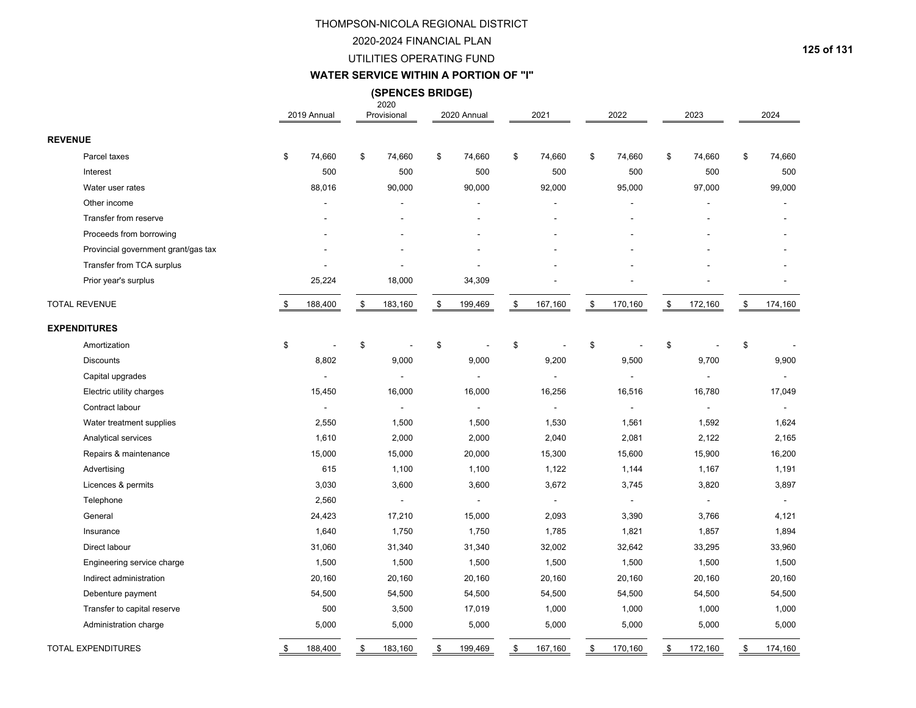# THOMPSON-NICOLA REGIONAL DISTRICT

## 2020-2024 FINANCIAL PLAN

## UTILITIES OPERATING FUND

### WATER SERVICE WITHIN A PORTION OF "I"

### (SPENCES BRIDGE)

| | 2019 Annual | 2020 Provisional | 2020 Annual | 2021 | 2022 | 2023 | 2024 |
|---|---|---|---|---|---|---|---|
| **REVENUE** | | | | | | | |
| Parcel taxes | $ 74,660 | $ 74,660 | $ 74,660 | $ 74,660 | $ 74,660 | $ 74,660 | $ 74,660 |
| Interest | 500 | 500 | 500 | 500 | 500 | 500 | 500 |
| Water user rates | 88,016 | 90,000 | 90,000 | 92,000 | 95,000 | 97,000 | 99,000 |
| Other income | - | - | - | - | - | - | - |
| Transfer from reserve | - | - | - | - | - | - | - |
| Proceeds from borrowing | - | - | - | - | - | - | - |
| Provincial government grant/gas tax | - | - | - | - | - | - | - |
| Transfer from TCA surplus | - | - | - | - | - | - | - |
| Prior year's surplus | 25,224 | 18,000 | 34,309 | - | - | - | - |
| TOTAL REVENUE | $ 188,400 | $ 183,160 | $ 199,469 | $ 167,160 | $ 170,160 | $ 172,160 | $ 174,160 |
| **EXPENDITURES** | | | | | | | |
| Amortization | $ - | $ - | $ - | $ - | $ - | $ - | $ - |
| Discounts | 8,802 | 9,000 | 9,000 | 9,200 | 9,500 | 9,700 | 9,900 |
| Capital upgrades | - | - | - | - | - | - | - |
| Electric utility charges | 15,450 | 16,000 | 16,000 | 16,256 | 16,516 | 16,780 | 17,049 |
| Contract labour | - | - | - | - | - | - | - |
| Water treatment supplies | 2,550 | 1,500 | 1,500 | 1,530 | 1,561 | 1,592 | 1,624 |
| Analytical services | 1,610 | 2,000 | 2,000 | 2,040 | 2,081 | 2,122 | 2,165 |
| Repairs & maintenance | 15,000 | 15,000 | 20,000 | 15,300 | 15,600 | 15,900 | 16,200 |
| Advertising | 615 | 1,100 | 1,100 | 1,122 | 1,144 | 1,167 | 1,191 |
| Licences & permits | 3,030 | 3,600 | 3,600 | 3,672 | 3,745 | 3,820 | 3,897 |
| Telephone | 2,560 | - | - | - | - | - | - |
| General | 24,423 | 17,210 | 15,000 | 2,093 | 3,390 | 3,766 | 4,121 |
| Insurance | 1,640 | 1,750 | 1,750 | 1,785 | 1,821 | 1,857 | 1,894 |
| Direct labour | 31,060 | 31,340 | 31,340 | 32,002 | 32,642 | 33,295 | 33,960 |
| Engineering service charge | 1,500 | 1,500 | 1,500 | 1,500 | 1,500 | 1,500 | 1,500 |
| Indirect administration | 20,160 | 20,160 | 20,160 | 20,160 | 20,160 | 20,160 | 20,160 |
| Debenture payment | 54,500 | 54,500 | 54,500 | 54,500 | 54,500 | 54,500 | 54,500 |
| Transfer to capital reserve | 500 | 3,500 | 17,019 | 1,000 | 1,000 | 1,000 | 1,000 |
| Administration charge | 5,000 | 5,000 | 5,000 | 5,000 | 5,000 | 5,000 | 5,000 |
| TOTAL EXPENDITURES | $ 188,400 | $ 183,160 | $ 199,469 | $ 167,160 | $ 170,160 | $ 172,160 | $ 174,160 |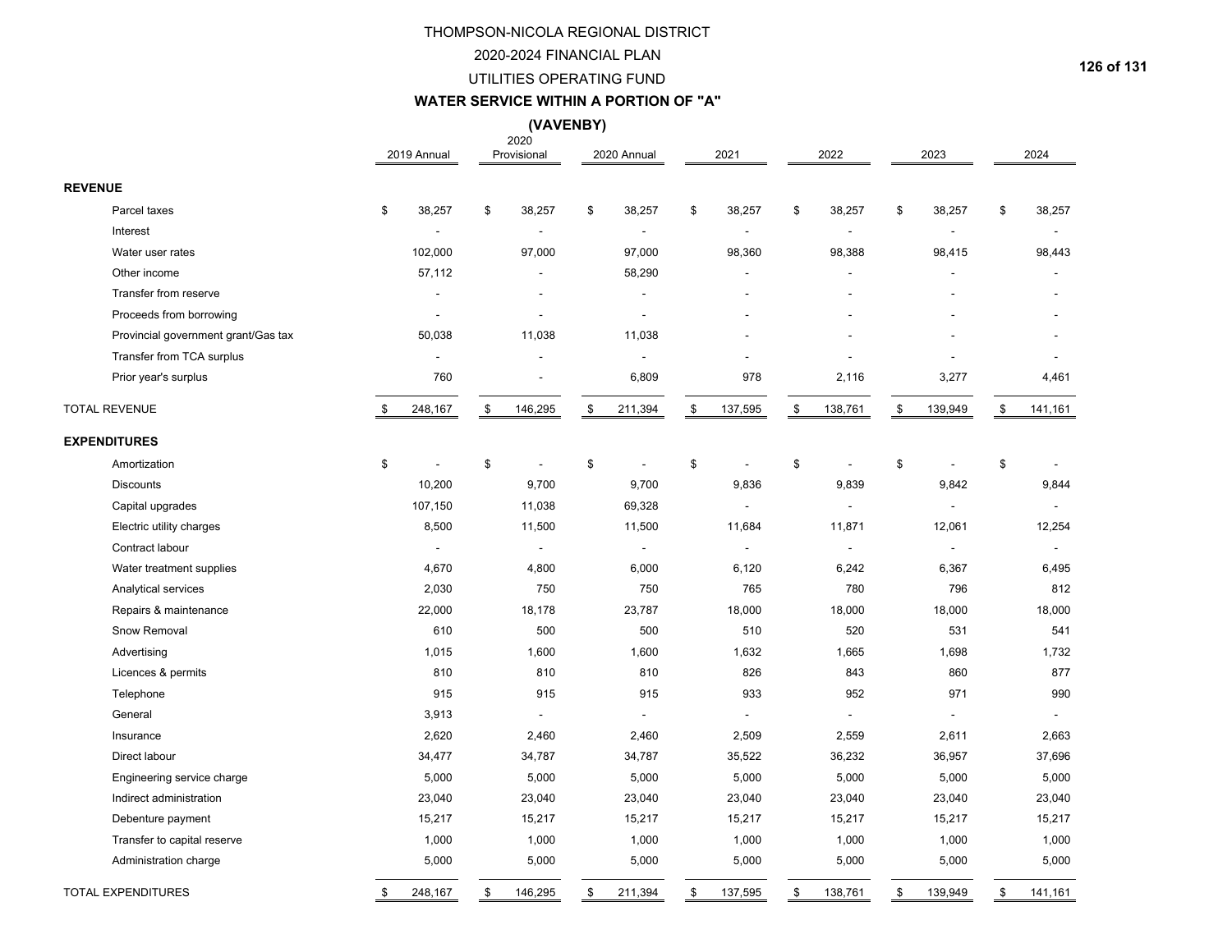# THOMPSON-NICOLA REGIONAL DISTRICT

## 2020-2024 FINANCIAL PLAN

## UTILITIES OPERATING FUND

### WATER SERVICE WITHIN A PORTION OF "A"

### (VAVENBY)

| | 2019 Annual | 2020 Provisional | 2020 Annual | 2021 | 2022 | 2023 | 2024 |
|---|---|---|---|---|---|---|---|
| **REVENUE** | | | | | | | |
| Parcel taxes | $ 38,257 | $ 38,257 | $ 38,257 | $ 38,257 | $ 38,257 | $ 38,257 | $ 38,257 |
| Interest | - | - | - | - | - | - | - |
| Water user rates | 102,000 | 97,000 | 97,000 | 98,360 | 98,388 | 98,415 | 98,443 |
| Other income | 57,112 | - | 58,290 | - | - | - | - |
| Transfer from reserve | - | - | - | - | - | - | - |
| Proceeds from borrowing | - | - | - | - | - | - | - |
| Provincial government grant/Gas tax | 50,038 | 11,038 | 11,038 | - | - | - | - |
| Transfer from TCA surplus | - | - | - | - | - | - | - |
| Prior year's surplus | 760 | - | 6,809 | 978 | 2,116 | 3,277 | 4,461 |
| TOTAL REVENUE | $ 248,167 | $ 146,295 | $ 211,394 | $ 137,595 | $ 138,761 | $ 139,949 | $ 141,161 |
| **EXPENDITURES** | | | | | | | |
| Amortization | $ - | $ - | $ - | $ - | $ - | $ - | $ - |
| Discounts | 10,200 | 9,700 | 9,700 | 9,836 | 9,839 | 9,842 | 9,844 |
| Capital upgrades | 107,150 | 11,038 | 69,328 | - | - | - | - |
| Electric utility charges | 8,500 | 11,500 | 11,500 | 11,684 | 11,871 | 12,061 | 12,254 |
| Contract labour | - | - | - | - | - | - | - |
| Water treatment supplies | 4,670 | 4,800 | 6,000 | 6,120 | 6,242 | 6,367 | 6,495 |
| Analytical services | 2,030 | 750 | 750 | 765 | 780 | 796 | 812 |
| Repairs & maintenance | 22,000 | 18,178 | 23,787 | 18,000 | 18,000 | 18,000 | 18,000 |
| Snow Removal | 610 | 500 | 500 | 510 | 520 | 531 | 541 |
| Advertising | 1,015 | 1,600 | 1,600 | 1,632 | 1,665 | 1,698 | 1,732 |
| Licences & permits | 810 | 810 | 810 | 826 | 843 | 860 | 877 |
| Telephone | 915 | 915 | 915 | 933 | 952 | 971 | 990 |
| General | 3,913 | - | - | - | - | - | - |
| Insurance | 2,620 | 2,460 | 2,460 | 2,509 | 2,559 | 2,611 | 2,663 |
| Direct labour | 34,477 | 34,787 | 34,787 | 35,522 | 36,232 | 36,957 | 37,696 |
| Engineering service charge | 5,000 | 5,000 | 5,000 | 5,000 | 5,000 | 5,000 | 5,000 |
| Indirect administration | 23,040 | 23,040 | 23,040 | 23,040 | 23,040 | 23,040 | 23,040 |
| Debenture payment | 15,217 | 15,217 | 15,217 | 15,217 | 15,217 | 15,217 | 15,217 |
| Transfer to capital reserve | 1,000 | 1,000 | 1,000 | 1,000 | 1,000 | 1,000 | 1,000 |
| Administration charge | 5,000 | 5,000 | 5,000 | 5,000 | 5,000 | 5,000 | 5,000 |
| TOTAL EXPENDITURES | $ 248,167 | $ 146,295 | $ 211,394 | $ 137,595 | $ 138,761 | $ 139,949 | $ 141,161 |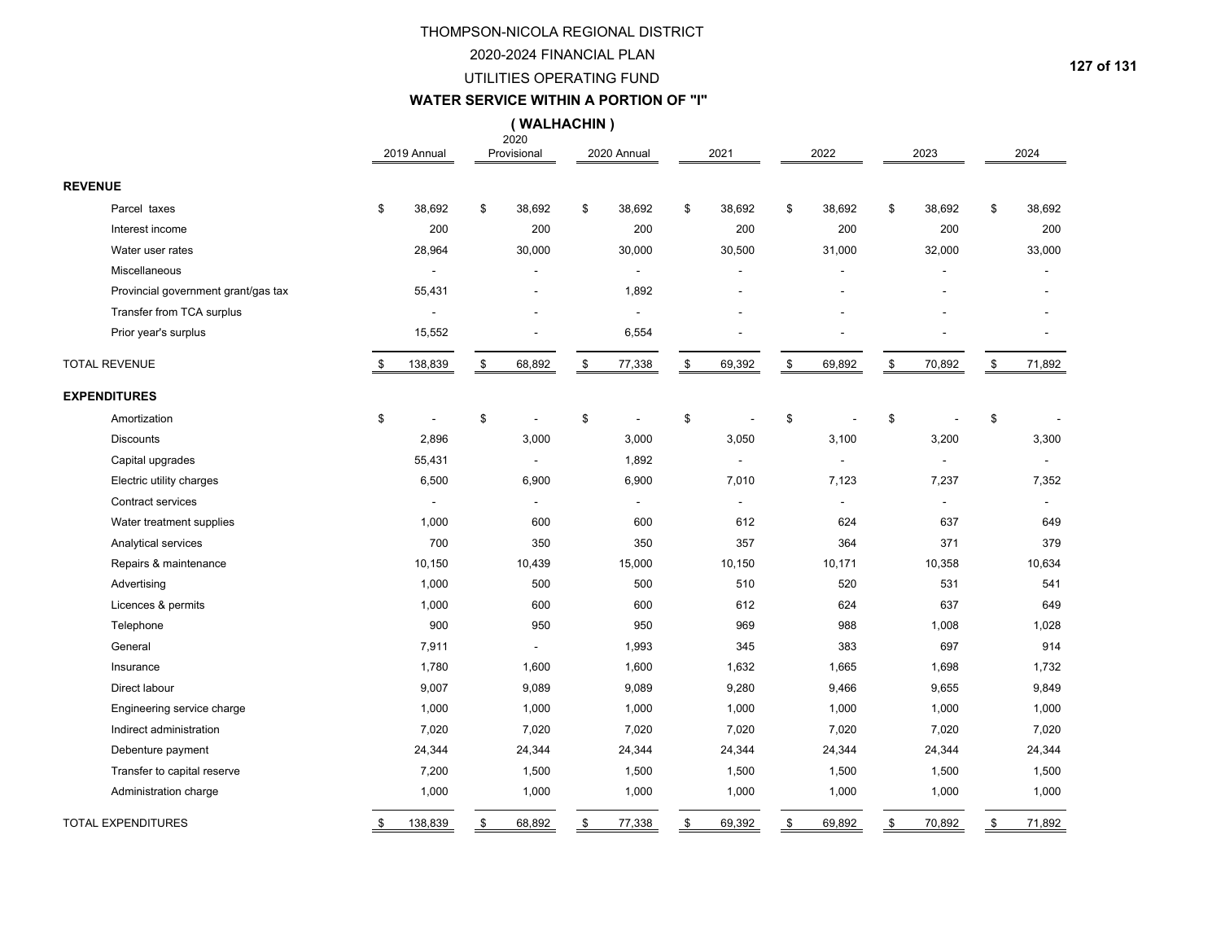# THOMPSON-NICOLA REGIONAL DISTRICT

## 2020-2024 FINANCIAL PLAN

## UTILITIES OPERATING FUND

### WATER SERVICE WITHIN A PORTION OF "I"

### ( WALHACHIN )

| | 2019 Annual | 2020 Provisional | 2020 Annual | 2021 | 2022 | 2023 | 2024 |
|---|---|---|---|---|---|---|---|
| **REVENUE** | | | | | | | |
| Parcel taxes | $ 38,692 | $ 38,692 | $ 38,692 | $ 38,692 | $ 38,692 | $ 38,692 | $ 38,692 |
| Interest income | 200 | 200 | 200 | 200 | 200 | 200 | 200 |
| Water user rates | 28,964 | 30,000 | 30,000 | 30,500 | 31,000 | 32,000 | 33,000 |
| Miscellaneous | - | - | - | - | - | - | - |
| Provincial government grant/gas tax | 55,431 | - | 1,892 | - | - | - | - |
| Transfer from TCA surplus | - | - | - | - | - | - | - |
| Prior year's surplus | 15,552 | - | 6,554 | - | - | - | - |
| TOTAL REVENUE | $ 138,839 | $ 68,892 | $ 77,338 | $ 69,392 | $ 69,892 | $ 70,892 | $ 71,892 |
| **EXPENDITURES** | | | | | | | |
| Amortization | $ - | $ - | $ - | $ - | $ - | $ - | $ - |
| Discounts | 2,896 | 3,000 | 3,000 | 3,050 | 3,100 | 3,200 | 3,300 |
| Capital upgrades | 55,431 | - | 1,892 | - | - | - | - |
| Electric utility charges | 6,500 | 6,900 | 6,900 | 7,010 | 7,123 | 7,237 | 7,352 |
| Contract services | - | - | - | - | - | - | - |
| Water treatment supplies | 1,000 | 600 | 600 | 612 | 624 | 637 | 649 |
| Analytical services | 700 | 350 | 350 | 357 | 364 | 371 | 379 |
| Repairs & maintenance | 10,150 | 10,439 | 15,000 | 10,150 | 10,171 | 10,358 | 10,634 |
| Advertising | 1,000 | 500 | 500 | 510 | 520 | 531 | 541 |
| Licences & permits | 1,000 | 600 | 600 | 612 | 624 | 637 | 649 |
| Telephone | 900 | 950 | 950 | 969 | 988 | 1,008 | 1,028 |
| General | 7,911 | - | 1,993 | 345 | 383 | 697 | 914 |
| Insurance | 1,780 | 1,600 | 1,600 | 1,632 | 1,665 | 1,698 | 1,732 |
| Direct labour | 9,007 | 9,089 | 9,089 | 9,280 | 9,466 | 9,655 | 9,849 |
| Engineering service charge | 1,000 | 1,000 | 1,000 | 1,000 | 1,000 | 1,000 | 1,000 |
| Indirect administration | 7,020 | 7,020 | 7,020 | 7,020 | 7,020 | 7,020 | 7,020 |
| Debenture payment | 24,344 | 24,344 | 24,344 | 24,344 | 24,344 | 24,344 | 24,344 |
| Transfer to capital reserve | 7,200 | 1,500 | 1,500 | 1,500 | 1,500 | 1,500 | 1,500 |
| Administration charge | 1,000 | 1,000 | 1,000 | 1,000 | 1,000 | 1,000 | 1,000 |
| TOTAL EXPENDITURES | $ 138,839 | $ 68,892 | $ 77,338 | $ 69,392 | $ 69,892 | $ 70,892 | $ 71,892 |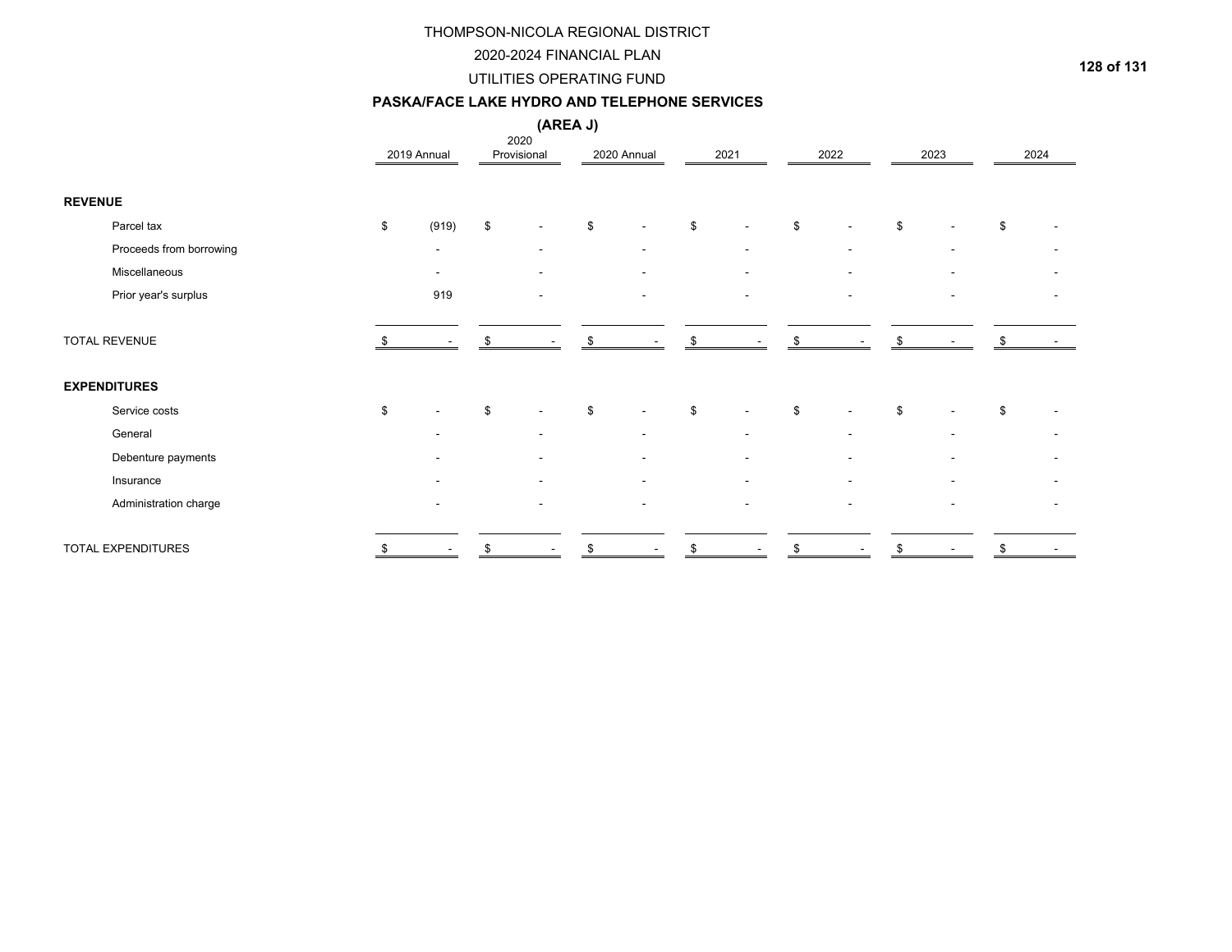# THOMPSON-NICOLA REGIONAL DISTRICT

## 2020-2024 FINANCIAL PLAN

## UTILITIES OPERATING FUND

### PASKA/FACE LAKE HYDRO AND TELEPHONE SERVICES

### (AREA J)

| | 2019 Annual | 2020 Provisional | 2020 Annual | 2021 | 2022 | 2023 | 2024 |
|---|---|---|---|---|---|---|---|
| **REVENUE** | | | | | | | |
| Parcel tax | $ (919) | $ - | $ - | $ - | $ - | $ - | $ - |
| Proceeds from borrowing | - | - | - | - | - | - | - |
| Miscellaneous | - | - | - | - | - | - | - |
| Prior year's surplus | 919 | - | - | - | - | - | - |
| TOTAL REVENUE | $ - | $ - | $ - | $ - | $ - | $ - | $ - |
| **EXPENDITURES** | | | | | | | |
| Service costs | $ - | $ - | $ - | $ - | $ - | $ - | $ - |
| General | - | - | - | - | - | - | - |
| Debenture payments | - | - | - | - | - | - | - |
| Insurance | - | - | - | - | - | - | - |
| Administration charge | - | - | - | - | - | - | - |
| TOTAL EXPENDITURES | $ - | $ - | $ - | $ - | $ - | $ - | $ - |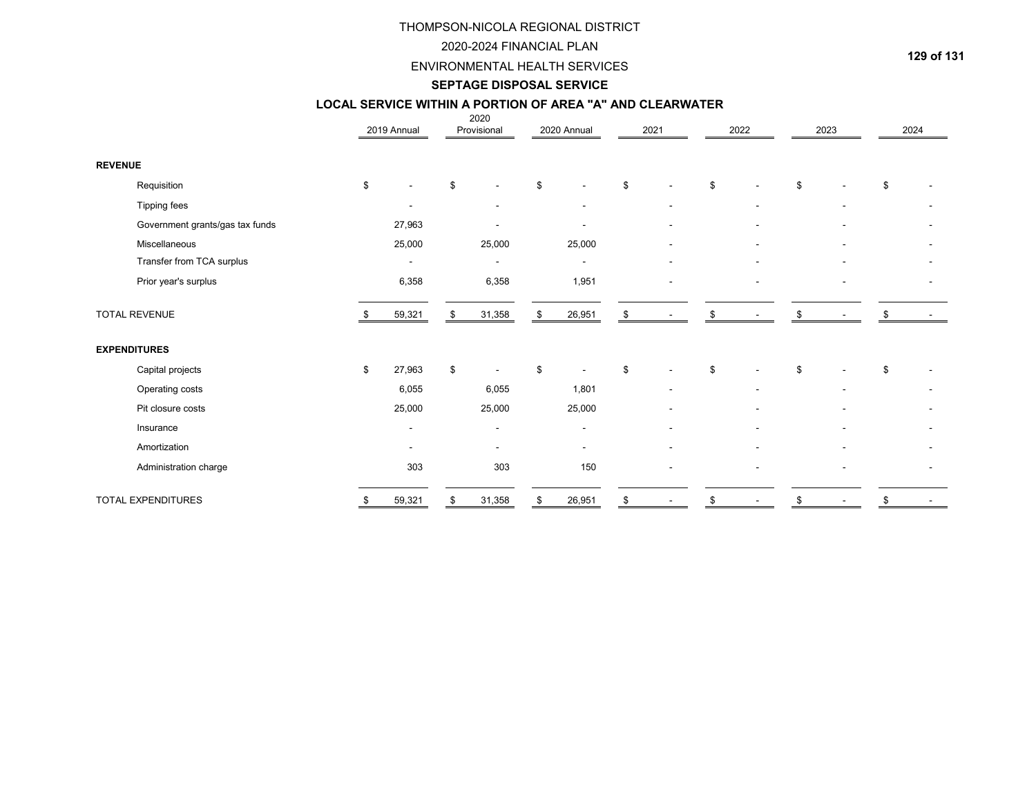THOMPSON-NICOLA REGIONAL DISTRICT

2020-2024 FINANCIAL PLAN

ENVIRONMENTAL HEALTH SERVICES

**SEPTAGE DISPOSAL SERVICE**

**LOCAL SERVICE WITHIN A PORTION OF AREA "A" AND CLEARWATER**

| | 2019 Annual | 2020 Provisional | 2020 Annual | 2021 | 2022 | 2023 | 2024 |
|---|---|---|---|---|---|---|---|
| **REVENUE** | | | | | | | |
| Requisition | $ - | $ - | $ - | $ - | $ - | $ - | $ - |
| Tipping fees | - | - | - | - | - | - | - |
| Government grants/gas tax funds | 27,963 | - | - | - | - | - | - |
| Miscellaneous | 25,000 | 25,000 | 25,000 | - | - | - | - |
| Transfer from TCA surplus | - | - | - | - | - | - | - |
| Prior year's surplus | 6,358 | 6,358 | 1,951 | - | - | - | - |
| TOTAL REVENUE | $ 59,321 | $ 31,358 | $ 26,951 | $ - | $ - | $ - | $ - |
| **EXPENDITURES** | | | | | | | |
| Capital projects | $ 27,963 | $ - | $ - | $ - | $ - | $ - | $ - |
| Operating costs | 6,055 | 6,055 | 1,801 | - | - | - | - |
| Pit closure costs | 25,000 | 25,000 | 25,000 | - | - | - | - |
| Insurance | - | - | - | - | - | - | - |
| Amortization | - | - | - | - | - | - | - |
| Administration charge | 303 | 303 | 150 | - | - | - | - |
| TOTAL EXPENDITURES | $ 59,321 | $ 31,358 | $ 26,951 | $ - | $ - | $ - | $ - |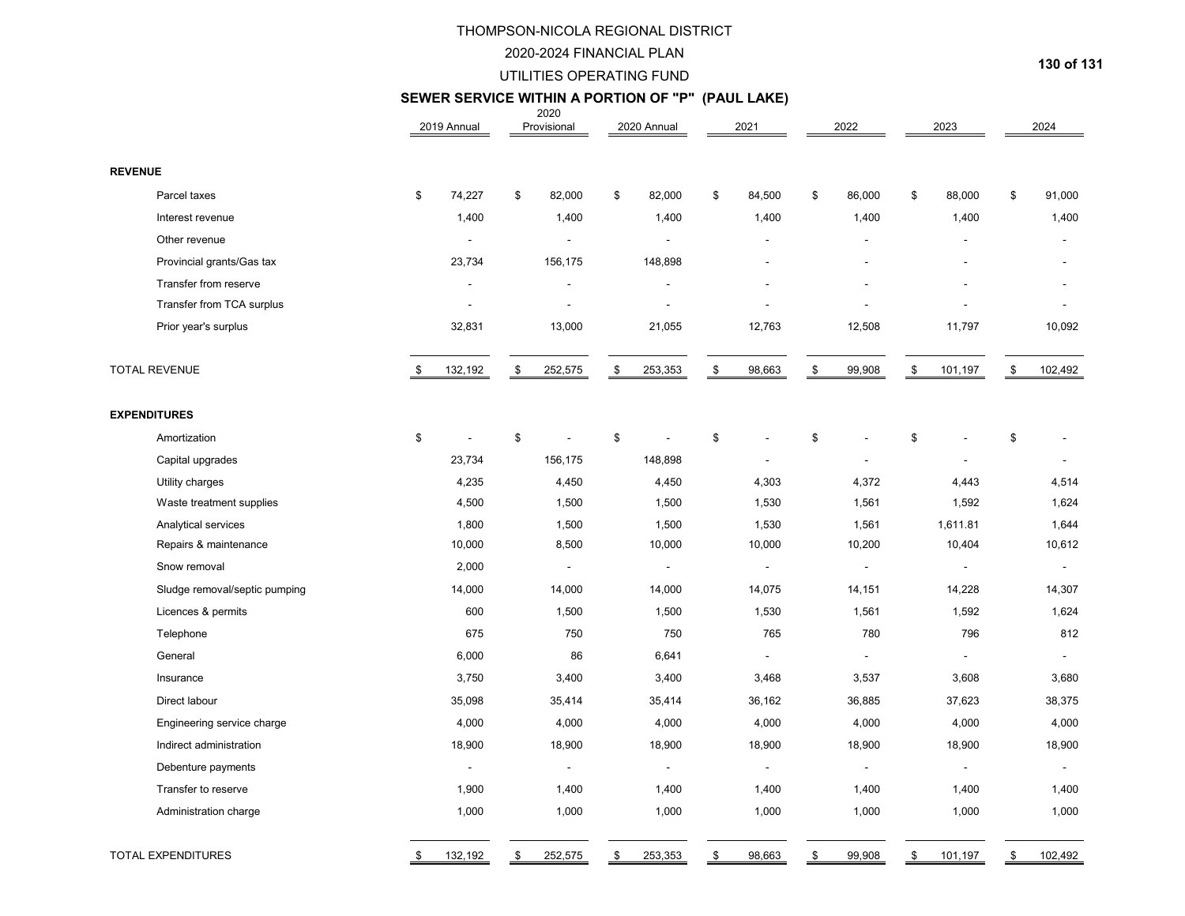# THOMPSON-NICOLA REGIONAL DISTRICT

## 2020-2024 FINANCIAL PLAN

## UTILITIES OPERATING FUND

### SEWER SERVICE WITHIN A PORTION OF "P" (PAUL LAKE)

| | 2019 Annual | 2020 Provisional | 2020 Annual | 2021 | 2022 | 2023 | 2024 |
|---|---|---|---|---|---|---|---|
| **REVENUE** | | | | | | | |
| Parcel taxes | $ 74,227 | $ 82,000 | $ 82,000 | $ 84,500 | $ 86,000 | $ 88,000 | $ 91,000 |
| Interest revenue | 1,400 | 1,400 | 1,400 | 1,400 | 1,400 | 1,400 | 1,400 |
| Other revenue | - | - | - | - | - | - | - |
| Provincial grants/Gas tax | 23,734 | 156,175 | 148,898 | - | - | - | - |
| Transfer from reserve | - | - | - | - | - | - | - |
| Transfer from TCA surplus | - | - | - | - | - | - | - |
| Prior year's surplus | 32,831 | 13,000 | 21,055 | 12,763 | 12,508 | 11,797 | 10,092 |
| TOTAL REVENUE | $ 132,192 | $ 252,575 | $ 253,353 | $ 98,663 | $ 99,908 | $ 101,197 | $ 102,492 |
| **EXPENDITURES** | | | | | | | |
| Amortization | $ - | $ - | $ - | $ - | $ - | $ - | $ - |
| Capital upgrades | 23,734 | 156,175 | 148,898 | - | - | - | - |
| Utility charges | 4,235 | 4,450 | 4,450 | 4,303 | 4,372 | 4,443 | 4,514 |
| Waste treatment supplies | 4,500 | 1,500 | 1,500 | 1,530 | 1,561 | 1,592 | 1,624 |
| Analytical services | 1,800 | 1,500 | 1,500 | 1,530 | 1,561 | 1,611.81 | 1,644 |
| Repairs & maintenance | 10,000 | 8,500 | 10,000 | 10,000 | 10,200 | 10,404 | 10,612 |
| Snow removal | 2,000 | - | - | - | - | - | - |
| Sludge removal/septic pumping | 14,000 | 14,000 | 14,000 | 14,075 | 14,151 | 14,228 | 14,307 |
| Licences & permits | 600 | 1,500 | 1,500 | 1,530 | 1,561 | 1,592 | 1,624 |
| Telephone | 675 | 750 | 750 | 765 | 780 | 796 | 812 |
| General | 6,000 | 86 | 6,641 | - | - | - | - |
| Insurance | 3,750 | 3,400 | 3,400 | 3,468 | 3,537 | 3,608 | 3,680 |
| Direct labour | 35,098 | 35,414 | 35,414 | 36,162 | 36,885 | 37,623 | 38,375 |
| Engineering service charge | 4,000 | 4,000 | 4,000 | 4,000 | 4,000 | 4,000 | 4,000 |
| Indirect administration | 18,900 | 18,900 | 18,900 | 18,900 | 18,900 | 18,900 | 18,900 |
| Debenture payments | - | - | - | - | - | - | - |
| Transfer to reserve | 1,900 | 1,400 | 1,400 | 1,400 | 1,400 | 1,400 | 1,400 |
| Administration charge | 1,000 | 1,000 | 1,000 | 1,000 | 1,000 | 1,000 | 1,000 |
| TOTAL EXPENDITURES | $ 132,192 | $ 252,575 | $ 253,353 | $ 98,663 | $ 99,908 | $ 101,197 | $ 102,492 |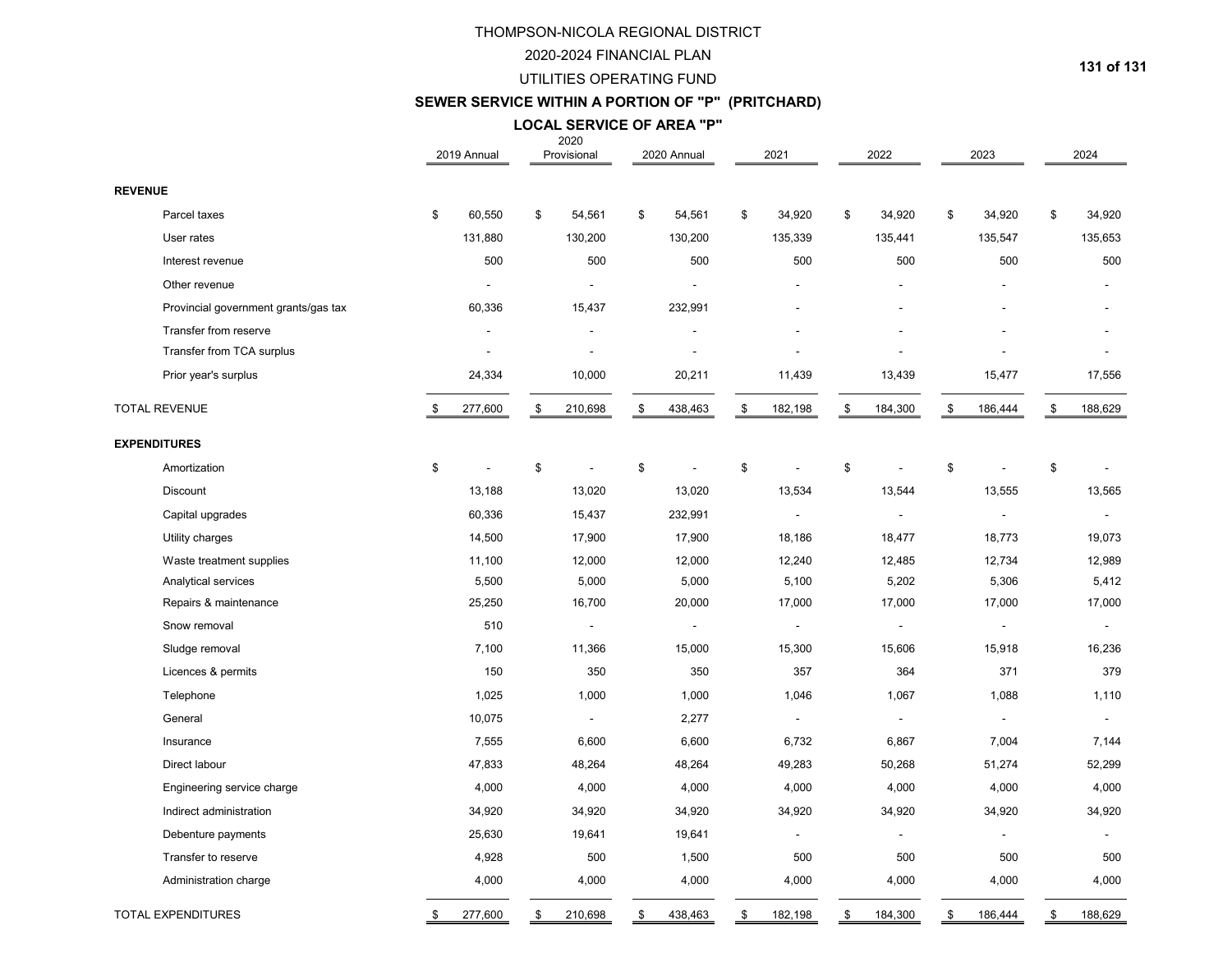# THOMPSON-NICOLA REGIONAL DISTRICT

## 2020-2024 FINANCIAL PLAN

## UTILITIES OPERATING FUND

### SEWER SERVICE WITHIN A PORTION OF "P" (PRITCHARD)

### LOCAL SERVICE OF AREA "P"

| | 2019 Annual | 2020 Provisional | 2020 Annual | 2021 | 2022 | 2023 | 2024 |
|---|---|---|---|---|---|---|---|
| **REVENUE** | | | | | | | |
| Parcel taxes | $ 60,550 | $ 54,561 | $ 54,561 | $ 34,920 | $ 34,920 | $ 34,920 | $ 34,920 |
| User rates | 131,880 | 130,200 | 130,200 | 135,339 | 135,441 | 135,547 | 135,653 |
| Interest revenue | 500 | 500 | 500 | 500 | 500 | 500 | 500 |
| Other revenue | - | - | - | - | - | - | - |
| Provincial government grants/gas tax | 60,336 | 15,437 | 232,991 | - | - | - | - |
| Transfer from reserve | - | - | - | - | - | - | - |
| Transfer from TCA surplus | - | - | - | - | - | - | - |
| Prior year's surplus | 24,334 | 10,000 | 20,211 | 11,439 | 13,439 | 15,477 | 17,556 |
| TOTAL REVENUE | $ 277,600 | $ 210,698 | $ 438,463 | $ 182,198 | $ 184,300 | $ 186,444 | $ 188,629 |
| **EXPENDITURES** | | | | | | | |
| Amortization | $ - | $ - | $ - | $ - | $ - | $ - | $ - |
| Discount | 13,188 | 13,020 | 13,020 | 13,534 | 13,544 | 13,555 | 13,565 |
| Capital upgrades | 60,336 | 15,437 | 232,991 | - | - | - | - |
| Utility charges | 14,500 | 17,900 | 17,900 | 18,186 | 18,477 | 18,773 | 19,073 |
| Waste treatment supplies | 11,100 | 12,000 | 12,000 | 12,240 | 12,485 | 12,734 | 12,989 |
| Analytical services | 5,500 | 5,000 | 5,000 | 5,100 | 5,202 | 5,306 | 5,412 |
| Repairs & maintenance | 25,250 | 16,700 | 20,000 | 17,000 | 17,000 | 17,000 | 17,000 |
| Snow removal | 510 | - | - | - | - | - | - |
| Sludge removal | 7,100 | 11,366 | 15,000 | 15,300 | 15,606 | 15,918 | 16,236 |
| Licences & permits | 150 | 350 | 350 | 357 | 364 | 371 | 379 |
| Telephone | 1,025 | 1,000 | 1,000 | 1,046 | 1,067 | 1,088 | 1,110 |
| General | 10,075 | - | 2,277 | - | - | - | - |
| Insurance | 7,555 | 6,600 | 6,600 | 6,732 | 6,867 | 7,004 | 7,144 |
| Direct labour | 47,833 | 48,264 | 48,264 | 49,283 | 50,268 | 51,274 | 52,299 |
| Engineering service charge | 4,000 | 4,000 | 4,000 | 4,000 | 4,000 | 4,000 | 4,000 |
| Indirect administration | 34,920 | 34,920 | 34,920 | 34,920 | 34,920 | 34,920 | 34,920 |
| Debenture payments | 25,630 | 19,641 | 19,641 | - | - | - | - |
| Transfer to reserve | 4,928 | 500 | 1,500 | 500 | 500 | 500 | 500 |
| Administration charge | 4,000 | 4,000 | 4,000 | 4,000 | 4,000 | 4,000 | 4,000 |
| TOTAL EXPENDITURES | $ 277,600 | $ 210,698 | $ 438,463 | $ 182,198 | $ 184,300 | $ 186,444 | $ 188,629 |